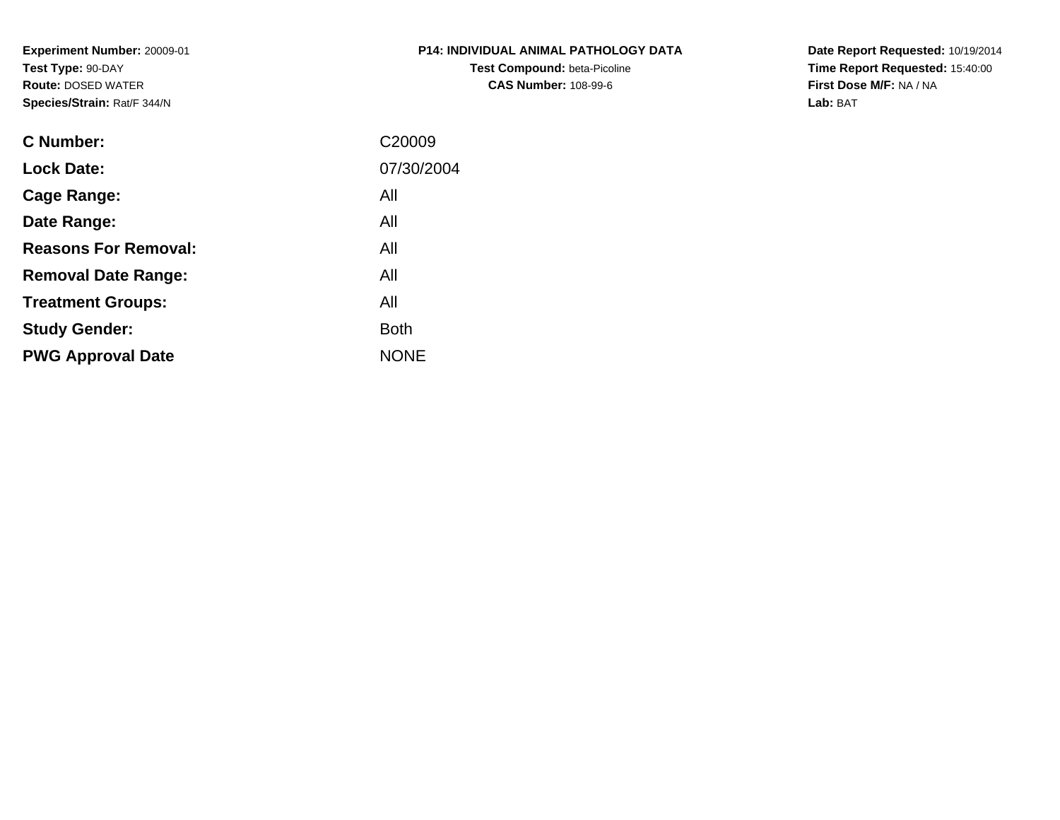**Experiment Number:** 20009-01
**Test Type:** 90-DAY
**Route:** DOSED WATER
**Species/Strain:** Rat/F 344/N

**P14: INDIVIDUAL ANIMAL PATHOLOGY DATA**
**Test Compound:** beta-Picoline
**CAS Number:** 108-99-6

**Date Report Requested:** 10/19/2014
**Time Report Requested:** 15:40:00
**First Dose M/F:** NA / NA
**Lab:** BAT

| | |
|---|---|
| **C Number:** | C20009 |
| **Lock Date:** | 07/30/2004 |
| **Cage Range:** | All |
| **Date Range:** | All |
| **Reasons For Removal:** | All |
| **Removal Date Range:** | All |
| **Treatment Groups:** | All |
| **Study Gender:** | Both |
| **PWG Approval Date** | NONE |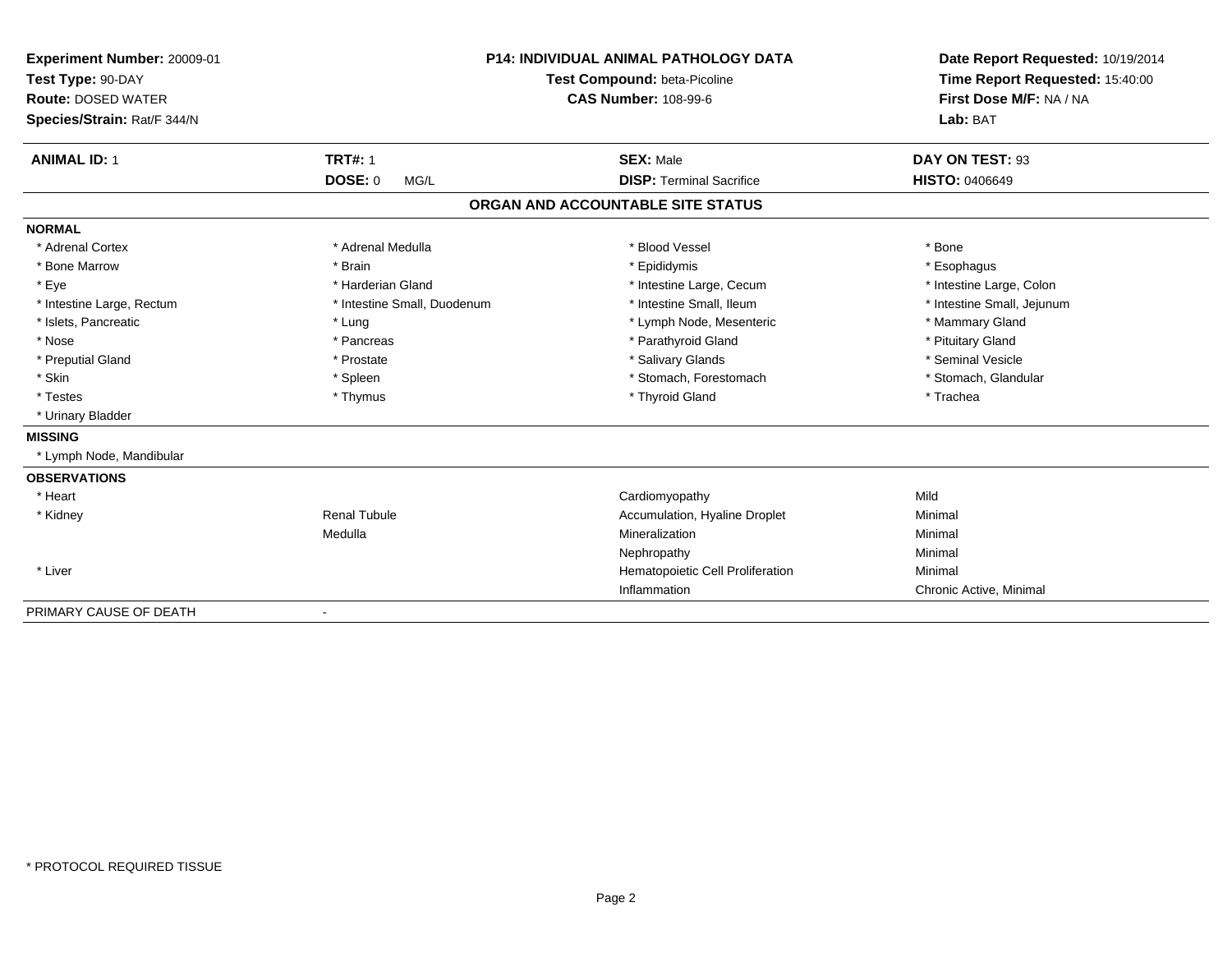**Experiment Number:** 20009-01
**Test Type:** 90-DAY
**Route:** DOSED WATER
**Species/Strain:** Rat/F 344/N

**P14: INDIVIDUAL ANIMAL PATHOLOGY DATA**
**Test Compound:** beta-Picoline
**CAS Number:** 108-99-6

**Date Report Requested:** 10/19/2014
**Time Report Requested:** 15:40:00
**First Dose M/F:** NA / NA
**Lab:** BAT

| **ANIMAL ID:** 1 | **TRT#:** 1 | **SEX:** Male | **DAY ON TEST:** 93 |
|---|---|---|---|
| | **DOSE:** 0 MG/L | **DISP:** Terminal Sacrifice | **HISTO:** 0406649 |

## ORGAN AND ACCOUNTABLE SITE STATUS

**NORMAL**

| | | | |
|---|---|---|---|
| * Adrenal Cortex | * Adrenal Medulla | * Blood Vessel | * Bone |
| * Bone Marrow | * Brain | * Epididymis | * Esophagus |
| * Eye | * Harderian Gland | * Intestine Large, Cecum | * Intestine Large, Colon |
| * Intestine Large, Rectum | * Intestine Small, Duodenum | * Intestine Small, Ileum | * Intestine Small, Jejunum |
| * Islets, Pancreatic | * Lung | * Lymph Node, Mesenteric | * Mammary Gland |
| * Nose | * Pancreas | * Parathyroid Gland | * Pituitary Gland |
| * Preputial Gland | * Prostate | * Salivary Glands | * Seminal Vesicle |
| * Skin | * Spleen | * Stomach, Forestomach | * Stomach, Glandular |
| * Testes | * Thymus | * Thyroid Gland | * Trachea |
| * Urinary Bladder | | | |

**MISSING**

* Lymph Node, Mandibular

**OBSERVATIONS**

| | | | |
|---|---|---|---|
| * Heart | | Cardiomyopathy | Mild |
| * Kidney | Renal Tubule | Accumulation, Hyaline Droplet | Minimal |
| | Medulla | Mineralization | Minimal |
| | | Nephropathy | Minimal |
| * Liver | | Hematopoietic Cell Proliferation | Minimal |
| | | Inflammation | Chronic Active, Minimal |

PRIMARY CAUSE OF DEATH -

\* PROTOCOL REQUIRED TISSUE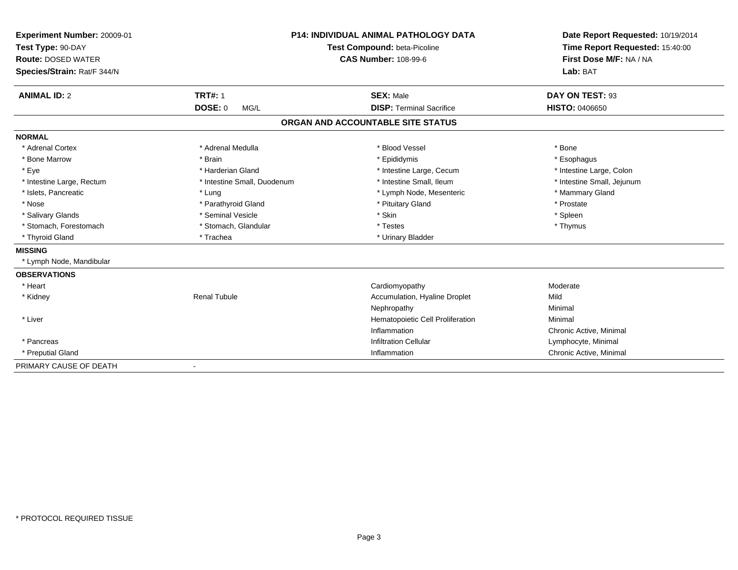**Experiment Number:** 20009-01
**Test Type:** 90-DAY
**Route:** DOSED WATER
**Species/Strain:** Rat/F 344/N

**P14: INDIVIDUAL ANIMAL PATHOLOGY DATA**
**Test Compound:** beta-Picoline
**CAS Number:** 108-99-6

**Date Report Requested:** 10/19/2014
**Time Report Requested:** 15:40:00
**First Dose M/F:** NA / NA
**Lab:** BAT

| **ANIMAL ID:** 2 | **TRT#:** 1 | **SEX:** Male | **DAY ON TEST:** 93 |
|---|---|---|---|
| | **DOSE:** 0 MG/L | **DISP:** Terminal Sacrifice | **HISTO:** 0406650 |

## ORGAN AND ACCOUNTABLE SITE STATUS

**NORMAL**

| | | | |
|---|---|---|---|
| * Adrenal Cortex | * Adrenal Medulla | * Blood Vessel | * Bone |
| * Bone Marrow | * Brain | * Epididymis | * Esophagus |
| * Eye | * Harderian Gland | * Intestine Large, Cecum | * Intestine Large, Colon |
| * Intestine Large, Rectum | * Intestine Small, Duodenum | * Intestine Small, Ileum | * Intestine Small, Jejunum |
| * Islets, Pancreatic | * Lung | * Lymph Node, Mesenteric | * Mammary Gland |
| * Nose | * Parathyroid Gland | * Pituitary Gland | * Prostate |
| * Salivary Glands | * Seminal Vesicle | * Skin | * Spleen |
| * Stomach, Forestomach | * Stomach, Glandular | * Testes | * Thymus |
| * Thyroid Gland | * Trachea | * Urinary Bladder | |

**MISSING**

* Lymph Node, Mandibular

**OBSERVATIONS**

| | | | |
|---|---|---|---|
| * Heart | | Cardiomyopathy | Moderate |
| * Kidney | Renal Tubule | Accumulation, Hyaline Droplet | Mild |
| | | Nephropathy | Minimal |
| * Liver | | Hematopoietic Cell Proliferation | Minimal |
| | | Inflammation | Chronic Active, Minimal |
| * Pancreas | | Infiltration Cellular | Lymphocyte, Minimal |
| * Preputial Gland | | Inflammation | Chronic Active, Minimal |

PRIMARY CAUSE OF DEATH -

* PROTOCOL REQUIRED TISSUE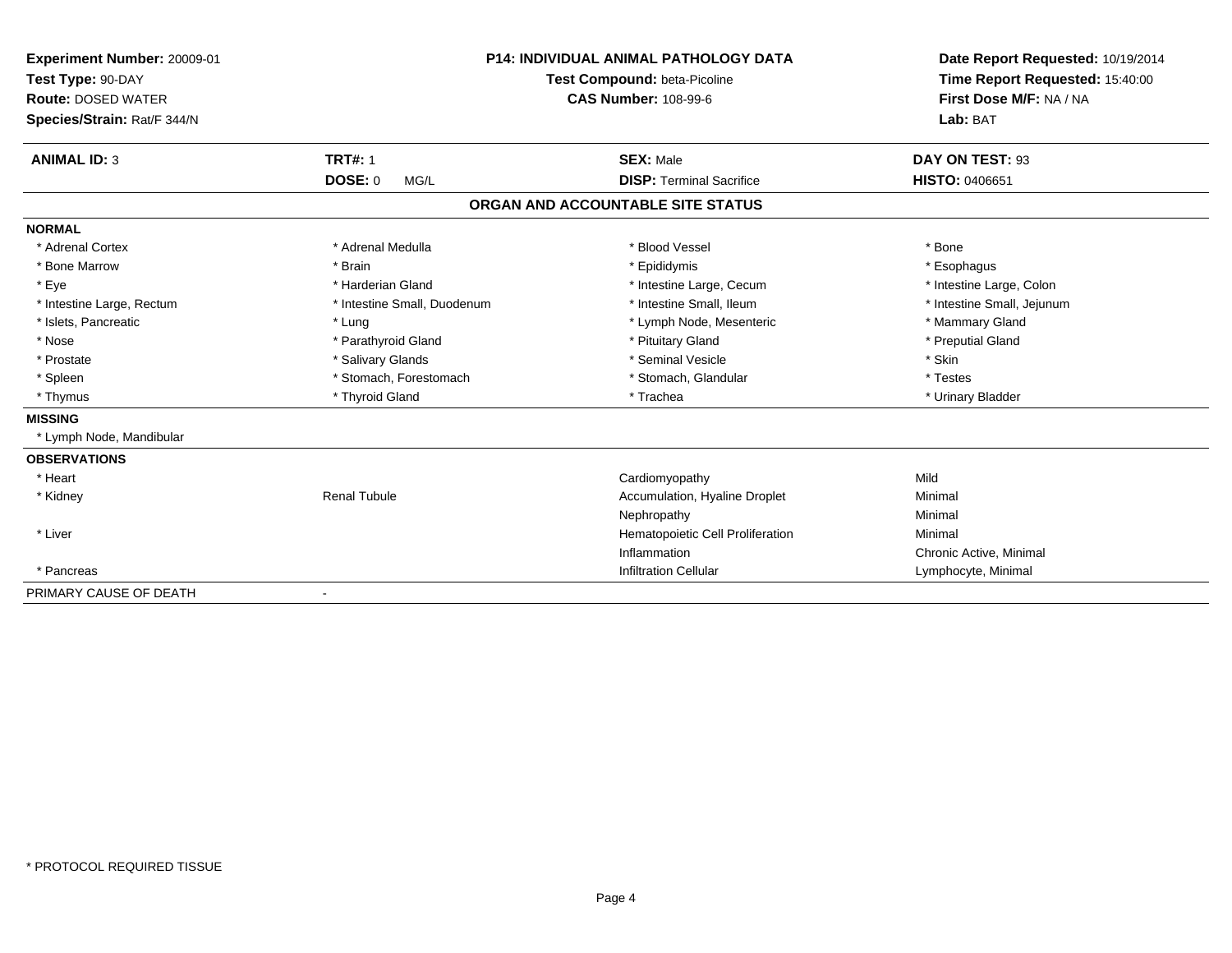**Experiment Number:** 20009-01
**Test Type:** 90-DAY
**Route:** DOSED WATER
**Species/Strain:** Rat/F 344/N

**P14: INDIVIDUAL ANIMAL PATHOLOGY DATA**
**Test Compound:** beta-Picoline
**CAS Number:** 108-99-6

**Date Report Requested:** 10/19/2014
**Time Report Requested:** 15:40:00
**First Dose M/F:** NA / NA
**Lab:** BAT

| **ANIMAL ID:** 3 | **TRT#:** 1 | **SEX:** Male | **DAY ON TEST:** 93 |
|---|---|---|---|
| | **DOSE:** 0 MG/L | **DISP:** Terminal Sacrifice | **HISTO:** 0406651 |

## ORGAN AND ACCOUNTABLE SITE STATUS

**NORMAL**

| | | | |
|---|---|---|---|
| * Adrenal Cortex | * Adrenal Medulla | * Blood Vessel | * Bone |
| * Bone Marrow | * Brain | * Epididymis | * Esophagus |
| * Eye | * Harderian Gland | * Intestine Large, Cecum | * Intestine Large, Colon |
| * Intestine Large, Rectum | * Intestine Small, Duodenum | * Intestine Small, Ileum | * Intestine Small, Jejunum |
| * Islets, Pancreatic | * Lung | * Lymph Node, Mesenteric | * Mammary Gland |
| * Nose | * Parathyroid Gland | * Pituitary Gland | * Preputial Gland |
| * Prostate | * Salivary Glands | * Seminal Vesicle | * Skin |
| * Spleen | * Stomach, Forestomach | * Stomach, Glandular | * Testes |
| * Thymus | * Thyroid Gland | * Trachea | * Urinary Bladder |

**MISSING**

* Lymph Node, Mandibular

**OBSERVATIONS**

| | | | |
|---|---|---|---|
| * Heart | | Cardiomyopathy | Mild |
| * Kidney | Renal Tubule | Accumulation, Hyaline Droplet | Minimal |
| | | Nephropathy | Minimal |
| * Liver | | Hematopoietic Cell Proliferation | Minimal |
| | | Inflammation | Chronic Active, Minimal |
| * Pancreas | | Infiltration Cellular | Lymphocyte, Minimal |

PRIMARY CAUSE OF DEATH -

* PROTOCOL REQUIRED TISSUE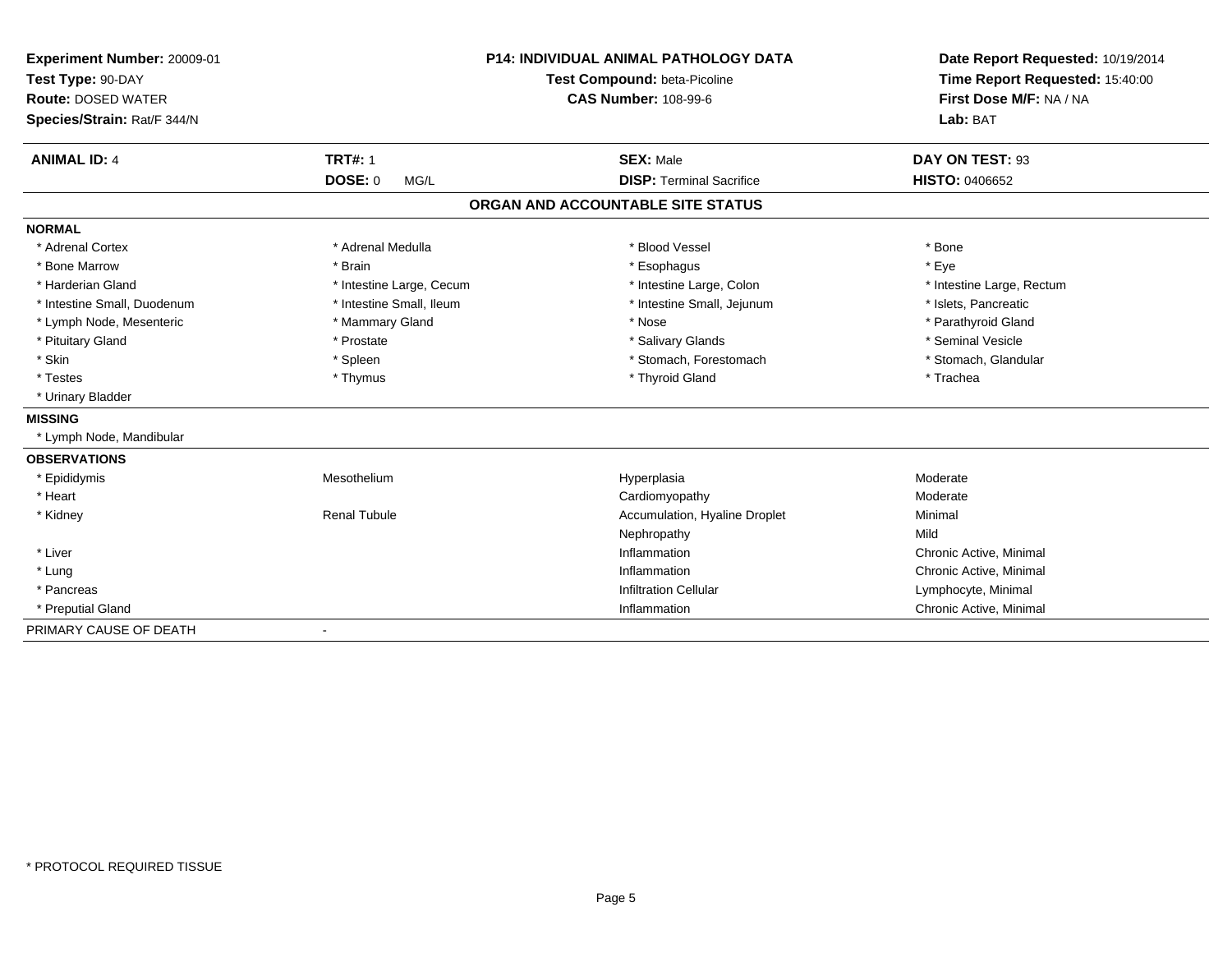**Experiment Number:** 20009-01
**Test Type:** 90-DAY
**Route:** DOSED WATER
**Species/Strain:** Rat/F 344/N

**P14: INDIVIDUAL ANIMAL PATHOLOGY DATA**
**Test Compound:** beta-Picoline
**CAS Number:** 108-99-6

**Date Report Requested:** 10/19/2014
**Time Report Requested:** 15:40:00
**First Dose M/F:** NA / NA
**Lab:** BAT

| **ANIMAL ID:** 4 | **TRT#:** 1 | **SEX:** Male | **DAY ON TEST:** 93 |
|---|---|---|---|
| | **DOSE:** 0 MG/L | **DISP:** Terminal Sacrifice | **HISTO:** 0406652 |

## ORGAN AND ACCOUNTABLE SITE STATUS

**NORMAL**

| | | | |
|---|---|---|---|
| * Adrenal Cortex | * Adrenal Medulla | * Blood Vessel | * Bone |
| * Bone Marrow | * Brain | * Esophagus | * Eye |
| * Harderian Gland | * Intestine Large, Cecum | * Intestine Large, Colon | * Intestine Large, Rectum |
| * Intestine Small, Duodenum | * Intestine Small, Ileum | * Intestine Small, Jejunum | * Islets, Pancreatic |
| * Lymph Node, Mesenteric | * Mammary Gland | * Nose | * Parathyroid Gland |
| * Pituitary Gland | * Prostate | * Salivary Glands | * Seminal Vesicle |
| * Skin | * Spleen | * Stomach, Forestomach | * Stomach, Glandular |
| * Testes | * Thymus | * Thyroid Gland | * Trachea |
| * Urinary Bladder | | | |

**MISSING**

* Lymph Node, Mandibular

**OBSERVATIONS**

| | | | |
|---|---|---|---|
| * Epididymis | Mesothelium | Hyperplasia | Moderate |
| * Heart | | Cardiomyopathy | Moderate |
| * Kidney | Renal Tubule | Accumulation, Hyaline Droplet | Minimal |
| | | Nephropathy | Mild |
| * Liver | | Inflammation | Chronic Active, Minimal |
| * Lung | | Inflammation | Chronic Active, Minimal |
| * Pancreas | | Infiltration Cellular | Lymphocyte, Minimal |
| * Preputial Gland | | Inflammation | Chronic Active, Minimal |

PRIMARY CAUSE OF DEATH -

* PROTOCOL REQUIRED TISSUE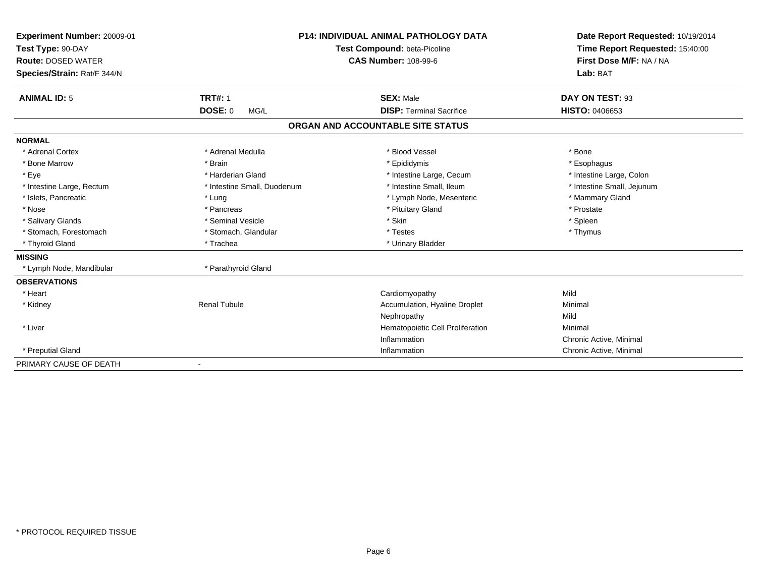**Experiment Number:** 20009-01
**Test Type:** 90-DAY
**Route:** DOSED WATER
**Species/Strain:** Rat/F 344/N

**P14: INDIVIDUAL ANIMAL PATHOLOGY DATA**
**Test Compound:** beta-Picoline
**CAS Number:** 108-99-6

**Date Report Requested:** 10/19/2014
**Time Report Requested:** 15:40:00
**First Dose M/F:** NA / NA
**Lab:** BAT

| **ANIMAL ID:** 5 | **TRT#:** 1 | **SEX:** Male | **DAY ON TEST:** 93 |
|---|---|---|---|
| | **DOSE:** 0 MG/L | **DISP:** Terminal Sacrifice | **HISTO:** 0406653 |

## ORGAN AND ACCOUNTABLE SITE STATUS

**NORMAL**

| | | | |
|---|---|---|---|
| * Adrenal Cortex | * Adrenal Medulla | * Blood Vessel | * Bone |
| * Bone Marrow | * Brain | * Epididymis | * Esophagus |
| * Eye | * Harderian Gland | * Intestine Large, Cecum | * Intestine Large, Colon |
| * Intestine Large, Rectum | * Intestine Small, Duodenum | * Intestine Small, Ileum | * Intestine Small, Jejunum |
| * Islets, Pancreatic | * Lung | * Lymph Node, Mesenteric | * Mammary Gland |
| * Nose | * Pancreas | * Pituitary Gland | * Prostate |
| * Salivary Glands | * Seminal Vesicle | * Skin | * Spleen |
| * Stomach, Forestomach | * Stomach, Glandular | * Testes | * Thymus |
| * Thyroid Gland | * Trachea | * Urinary Bladder | |

**MISSING**

| | |
|---|---|
| * Lymph Node, Mandibular | * Parathyroid Gland |

**OBSERVATIONS**

| Organ | Site | Observation | Severity |
|---|---|---|---|
| * Heart | | Cardiomyopathy | Mild |
| * Kidney | Renal Tubule | Accumulation, Hyaline Droplet | Minimal |
| | | Nephropathy | Mild |
| * Liver | | Hematopoietic Cell Proliferation | Minimal |
| | | Inflammation | Chronic Active, Minimal |
| * Preputial Gland | | Inflammation | Chronic Active, Minimal |

PRIMARY CAUSE OF DEATH -

* PROTOCOL REQUIRED TISSUE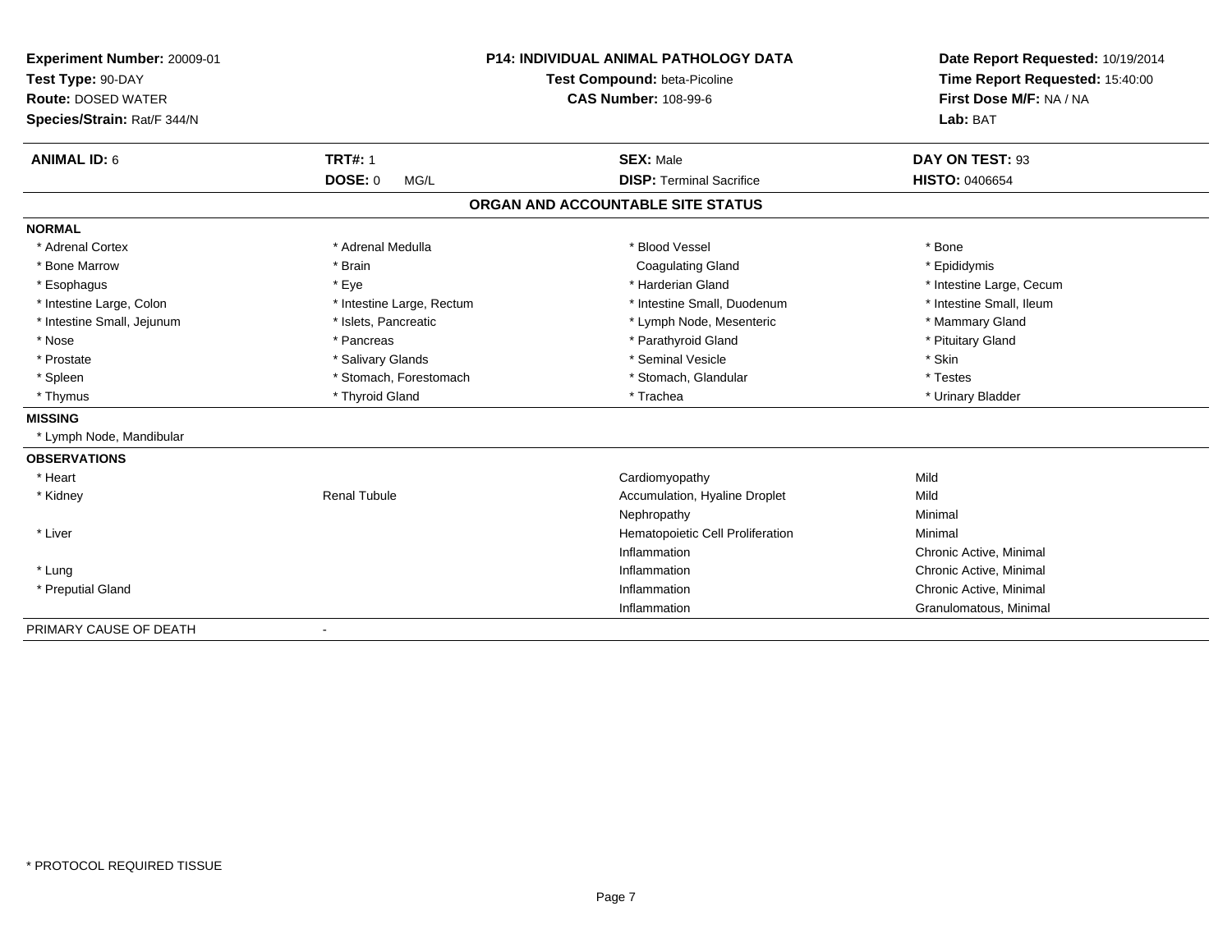**Experiment Number:** 20009-01
**Test Type:** 90-DAY
**Route:** DOSED WATER
**Species/Strain:** Rat/F 344/N

**P14: INDIVIDUAL ANIMAL PATHOLOGY DATA**
**Test Compound:** beta-Picoline
**CAS Number:** 108-99-6

**Date Report Requested:** 10/19/2014
**Time Report Requested:** 15:40:00
**First Dose M/F:** NA / NA
**Lab:** BAT

| **ANIMAL ID:** 6 | **TRT#:** 1 | **SEX:** Male | **DAY ON TEST:** 93 |
|---|---|---|---|
| | **DOSE:** 0 MG/L | **DISP:** Terminal Sacrifice | **HISTO:** 0406654 |

## ORGAN AND ACCOUNTABLE SITE STATUS

**NORMAL**

| | | | |
|---|---|---|---|
| * Adrenal Cortex | * Adrenal Medulla | * Blood Vessel | * Bone |
| * Bone Marrow | * Brain | Coagulating Gland | * Epididymis |
| * Esophagus | * Eye | * Harderian Gland | * Intestine Large, Cecum |
| * Intestine Large, Colon | * Intestine Large, Rectum | * Intestine Small, Duodenum | * Intestine Small, Ileum |
| * Intestine Small, Jejunum | * Islets, Pancreatic | * Lymph Node, Mesenteric | * Mammary Gland |
| * Nose | * Pancreas | * Parathyroid Gland | * Pituitary Gland |
| * Prostate | * Salivary Glands | * Seminal Vesicle | * Skin |
| * Spleen | * Stomach, Forestomach | * Stomach, Glandular | * Testes |
| * Thymus | * Thyroid Gland | * Trachea | * Urinary Bladder |

**MISSING**

* Lymph Node, Mandibular

**OBSERVATIONS**

| | | | |
|---|---|---|---|
| * Heart | | Cardiomyopathy | Mild |
| * Kidney | Renal Tubule | Accumulation, Hyaline Droplet | Mild |
| | | Nephropathy | Minimal |
| * Liver | | Hematopoietic Cell Proliferation | Minimal |
| | | Inflammation | Chronic Active, Minimal |
| * Lung | | Inflammation | Chronic Active, Minimal |
| * Preputial Gland | | Inflammation | Chronic Active, Minimal |
| | | Inflammation | Granulomatous, Minimal |

PRIMARY CAUSE OF DEATH -

* PROTOCOL REQUIRED TISSUE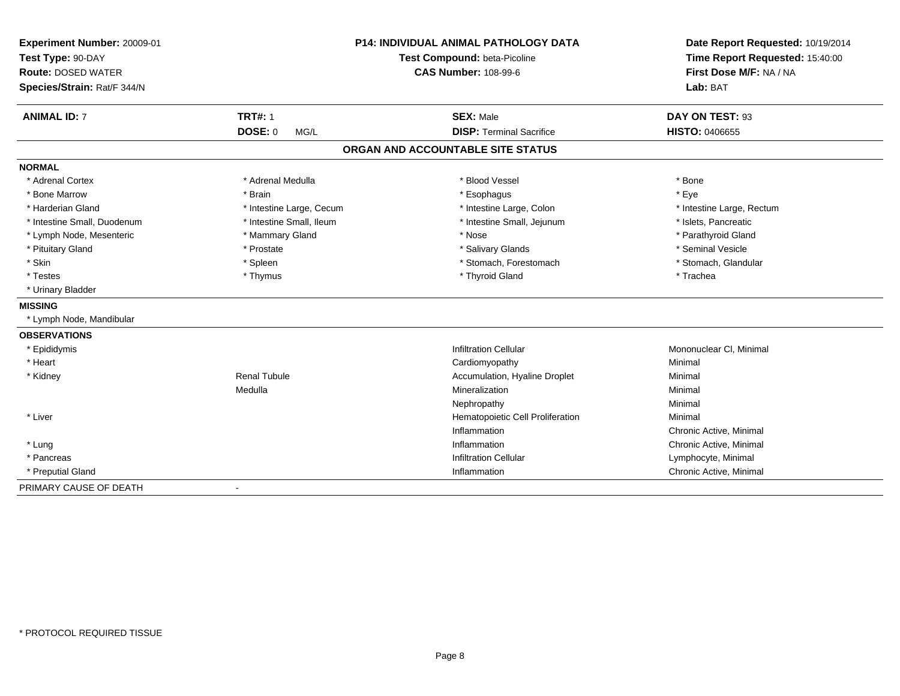**Experiment Number:** 20009-01
**Test Type:** 90-DAY
**Route:** DOSED WATER
**Species/Strain:** Rat/F 344/N

**P14: INDIVIDUAL ANIMAL PATHOLOGY DATA**
**Test Compound:** beta-Picoline
**CAS Number:** 108-99-6

**Date Report Requested:** 10/19/2014
**Time Report Requested:** 15:40:00
**First Dose M/F:** NA / NA
**Lab:** BAT

| **ANIMAL ID:** 7 | **TRT#:** 1 | **SEX:** Male | **DAY ON TEST:** 93 |
|---|---|---|---|
| | **DOSE:** 0 MG/L | **DISP:** Terminal Sacrifice | **HISTO:** 0406655 |

## ORGAN AND ACCOUNTABLE SITE STATUS

**NORMAL**

| | | | |
|---|---|---|---|
| * Adrenal Cortex | * Adrenal Medulla | * Blood Vessel | * Bone |
| * Bone Marrow | * Brain | * Esophagus | * Eye |
| * Harderian Gland | * Intestine Large, Cecum | * Intestine Large, Colon | * Intestine Large, Rectum |
| * Intestine Small, Duodenum | * Intestine Small, Ileum | * Intestine Small, Jejunum | * Islets, Pancreatic |
| * Lymph Node, Mesenteric | * Mammary Gland | * Nose | * Parathyroid Gland |
| * Pituitary Gland | * Prostate | * Salivary Glands | * Seminal Vesicle |
| * Skin | * Spleen | * Stomach, Forestomach | * Stomach, Glandular |
| * Testes | * Thymus | * Thyroid Gland | * Trachea |
| * Urinary Bladder | | | |

**MISSING**

* Lymph Node, Mandibular

**OBSERVATIONS**

| | | | |
|---|---|---|---|
| * Epididymis | | Infiltration Cellular | Mononuclear Cl, Minimal |
| * Heart | | Cardiomyopathy | Minimal |
| * Kidney | Renal Tubule | Accumulation, Hyaline Droplet | Minimal |
| | Medulla | Mineralization | Minimal |
| | | Nephropathy | Minimal |
| * Liver | | Hematopoietic Cell Proliferation | Minimal |
| | | Inflammation | Chronic Active, Minimal |
| * Lung | | Inflammation | Chronic Active, Minimal |
| * Pancreas | | Infiltration Cellular | Lymphocyte, Minimal |
| * Preputial Gland | | Inflammation | Chronic Active, Minimal |

PRIMARY CAUSE OF DEATH -

* PROTOCOL REQUIRED TISSUE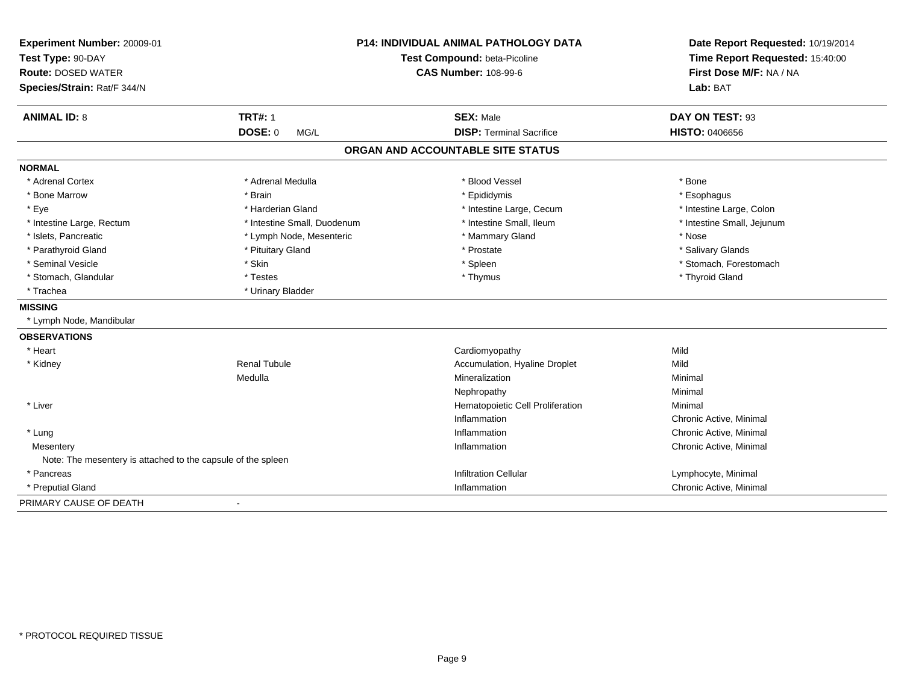**Experiment Number:** 20009-01
**Test Type:** 90-DAY
**Route:** DOSED WATER
**Species/Strain:** Rat/F 344/N

**P14: INDIVIDUAL ANIMAL PATHOLOGY DATA**
**Test Compound:** beta-Picoline
**CAS Number:** 108-99-6

**Date Report Requested:** 10/19/2014
**Time Report Requested:** 15:40:00
**First Dose M/F:** NA / NA
**Lab:** BAT

| **ANIMAL ID:** 8 | **TRT#:** 1 | **SEX:** Male | **DAY ON TEST:** 93 |
|---|---|---|---|
| | **DOSE:** 0 MG/L | **DISP:** Terminal Sacrifice | **HISTO:** 0406656 |

## ORGAN AND ACCOUNTABLE SITE STATUS

**NORMAL**

| | | | |
|---|---|---|---|
| * Adrenal Cortex | * Adrenal Medulla | * Blood Vessel | * Bone |
| * Bone Marrow | * Brain | * Epididymis | * Esophagus |
| * Eye | * Harderian Gland | * Intestine Large, Cecum | * Intestine Large, Colon |
| * Intestine Large, Rectum | * Intestine Small, Duodenum | * Intestine Small, Ileum | * Intestine Small, Jejunum |
| * Islets, Pancreatic | * Lymph Node, Mesenteric | * Mammary Gland | * Nose |
| * Parathyroid Gland | * Pituitary Gland | * Prostate | * Salivary Glands |
| * Seminal Vesicle | * Skin | * Spleen | * Stomach, Forestomach |
| * Stomach, Glandular | * Testes | * Thymus | * Thyroid Gland |
| * Trachea | * Urinary Bladder | | |

**MISSING**

* Lymph Node, Mandibular

**OBSERVATIONS**

| | | | |
|---|---|---|---|
| * Heart | | Cardiomyopathy | Mild |
| * Kidney | Renal Tubule | Accumulation, Hyaline Droplet | Mild |
| | Medulla | Mineralization | Minimal |
| | | Nephropathy | Minimal |
| * Liver | | Hematopoietic Cell Proliferation | Minimal |
| | | Inflammation | Chronic Active, Minimal |
| * Lung | | Inflammation | Chronic Active, Minimal |
| Mesentery | | Inflammation | Chronic Active, Minimal |
| Note: The mesentery is attached to the capsule of the spleen | | | |
| * Pancreas | | Infiltration Cellular | Lymphocyte, Minimal |
| * Preputial Gland | | Inflammation | Chronic Active, Minimal |

PRIMARY CAUSE OF DEATH -

\* PROTOCOL REQUIRED TISSUE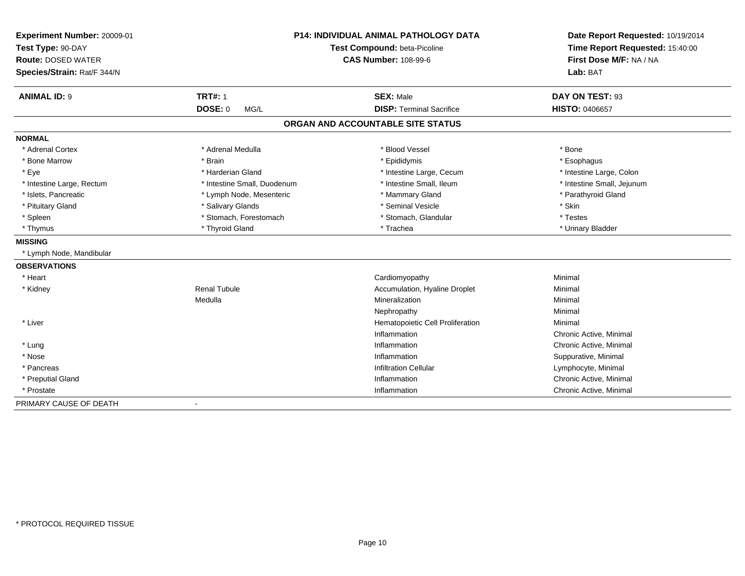**Experiment Number:** 20009-01
**Test Type:** 90-DAY
**Route:** DOSED WATER
**Species/Strain:** Rat/F 344/N

**P14: INDIVIDUAL ANIMAL PATHOLOGY DATA**
**Test Compound:** beta-Picoline
**CAS Number:** 108-99-6

**Date Report Requested:** 10/19/2014
**Time Report Requested:** 15:40:00
**First Dose M/F:** NA / NA
**Lab:** BAT

| **ANIMAL ID:** 9 | **TRT#:** 1 | **SEX:** Male | **DAY ON TEST:** 93 |
|---|---|---|---|
| | **DOSE:** 0 MG/L | **DISP:** Terminal Sacrifice | **HISTO:** 0406657 |

## ORGAN AND ACCOUNTABLE SITE STATUS

**NORMAL**

| | | | |
|---|---|---|---|
| * Adrenal Cortex | * Adrenal Medulla | * Blood Vessel | * Bone |
| * Bone Marrow | * Brain | * Epididymis | * Esophagus |
| * Eye | * Harderian Gland | * Intestine Large, Cecum | * Intestine Large, Colon |
| * Intestine Large, Rectum | * Intestine Small, Duodenum | * Intestine Small, Ileum | * Intestine Small, Jejunum |
| * Islets, Pancreatic | * Lymph Node, Mesenteric | * Mammary Gland | * Parathyroid Gland |
| * Pituitary Gland | * Salivary Glands | * Seminal Vesicle | * Skin |
| * Spleen | * Stomach, Forestomach | * Stomach, Glandular | * Testes |
| * Thymus | * Thyroid Gland | * Trachea | * Urinary Bladder |

**MISSING**

* Lymph Node, Mandibular

**OBSERVATIONS**

| | | | |
|---|---|---|---|
| * Heart | | Cardiomyopathy | Minimal |
| * Kidney | Renal Tubule | Accumulation, Hyaline Droplet | Minimal |
| | Medulla | Mineralization | Minimal |
| | | Nephropathy | Minimal |
| * Liver | | Hematopoietic Cell Proliferation | Minimal |
| | | Inflammation | Chronic Active, Minimal |
| * Lung | | Inflammation | Chronic Active, Minimal |
| * Nose | | Inflammation | Suppurative, Minimal |
| * Pancreas | | Infiltration Cellular | Lymphocyte, Minimal |
| * Preputial Gland | | Inflammation | Chronic Active, Minimal |
| * Prostate | | Inflammation | Chronic Active, Minimal |

PRIMARY CAUSE OF DEATH -

* PROTOCOL REQUIRED TISSUE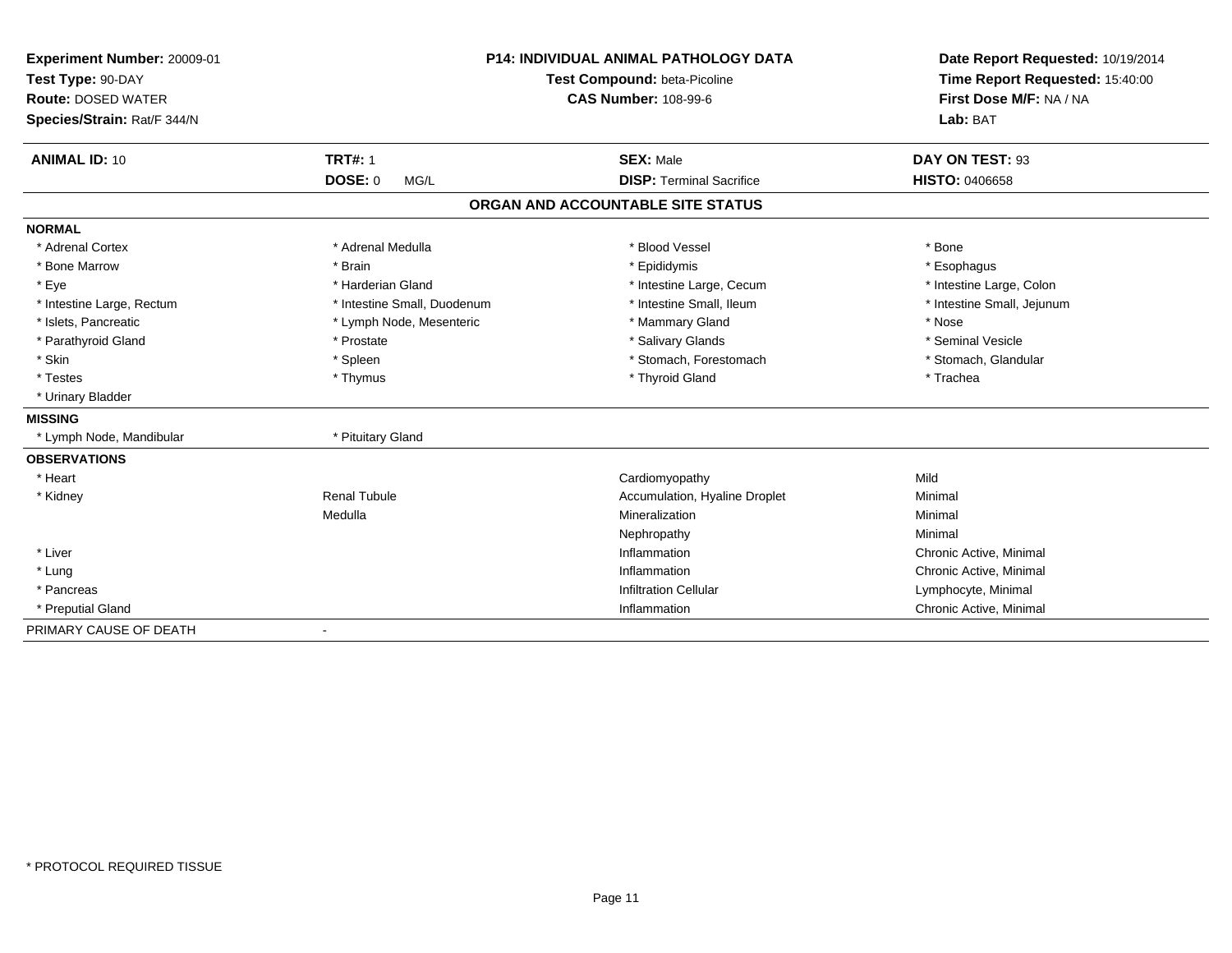**Experiment Number:** 20009-01
**Test Type:** 90-DAY
**Route:** DOSED WATER
**Species/Strain:** Rat/F 344/N

**P14: INDIVIDUAL ANIMAL PATHOLOGY DATA**
**Test Compound:** beta-Picoline
**CAS Number:** 108-99-6

**Date Report Requested:** 10/19/2014
**Time Report Requested:** 15:40:00
**First Dose M/F:** NA / NA
**Lab:** BAT

| **ANIMAL ID:** 10 | **TRT#:** 1 | **SEX:** Male | **DAY ON TEST:** 93 |
|---|---|---|---|
| | **DOSE:** 0 MG/L | **DISP:** Terminal Sacrifice | **HISTO:** 0406658 |

## ORGAN AND ACCOUNTABLE SITE STATUS

**NORMAL**

| | | | |
|---|---|---|---|
| * Adrenal Cortex | * Adrenal Medulla | * Blood Vessel | * Bone |
| * Bone Marrow | * Brain | * Epididymis | * Esophagus |
| * Eye | * Harderian Gland | * Intestine Large, Cecum | * Intestine Large, Colon |
| * Intestine Large, Rectum | * Intestine Small, Duodenum | * Intestine Small, Ileum | * Intestine Small, Jejunum |
| * Islets, Pancreatic | * Lymph Node, Mesenteric | * Mammary Gland | * Nose |
| * Parathyroid Gland | * Prostate | * Salivary Glands | * Seminal Vesicle |
| * Skin | * Spleen | * Stomach, Forestomach | * Stomach, Glandular |
| * Testes | * Thymus | * Thyroid Gland | * Trachea |
| * Urinary Bladder | | | |

**MISSING**

| | |
|---|---|
| * Lymph Node, Mandibular | * Pituitary Gland |

**OBSERVATIONS**

| | | | |
|---|---|---|---|
| * Heart | | Cardiomyopathy | Mild |
| * Kidney | Renal Tubule | Accumulation, Hyaline Droplet | Minimal |
| | Medulla | Mineralization | Minimal |
| | | Nephropathy | Minimal |
| * Liver | | Inflammation | Chronic Active, Minimal |
| * Lung | | Inflammation | Chronic Active, Minimal |
| * Pancreas | | Infiltration Cellular | Lymphocyte, Minimal |
| * Preputial Gland | | Inflammation | Chronic Active, Minimal |

PRIMARY CAUSE OF DEATH -

\* PROTOCOL REQUIRED TISSUE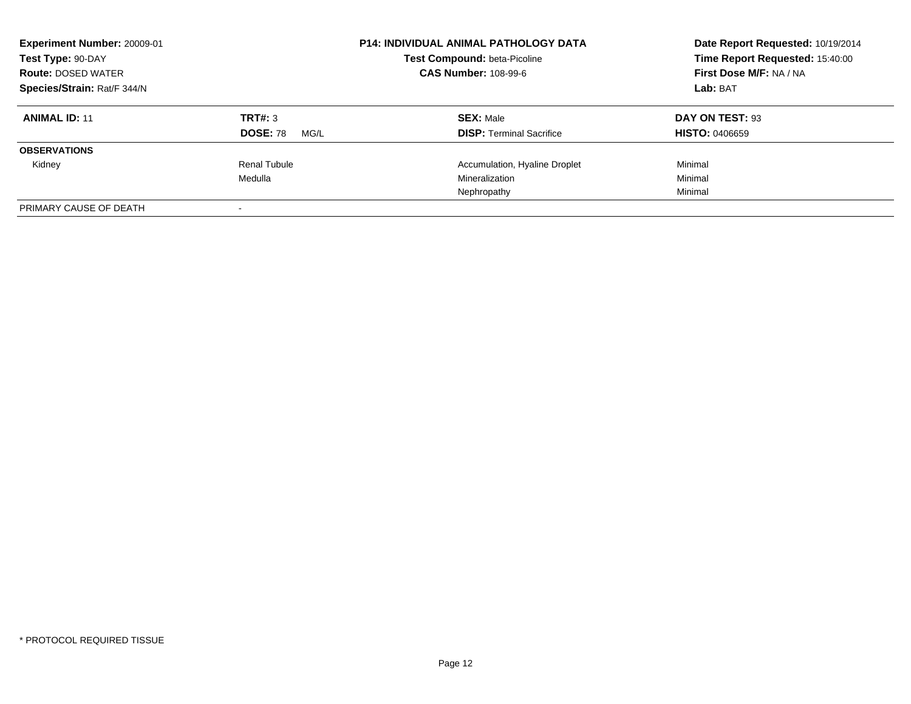**Experiment Number:** 20009-01
**Test Type:** 90-DAY
**Route:** DOSED WATER
**Species/Strain:** Rat/F 344/N

**P14: INDIVIDUAL ANIMAL PATHOLOGY DATA**
**Test Compound:** beta-Picoline
**CAS Number:** 108-99-6

**Date Report Requested:** 10/19/2014
**Time Report Requested:** 15:40:00
**First Dose M/F:** NA / NA
**Lab:** BAT

| **ANIMAL ID:** 11 | **TRT#:** 3 | **SEX:** Male | **DAY ON TEST:** 93 |
|---|---|---|---|
| | **DOSE:** 78 MG/L | **DISP:** Terminal Sacrifice | **HISTO:** 0406659 |
| **OBSERVATIONS** | | | |
| Kidney | Renal Tubule | Accumulation, Hyaline Droplet | Minimal |
| | Medulla | Mineralization | Minimal |
| | | Nephropathy | Minimal |
| PRIMARY CAUSE OF DEATH | - | | |

* PROTOCOL REQUIRED TISSUE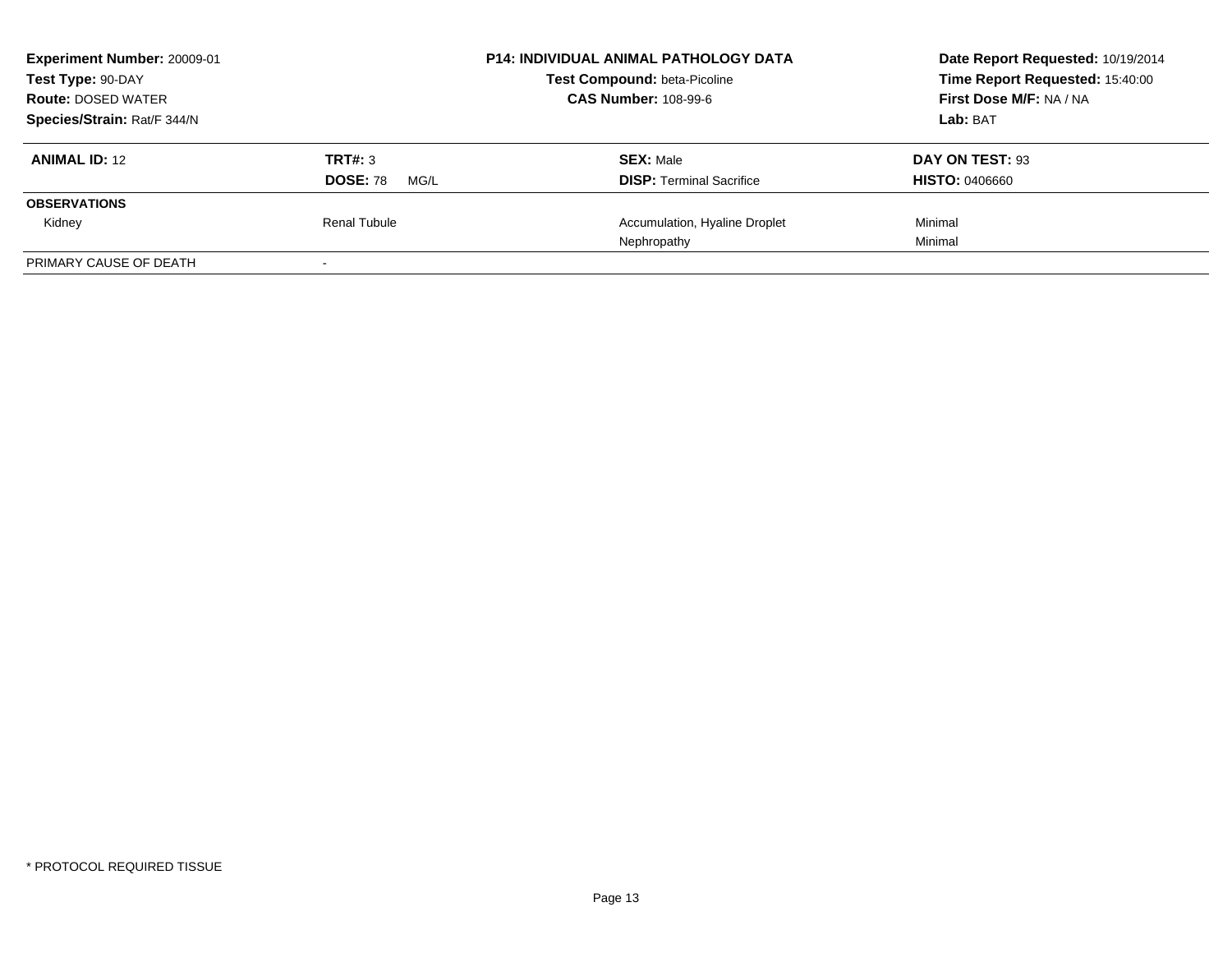| Experiment Number: 20009-01 | P14: INDIVIDUAL ANIMAL PATHOLOGY DATA | Date Report Requested: 10/19/2014 |
|---|---|---|
| Test Type: 90-DAY | Test Compound: beta-Picoline | Time Report Requested: 15:40:00 |
| Route: DOSED WATER | CAS Number: 108-99-6 | First Dose M/F: NA / NA |
| Species/Strain: Rat/F 344/N | | Lab: BAT |

| **ANIMAL ID:** 12 | **TRT#:** 3 | **SEX:** Male | **DAY ON TEST:** 93 |
|---|---|---|---|
| | **DOSE:** 78 MG/L | **DISP:** Terminal Sacrifice | **HISTO:** 0406660 |
| **OBSERVATIONS** | | | |
| Kidney | Renal Tubule | Accumulation, Hyaline Droplet | Minimal |
| | | Nephropathy | Minimal |
| PRIMARY CAUSE OF DEATH | - | | |

* PROTOCOL REQUIRED TISSUE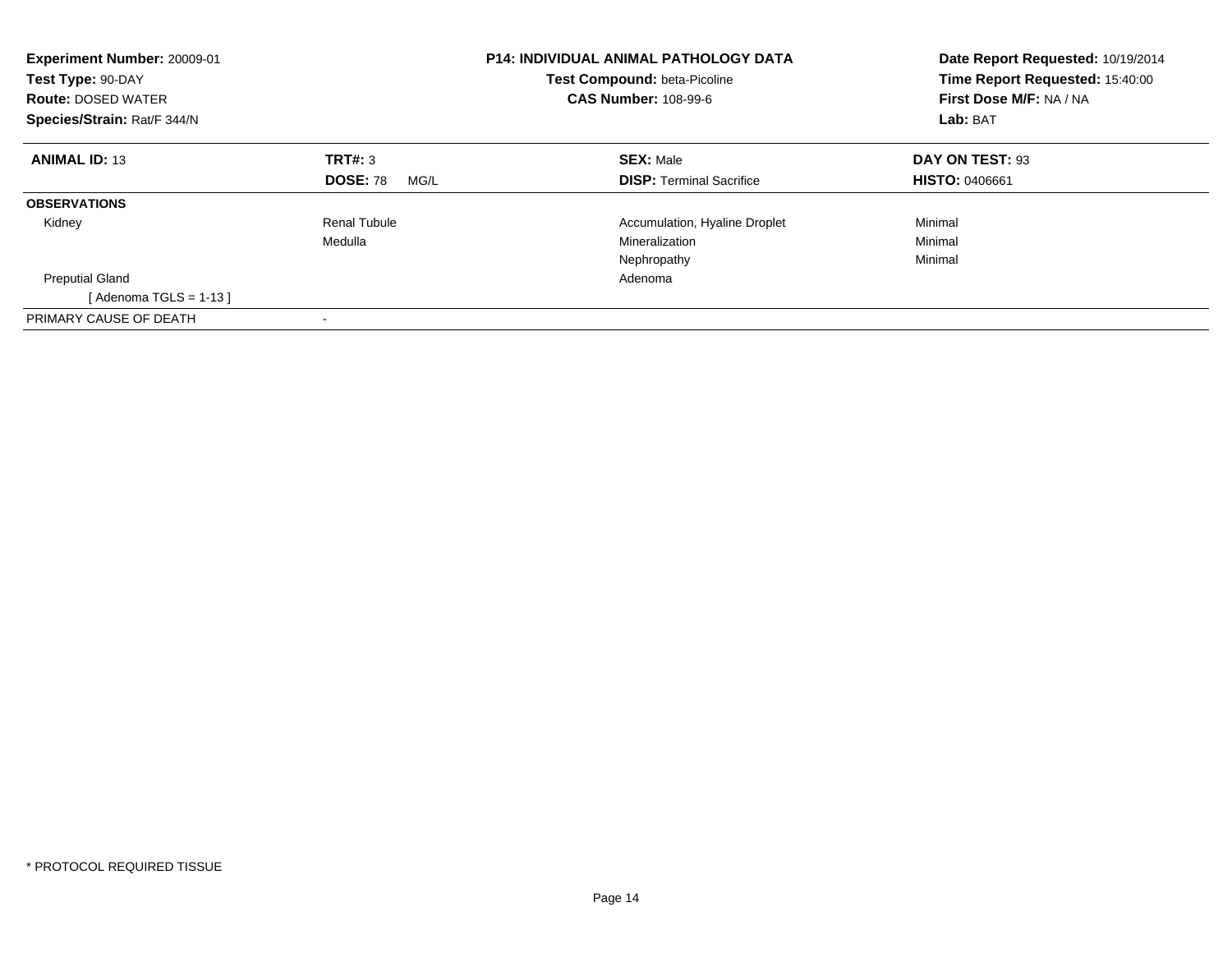**Experiment Number:** 20009-01
**Test Type:** 90-DAY
**Route:** DOSED WATER
**Species/Strain:** Rat/F 344/N

**P14: INDIVIDUAL ANIMAL PATHOLOGY DATA**
**Test Compound:** beta-Picoline
**CAS Number:** 108-99-6

**Date Report Requested:** 10/19/2014
**Time Report Requested:** 15:40:00
**First Dose M/F:** NA / NA
**Lab:** BAT

| **ANIMAL ID:** 13 | **TRT#:** 3 | **SEX:** Male | **DAY ON TEST:** 93 |
|---|---|---|---|
| | **DOSE:** 78 MG/L | **DISP:** Terminal Sacrifice | **HISTO:** 0406661 |
| **OBSERVATIONS** | | | |
| Kidney | Renal Tubule | Accumulation, Hyaline Droplet | Minimal |
| | Medulla | Mineralization | Minimal |
| | | Nephropathy | Minimal |
| Preputial Gland | | Adenoma | |
| [ Adenoma TGLS = 1-13 ] | | | |
| PRIMARY CAUSE OF DEATH | - | | |

* PROTOCOL REQUIRED TISSUE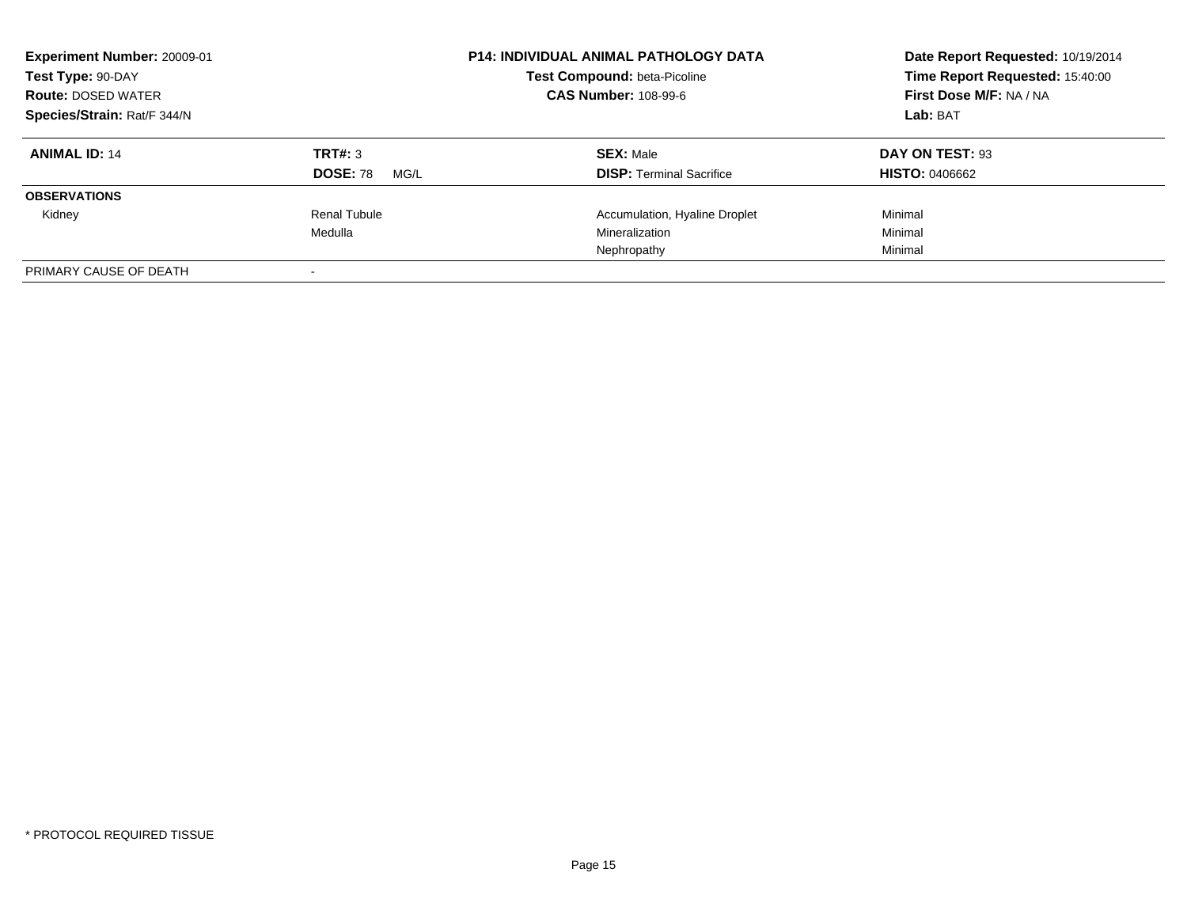**Experiment Number:** 20009-01
**Test Type:** 90-DAY
**Route:** DOSED WATER
**Species/Strain:** Rat/F 344/N

**P14: INDIVIDUAL ANIMAL PATHOLOGY DATA**
**Test Compound:** beta-Picoline
**CAS Number:** 108-99-6

**Date Report Requested:** 10/19/2014
**Time Report Requested:** 15:40:00
**First Dose M/F:** NA / NA
**Lab:** BAT

| **ANIMAL ID:** 14 | **TRT#:** 3 | **SEX:** Male | **DAY ON TEST:** 93 |
|---|---|---|---|
| | **DOSE:** 78 MG/L | **DISP:** Terminal Sacrifice | **HISTO:** 0406662 |
| **OBSERVATIONS** | | | |
| Kidney | Renal Tubule | Accumulation, Hyaline Droplet | Minimal |
| | Medulla | Mineralization | Minimal |
| | | Nephropathy | Minimal |
| PRIMARY CAUSE OF DEATH | - | | |

\* PROTOCOL REQUIRED TISSUE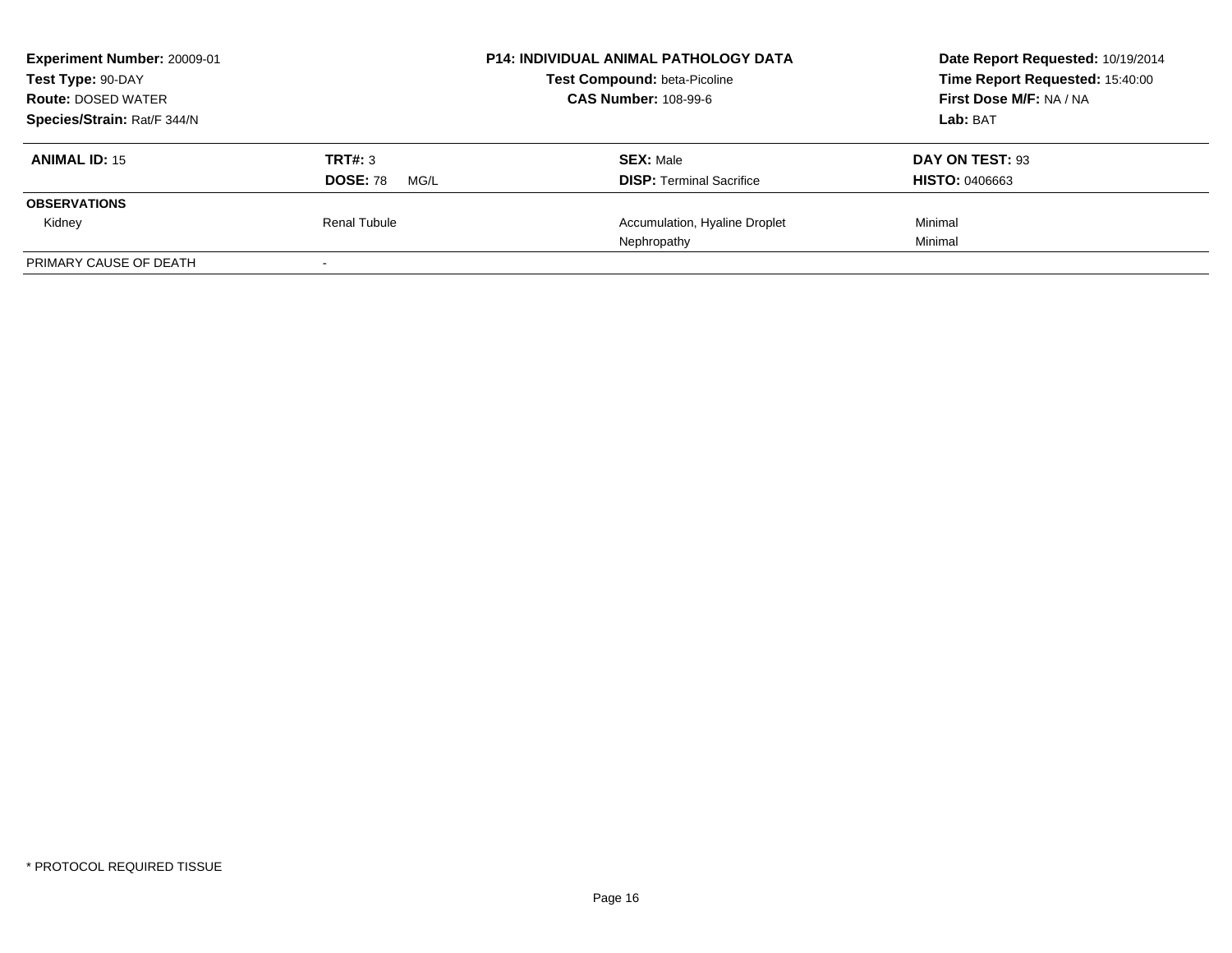**Experiment Number:** 20009-01
**Test Type:** 90-DAY
**Route:** DOSED WATER
**Species/Strain:** Rat/F 344/N

**P14: INDIVIDUAL ANIMAL PATHOLOGY DATA**
**Test Compound:** beta-Picoline
**CAS Number:** 108-99-6

**Date Report Requested:** 10/19/2014
**Time Report Requested:** 15:40:00
**First Dose M/F:** NA / NA
**Lab:** BAT

| **ANIMAL ID:** 15 | **TRT#:** 3 | **SEX:** Male | **DAY ON TEST:** 93 |
|---|---|---|---|
| | **DOSE:** 78 MG/L | **DISP:** Terminal Sacrifice | **HISTO:** 0406663 |
| **OBSERVATIONS** | | | |
| Kidney | Renal Tubule | Accumulation, Hyaline Droplet | Minimal |
| | | Nephropathy | Minimal |
| PRIMARY CAUSE OF DEATH | - | | |

\* PROTOCOL REQUIRED TISSUE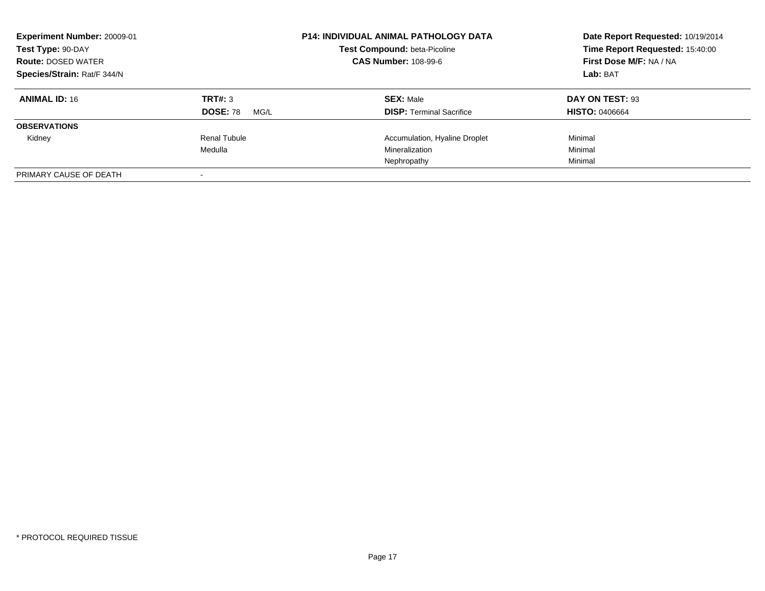**Experiment Number:** 20009-01
**Test Type:** 90-DAY
**Route:** DOSED WATER
**Species/Strain:** Rat/F 344/N

**P14: INDIVIDUAL ANIMAL PATHOLOGY DATA**
**Test Compound:** beta-Picoline
**CAS Number:** 108-99-6

**Date Report Requested:** 10/19/2014
**Time Report Requested:** 15:40:00
**First Dose M/F:** NA / NA
**Lab:** BAT

| **ANIMAL ID:** 16 | **TRT#:** 3 | **SEX:** Male | **DAY ON TEST:** 93 |
|---|---|---|---|
| | **DOSE:** 78 MG/L | **DISP:** Terminal Sacrifice | **HISTO:** 0406664 |
| **OBSERVATIONS** | | | |
| Kidney | Renal Tubule | Accumulation, Hyaline Droplet | Minimal |
| | Medulla | Mineralization | Minimal |
| | | Nephropathy | Minimal |
| PRIMARY CAUSE OF DEATH | - | | |

* PROTOCOL REQUIRED TISSUE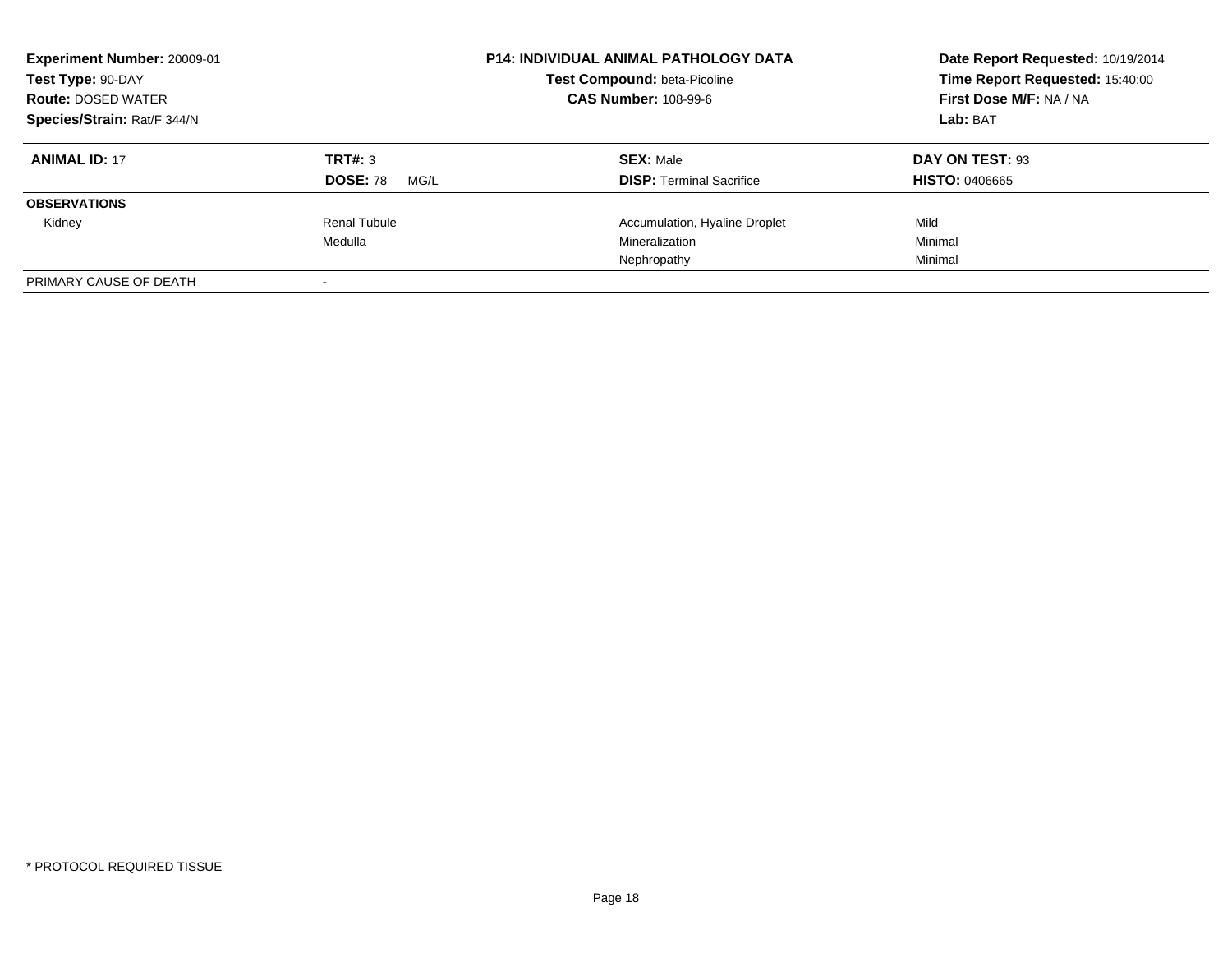**Experiment Number:** 20009-01
**Test Type:** 90-DAY
**Route:** DOSED WATER
**Species/Strain:** Rat/F 344/N

**P14: INDIVIDUAL ANIMAL PATHOLOGY DATA**
**Test Compound:** beta-Picoline
**CAS Number:** 108-99-6

**Date Report Requested:** 10/19/2014
**Time Report Requested:** 15:40:00
**First Dose M/F:** NA / NA
**Lab:** BAT

| **ANIMAL ID:** 17 | **TRT#:** 3 | **SEX:** Male | **DAY ON TEST:** 93 |
|---|---|---|---|
| | **DOSE:** 78 MG/L | **DISP:** Terminal Sacrifice | **HISTO:** 0406665 |
| **OBSERVATIONS** | | | |
| Kidney | Renal Tubule | Accumulation, Hyaline Droplet | Mild |
| | Medulla | Mineralization | Minimal |
| | | Nephropathy | Minimal |
| PRIMARY CAUSE OF DEATH | - | | |

* PROTOCOL REQUIRED TISSUE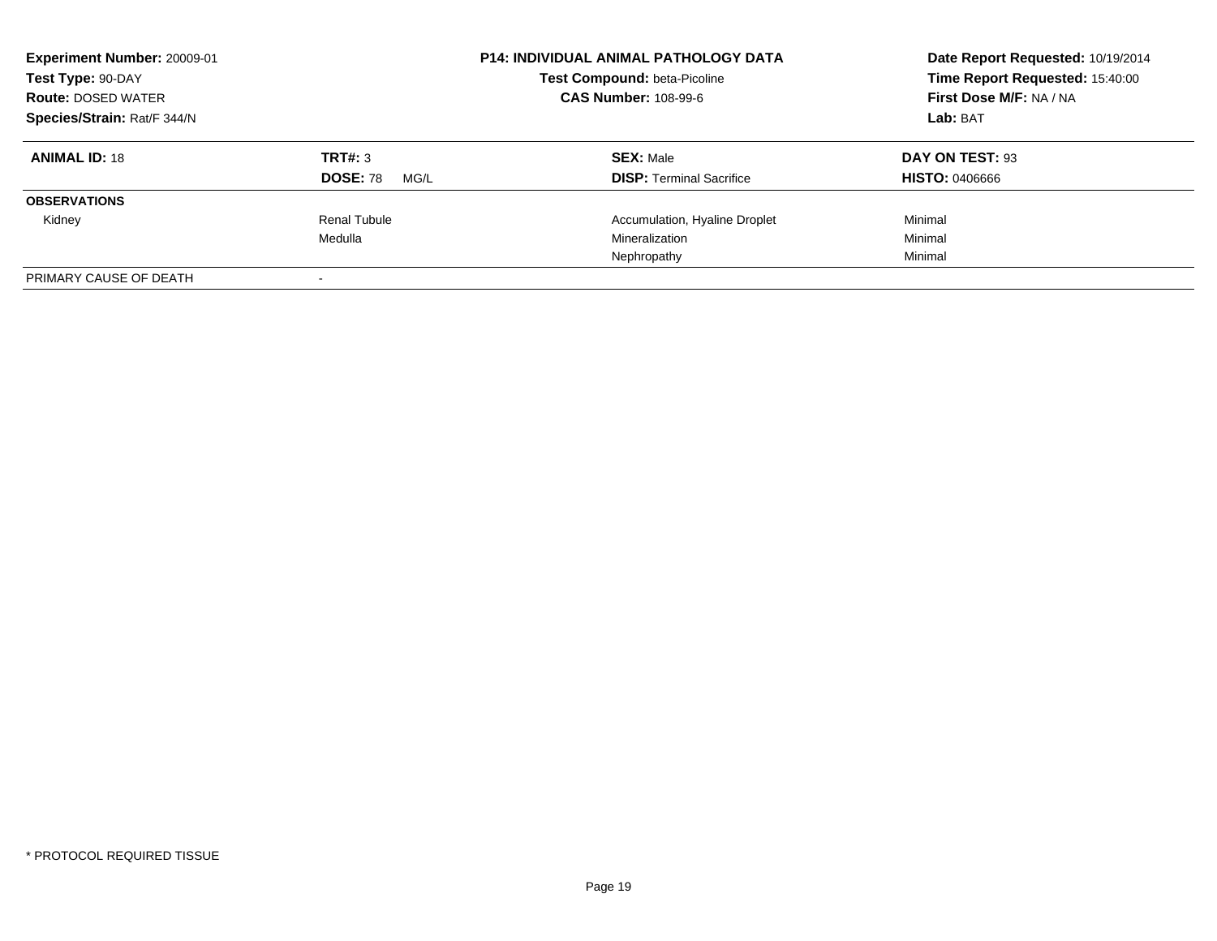**Experiment Number:** 20009-01
**Test Type:** 90-DAY
**Route:** DOSED WATER
**Species/Strain:** Rat/F 344/N

**P14: INDIVIDUAL ANIMAL PATHOLOGY DATA**
**Test Compound:** beta-Picoline
**CAS Number:** 108-99-6

**Date Report Requested:** 10/19/2014
**Time Report Requested:** 15:40:00
**First Dose M/F:** NA / NA
**Lab:** BAT

| **ANIMAL ID:** 18 | **TRT#:** 3 | **SEX:** Male | **DAY ON TEST:** 93 |
|---|---|---|---|
| | **DOSE:** 78 MG/L | **DISP:** Terminal Sacrifice | **HISTO:** 0406666 |
| **OBSERVATIONS** | | | |
| Kidney | Renal Tubule | Accumulation, Hyaline Droplet | Minimal |
| | Medulla | Mineralization | Minimal |
| | | Nephropathy | Minimal |
| PRIMARY CAUSE OF DEATH | - | | |

\* PROTOCOL REQUIRED TISSUE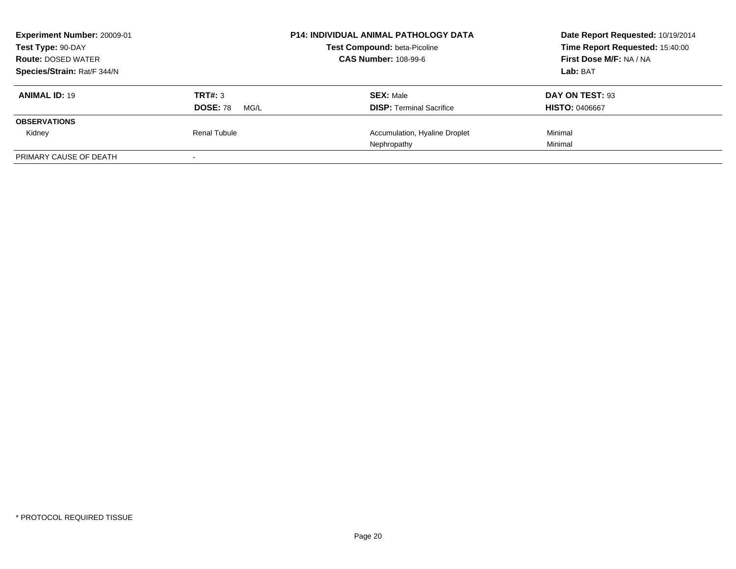**Experiment Number:** 20009-01
**Test Type:** 90-DAY
**Route:** DOSED WATER
**Species/Strain:** Rat/F 344/N

**P14: INDIVIDUAL ANIMAL PATHOLOGY DATA**
**Test Compound:** beta-Picoline
**CAS Number:** 108-99-6

**Date Report Requested:** 10/19/2014
**Time Report Requested:** 15:40:00
**First Dose M/F:** NA / NA
**Lab:** BAT

| **ANIMAL ID:** 19 | **TRT#:** 3 | **SEX:** Male | **DAY ON TEST:** 93 |
|---|---|---|---|
| | **DOSE:** 78 MG/L | **DISP:** Terminal Sacrifice | **HISTO:** 0406667 |
| **OBSERVATIONS** | | | |
| Kidney | Renal Tubule | Accumulation, Hyaline Droplet | Minimal |
| | | Nephropathy | Minimal |
| PRIMARY CAUSE OF DEATH | - | | |

\* PROTOCOL REQUIRED TISSUE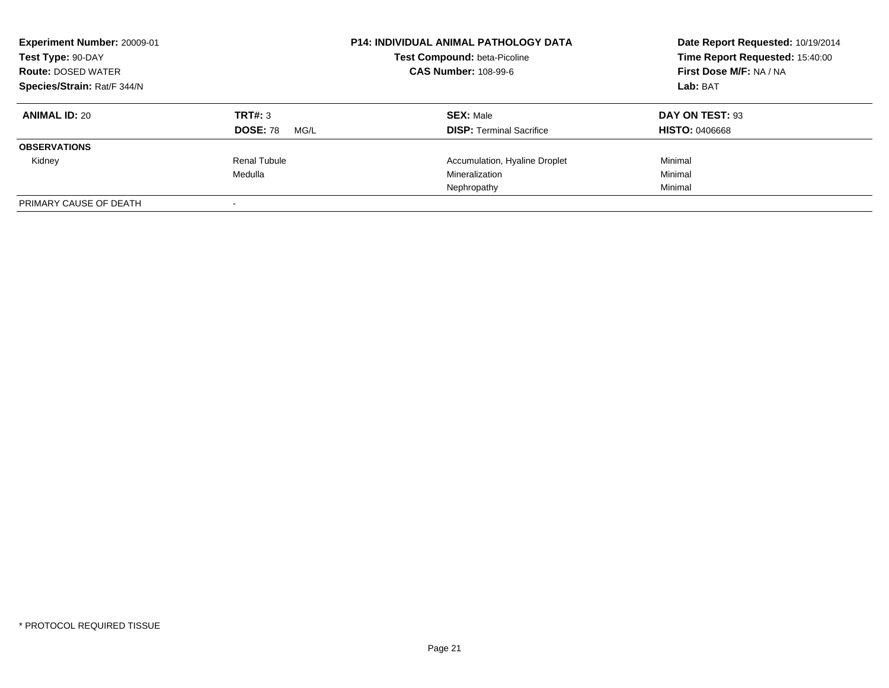**Experiment Number:** 20009-01
**Test Type:** 90-DAY
**Route:** DOSED WATER
**Species/Strain:** Rat/F 344/N

**P14: INDIVIDUAL ANIMAL PATHOLOGY DATA**
**Test Compound:** beta-Picoline
**CAS Number:** 108-99-6

**Date Report Requested:** 10/19/2014
**Time Report Requested:** 15:40:00
**First Dose M/F:** NA / NA
**Lab:** BAT

| **ANIMAL ID:** 20 | **TRT#:** 3 | **SEX:** Male | **DAY ON TEST:** 93 |
|---|---|---|---|
| | **DOSE:** 78 MG/L | **DISP:** Terminal Sacrifice | **HISTO:** 0406668 |
| **OBSERVATIONS** | | | |
| Kidney | Renal Tubule | Accumulation, Hyaline Droplet | Minimal |
| | Medulla | Mineralization | Minimal |
| | | Nephropathy | Minimal |
| PRIMARY CAUSE OF DEATH | - | | |

* PROTOCOL REQUIRED TISSUE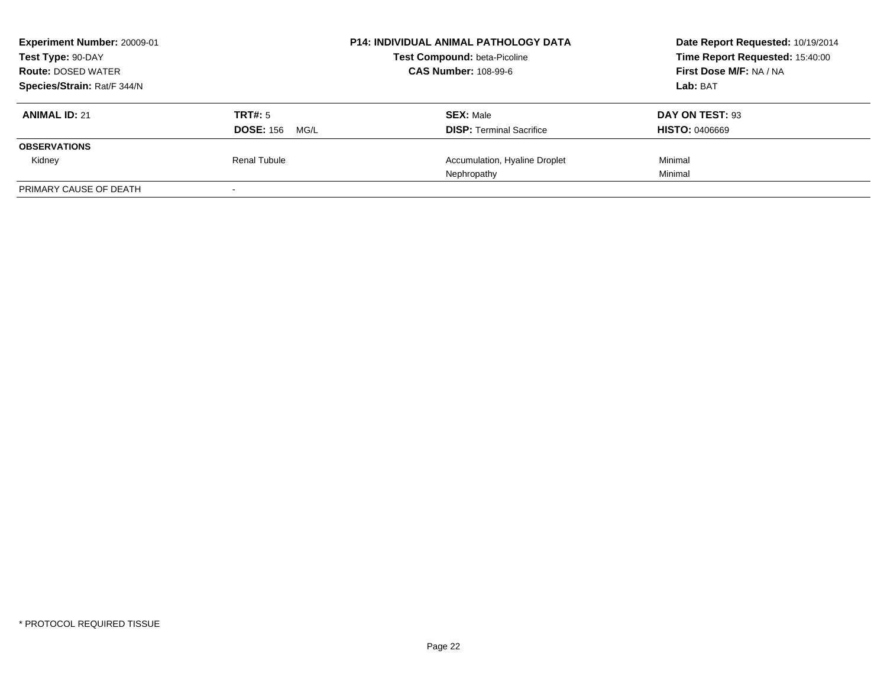**Experiment Number:** 20009-01
**Test Type:** 90-DAY
**Route:** DOSED WATER
**Species/Strain:** Rat/F 344/N

**P14: INDIVIDUAL ANIMAL PATHOLOGY DATA**
**Test Compound:** beta-Picoline
**CAS Number:** 108-99-6

**Date Report Requested:** 10/19/2014
**Time Report Requested:** 15:40:00
**First Dose M/F:** NA / NA
**Lab:** BAT

| **ANIMAL ID:** 21 | **TRT#:** 5 | **SEX:** Male | **DAY ON TEST:** 93 |
|---|---|---|---|
| | **DOSE:** 156 MG/L | **DISP:** Terminal Sacrifice | **HISTO:** 0406669 |
| **OBSERVATIONS** | | | |
| Kidney | Renal Tubule | Accumulation, Hyaline Droplet | Minimal |
| | | Nephropathy | Minimal |
| PRIMARY CAUSE OF DEATH | - | | |

* PROTOCOL REQUIRED TISSUE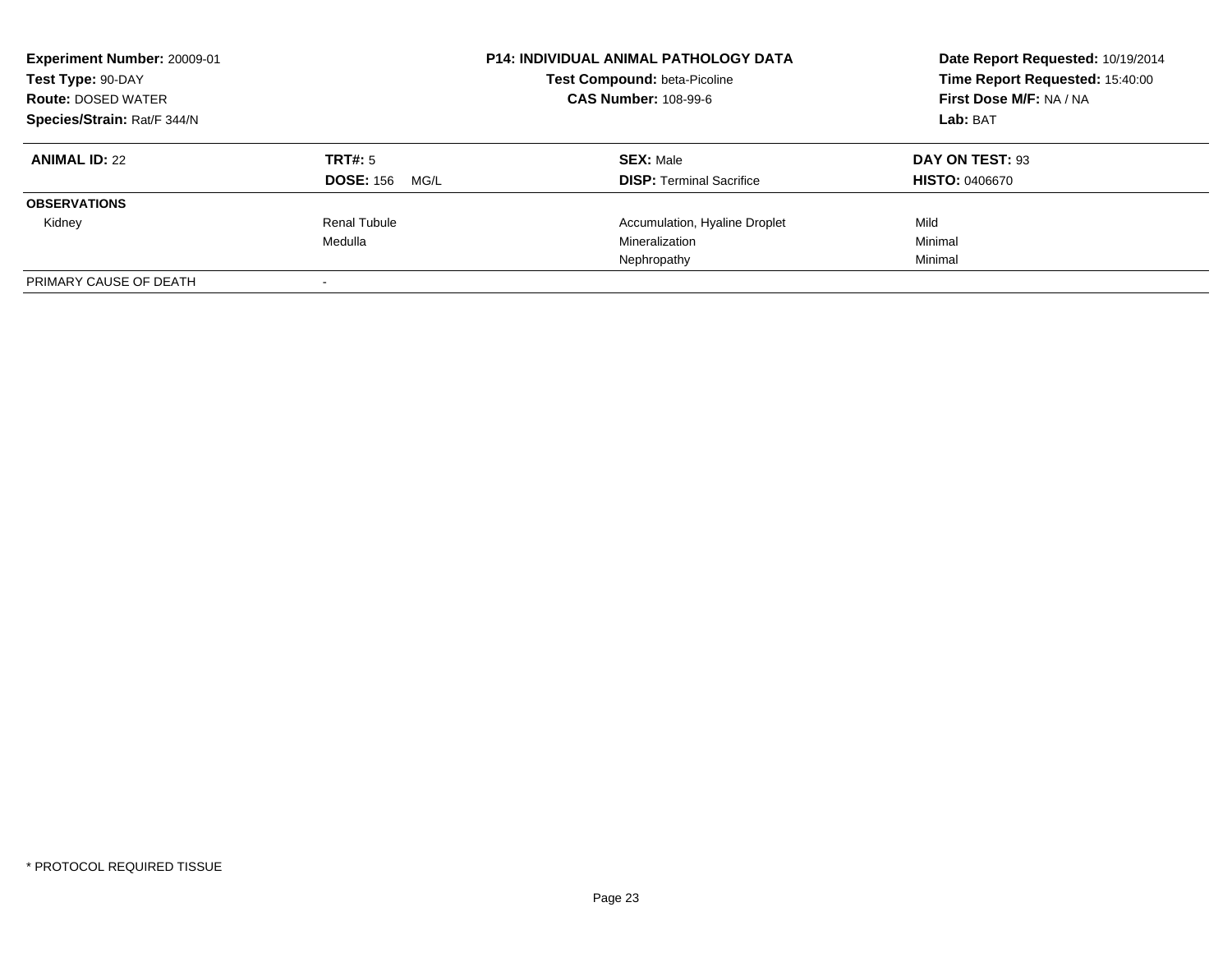**Experiment Number:** 20009-01
**Test Type:** 90-DAY
**Route:** DOSED WATER
**Species/Strain:** Rat/F 344/N

**P14: INDIVIDUAL ANIMAL PATHOLOGY DATA**
**Test Compound:** beta-Picoline
**CAS Number:** 108-99-6

**Date Report Requested:** 10/19/2014
**Time Report Requested:** 15:40:00
**First Dose M/F:** NA / NA
**Lab:** BAT

| **ANIMAL ID:** 22 | **TRT#:** 5 | **SEX:** Male | **DAY ON TEST:** 93 |
|---|---|---|---|
| | **DOSE:** 156 MG/L | **DISP:** Terminal Sacrifice | **HISTO:** 0406670 |
| **OBSERVATIONS** | | | |
| Kidney | Renal Tubule | Accumulation, Hyaline Droplet | Mild |
| | Medulla | Mineralization | Minimal |
| | | Nephropathy | Minimal |
| PRIMARY CAUSE OF DEATH | - | | |

\* PROTOCOL REQUIRED TISSUE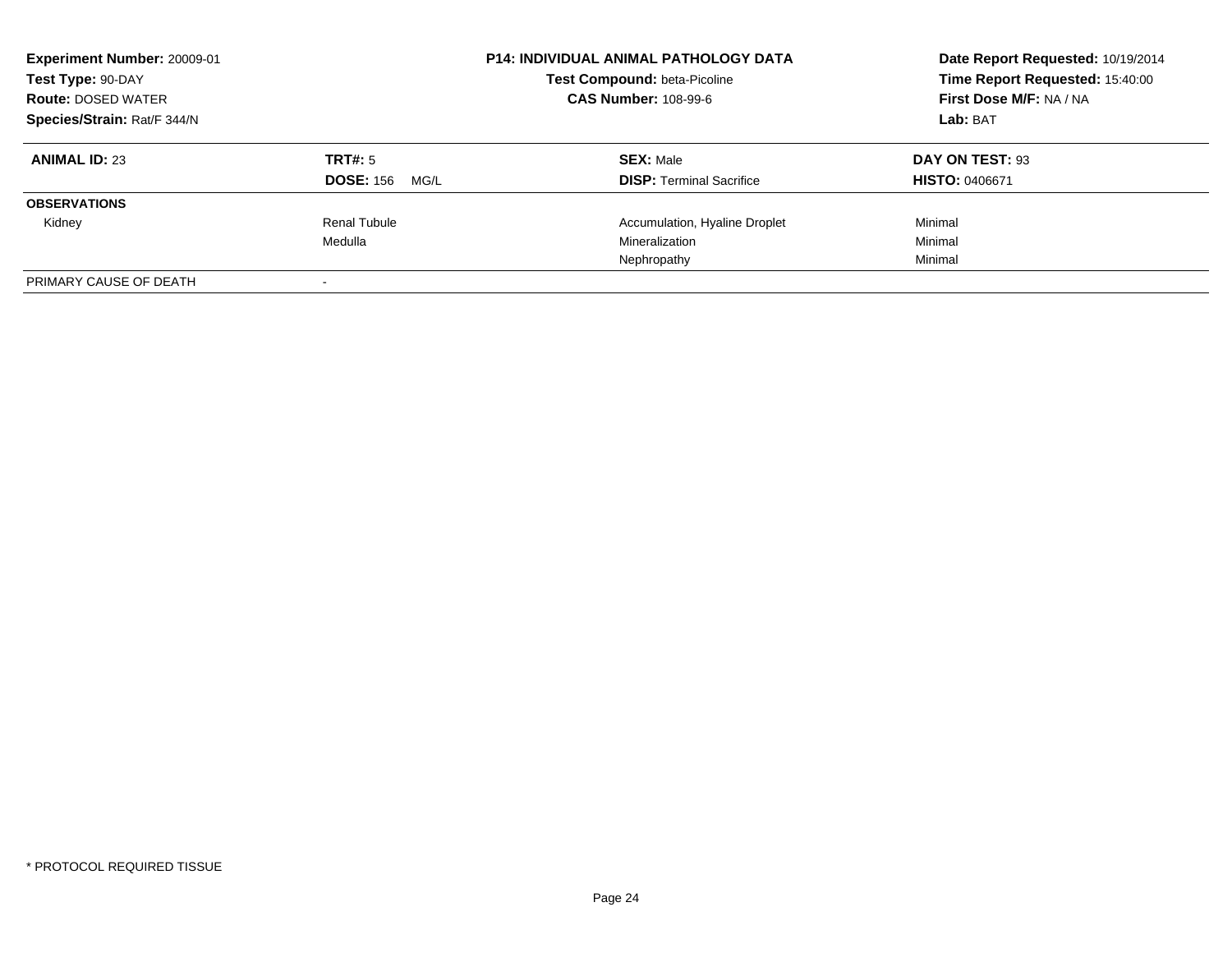**Experiment Number:** 20009-01
**Test Type:** 90-DAY
**Route:** DOSED WATER
**Species/Strain:** Rat/F 344/N

**P14: INDIVIDUAL ANIMAL PATHOLOGY DATA**
**Test Compound:** beta-Picoline
**CAS Number:** 108-99-6

**Date Report Requested:** 10/19/2014
**Time Report Requested:** 15:40:00
**First Dose M/F:** NA / NA
**Lab:** BAT

| **ANIMAL ID:** 23 | **TRT#:** 5 | **SEX:** Male | **DAY ON TEST:** 93 |
|---|---|---|---|
| | **DOSE:** 156 MG/L | **DISP:** Terminal Sacrifice | **HISTO:** 0406671 |
| **OBSERVATIONS** | | | |
| Kidney | Renal Tubule | Accumulation, Hyaline Droplet | Minimal |
| | Medulla | Mineralization | Minimal |
| | | Nephropathy | Minimal |
| PRIMARY CAUSE OF DEATH | - | | |

* PROTOCOL REQUIRED TISSUE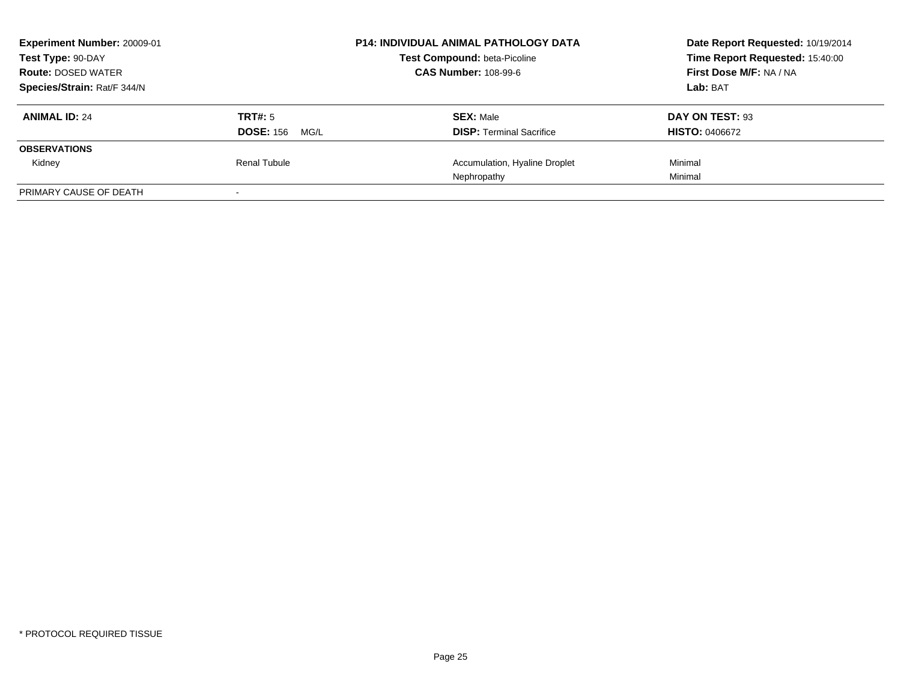**Experiment Number:** 20009-01
**Test Type:** 90-DAY
**Route:** DOSED WATER
**Species/Strain:** Rat/F 344/N

**P14: INDIVIDUAL ANIMAL PATHOLOGY DATA**
**Test Compound:** beta-Picoline
**CAS Number:** 108-99-6

**Date Report Requested:** 10/19/2014
**Time Report Requested:** 15:40:00
**First Dose M/F:** NA / NA
**Lab:** BAT

| **ANIMAL ID:** 24 | **TRT#:** 5 | **SEX:** Male | **DAY ON TEST:** 93 |
|---|---|---|---|
| | **DOSE:** 156 MG/L | **DISP:** Terminal Sacrifice | **HISTO:** 0406672 |
| **OBSERVATIONS** | | | |
| Kidney | Renal Tubule | Accumulation, Hyaline Droplet | Minimal |
| | | Nephropathy | Minimal |
| PRIMARY CAUSE OF DEATH | - | | |

* PROTOCOL REQUIRED TISSUE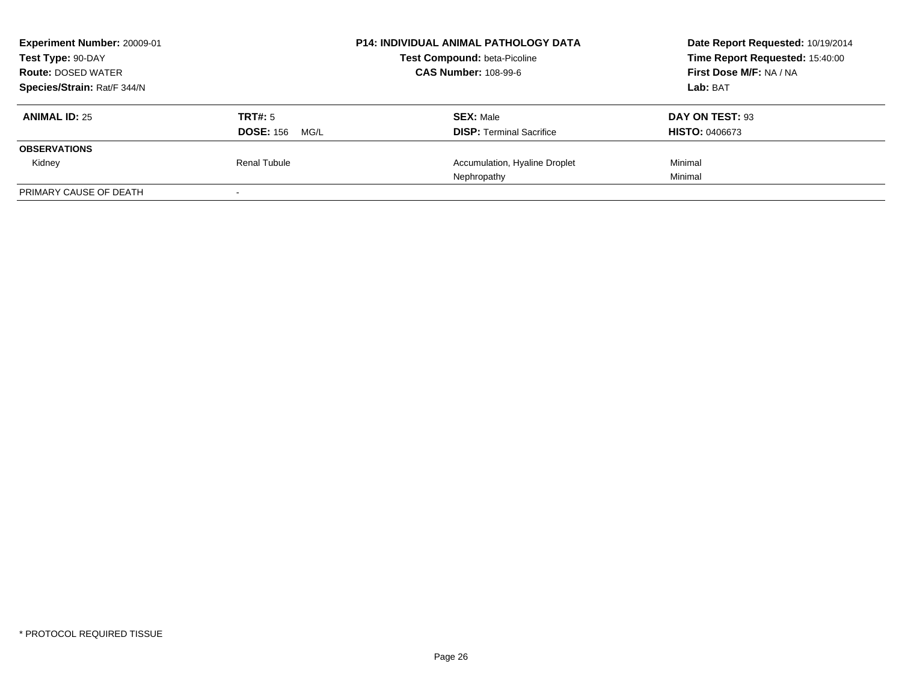**Experiment Number:** 20009-01
**Test Type:** 90-DAY
**Route:** DOSED WATER
**Species/Strain:** Rat/F 344/N

**P14: INDIVIDUAL ANIMAL PATHOLOGY DATA**
**Test Compound:** beta-Picoline
**CAS Number:** 108-99-6

**Date Report Requested:** 10/19/2014
**Time Report Requested:** 15:40:00
**First Dose M/F:** NA / NA
**Lab:** BAT

| **ANIMAL ID:** 25 | **TRT#:** 5 | **SEX:** Male | **DAY ON TEST:** 93 |
|---|---|---|---|
| | **DOSE:** 156 MG/L | **DISP:** Terminal Sacrifice | **HISTO:** 0406673 |
| **OBSERVATIONS** | | | |
| Kidney | Renal Tubule | Accumulation, Hyaline Droplet | Minimal |
| | | Nephropathy | Minimal |
| PRIMARY CAUSE OF DEATH | - | | |

* PROTOCOL REQUIRED TISSUE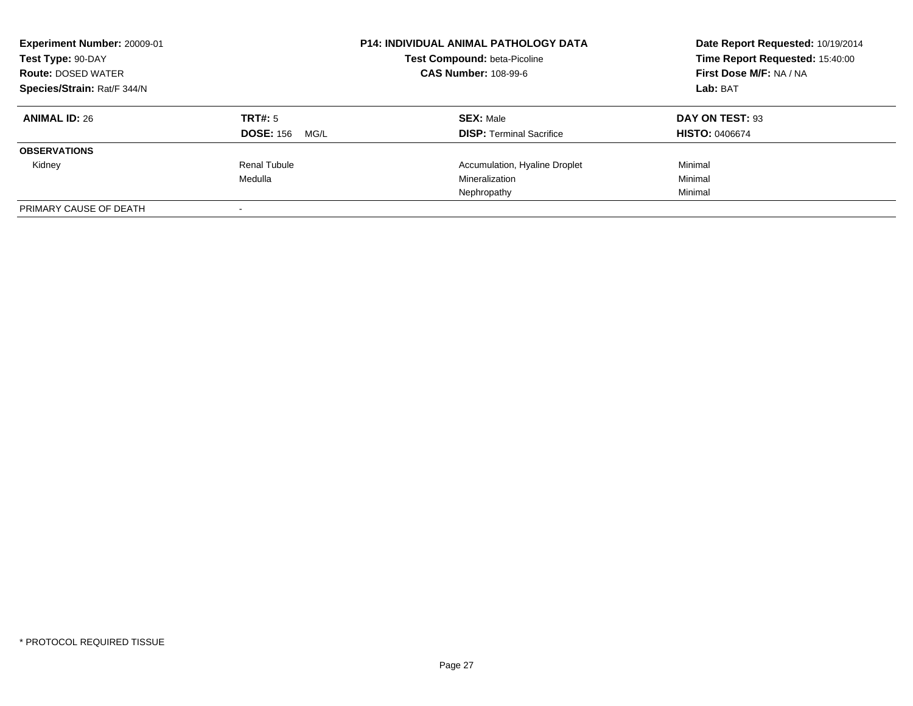**Experiment Number:** 20009-01
**Test Type:** 90-DAY
**Route:** DOSED WATER
**Species/Strain:** Rat/F 344/N

**P14: INDIVIDUAL ANIMAL PATHOLOGY DATA**
**Test Compound:** beta-Picoline
**CAS Number:** 108-99-6

**Date Report Requested:** 10/19/2014
**Time Report Requested:** 15:40:00
**First Dose M/F:** NA / NA
**Lab:** BAT

| **ANIMAL ID:** 26 | **TRT#:** 5 | **SEX:** Male | **DAY ON TEST:** 93 |
|---|---|---|---|
| | **DOSE:** 156 MG/L | **DISP:** Terminal Sacrifice | **HISTO:** 0406674 |
| **OBSERVATIONS** | | | |
| Kidney | Renal Tubule | Accumulation, Hyaline Droplet | Minimal |
| | Medulla | Mineralization | Minimal |
| | | Nephropathy | Minimal |
| PRIMARY CAUSE OF DEATH | - | | |

* PROTOCOL REQUIRED TISSUE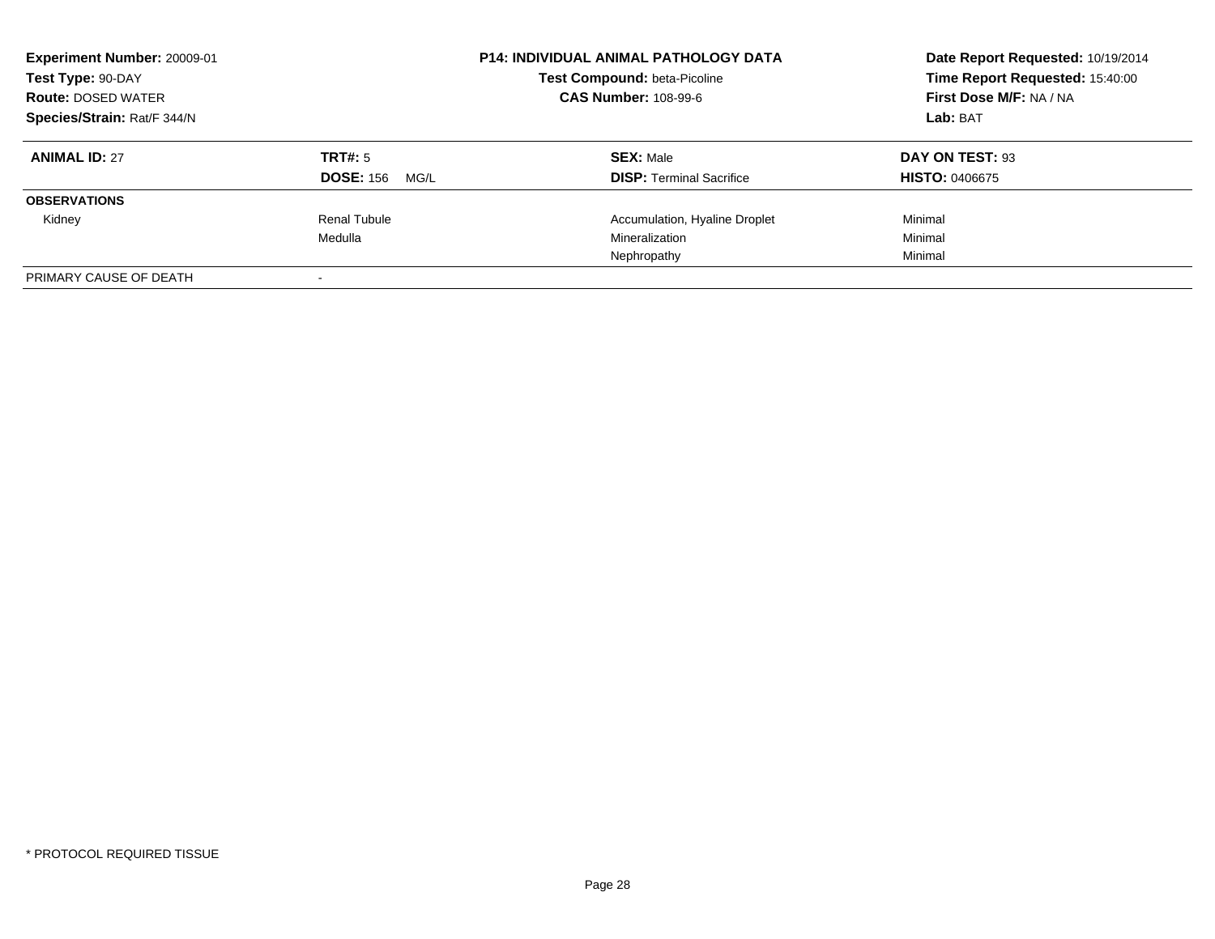**Experiment Number:** 20009-01
**Test Type:** 90-DAY
**Route:** DOSED WATER
**Species/Strain:** Rat/F 344/N

**P14: INDIVIDUAL ANIMAL PATHOLOGY DATA**
**Test Compound:** beta-Picoline
**CAS Number:** 108-99-6

**Date Report Requested:** 10/19/2014
**Time Report Requested:** 15:40:00
**First Dose M/F:** NA / NA
**Lab:** BAT

| **ANIMAL ID:** 27 | **TRT#:** 5 | **SEX:** Male | **DAY ON TEST:** 93 |
|---|---|---|---|
| | **DOSE:** 156 MG/L | **DISP:** Terminal Sacrifice | **HISTO:** 0406675 |
| **OBSERVATIONS** | | | |
| Kidney | Renal Tubule | Accumulation, Hyaline Droplet | Minimal |
| | Medulla | Mineralization | Minimal |
| | | Nephropathy | Minimal |
| PRIMARY CAUSE OF DEATH | - | | |

\* PROTOCOL REQUIRED TISSUE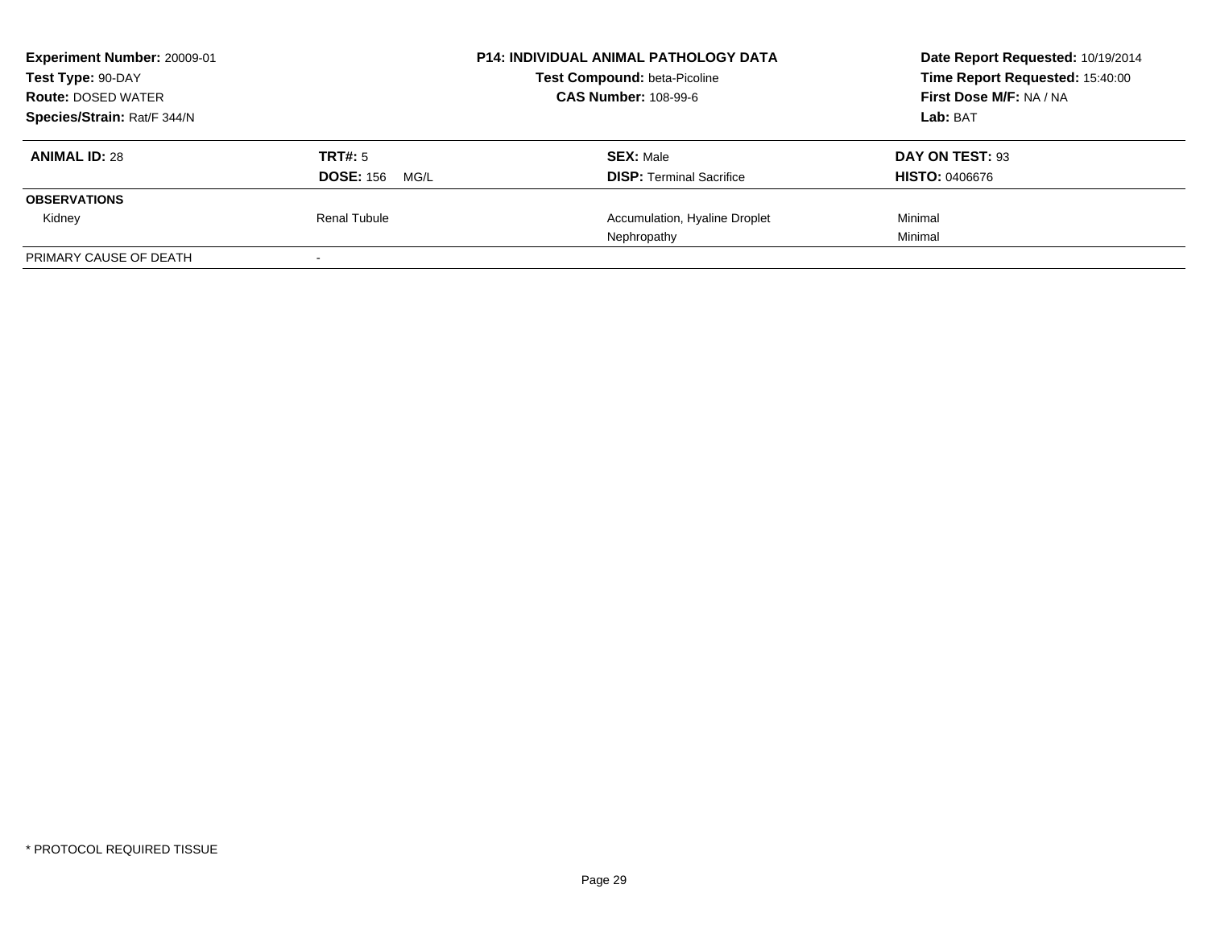**Experiment Number:** 20009-01
**Test Type:** 90-DAY
**Route:** DOSED WATER
**Species/Strain:** Rat/F 344/N

**P14: INDIVIDUAL ANIMAL PATHOLOGY DATA**
**Test Compound:** beta-Picoline
**CAS Number:** 108-99-6

**Date Report Requested:** 10/19/2014
**Time Report Requested:** 15:40:00
**First Dose M/F:** NA / NA
**Lab:** BAT

| **ANIMAL ID:** 28 | **TRT#:** 5 | **SEX:** Male | **DAY ON TEST:** 93 |
|---|---|---|---|
| | **DOSE:** 156 MG/L | **DISP:** Terminal Sacrifice | **HISTO:** 0406676 |
| **OBSERVATIONS** | | | |
| Kidney | Renal Tubule | Accumulation, Hyaline Droplet | Minimal |
| | | Nephropathy | Minimal |
| PRIMARY CAUSE OF DEATH | - | | |

* PROTOCOL REQUIRED TISSUE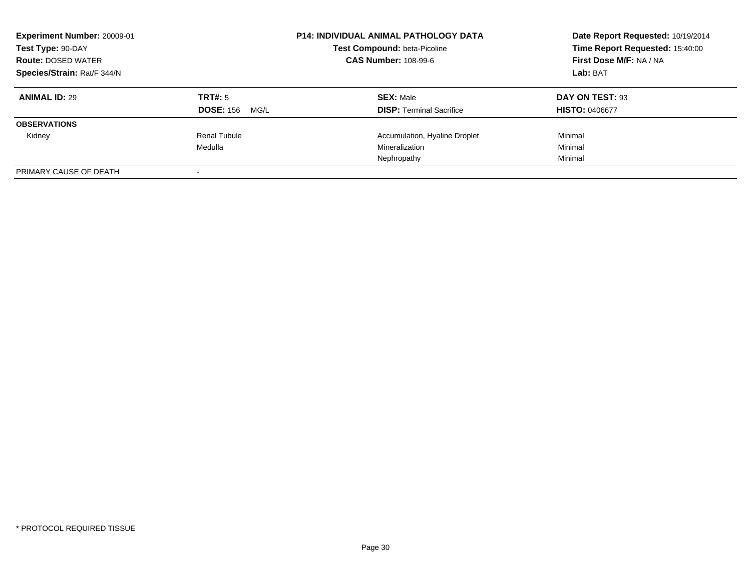**Experiment Number:** 20009-01
**Test Type:** 90-DAY
**Route:** DOSED WATER
**Species/Strain:** Rat/F 344/N

**P14: INDIVIDUAL ANIMAL PATHOLOGY DATA**
**Test Compound:** beta-Picoline
**CAS Number:** 108-99-6

**Date Report Requested:** 10/19/2014
**Time Report Requested:** 15:40:00
**First Dose M/F:** NA / NA
**Lab:** BAT

| **ANIMAL ID:** 29 | **TRT#:** 5 | **SEX:** Male | **DAY ON TEST:** 93 |
|---|---|---|---|
| | **DOSE:** 156 MG/L | **DISP:** Terminal Sacrifice | **HISTO:** 0406677 |
| **OBSERVATIONS** | | | |
| Kidney | Renal Tubule | Accumulation, Hyaline Droplet | Minimal |
| | Medulla | Mineralization | Minimal |
| | | Nephropathy | Minimal |
| PRIMARY CAUSE OF DEATH | - | | |

* PROTOCOL REQUIRED TISSUE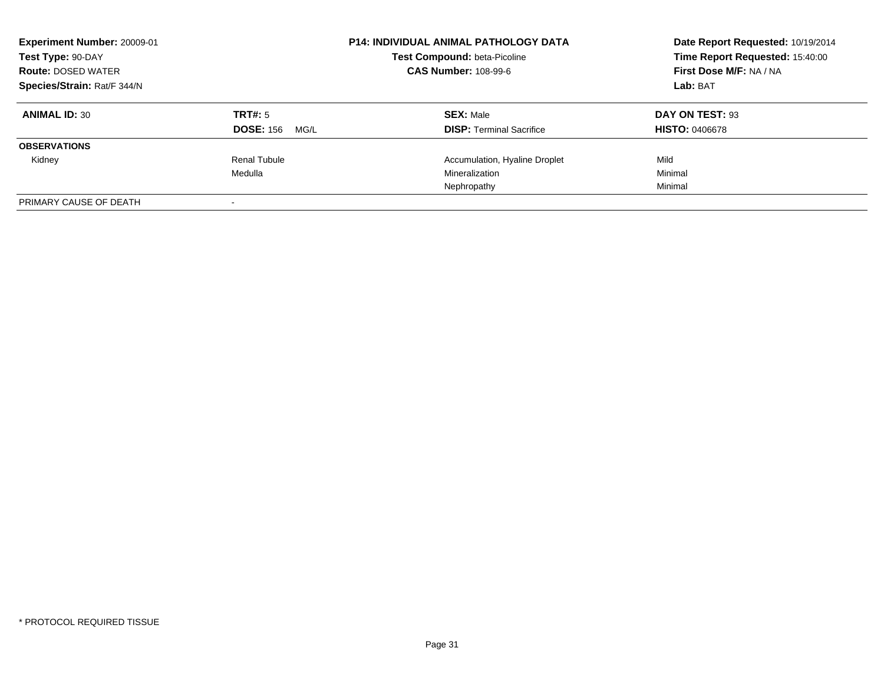**Experiment Number:** 20009-01
**Test Type:** 90-DAY
**Route:** DOSED WATER
**Species/Strain:** Rat/F 344/N

**P14: INDIVIDUAL ANIMAL PATHOLOGY DATA**
**Test Compound:** beta-Picoline
**CAS Number:** 108-99-6

**Date Report Requested:** 10/19/2014
**Time Report Requested:** 15:40:00
**First Dose M/F:** NA / NA
**Lab:** BAT

| **ANIMAL ID:** 30 | **TRT#:** 5 | **SEX:** Male | **DAY ON TEST:** 93 |
|---|---|---|---|
| | **DOSE:** 156 MG/L | **DISP:** Terminal Sacrifice | **HISTO:** 0406678 |
| **OBSERVATIONS** | | | |
| Kidney | Renal Tubule | Accumulation, Hyaline Droplet | Mild |
| | Medulla | Mineralization | Minimal |
| | | Nephropathy | Minimal |
| PRIMARY CAUSE OF DEATH | - | | |

\* PROTOCOL REQUIRED TISSUE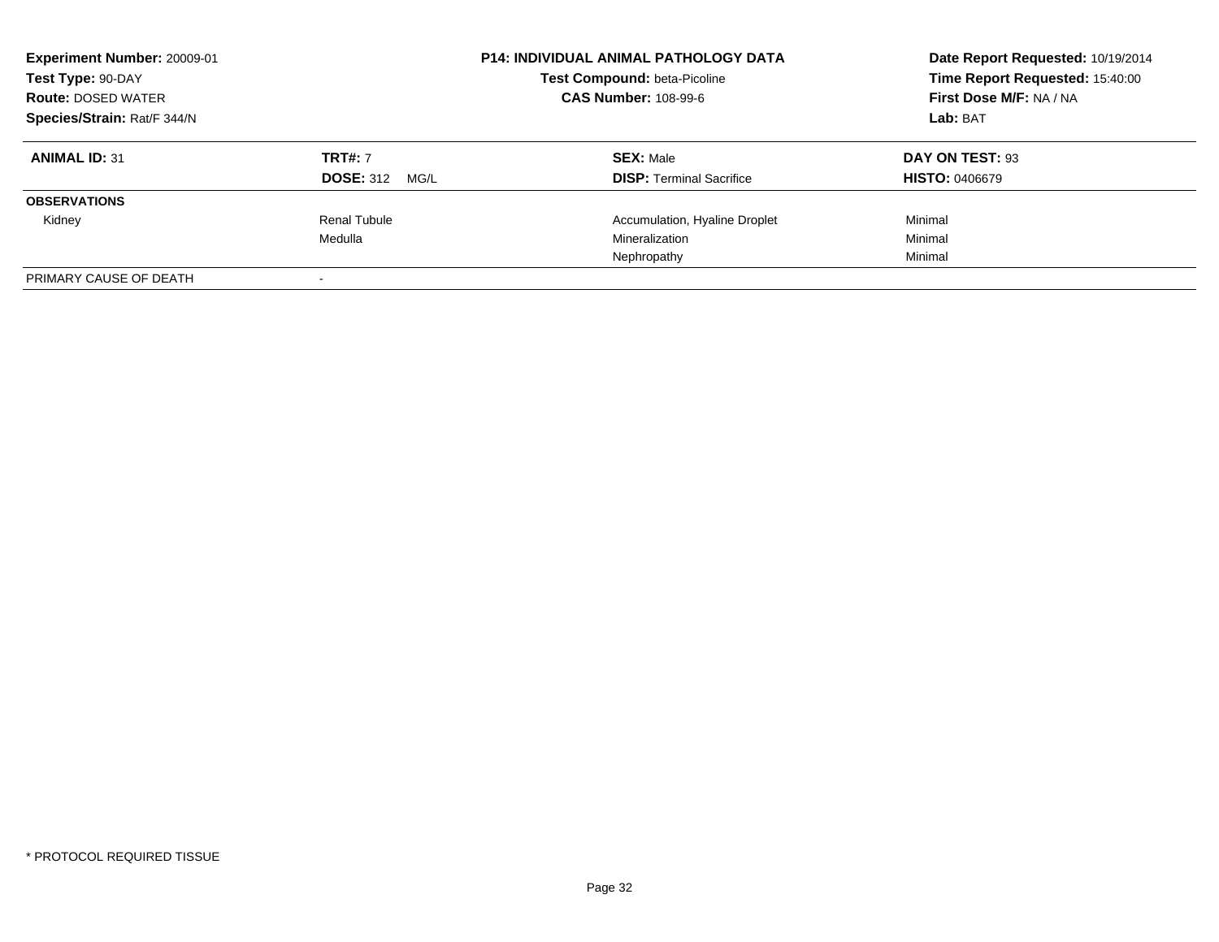**Experiment Number:** 20009-01
**Test Type:** 90-DAY
**Route:** DOSED WATER
**Species/Strain:** Rat/F 344/N

**P14: INDIVIDUAL ANIMAL PATHOLOGY DATA**
**Test Compound:** beta-Picoline
**CAS Number:** 108-99-6

**Date Report Requested:** 10/19/2014
**Time Report Requested:** 15:40:00
**First Dose M/F:** NA / NA
**Lab:** BAT

| **ANIMAL ID:** 31 | **TRT#:** 7 | **SEX:** Male | **DAY ON TEST:** 93 |
|---|---|---|---|
| | **DOSE:** 312 MG/L | **DISP:** Terminal Sacrifice | **HISTO:** 0406679 |
| **OBSERVATIONS** | | | |
| Kidney | Renal Tubule | Accumulation, Hyaline Droplet | Minimal |
| | Medulla | Mineralization | Minimal |
| | | Nephropathy | Minimal |
| PRIMARY CAUSE OF DEATH | - | | |

\* PROTOCOL REQUIRED TISSUE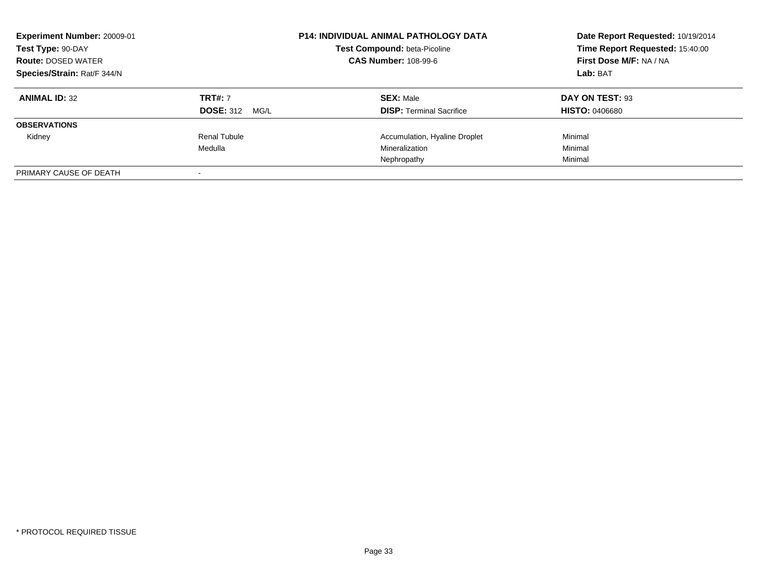**Experiment Number:** 20009-01
**Test Type:** 90-DAY
**Route:** DOSED WATER
**Species/Strain:** Rat/F 344/N

**P14: INDIVIDUAL ANIMAL PATHOLOGY DATA**
**Test Compound:** beta-Picoline
**CAS Number:** 108-99-6

**Date Report Requested:** 10/19/2014
**Time Report Requested:** 15:40:00
**First Dose M/F:** NA / NA
**Lab:** BAT

| **ANIMAL ID:** 32 | **TRT#:** 7 | **SEX:** Male | **DAY ON TEST:** 93 |
|---|---|---|---|
| | **DOSE:** 312 MG/L | **DISP:** Terminal Sacrifice | **HISTO:** 0406680 |
| **OBSERVATIONS** | | | |
| Kidney | Renal Tubule | Accumulation, Hyaline Droplet | Minimal |
| | Medulla | Mineralization | Minimal |
| | | Nephropathy | Minimal |
| PRIMARY CAUSE OF DEATH | - | | |

\* PROTOCOL REQUIRED TISSUE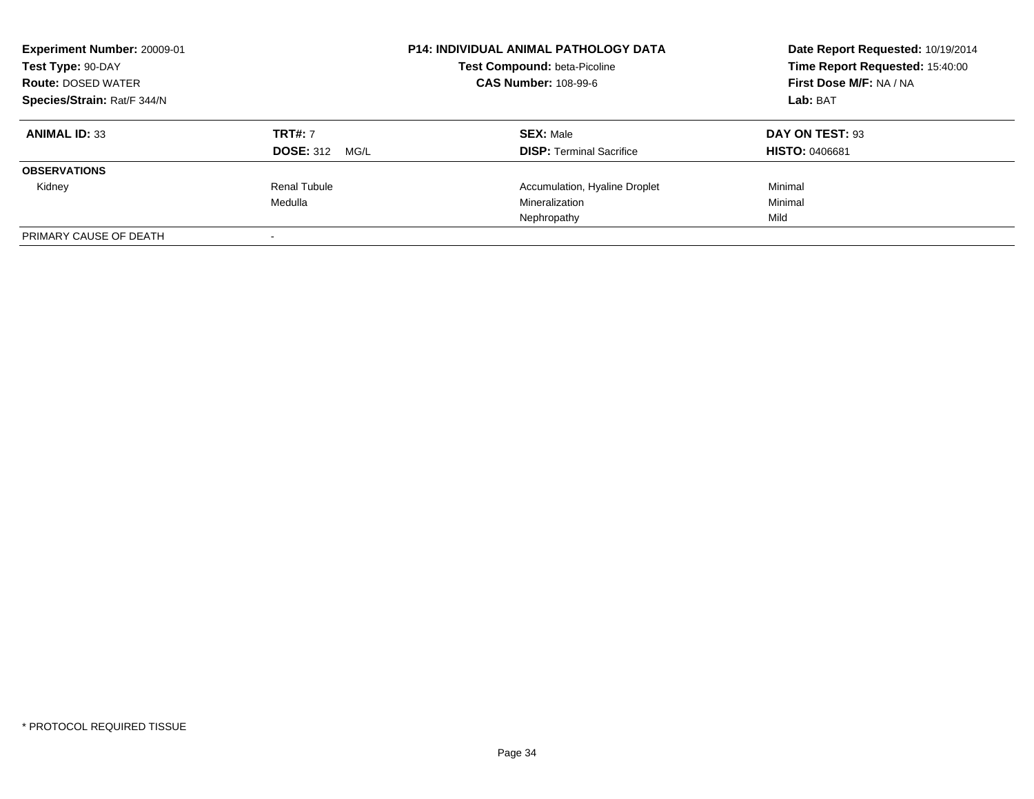**Experiment Number:** 20009-01
**Test Type:** 90-DAY
**Route:** DOSED WATER
**Species/Strain:** Rat/F 344/N

**P14: INDIVIDUAL ANIMAL PATHOLOGY DATA**
**Test Compound:** beta-Picoline
**CAS Number:** 108-99-6

**Date Report Requested:** 10/19/2014
**Time Report Requested:** 15:40:00
**First Dose M/F:** NA / NA
**Lab:** BAT

| **ANIMAL ID:** 33 | **TRT#:** 7 | **SEX:** Male | **DAY ON TEST:** 93 |
|---|---|---|---|
| | **DOSE:** 312 MG/L | **DISP:** Terminal Sacrifice | **HISTO:** 0406681 |
| **OBSERVATIONS** | | | |
| Kidney | Renal Tubule | Accumulation, Hyaline Droplet | Minimal |
| | Medulla | Mineralization | Minimal |
| | | Nephropathy | Mild |
| PRIMARY CAUSE OF DEATH | - | | |

* PROTOCOL REQUIRED TISSUE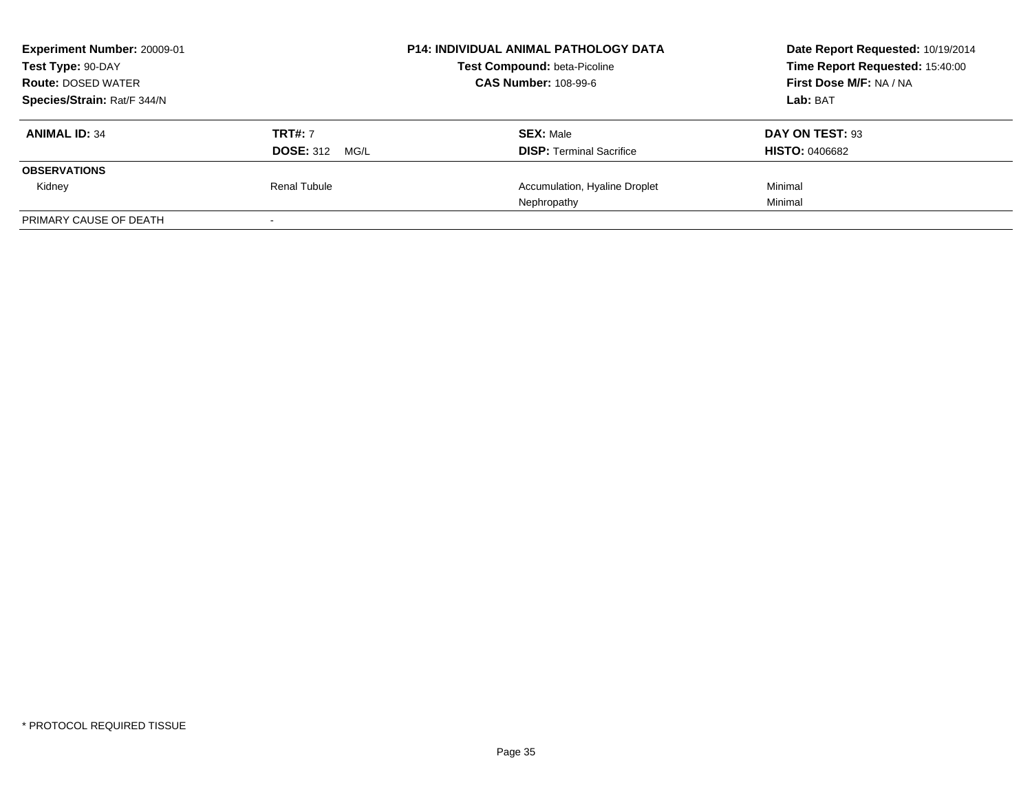| **Experiment Number:** 20009-01 | **P14: INDIVIDUAL ANIMAL PATHOLOGY DATA** | **Date Report Requested:** 10/19/2014 |
|---|---|---|
| **Test Type:** 90-DAY | **Test Compound:** beta-Picoline | **Time Report Requested:** 15:40:00 |
| **Route:** DOSED WATER | **CAS Number:** 108-99-6 | **First Dose M/F:** NA / NA |
| **Species/Strain:** Rat/F 344/N | | **Lab:** BAT |

| **ANIMAL ID:** 34 | **TRT#:** 7 | **SEX:** Male | **DAY ON TEST:** 93 |
|---|---|---|---|
| | **DOSE:** 312 MG/L | **DISP:** Terminal Sacrifice | **HISTO:** 0406682 |
| **OBSERVATIONS** | | | |
| Kidney | Renal Tubule | Accumulation, Hyaline Droplet | Minimal |
| | | Nephropathy | Minimal |
| PRIMARY CAUSE OF DEATH | - | | |

* PROTOCOL REQUIRED TISSUE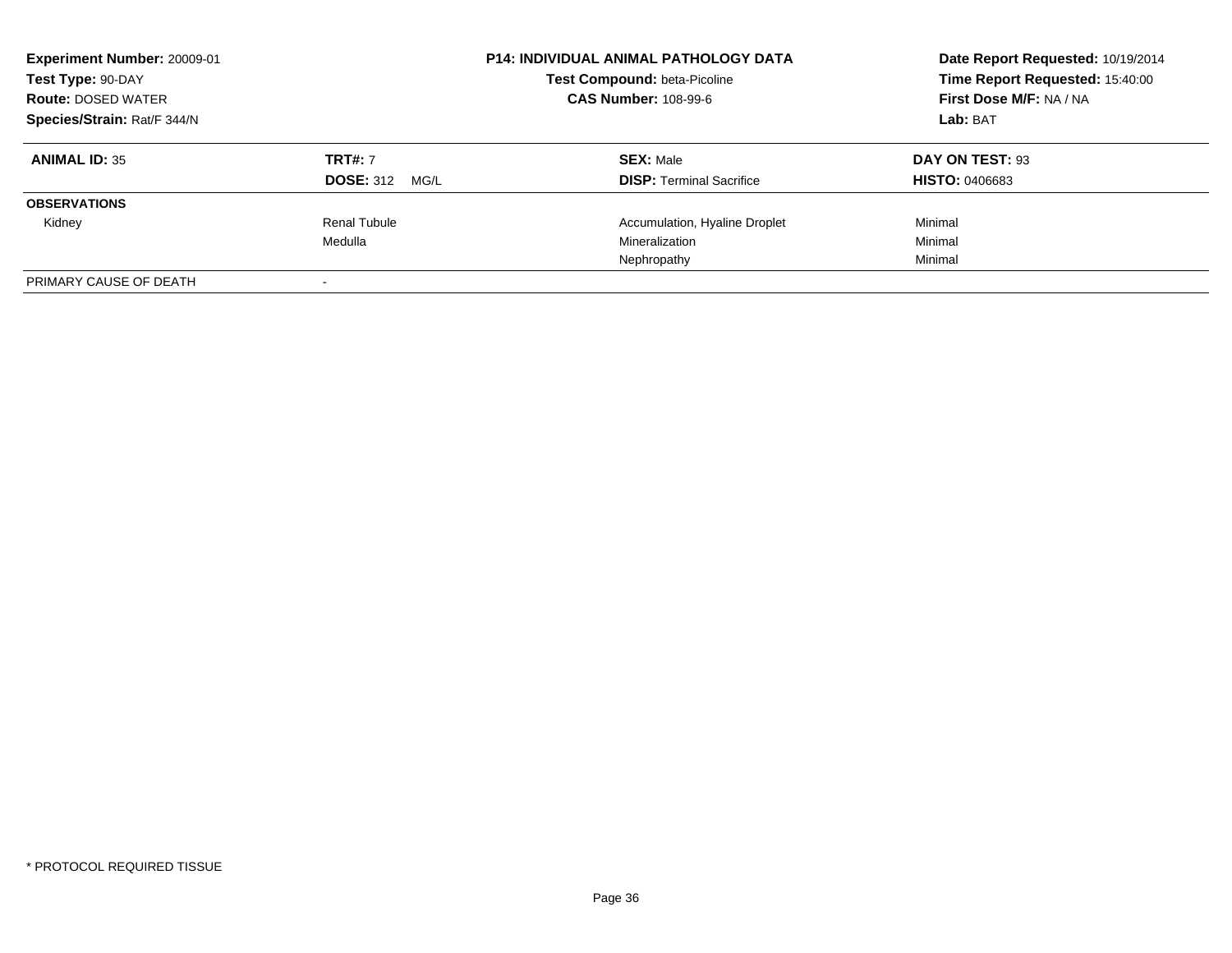**Experiment Number:** 20009-01
**Test Type:** 90-DAY
**Route:** DOSED WATER
**Species/Strain:** Rat/F 344/N

**P14: INDIVIDUAL ANIMAL PATHOLOGY DATA**
**Test Compound:** beta-Picoline
**CAS Number:** 108-99-6

**Date Report Requested:** 10/19/2014
**Time Report Requested:** 15:40:00
**First Dose M/F:** NA / NA
**Lab:** BAT

| **ANIMAL ID:** 35 | **TRT#:** 7 | **SEX:** Male | **DAY ON TEST:** 93 |
|---|---|---|---|
| | **DOSE:** 312 MG/L | **DISP:** Terminal Sacrifice | **HISTO:** 0406683 |
| **OBSERVATIONS** | | | |
| Kidney | Renal Tubule | Accumulation, Hyaline Droplet | Minimal |
| | Medulla | Mineralization | Minimal |
| | | Nephropathy | Minimal |
| PRIMARY CAUSE OF DEATH | - | | |

* PROTOCOL REQUIRED TISSUE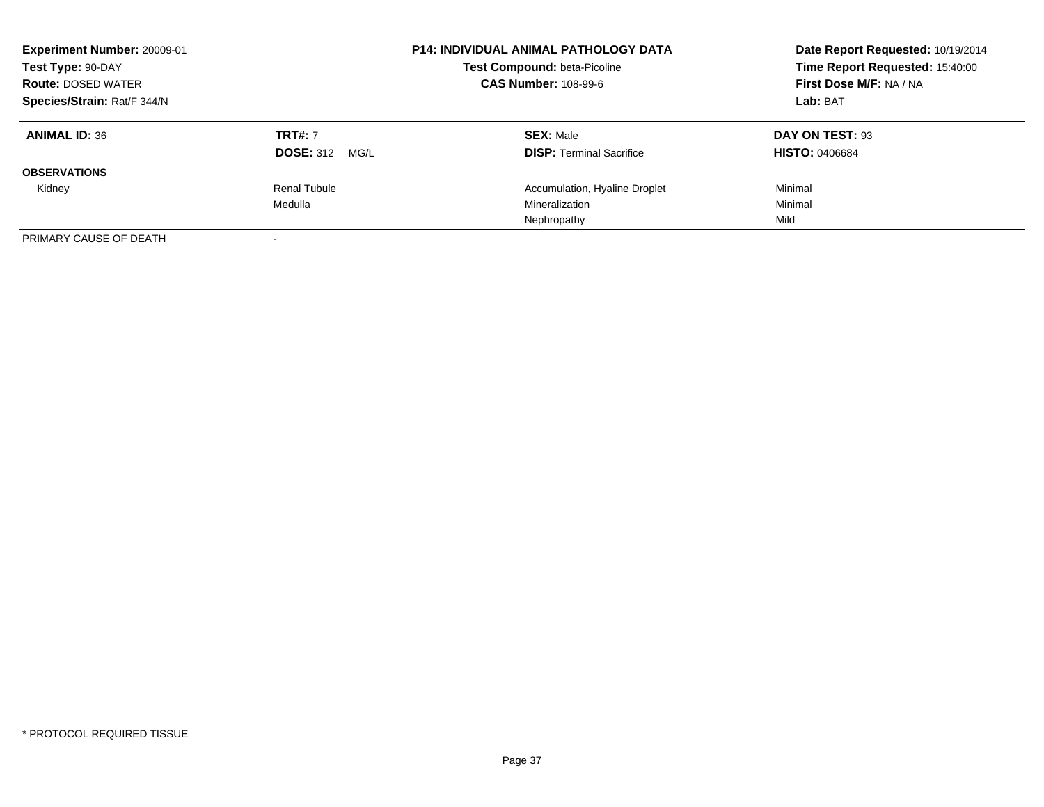**Experiment Number:** 20009-01
**Test Type:** 90-DAY
**Route:** DOSED WATER
**Species/Strain:** Rat/F 344/N

**P14: INDIVIDUAL ANIMAL PATHOLOGY DATA**
**Test Compound:** beta-Picoline
**CAS Number:** 108-99-6

**Date Report Requested:** 10/19/2014
**Time Report Requested:** 15:40:00
**First Dose M/F:** NA / NA
**Lab:** BAT

| **ANIMAL ID:** 36 | **TRT#:** 7 | **SEX:** Male | **DAY ON TEST:** 93 |
|---|---|---|---|
| | **DOSE:** 312 MG/L | **DISP:** Terminal Sacrifice | **HISTO:** 0406684 |
| **OBSERVATIONS** | | | |
| Kidney | Renal Tubule | Accumulation, Hyaline Droplet | Minimal |
| | Medulla | Mineralization | Minimal |
| | | Nephropathy | Mild |
| PRIMARY CAUSE OF DEATH | - | | |

* PROTOCOL REQUIRED TISSUE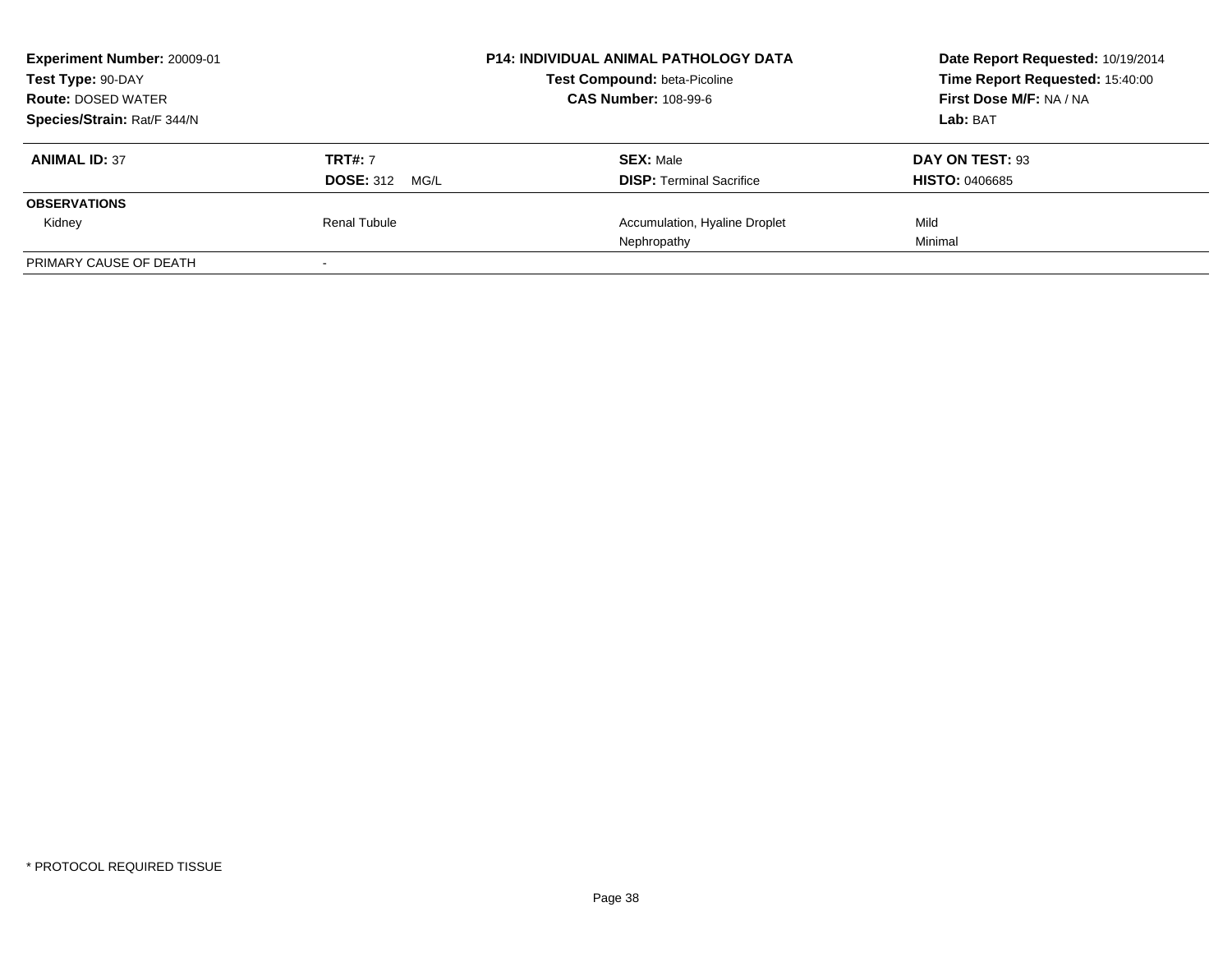**Experiment Number:** 20009-01
**Test Type:** 90-DAY
**Route:** DOSED WATER
**Species/Strain:** Rat/F 344/N

**P14: INDIVIDUAL ANIMAL PATHOLOGY DATA**
**Test Compound:** beta-Picoline
**CAS Number:** 108-99-6

**Date Report Requested:** 10/19/2014
**Time Report Requested:** 15:40:00
**First Dose M/F:** NA / NA
**Lab:** BAT

| **ANIMAL ID:** 37 | **TRT#:** 7 | **SEX:** Male | **DAY ON TEST:** 93 |
|---|---|---|---|
| | **DOSE:** 312 MG/L | **DISP:** Terminal Sacrifice | **HISTO:** 0406685 |
| **OBSERVATIONS** | | | |
| Kidney | Renal Tubule | Accumulation, Hyaline Droplet | Mild |
| | | Nephropathy | Minimal |
| PRIMARY CAUSE OF DEATH | - | | |

* PROTOCOL REQUIRED TISSUE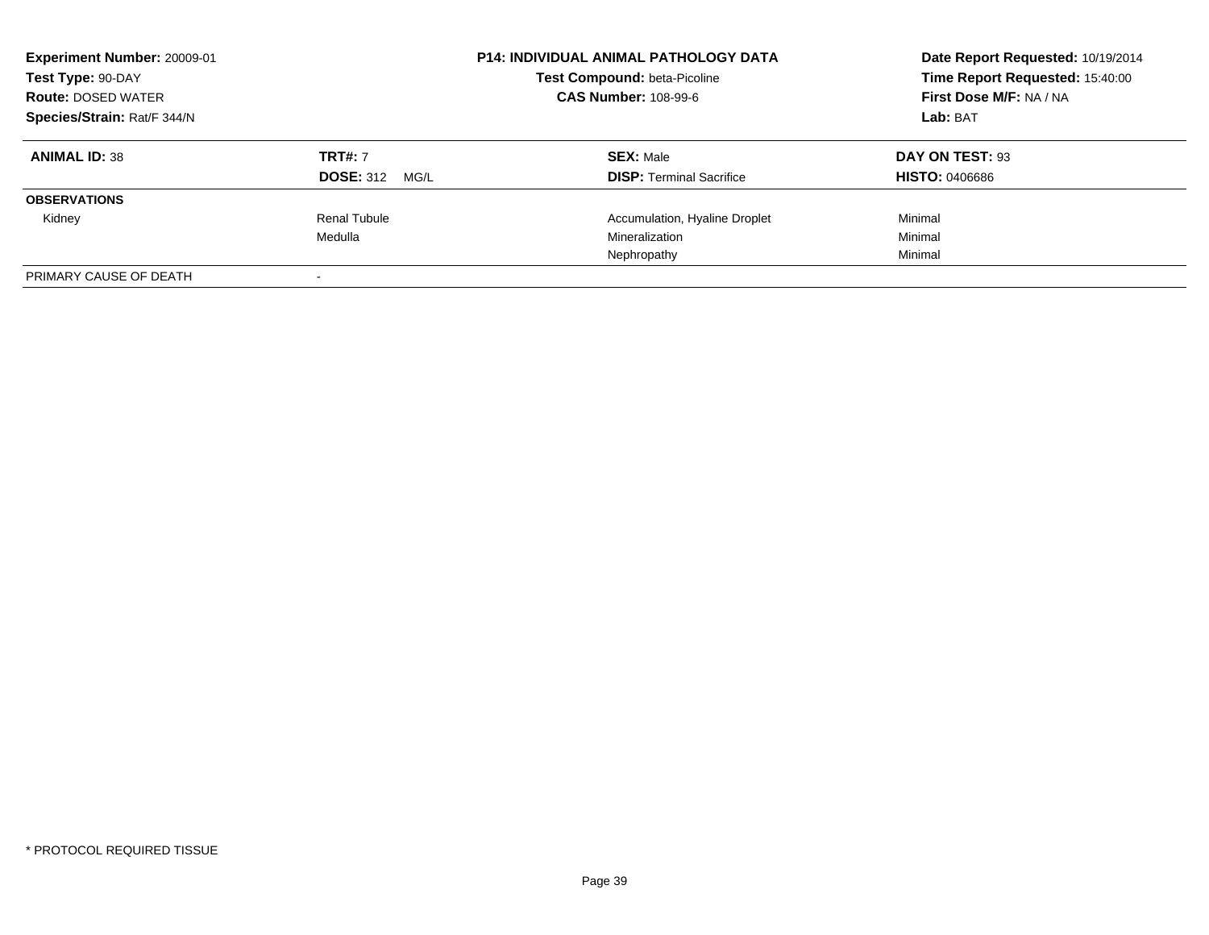**Experiment Number:** 20009-01
**Test Type:** 90-DAY
**Route:** DOSED WATER
**Species/Strain:** Rat/F 344/N

**P14: INDIVIDUAL ANIMAL PATHOLOGY DATA**
**Test Compound:** beta-Picoline
**CAS Number:** 108-99-6

**Date Report Requested:** 10/19/2014
**Time Report Requested:** 15:40:00
**First Dose M/F:** NA / NA
**Lab:** BAT

| **ANIMAL ID:** 38 | **TRT#:** 7 | **SEX:** Male | **DAY ON TEST:** 93 |
|---|---|---|---|
| | **DOSE:** 312 MG/L | **DISP:** Terminal Sacrifice | **HISTO:** 0406686 |
| **OBSERVATIONS** | | | |
| Kidney | Renal Tubule | Accumulation, Hyaline Droplet | Minimal |
| | Medulla | Mineralization | Minimal |
| | | Nephropathy | Minimal |
| PRIMARY CAUSE OF DEATH | - | | |

\* PROTOCOL REQUIRED TISSUE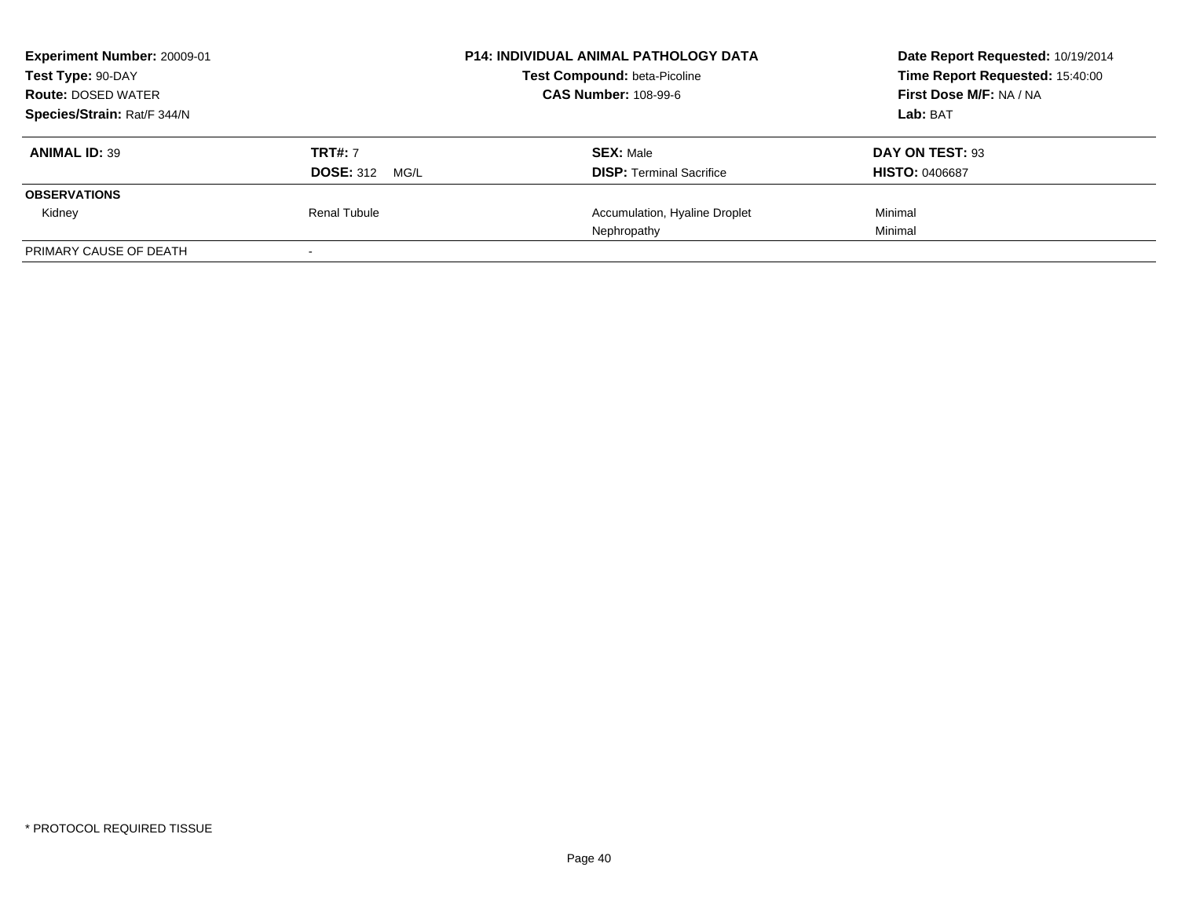**Experiment Number:** 20009-01
**Test Type:** 90-DAY
**Route:** DOSED WATER
**Species/Strain:** Rat/F 344/N

**P14: INDIVIDUAL ANIMAL PATHOLOGY DATA**
**Test Compound:** beta-Picoline
**CAS Number:** 108-99-6

**Date Report Requested:** 10/19/2014
**Time Report Requested:** 15:40:00
**First Dose M/F:** NA / NA
**Lab:** BAT

| **ANIMAL ID:** 39 | **TRT#:** 7 | **SEX:** Male | **DAY ON TEST:** 93 |
|---|---|---|---|
| | **DOSE:** 312 MG/L | **DISP:** Terminal Sacrifice | **HISTO:** 0406687 |
| **OBSERVATIONS** | | | |
| Kidney | Renal Tubule | Accumulation, Hyaline Droplet | Minimal |
| | | Nephropathy | Minimal |
| PRIMARY CAUSE OF DEATH | - | | |

* PROTOCOL REQUIRED TISSUE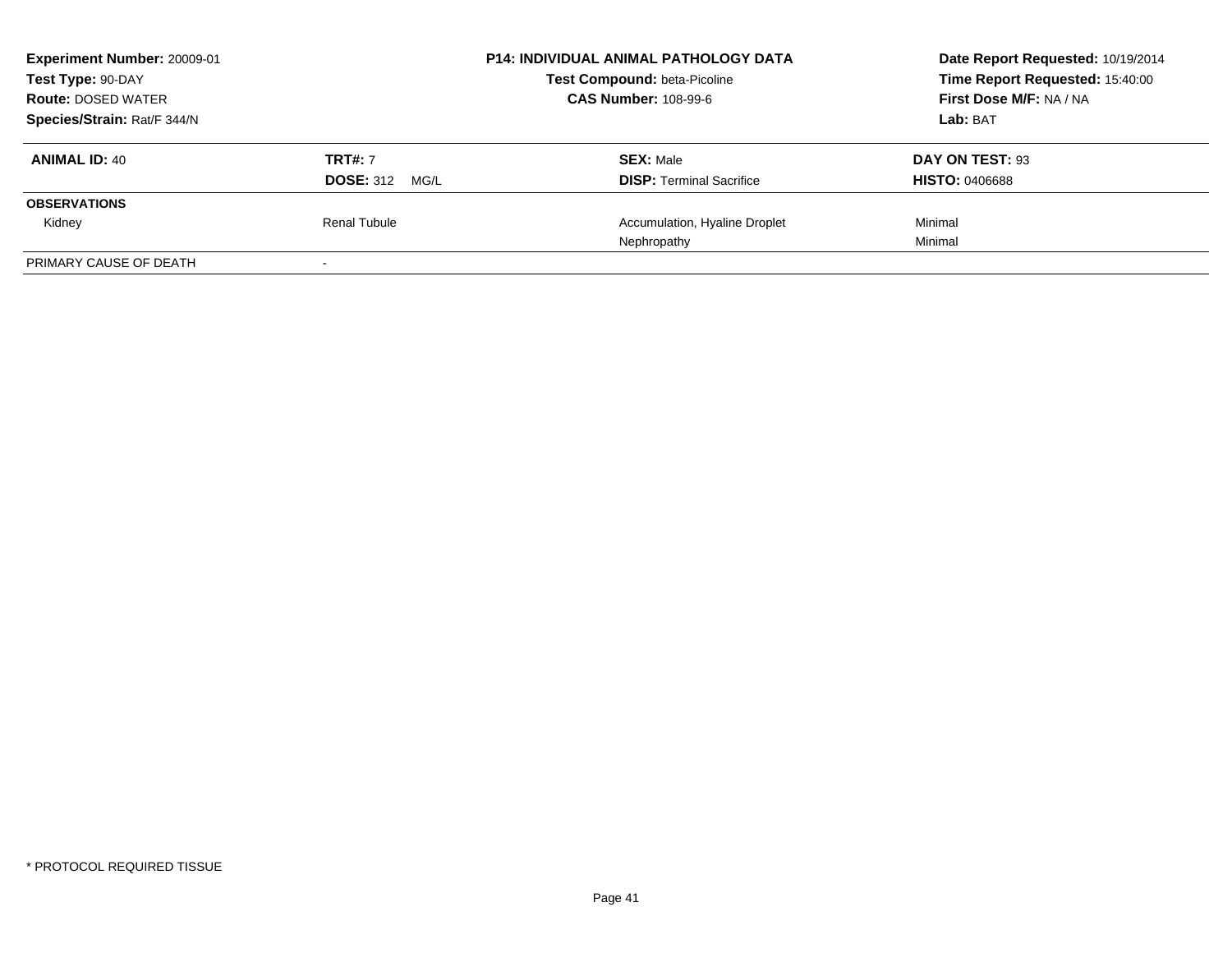**Experiment Number:** 20009-01
**Test Type:** 90-DAY
**Route:** DOSED WATER
**Species/Strain:** Rat/F 344/N

**P14: INDIVIDUAL ANIMAL PATHOLOGY DATA**
**Test Compound:** beta-Picoline
**CAS Number:** 108-99-6

**Date Report Requested:** 10/19/2014
**Time Report Requested:** 15:40:00
**First Dose M/F:** NA / NA
**Lab:** BAT

| **ANIMAL ID:** 40 | **TRT#:** 7 | **SEX:** Male | **DAY ON TEST:** 93 |
|---|---|---|---|
| | **DOSE:** 312 MG/L | **DISP:** Terminal Sacrifice | **HISTO:** 0406688 |
| **OBSERVATIONS** | | | |
| Kidney | Renal Tubule | Accumulation, Hyaline Droplet | Minimal |
| | | Nephropathy | Minimal |
| PRIMARY CAUSE OF DEATH | - | | |

* PROTOCOL REQUIRED TISSUE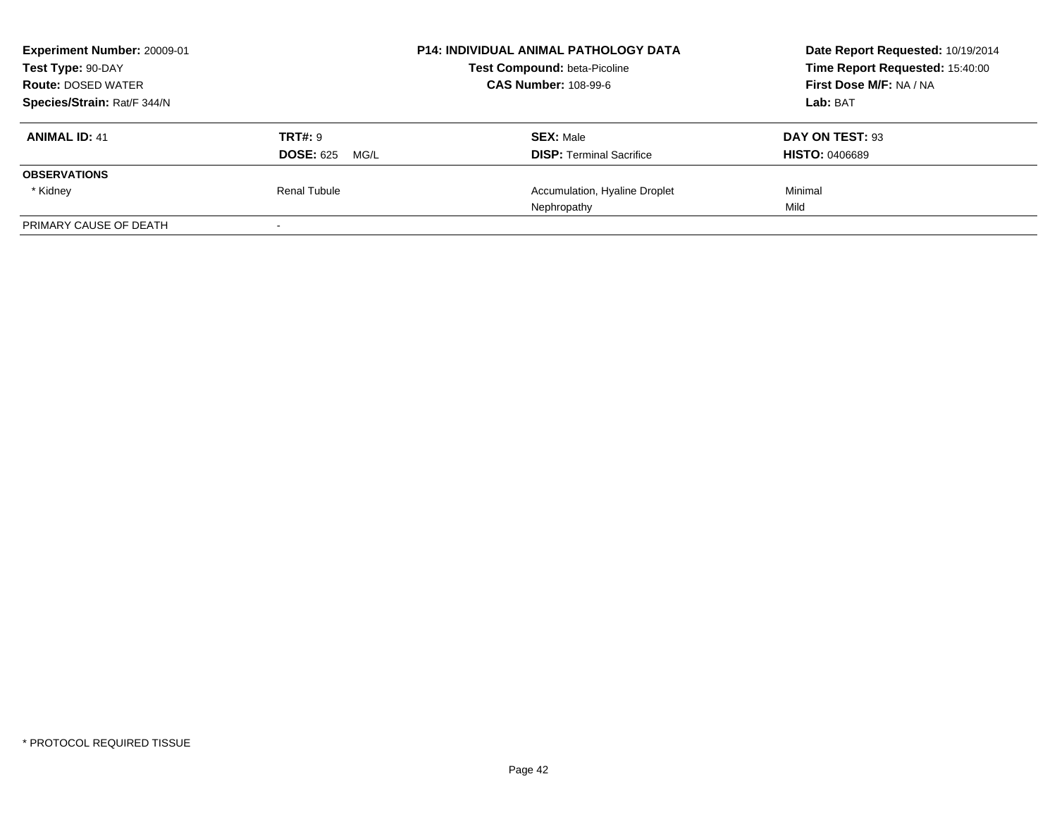**Experiment Number:** 20009-01
**Test Type:** 90-DAY
**Route:** DOSED WATER
**Species/Strain:** Rat/F 344/N

**P14: INDIVIDUAL ANIMAL PATHOLOGY DATA**
**Test Compound:** beta-Picoline
**CAS Number:** 108-99-6

**Date Report Requested:** 10/19/2014
**Time Report Requested:** 15:40:00
**First Dose M/F:** NA / NA
**Lab:** BAT

| **ANIMAL ID:** 41 | **TRT#:** 9 | **SEX:** Male | **DAY ON TEST:** 93 |
|---|---|---|---|
| | **DOSE:** 625 MG/L | **DISP:** Terminal Sacrifice | **HISTO:** 0406689 |
| **OBSERVATIONS** | | | |
| * Kidney | Renal Tubule | Accumulation, Hyaline Droplet | Minimal |
| | | Nephropathy | Mild |
| PRIMARY CAUSE OF DEATH | - | | |

* PROTOCOL REQUIRED TISSUE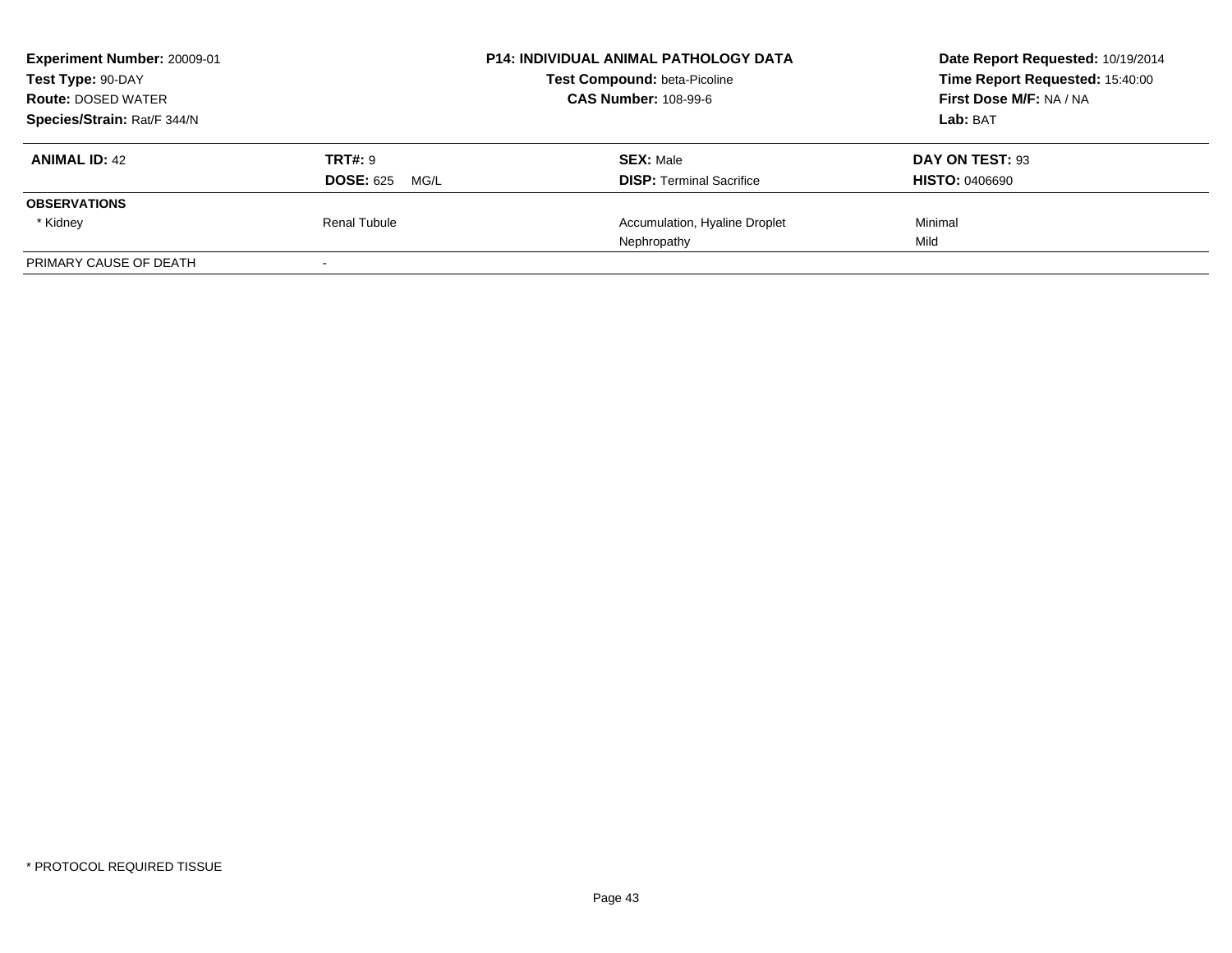**Experiment Number:** 20009-01
**Test Type:** 90-DAY
**Route:** DOSED WATER
**Species/Strain:** Rat/F 344/N

**P14: INDIVIDUAL ANIMAL PATHOLOGY DATA**
**Test Compound:** beta-Picoline
**CAS Number:** 108-99-6

**Date Report Requested:** 10/19/2014
**Time Report Requested:** 15:40:00
**First Dose M/F:** NA / NA
**Lab:** BAT

| **ANIMAL ID:** 42 | **TRT#:** 9 | **SEX:** Male | **DAY ON TEST:** 93 |
|---|---|---|---|
| | **DOSE:** 625 MG/L | **DISP:** Terminal Sacrifice | **HISTO:** 0406690 |
| **OBSERVATIONS** | | | |
| * Kidney | Renal Tubule | Accumulation, Hyaline Droplet | Minimal |
| | | Nephropathy | Mild |
| PRIMARY CAUSE OF DEATH | - | | |

* PROTOCOL REQUIRED TISSUE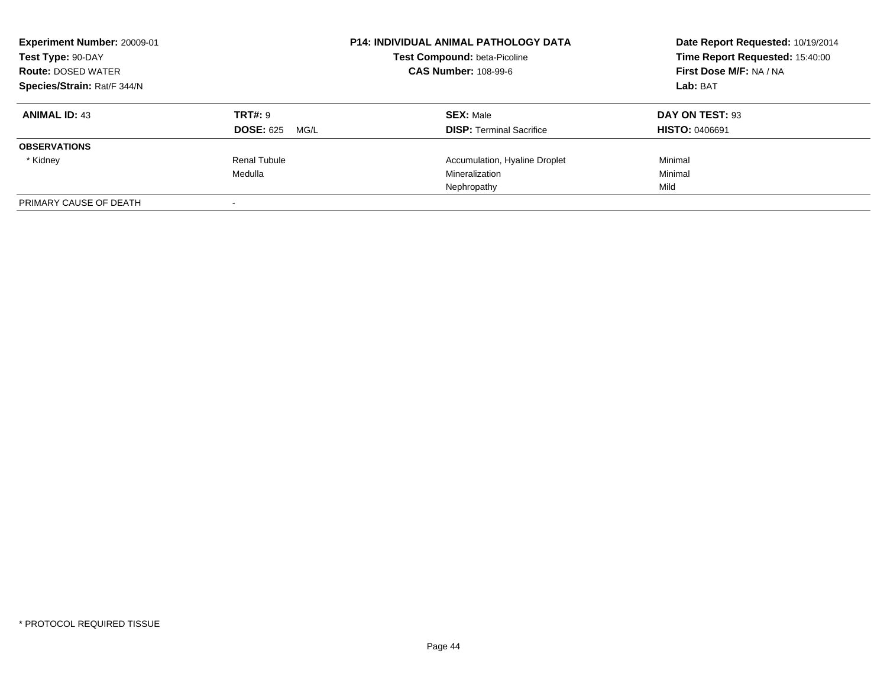| **Experiment Number:** 20009-01 | **P14: INDIVIDUAL ANIMAL PATHOLOGY DATA** | **Date Report Requested:** 10/19/2014 |
|---|---|---|
| **Test Type:** 90-DAY | **Test Compound:** beta-Picoline | **Time Report Requested:** 15:40:00 |
| **Route:** DOSED WATER | **CAS Number:** 108-99-6 | **First Dose M/F:** NA / NA |
| **Species/Strain:** Rat/F 344/N | | **Lab:** BAT |

| **ANIMAL ID:** 43 | **TRT#:** 9 | **SEX:** Male | **DAY ON TEST:** 93 |
|---|---|---|---|
| | **DOSE:** 625 MG/L | **DISP:** Terminal Sacrifice | **HISTO:** 0406691 |
| **OBSERVATIONS** | | | |
| * Kidney | Renal Tubule | Accumulation, Hyaline Droplet | Minimal |
| | Medulla | Mineralization | Minimal |
| | | Nephropathy | Mild |
| PRIMARY CAUSE OF DEATH | - | | |

* PROTOCOL REQUIRED TISSUE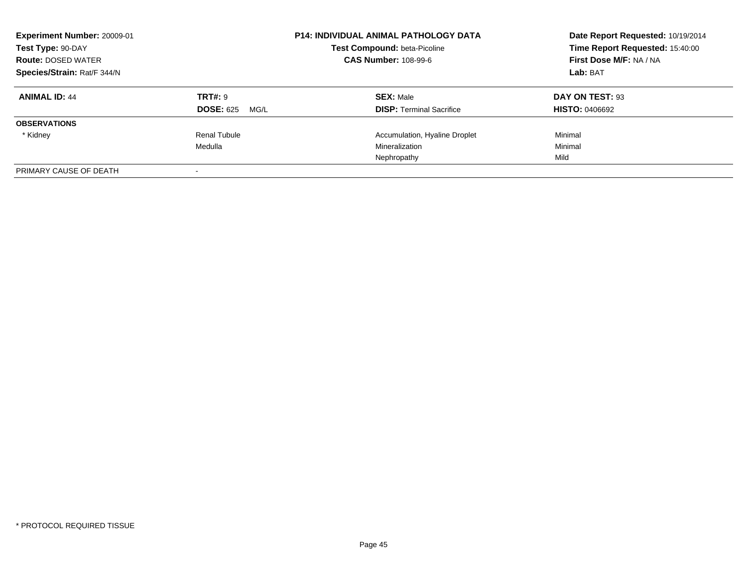**Experiment Number:** 20009-01
**Test Type:** 90-DAY
**Route:** DOSED WATER
**Species/Strain:** Rat/F 344/N

**P14: INDIVIDUAL ANIMAL PATHOLOGY DATA**
**Test Compound:** beta-Picoline
**CAS Number:** 108-99-6

**Date Report Requested:** 10/19/2014
**Time Report Requested:** 15:40:00
**First Dose M/F:** NA / NA
**Lab:** BAT

| **ANIMAL ID:** 44 | **TRT#:** 9 | **SEX:** Male | **DAY ON TEST:** 93 |
|---|---|---|---|
| | **DOSE:** 625 MG/L | **DISP:** Terminal Sacrifice | **HISTO:** 0406692 |
| **OBSERVATIONS** | | | |
| * Kidney | Renal Tubule | Accumulation, Hyaline Droplet | Minimal |
| | Medulla | Mineralization | Minimal |
| | | Nephropathy | Mild |
| PRIMARY CAUSE OF DEATH | - | | |

* PROTOCOL REQUIRED TISSUE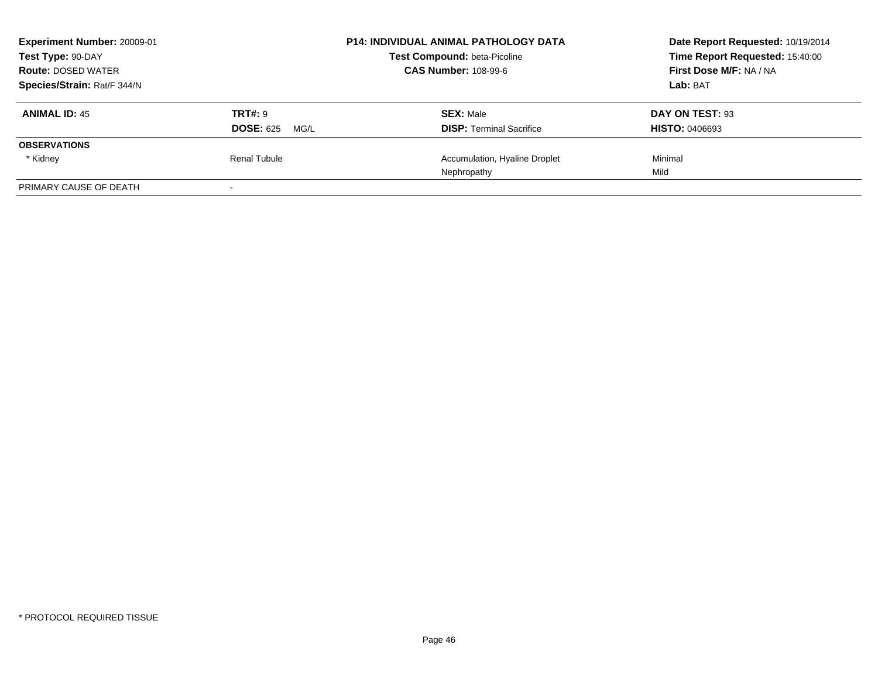**Experiment Number:** 20009-01
**Test Type:** 90-DAY
**Route:** DOSED WATER
**Species/Strain:** Rat/F 344/N

**P14: INDIVIDUAL ANIMAL PATHOLOGY DATA**
**Test Compound:** beta-Picoline
**CAS Number:** 108-99-6

**Date Report Requested:** 10/19/2014
**Time Report Requested:** 15:40:00
**First Dose M/F:** NA / NA
**Lab:** BAT

| **ANIMAL ID:** 45 | **TRT#:** 9 | **SEX:** Male | **DAY ON TEST:** 93 |
|---|---|---|---|
| | **DOSE:** 625 MG/L | **DISP:** Terminal Sacrifice | **HISTO:** 0406693 |
| **OBSERVATIONS** | | | |
| * Kidney | Renal Tubule | Accumulation, Hyaline Droplet | Minimal |
| | | Nephropathy | Mild |
| PRIMARY CAUSE OF DEATH | - | | |

* PROTOCOL REQUIRED TISSUE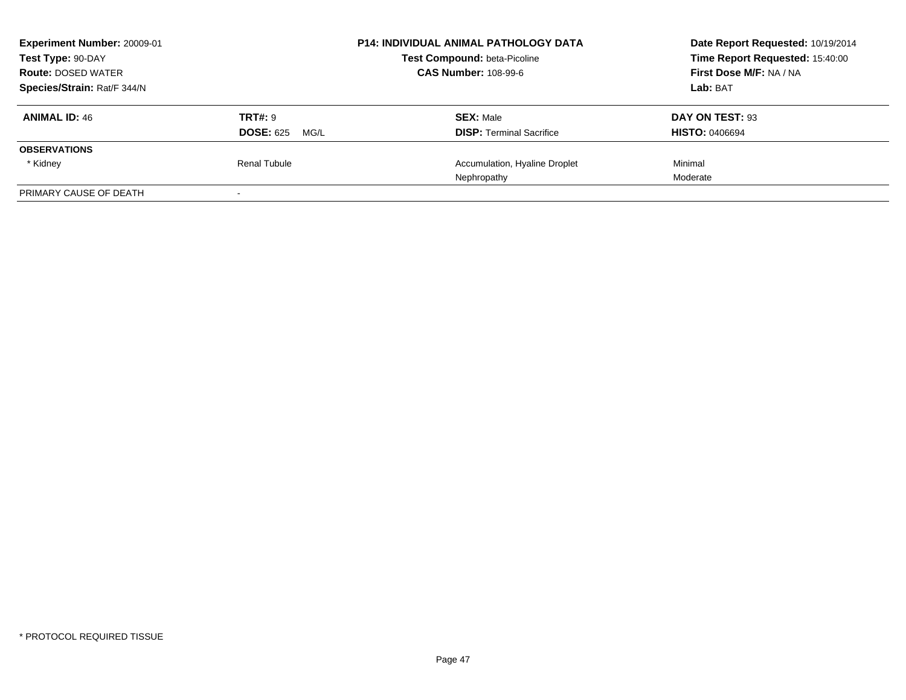**Experiment Number:** 20009-01
**Test Type:** 90-DAY
**Route:** DOSED WATER
**Species/Strain:** Rat/F 344/N

**P14: INDIVIDUAL ANIMAL PATHOLOGY DATA**
**Test Compound:** beta-Picoline
**CAS Number:** 108-99-6

**Date Report Requested:** 10/19/2014
**Time Report Requested:** 15:40:00
**First Dose M/F:** NA / NA
**Lab:** BAT

| **ANIMAL ID:** 46 | **TRT#:** 9 | **SEX:** Male | **DAY ON TEST:** 93 |
|---|---|---|---|
| | **DOSE:** 625 MG/L | **DISP:** Terminal Sacrifice | **HISTO:** 0406694 |
| **OBSERVATIONS** | | | |
| * Kidney | Renal Tubule | Accumulation, Hyaline Droplet | Minimal |
| | | Nephropathy | Moderate |
| PRIMARY CAUSE OF DEATH | - | | |

* PROTOCOL REQUIRED TISSUE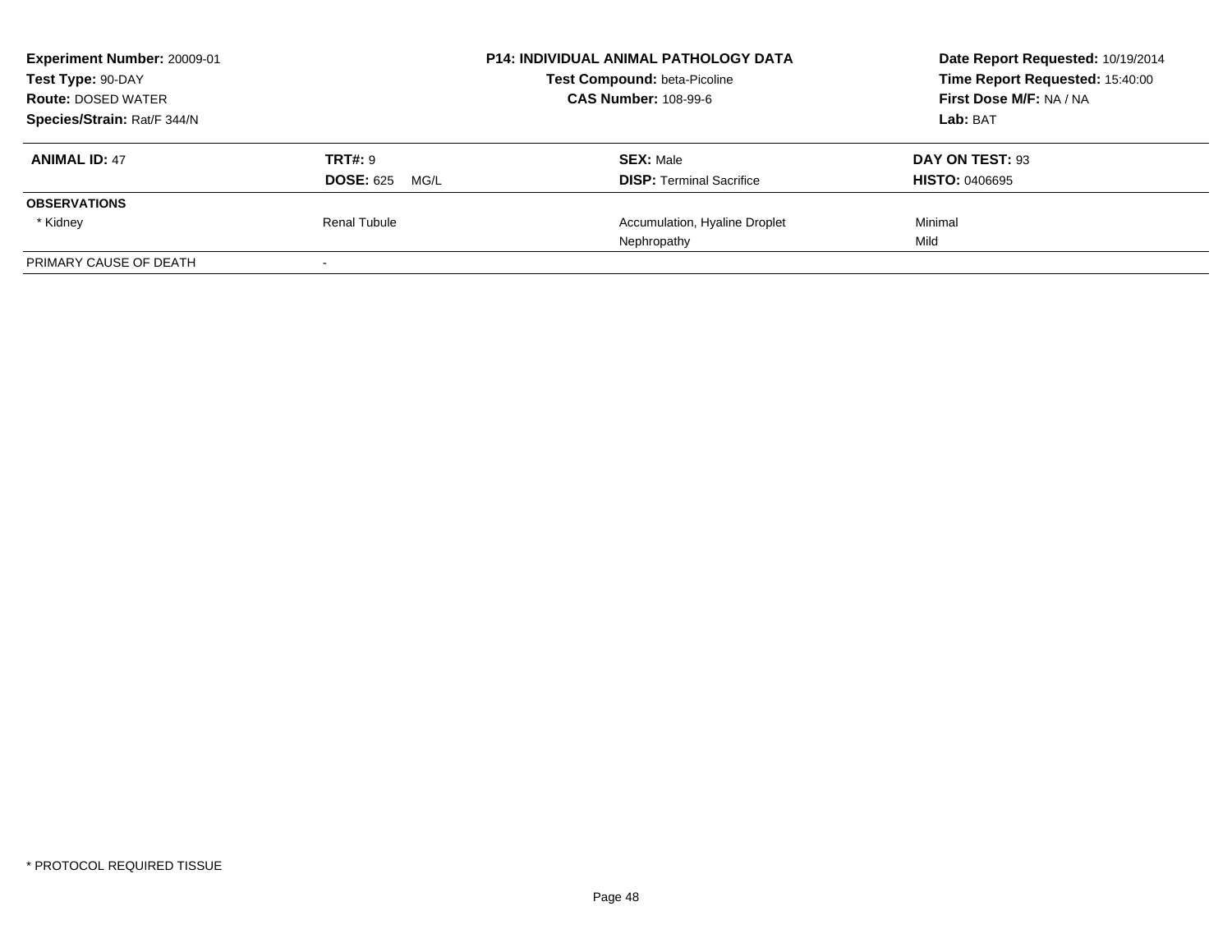**Experiment Number:** 20009-01
**Test Type:** 90-DAY
**Route:** DOSED WATER
**Species/Strain:** Rat/F 344/N

**P14: INDIVIDUAL ANIMAL PATHOLOGY DATA**
**Test Compound:** beta-Picoline
**CAS Number:** 108-99-6

**Date Report Requested:** 10/19/2014
**Time Report Requested:** 15:40:00
**First Dose M/F:** NA / NA
**Lab:** BAT

| **ANIMAL ID:** 47 | **TRT#:** 9 | **SEX:** Male | **DAY ON TEST:** 93 |
|---|---|---|---|
| | **DOSE:** 625 MG/L | **DISP:** Terminal Sacrifice | **HISTO:** 0406695 |
| **OBSERVATIONS** | | | |
| * Kidney | Renal Tubule | Accumulation, Hyaline Droplet | Minimal |
| | | Nephropathy | Mild |
| PRIMARY CAUSE OF DEATH | - | | |

* PROTOCOL REQUIRED TISSUE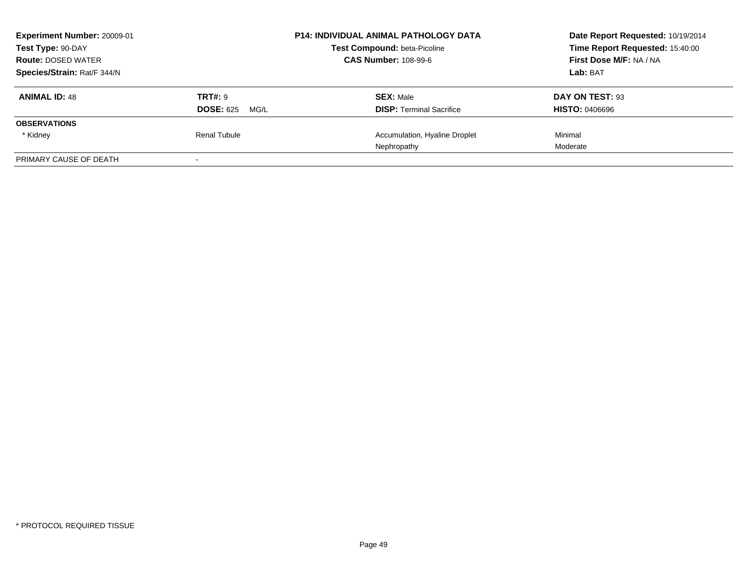**Experiment Number:** 20009-01
**Test Type:** 90-DAY
**Route:** DOSED WATER
**Species/Strain:** Rat/F 344/N

**P14: INDIVIDUAL ANIMAL PATHOLOGY DATA**
**Test Compound:** beta-Picoline
**CAS Number:** 108-99-6

**Date Report Requested:** 10/19/2014
**Time Report Requested:** 15:40:00
**First Dose M/F:** NA / NA
**Lab:** BAT

| **ANIMAL ID:** 48 | **TRT#:** 9 | **SEX:** Male | **DAY ON TEST:** 93 |
|---|---|---|---|
| | **DOSE:** 625 MG/L | **DISP:** Terminal Sacrifice | **HISTO:** 0406696 |
| **OBSERVATIONS** | | | |
| * Kidney | Renal Tubule | Accumulation, Hyaline Droplet | Minimal |
| | | Nephropathy | Moderate |
| PRIMARY CAUSE OF DEATH | - | | |

* PROTOCOL REQUIRED TISSUE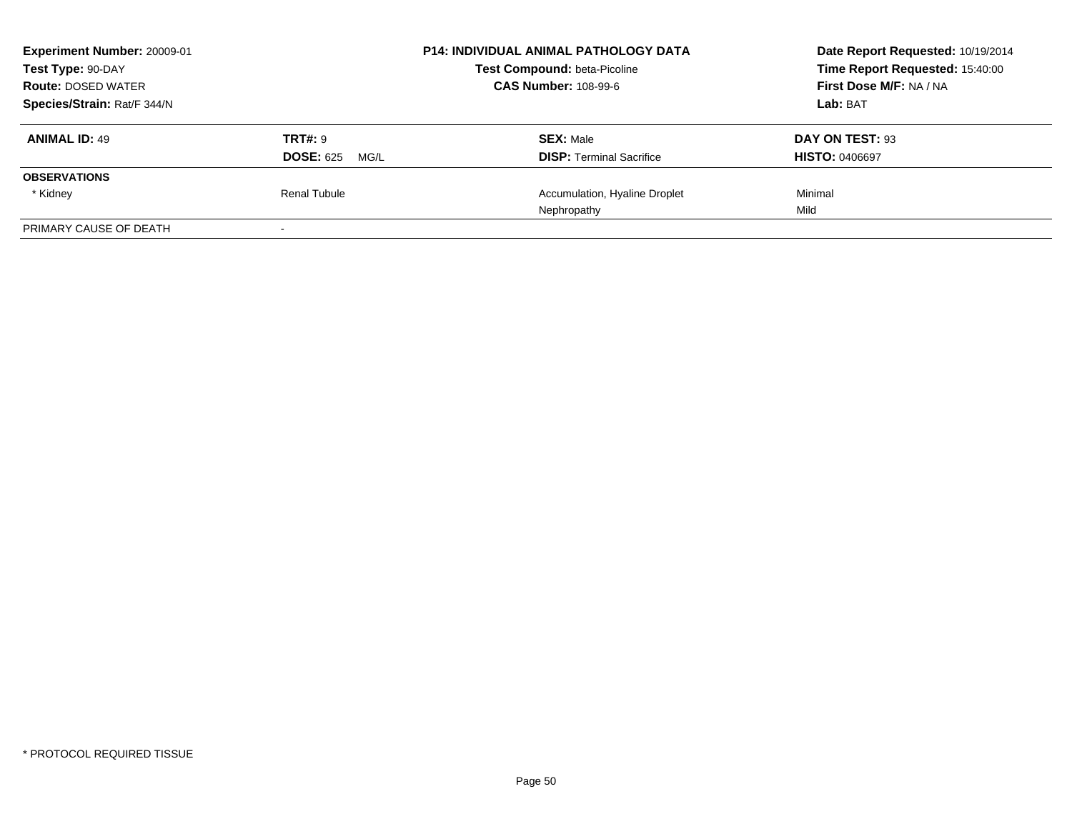**Experiment Number:** 20009-01
**Test Type:** 90-DAY
**Route:** DOSED WATER
**Species/Strain:** Rat/F 344/N

**P14: INDIVIDUAL ANIMAL PATHOLOGY DATA**
**Test Compound:** beta-Picoline
**CAS Number:** 108-99-6

**Date Report Requested:** 10/19/2014
**Time Report Requested:** 15:40:00
**First Dose M/F:** NA / NA
**Lab:** BAT

| **ANIMAL ID:** 49 | **TRT#:** 9 | **SEX:** Male | **DAY ON TEST:** 93 |
|---|---|---|---|
| | **DOSE:** 625 MG/L | **DISP:** Terminal Sacrifice | **HISTO:** 0406697 |
| **OBSERVATIONS** | | | |
| * Kidney | Renal Tubule | Accumulation, Hyaline Droplet | Minimal |
| | | Nephropathy | Mild |
| PRIMARY CAUSE OF DEATH | - | | |

* PROTOCOL REQUIRED TISSUE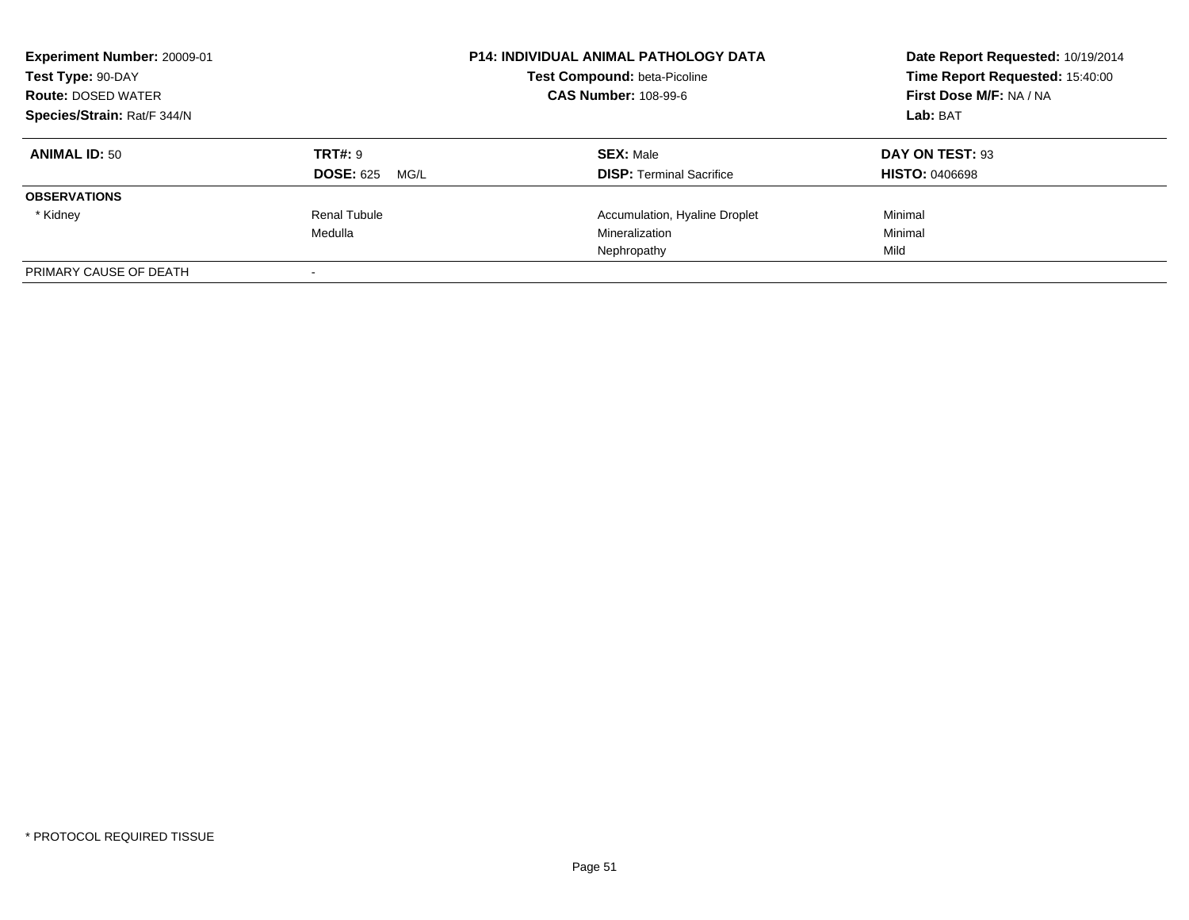**Experiment Number:** 20009-01
**Test Type:** 90-DAY
**Route:** DOSED WATER
**Species/Strain:** Rat/F 344/N

**P14: INDIVIDUAL ANIMAL PATHOLOGY DATA**
**Test Compound:** beta-Picoline
**CAS Number:** 108-99-6

**Date Report Requested:** 10/19/2014
**Time Report Requested:** 15:40:00
**First Dose M/F:** NA / NA
**Lab:** BAT

| **ANIMAL ID:** 50 | **TRT#:** 9 | **SEX:** Male | **DAY ON TEST:** 93 |
|---|---|---|---|
| | **DOSE:** 625 MG/L | **DISP:** Terminal Sacrifice | **HISTO:** 0406698 |
| **OBSERVATIONS** | | | |
| * Kidney | Renal Tubule | Accumulation, Hyaline Droplet | Minimal |
| | Medulla | Mineralization | Minimal |
| | | Nephropathy | Mild |
| PRIMARY CAUSE OF DEATH | - | | |

* PROTOCOL REQUIRED TISSUE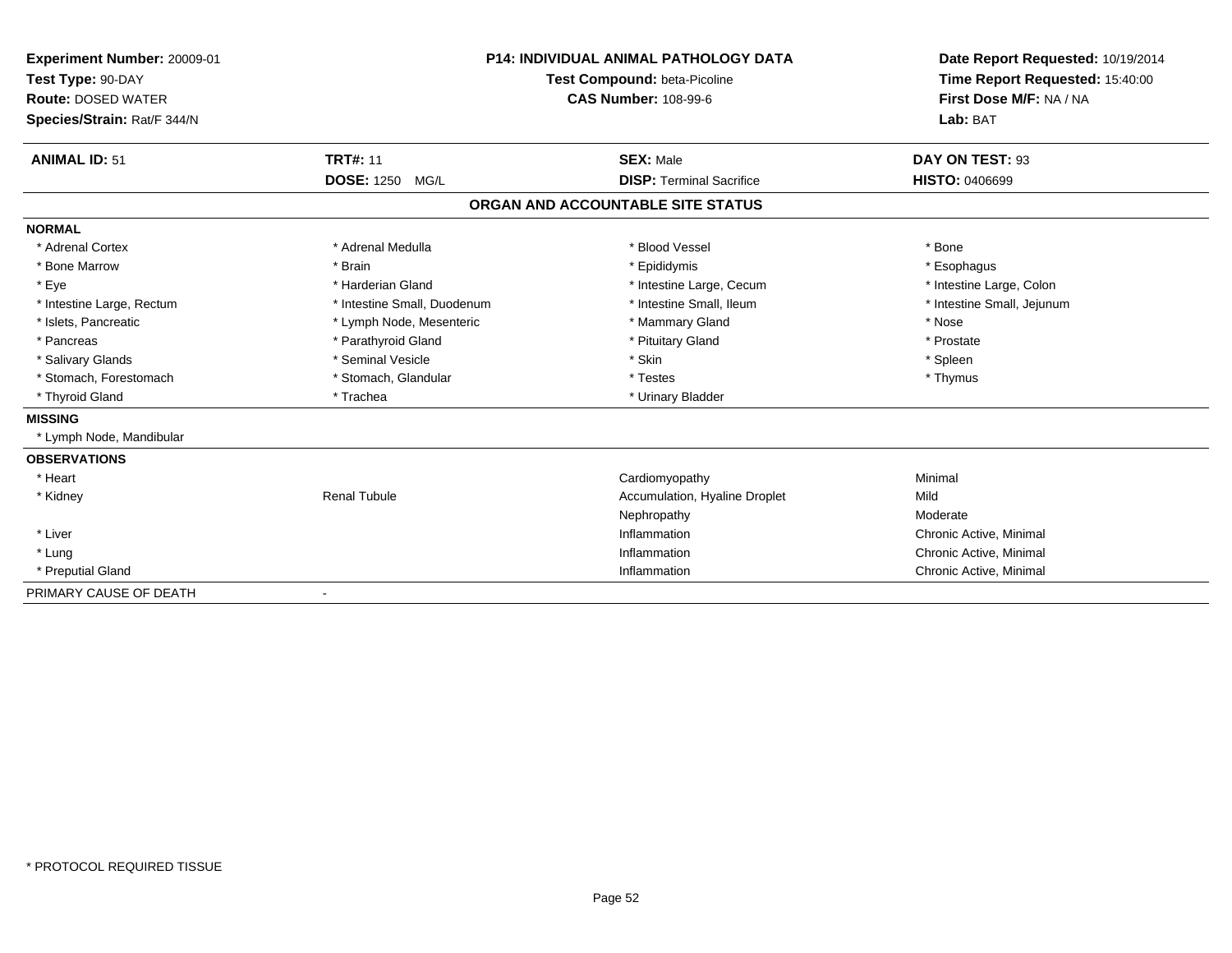**Experiment Number:** 20009-01
**Test Type:** 90-DAY
**Route:** DOSED WATER
**Species/Strain:** Rat/F 344/N

**P14: INDIVIDUAL ANIMAL PATHOLOGY DATA**
**Test Compound:** beta-Picoline
**CAS Number:** 108-99-6

**Date Report Requested:** 10/19/2014
**Time Report Requested:** 15:40:00
**First Dose M/F:** NA / NA
**Lab:** BAT

| **ANIMAL ID:** 51 | **TRT#:** 11 | **SEX:** Male | **DAY ON TEST:** 93 |
|---|---|---|---|
| | **DOSE:** 1250 MG/L | **DISP:** Terminal Sacrifice | **HISTO:** 0406699 |

## ORGAN AND ACCOUNTABLE SITE STATUS

| | | | |
|---|---|---|---|
| **NORMAL** | | | |
| * Adrenal Cortex | * Adrenal Medulla | * Blood Vessel | * Bone |
| * Bone Marrow | * Brain | * Epididymis | * Esophagus |
| * Eye | * Harderian Gland | * Intestine Large, Cecum | * Intestine Large, Colon |
| * Intestine Large, Rectum | * Intestine Small, Duodenum | * Intestine Small, Ileum | * Intestine Small, Jejunum |
| * Islets, Pancreatic | * Lymph Node, Mesenteric | * Mammary Gland | * Nose |
| * Pancreas | * Parathyroid Gland | * Pituitary Gland | * Prostate |
| * Salivary Glands | * Seminal Vesicle | * Skin | * Spleen |
| * Stomach, Forestomach | * Stomach, Glandular | * Testes | * Thymus |
| * Thyroid Gland | * Trachea | * Urinary Bladder | |
| **MISSING** | | | |
| * Lymph Node, Mandibular | | | |
| **OBSERVATIONS** | | | |
| * Heart | | Cardiomyopathy | Minimal |
| * Kidney | Renal Tubule | Accumulation, Hyaline Droplet | Mild |
| | | Nephropathy | Moderate |
| * Liver | | Inflammation | Chronic Active, Minimal |
| * Lung | | Inflammation | Chronic Active, Minimal |
| * Preputial Gland | | Inflammation | Chronic Active, Minimal |
| PRIMARY CAUSE OF DEATH | - | | |

* PROTOCOL REQUIRED TISSUE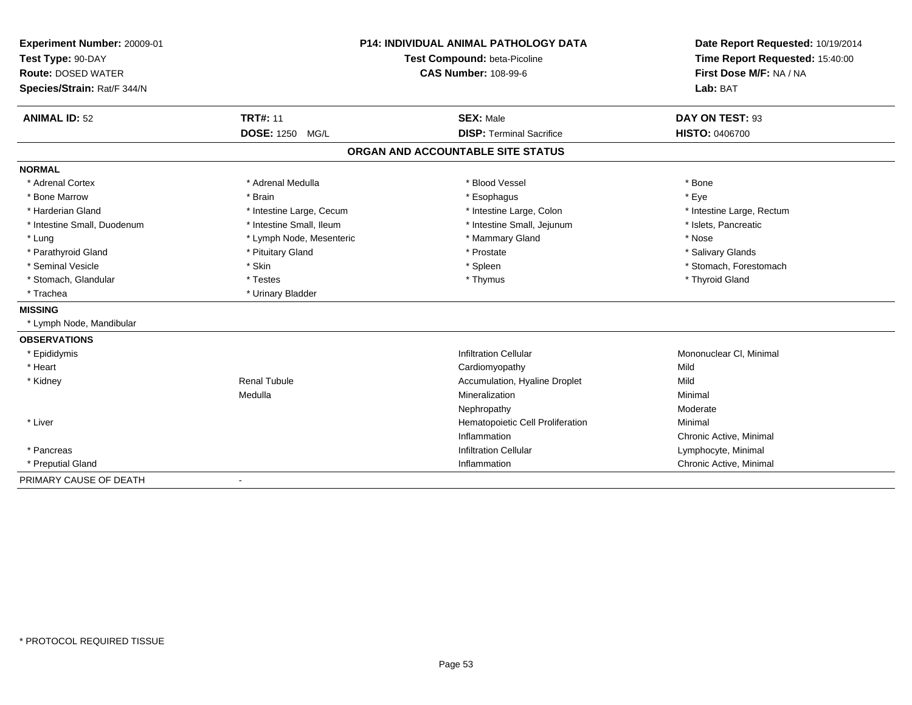**Experiment Number:** 20009-01
**Test Type:** 90-DAY
**Route:** DOSED WATER
**Species/Strain:** Rat/F 344/N

**P14: INDIVIDUAL ANIMAL PATHOLOGY DATA**
**Test Compound:** beta-Picoline
**CAS Number:** 108-99-6

**Date Report Requested:** 10/19/2014
**Time Report Requested:** 15:40:00
**First Dose M/F:** NA / NA
**Lab:** BAT

| **ANIMAL ID:** 52 | **TRT#:** 11 | **SEX:** Male | **DAY ON TEST:** 93 |
|---|---|---|---|
| | **DOSE:** 1250 MG/L | **DISP:** Terminal Sacrifice | **HISTO:** 0406700 |

## ORGAN AND ACCOUNTABLE SITE STATUS

**NORMAL**

| | | | |
|---|---|---|---|
| * Adrenal Cortex | * Adrenal Medulla | * Blood Vessel | * Bone |
| * Bone Marrow | * Brain | * Esophagus | * Eye |
| * Harderian Gland | * Intestine Large, Cecum | * Intestine Large, Colon | * Intestine Large, Rectum |
| * Intestine Small, Duodenum | * Intestine Small, Ileum | * Intestine Small, Jejunum | * Islets, Pancreatic |
| * Lung | * Lymph Node, Mesenteric | * Mammary Gland | * Nose |
| * Parathyroid Gland | * Pituitary Gland | * Prostate | * Salivary Glands |
| * Seminal Vesicle | * Skin | * Spleen | * Stomach, Forestomach |
| * Stomach, Glandular | * Testes | * Thymus | * Thyroid Gland |
| * Trachea | * Urinary Bladder | | |

**MISSING**

* Lymph Node, Mandibular

**OBSERVATIONS**

| | | | |
|---|---|---|---|
| * Epididymis | | Infiltration Cellular | Mononuclear Cl, Minimal |
| * Heart | | Cardiomyopathy | Mild |
| * Kidney | Renal Tubule | Accumulation, Hyaline Droplet | Mild |
| | Medulla | Mineralization | Minimal |
| | | Nephropathy | Moderate |
| * Liver | | Hematopoietic Cell Proliferation | Minimal |
| | | Inflammation | Chronic Active, Minimal |
| * Pancreas | | Infiltration Cellular | Lymphocyte, Minimal |
| * Preputial Gland | | Inflammation | Chronic Active, Minimal |

PRIMARY CAUSE OF DEATH -

* PROTOCOL REQUIRED TISSUE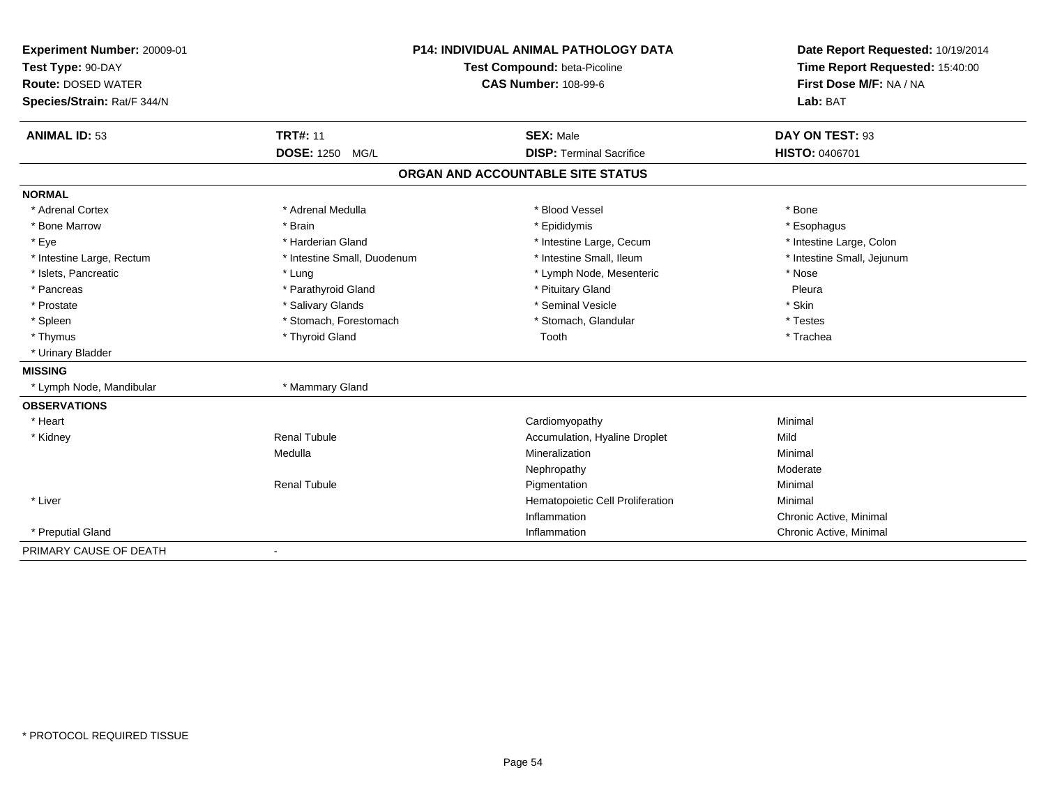**Experiment Number:** 20009-01
**Test Type:** 90-DAY
**Route:** DOSED WATER
**Species/Strain:** Rat/F 344/N

**P14: INDIVIDUAL ANIMAL PATHOLOGY DATA**
**Test Compound:** beta-Picoline
**CAS Number:** 108-99-6

**Date Report Requested:** 10/19/2014
**Time Report Requested:** 15:40:00
**First Dose M/F:** NA / NA
**Lab:** BAT

| **ANIMAL ID:** 53 | **TRT#:** 11 | **SEX:** Male | **DAY ON TEST:** 93 |
|---|---|---|---|
| | **DOSE:** 1250 MG/L | **DISP:** Terminal Sacrifice | **HISTO:** 0406701 |

## ORGAN AND ACCOUNTABLE SITE STATUS

**NORMAL**

| | | | |
|---|---|---|---|
| * Adrenal Cortex | * Adrenal Medulla | * Blood Vessel | * Bone |
| * Bone Marrow | * Brain | * Epididymis | * Esophagus |
| * Eye | * Harderian Gland | * Intestine Large, Cecum | * Intestine Large, Colon |
| * Intestine Large, Rectum | * Intestine Small, Duodenum | * Intestine Small, Ileum | * Intestine Small, Jejunum |
| * Islets, Pancreatic | * Lung | * Lymph Node, Mesenteric | * Nose |
| * Pancreas | * Parathyroid Gland | * Pituitary Gland | Pleura |
| * Prostate | * Salivary Glands | * Seminal Vesicle | * Skin |
| * Spleen | * Stomach, Forestomach | * Stomach, Glandular | * Testes |
| * Thymus | * Thyroid Gland | Tooth | * Trachea |
| * Urinary Bladder | | | |

**MISSING**

| | |
|---|---|
| * Lymph Node, Mandibular | * Mammary Gland |

**OBSERVATIONS**

| | | | |
|---|---|---|---|
| * Heart | | Cardiomyopathy | Minimal |
| * Kidney | Renal Tubule | Accumulation, Hyaline Droplet | Mild |
| | Medulla | Mineralization | Minimal |
| | | Nephropathy | Moderate |
| | Renal Tubule | Pigmentation | Minimal |
| * Liver | | Hematopoietic Cell Proliferation | Minimal |
| | | Inflammation | Chronic Active, Minimal |
| * Preputial Gland | | Inflammation | Chronic Active, Minimal |

PRIMARY CAUSE OF DEATH -

* PROTOCOL REQUIRED TISSUE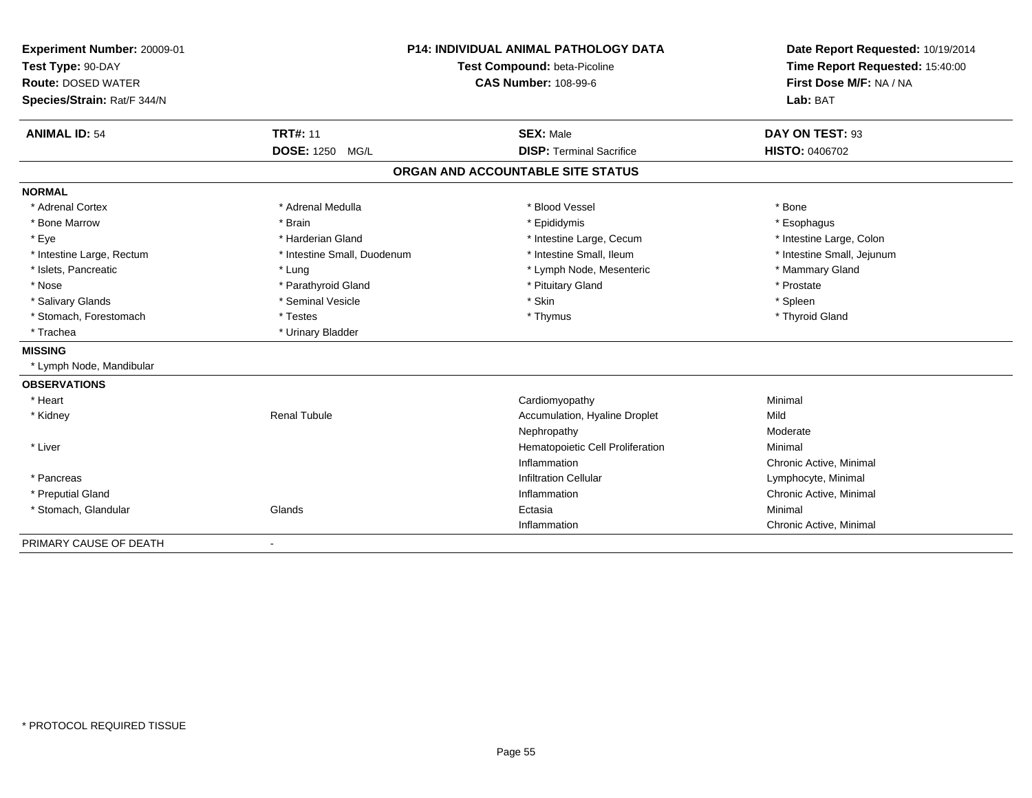**Experiment Number:** 20009-01
**Test Type:** 90-DAY
**Route:** DOSED WATER
**Species/Strain:** Rat/F 344/N

**P14: INDIVIDUAL ANIMAL PATHOLOGY DATA**
**Test Compound:** beta-Picoline
**CAS Number:** 108-99-6

**Date Report Requested:** 10/19/2014
**Time Report Requested:** 15:40:00
**First Dose M/F:** NA / NA
**Lab:** BAT

| **ANIMAL ID:** 54 | **TRT#:** 11 | **SEX:** Male | **DAY ON TEST:** 93 |
|---|---|---|---|
| | **DOSE:** 1250 MG/L | **DISP:** Terminal Sacrifice | **HISTO:** 0406702 |

## ORGAN AND ACCOUNTABLE SITE STATUS

**NORMAL**

| | | | |
|---|---|---|---|
| * Adrenal Cortex | * Adrenal Medulla | * Blood Vessel | * Bone |
| * Bone Marrow | * Brain | * Epididymis | * Esophagus |
| * Eye | * Harderian Gland | * Intestine Large, Cecum | * Intestine Large, Colon |
| * Intestine Large, Rectum | * Intestine Small, Duodenum | * Intestine Small, Ileum | * Intestine Small, Jejunum |
| * Islets, Pancreatic | * Lung | * Lymph Node, Mesenteric | * Mammary Gland |
| * Nose | * Parathyroid Gland | * Pituitary Gland | * Prostate |
| * Salivary Glands | * Seminal Vesicle | * Skin | * Spleen |
| * Stomach, Forestomach | * Testes | * Thymus | * Thyroid Gland |
| * Trachea | * Urinary Bladder | | |

**MISSING**

* Lymph Node, Mandibular

**OBSERVATIONS**

| | | | |
|---|---|---|---|
| * Heart | | Cardiomyopathy | Minimal |
| * Kidney | Renal Tubule | Accumulation, Hyaline Droplet | Mild |
| | | Nephropathy | Moderate |
| * Liver | | Hematopoietic Cell Proliferation | Minimal |
| | | Inflammation | Chronic Active, Minimal |
| * Pancreas | | Infiltration Cellular | Lymphocyte, Minimal |
| * Preputial Gland | | Inflammation | Chronic Active, Minimal |
| * Stomach, Glandular | Glands | Ectasia | Minimal |
| | | Inflammation | Chronic Active, Minimal |

PRIMARY CAUSE OF DEATH -

* PROTOCOL REQUIRED TISSUE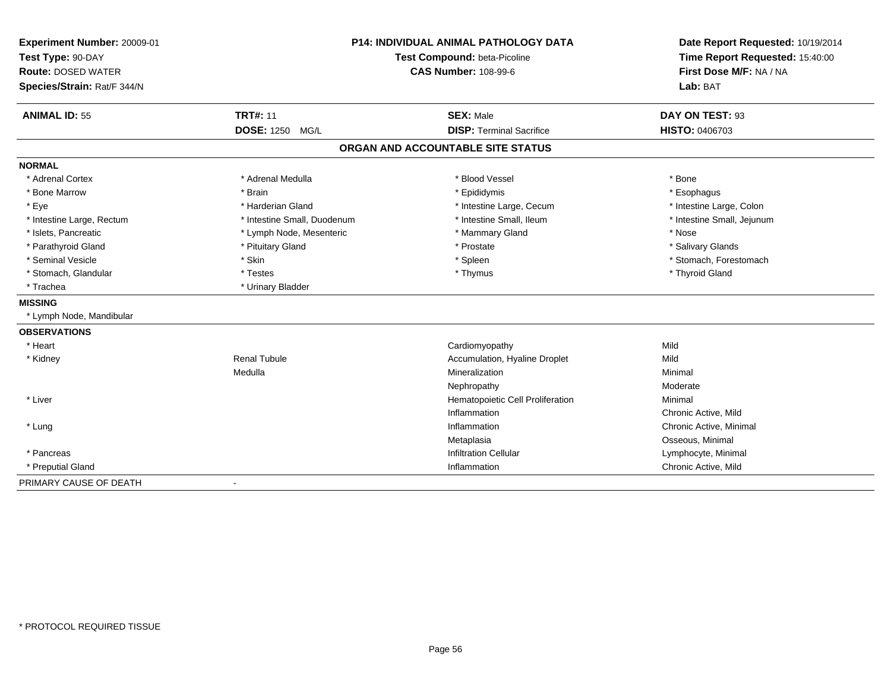**Experiment Number:** 20009-01
**Test Type:** 90-DAY
**Route:** DOSED WATER
**Species/Strain:** Rat/F 344/N

**P14: INDIVIDUAL ANIMAL PATHOLOGY DATA**
**Test Compound:** beta-Picoline
**CAS Number:** 108-99-6

**Date Report Requested:** 10/19/2014
**Time Report Requested:** 15:40:00
**First Dose M/F:** NA / NA
**Lab:** BAT

| **ANIMAL ID:** 55 | **TRT#:** 11 | **SEX:** Male | **DAY ON TEST:** 93 |
|---|---|---|---|
| | **DOSE:** 1250 MG/L | **DISP:** Terminal Sacrifice | **HISTO:** 0406703 |

## ORGAN AND ACCOUNTABLE SITE STATUS

**NORMAL**

| | | | |
|---|---|---|---|
| * Adrenal Cortex | * Adrenal Medulla | * Blood Vessel | * Bone |
| * Bone Marrow | * Brain | * Epididymis | * Esophagus |
| * Eye | * Harderian Gland | * Intestine Large, Cecum | * Intestine Large, Colon |
| * Intestine Large, Rectum | * Intestine Small, Duodenum | * Intestine Small, Ileum | * Intestine Small, Jejunum |
| * Islets, Pancreatic | * Lymph Node, Mesenteric | * Mammary Gland | * Nose |
| * Parathyroid Gland | * Pituitary Gland | * Prostate | * Salivary Glands |
| * Seminal Vesicle | * Skin | * Spleen | * Stomach, Forestomach |
| * Stomach, Glandular | * Testes | * Thymus | * Thyroid Gland |
| * Trachea | * Urinary Bladder | | |

**MISSING**

* Lymph Node, Mandibular

**OBSERVATIONS**

| | | | |
|---|---|---|---|
| * Heart | | Cardiomyopathy | Mild |
| * Kidney | Renal Tubule | Accumulation, Hyaline Droplet | Mild |
| | Medulla | Mineralization | Minimal |
| | | Nephropathy | Moderate |
| * Liver | | Hematopoietic Cell Proliferation | Minimal |
| | | Inflammation | Chronic Active, Mild |
| * Lung | | Inflammation | Chronic Active, Minimal |
| | | Metaplasia | Osseous, Minimal |
| * Pancreas | | Infiltration Cellular | Lymphocyte, Minimal |
| * Preputial Gland | | Inflammation | Chronic Active, Mild |

PRIMARY CAUSE OF DEATH -

* PROTOCOL REQUIRED TISSUE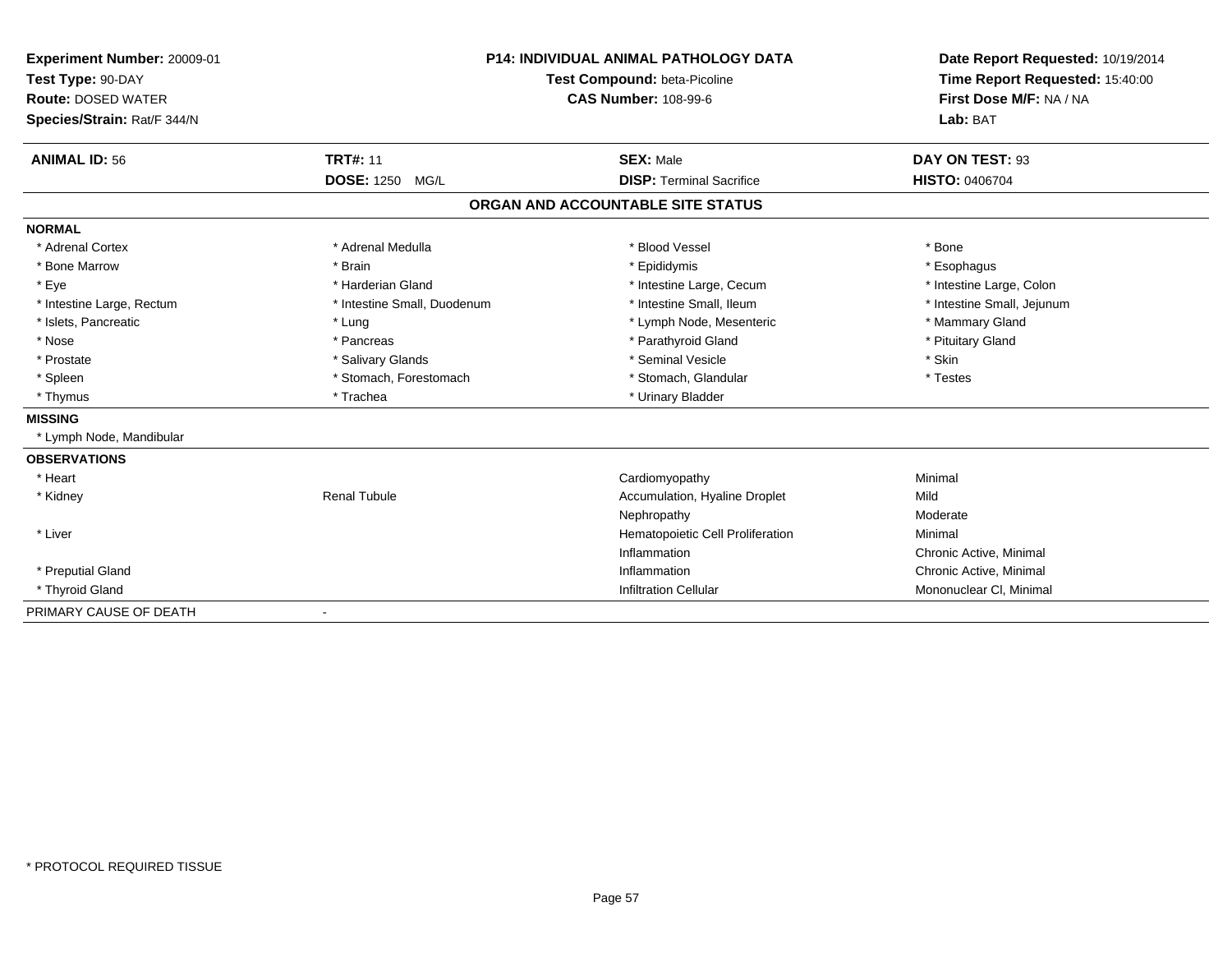**Experiment Number:** 20009-01
**Test Type:** 90-DAY
**Route:** DOSED WATER
**Species/Strain:** Rat/F 344/N

**P14: INDIVIDUAL ANIMAL PATHOLOGY DATA**
**Test Compound:** beta-Picoline
**CAS Number:** 108-99-6

**Date Report Requested:** 10/19/2014
**Time Report Requested:** 15:40:00
**First Dose M/F:** NA / NA
**Lab:** BAT

| **ANIMAL ID:** 56 | **TRT#:** 11 | **SEX:** Male | **DAY ON TEST:** 93 |
|---|---|---|---|
| | **DOSE:** 1250 MG/L | **DISP:** Terminal Sacrifice | **HISTO:** 0406704 |

## ORGAN AND ACCOUNTABLE SITE STATUS

**NORMAL**

| | | | |
|---|---|---|---|
| * Adrenal Cortex | * Adrenal Medulla | * Blood Vessel | * Bone |
| * Bone Marrow | * Brain | * Epididymis | * Esophagus |
| * Eye | * Harderian Gland | * Intestine Large, Cecum | * Intestine Large, Colon |
| * Intestine Large, Rectum | * Intestine Small, Duodenum | * Intestine Small, Ileum | * Intestine Small, Jejunum |
| * Islets, Pancreatic | * Lung | * Lymph Node, Mesenteric | * Mammary Gland |
| * Nose | * Pancreas | * Parathyroid Gland | * Pituitary Gland |
| * Prostate | * Salivary Glands | * Seminal Vesicle | * Skin |
| * Spleen | * Stomach, Forestomach | * Stomach, Glandular | * Testes |
| * Thymus | * Trachea | * Urinary Bladder | |

**MISSING**

* Lymph Node, Mandibular

**OBSERVATIONS**

| | | | |
|---|---|---|---|
| * Heart | | Cardiomyopathy | Minimal |
| * Kidney | Renal Tubule | Accumulation, Hyaline Droplet | Mild |
| | | Nephropathy | Moderate |
| * Liver | | Hematopoietic Cell Proliferation | Minimal |
| | | Inflammation | Chronic Active, Minimal |
| * Preputial Gland | | Inflammation | Chronic Active, Minimal |
| * Thyroid Gland | | Infiltration Cellular | Mononuclear Cl, Minimal |

PRIMARY CAUSE OF DEATH -

\* PROTOCOL REQUIRED TISSUE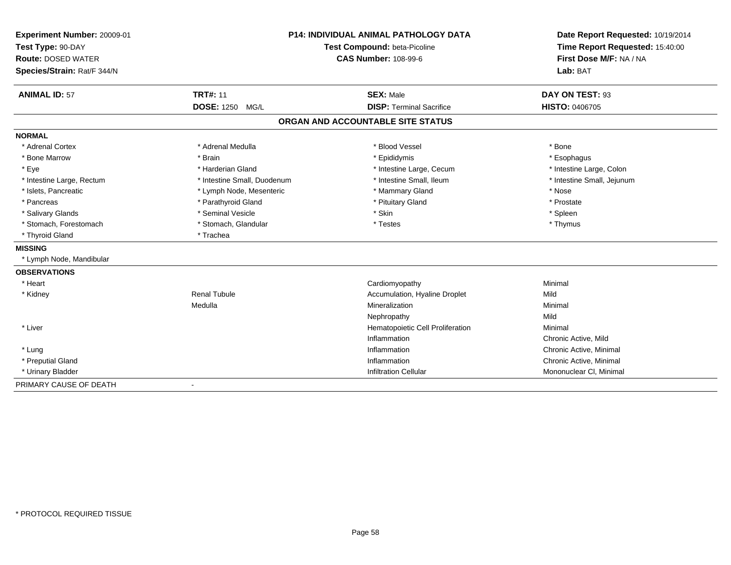**Experiment Number:** 20009-01
**Test Type:** 90-DAY
**Route:** DOSED WATER
**Species/Strain:** Rat/F 344/N

**P14: INDIVIDUAL ANIMAL PATHOLOGY DATA**
**Test Compound:** beta-Picoline
**CAS Number:** 108-99-6

**Date Report Requested:** 10/19/2014
**Time Report Requested:** 15:40:00
**First Dose M/F:** NA / NA
**Lab:** BAT

| **ANIMAL ID:** 57 | **TRT#:** 11 | **SEX:** Male | **DAY ON TEST:** 93 |
|---|---|---|---|
| | **DOSE:** 1250 MG/L | **DISP:** Terminal Sacrifice | **HISTO:** 0406705 |

## ORGAN AND ACCOUNTABLE SITE STATUS

**NORMAL**

| | | | |
|---|---|---|---|
| * Adrenal Cortex | * Adrenal Medulla | * Blood Vessel | * Bone |
| * Bone Marrow | * Brain | * Epididymis | * Esophagus |
| * Eye | * Harderian Gland | * Intestine Large, Cecum | * Intestine Large, Colon |
| * Intestine Large, Rectum | * Intestine Small, Duodenum | * Intestine Small, Ileum | * Intestine Small, Jejunum |
| * Islets, Pancreatic | * Lymph Node, Mesenteric | * Mammary Gland | * Nose |
| * Pancreas | * Parathyroid Gland | * Pituitary Gland | * Prostate |
| * Salivary Glands | * Seminal Vesicle | * Skin | * Spleen |
| * Stomach, Forestomach | * Stomach, Glandular | * Testes | * Thymus |
| * Thyroid Gland | * Trachea | | |

**MISSING**

* Lymph Node, Mandibular

**OBSERVATIONS**

| | | | |
|---|---|---|---|
| * Heart | | Cardiomyopathy | Minimal |
| * Kidney | Renal Tubule | Accumulation, Hyaline Droplet | Mild |
| | Medulla | Mineralization | Minimal |
| | | Nephropathy | Mild |
| * Liver | | Hematopoietic Cell Proliferation | Minimal |
| | | Inflammation | Chronic Active, Mild |
| * Lung | | Inflammation | Chronic Active, Minimal |
| * Preputial Gland | | Inflammation | Chronic Active, Minimal |
| * Urinary Bladder | | Infiltration Cellular | Mononuclear Cl, Minimal |

PRIMARY CAUSE OF DEATH -

* PROTOCOL REQUIRED TISSUE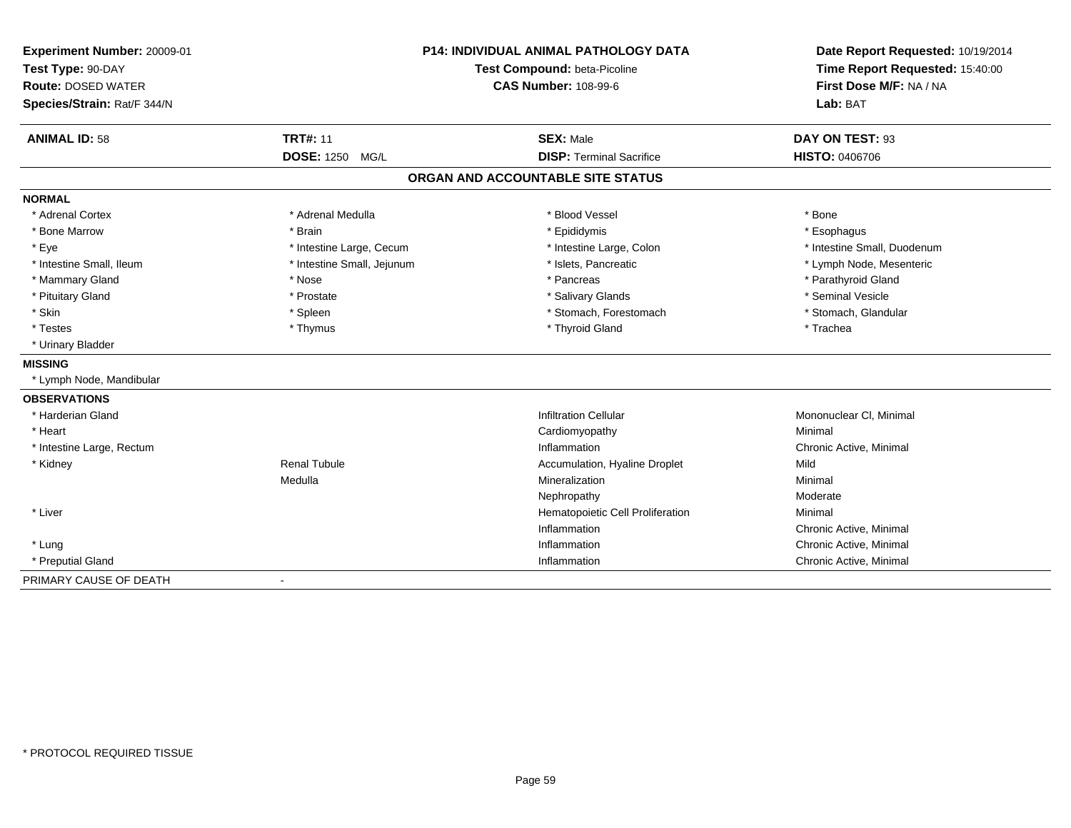**Experiment Number:** 20009-01
**Test Type:** 90-DAY
**Route:** DOSED WATER
**Species/Strain:** Rat/F 344/N

**P14: INDIVIDUAL ANIMAL PATHOLOGY DATA**
**Test Compound:** beta-Picoline
**CAS Number:** 108-99-6

**Date Report Requested:** 10/19/2014
**Time Report Requested:** 15:40:00
**First Dose M/F:** NA / NA
**Lab:** BAT

| **ANIMAL ID:** 58 | **TRT#:** 11 | **SEX:** Male | **DAY ON TEST:** 93 |
|---|---|---|---|
| | **DOSE:** 1250 MG/L | **DISP:** Terminal Sacrifice | **HISTO:** 0406706 |

## ORGAN AND ACCOUNTABLE SITE STATUS

**NORMAL**

| | | | |
|---|---|---|---|
| * Adrenal Cortex | * Adrenal Medulla | * Blood Vessel | * Bone |
| * Bone Marrow | * Brain | * Epididymis | * Esophagus |
| * Eye | * Intestine Large, Cecum | * Intestine Large, Colon | * Intestine Small, Duodenum |
| * Intestine Small, Ileum | * Intestine Small, Jejunum | * Islets, Pancreatic | * Lymph Node, Mesenteric |
| * Mammary Gland | * Nose | * Pancreas | * Parathyroid Gland |
| * Pituitary Gland | * Prostate | * Salivary Glands | * Seminal Vesicle |
| * Skin | * Spleen | * Stomach, Forestomach | * Stomach, Glandular |
| * Testes | * Thymus | * Thyroid Gland | * Trachea |
| * Urinary Bladder | | | |

**MISSING**

* Lymph Node, Mandibular

**OBSERVATIONS**

| | | | |
|---|---|---|---|
| * Harderian Gland | | Infiltration Cellular | Mononuclear Cl, Minimal |
| * Heart | | Cardiomyopathy | Minimal |
| * Intestine Large, Rectum | | Inflammation | Chronic Active, Minimal |
| * Kidney | Renal Tubule | Accumulation, Hyaline Droplet | Mild |
| | Medulla | Mineralization | Minimal |
| | | Nephropathy | Moderate |
| * Liver | | Hematopoietic Cell Proliferation | Minimal |
| | | Inflammation | Chronic Active, Minimal |
| * Lung | | Inflammation | Chronic Active, Minimal |
| * Preputial Gland | | Inflammation | Chronic Active, Minimal |

PRIMARY CAUSE OF DEATH -

* PROTOCOL REQUIRED TISSUE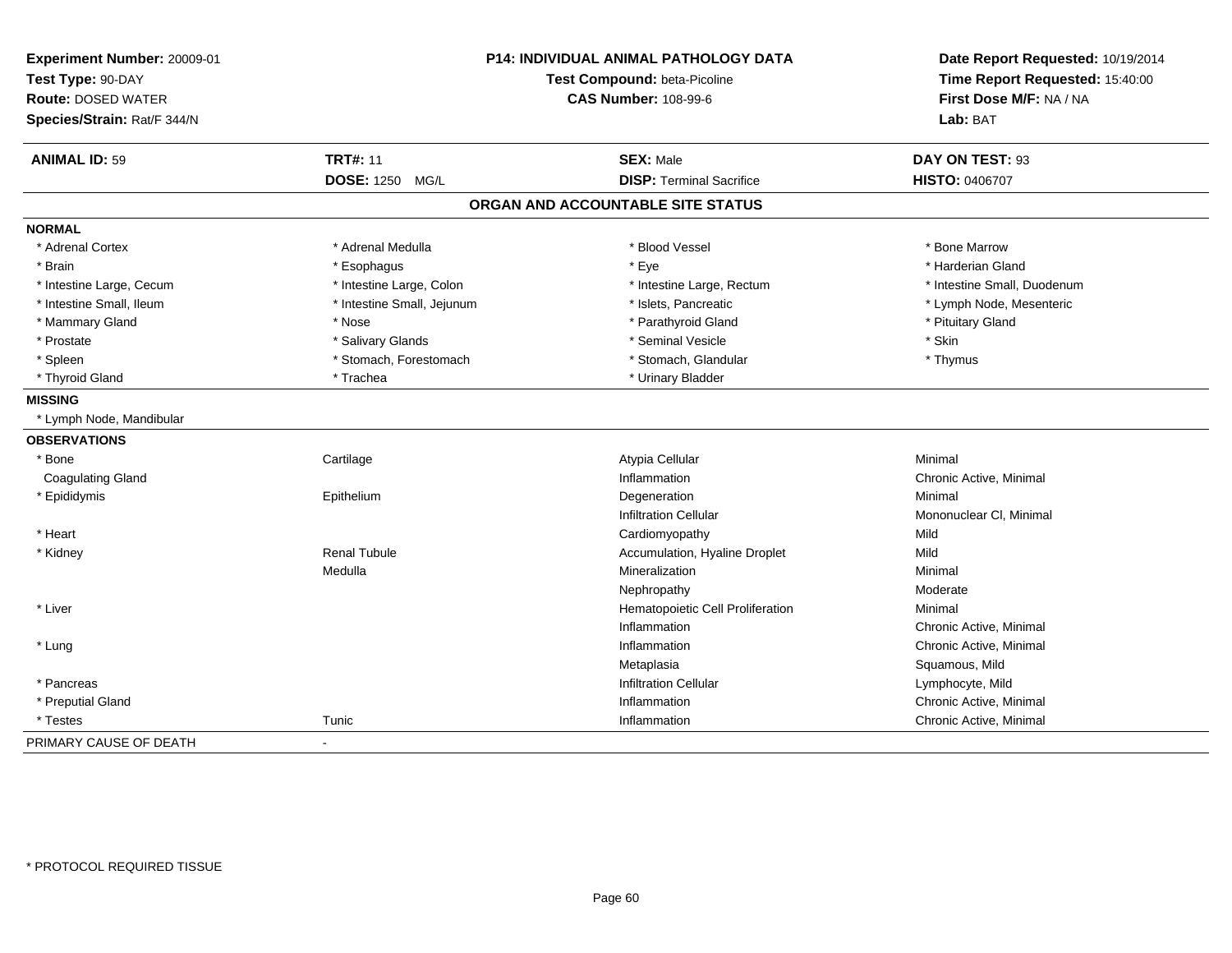**Experiment Number:** 20009-01
**Test Type:** 90-DAY
**Route:** DOSED WATER
**Species/Strain:** Rat/F 344/N

**P14: INDIVIDUAL ANIMAL PATHOLOGY DATA**
**Test Compound:** beta-Picoline
**CAS Number:** 108-99-6

**Date Report Requested:** 10/19/2014
**Time Report Requested:** 15:40:00
**First Dose M/F:** NA / NA
**Lab:** BAT

| **ANIMAL ID:** 59 | **TRT#:** 11 | **SEX:** Male | **DAY ON TEST:** 93 |
|---|---|---|---|
| | **DOSE:** 1250 MG/L | **DISP:** Terminal Sacrifice | **HISTO:** 0406707 |

## ORGAN AND ACCOUNTABLE SITE STATUS

**NORMAL**

| | | | |
|---|---|---|---|
| * Adrenal Cortex | * Adrenal Medulla | * Blood Vessel | * Bone Marrow |
| * Brain | * Esophagus | * Eye | * Harderian Gland |
| * Intestine Large, Cecum | * Intestine Large, Colon | * Intestine Large, Rectum | * Intestine Small, Duodenum |
| * Intestine Small, Ileum | * Intestine Small, Jejunum | * Islets, Pancreatic | * Lymph Node, Mesenteric |
| * Mammary Gland | * Nose | * Parathyroid Gland | * Pituitary Gland |
| * Prostate | * Salivary Glands | * Seminal Vesicle | * Skin |
| * Spleen | * Stomach, Forestomach | * Stomach, Glandular | * Thymus |
| * Thyroid Gland | * Trachea | * Urinary Bladder | |

**MISSING**

* Lymph Node, Mandibular

**OBSERVATIONS**

| | | | |
|---|---|---|---|
| * Bone | Cartilage | Atypia Cellular | Minimal |
| Coagulating Gland | | Inflammation | Chronic Active, Minimal |
| * Epididymis | Epithelium | Degeneration | Minimal |
| | | Infiltration Cellular | Mononuclear Cl, Minimal |
| * Heart | | Cardiomyopathy | Mild |
| * Kidney | Renal Tubule | Accumulation, Hyaline Droplet | Mild |
| | Medulla | Mineralization | Minimal |
| | | Nephropathy | Moderate |
| * Liver | | Hematopoietic Cell Proliferation | Minimal |
| | | Inflammation | Chronic Active, Minimal |
| * Lung | | Inflammation | Chronic Active, Minimal |
| | | Metaplasia | Squamous, Mild |
| * Pancreas | | Infiltration Cellular | Lymphocyte, Mild |
| * Preputial Gland | | Inflammation | Chronic Active, Minimal |
| * Testes | Tunic | Inflammation | Chronic Active, Minimal |

PRIMARY CAUSE OF DEATH -

\* PROTOCOL REQUIRED TISSUE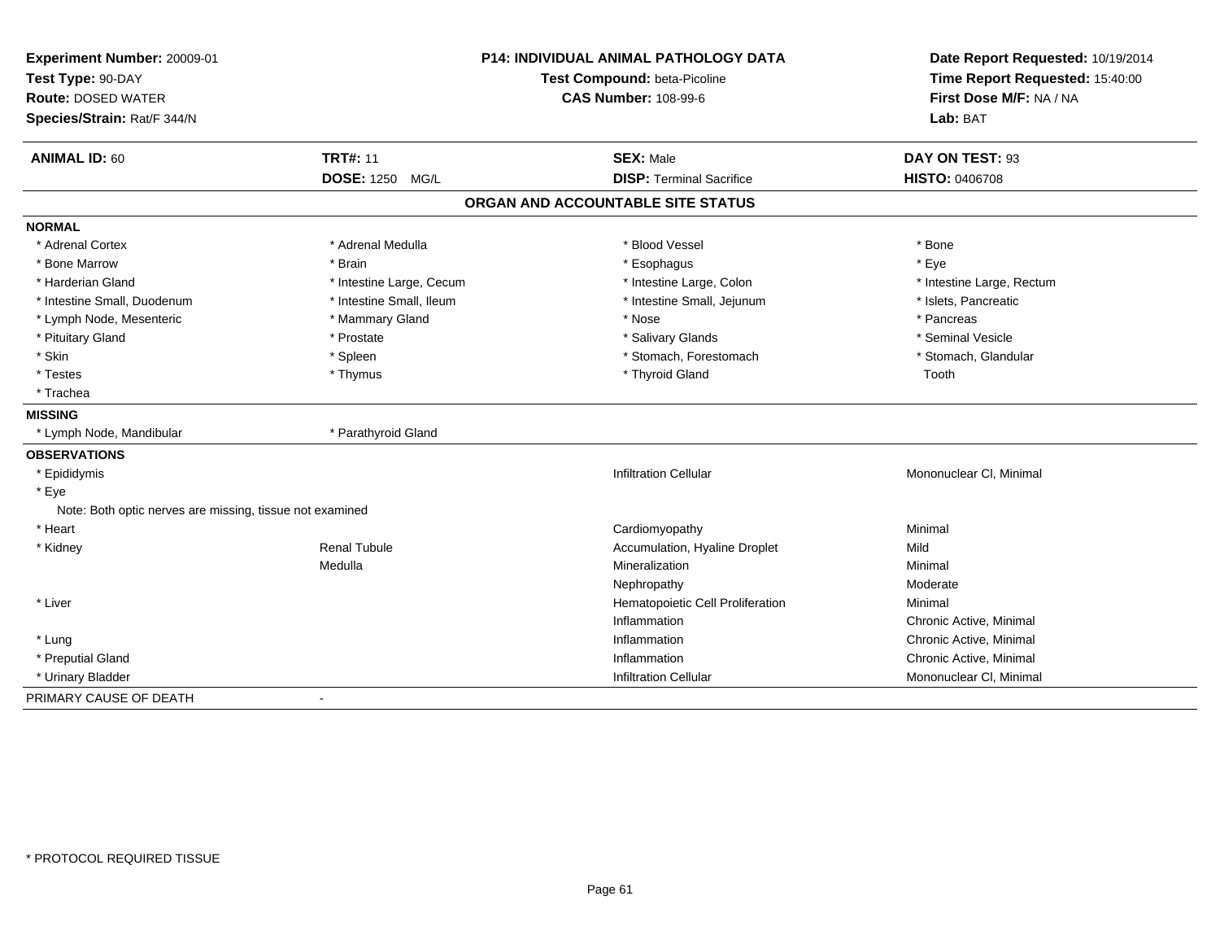**Experiment Number:** 20009-01
**Test Type:** 90-DAY
**Route:** DOSED WATER
**Species/Strain:** Rat/F 344/N

**P14: INDIVIDUAL ANIMAL PATHOLOGY DATA**
**Test Compound:** beta-Picoline
**CAS Number:** 108-99-6

**Date Report Requested:** 10/19/2014
**Time Report Requested:** 15:40:00
**First Dose M/F:** NA / NA
**Lab:** BAT

| **ANIMAL ID:** 60 | **TRT#:** 11 | **SEX:** Male | **DAY ON TEST:** 93 |
|---|---|---|---|
| | **DOSE:** 1250 MG/L | **DISP:** Terminal Sacrifice | **HISTO:** 0406708 |

## ORGAN AND ACCOUNTABLE SITE STATUS

**NORMAL**

| | | | |
|---|---|---|---|
| * Adrenal Cortex | * Adrenal Medulla | * Blood Vessel | * Bone |
| * Bone Marrow | * Brain | * Esophagus | * Eye |
| * Harderian Gland | * Intestine Large, Cecum | * Intestine Large, Colon | * Intestine Large, Rectum |
| * Intestine Small, Duodenum | * Intestine Small, Ileum | * Intestine Small, Jejunum | * Islets, Pancreatic |
| * Lymph Node, Mesenteric | * Mammary Gland | * Nose | * Pancreas |
| * Pituitary Gland | * Prostate | * Salivary Glands | * Seminal Vesicle |
| * Skin | * Spleen | * Stomach, Forestomach | * Stomach, Glandular |
| * Testes | * Thymus | * Thyroid Gland | Tooth |
| * Trachea | | | |

**MISSING**

| | |
|---|---|
| * Lymph Node, Mandibular | * Parathyroid Gland |

**OBSERVATIONS**

| Organ | Site | Observation | Severity |
|---|---|---|---|
| * Epididymis | | Infiltration Cellular | Mononuclear Cl, Minimal |
| * Eye | | | |
| Note: Both optic nerves are missing, tissue not examined | | | |
| * Heart | | Cardiomyopathy | Minimal |
| * Kidney | Renal Tubule | Accumulation, Hyaline Droplet | Mild |
| | Medulla | Mineralization | Minimal |
| | | Nephropathy | Moderate |
| * Liver | | Hematopoietic Cell Proliferation | Minimal |
| | | Inflammation | Chronic Active, Minimal |
| * Lung | | Inflammation | Chronic Active, Minimal |
| * Preputial Gland | | Inflammation | Chronic Active, Minimal |
| * Urinary Bladder | | Infiltration Cellular | Mononuclear Cl, Minimal |

PRIMARY CAUSE OF DEATH -

* PROTOCOL REQUIRED TISSUE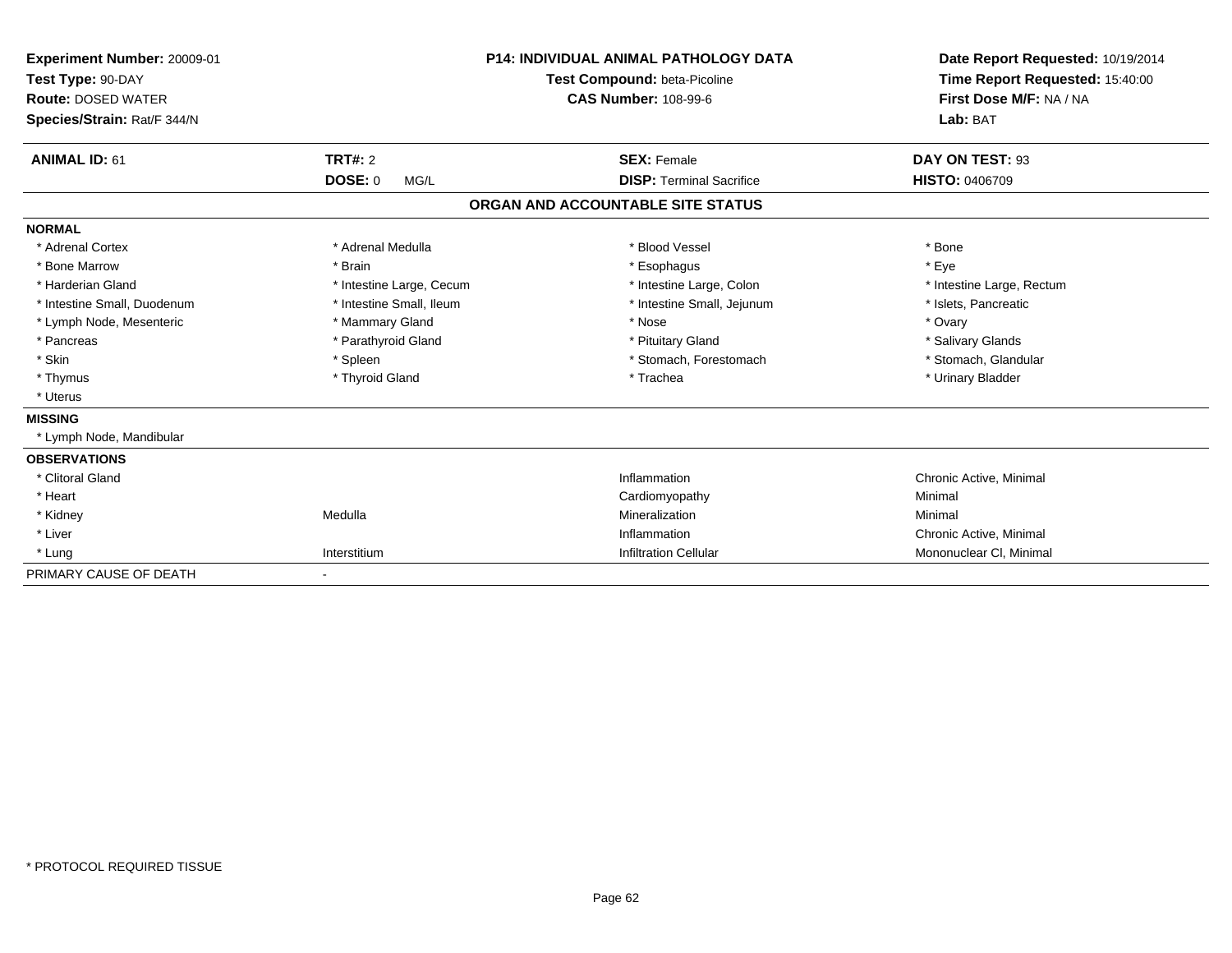**Experiment Number:** 20009-01
**Test Type:** 90-DAY
**Route:** DOSED WATER
**Species/Strain:** Rat/F 344/N

**P14: INDIVIDUAL ANIMAL PATHOLOGY DATA**
**Test Compound:** beta-Picoline
**CAS Number:** 108-99-6

**Date Report Requested:** 10/19/2014
**Time Report Requested:** 15:40:00
**First Dose M/F:** NA / NA
**Lab:** BAT

| **ANIMAL ID:** 61 | **TRT#:** 2 | **SEX:** Female | **DAY ON TEST:** 93 |
|---|---|---|---|
| | **DOSE:** 0 MG/L | **DISP:** Terminal Sacrifice | **HISTO:** 0406709 |

## ORGAN AND ACCOUNTABLE SITE STATUS

**NORMAL**

| | | | |
|---|---|---|---|
| * Adrenal Cortex | * Adrenal Medulla | * Blood Vessel | * Bone |
| * Bone Marrow | * Brain | * Esophagus | * Eye |
| * Harderian Gland | * Intestine Large, Cecum | * Intestine Large, Colon | * Intestine Large, Rectum |
| * Intestine Small, Duodenum | * Intestine Small, Ileum | * Intestine Small, Jejunum | * Islets, Pancreatic |
| * Lymph Node, Mesenteric | * Mammary Gland | * Nose | * Ovary |
| * Pancreas | * Parathyroid Gland | * Pituitary Gland | * Salivary Glands |
| * Skin | * Spleen | * Stomach, Forestomach | * Stomach, Glandular |
| * Thymus | * Thyroid Gland | * Trachea | * Urinary Bladder |
| * Uterus | | | |

**MISSING**

* Lymph Node, Mandibular

**OBSERVATIONS**

| | | | |
|---|---|---|---|
| * Clitoral Gland | | Inflammation | Chronic Active, Minimal |
| * Heart | | Cardiomyopathy | Minimal |
| * Kidney | Medulla | Mineralization | Minimal |
| * Liver | | Inflammation | Chronic Active, Minimal |
| * Lung | Interstitium | Infiltration Cellular | Mononuclear Cl, Minimal |

PRIMARY CAUSE OF DEATH -

* PROTOCOL REQUIRED TISSUE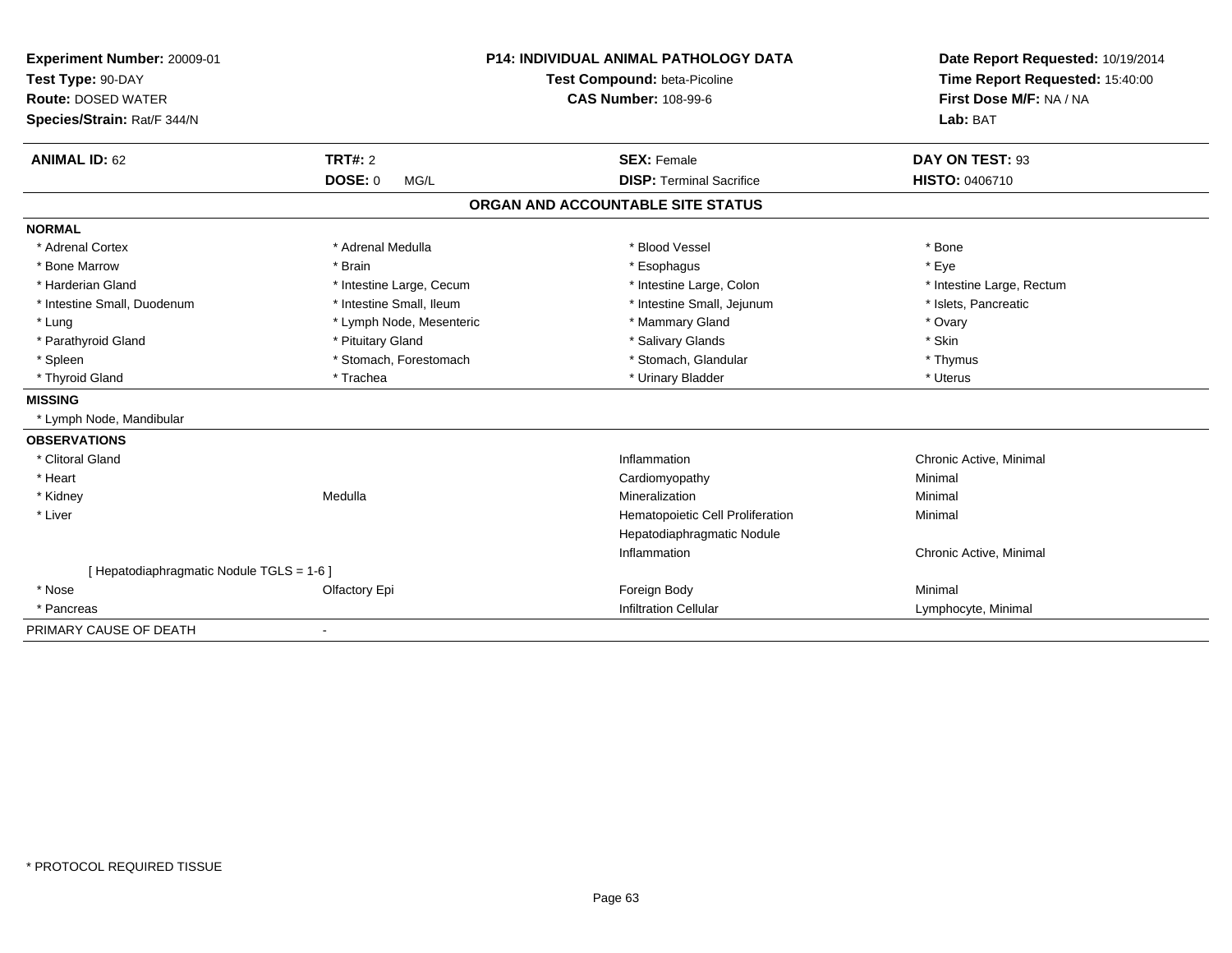**Experiment Number:** 20009-01
**Test Type:** 90-DAY
**Route:** DOSED WATER
**Species/Strain:** Rat/F 344/N

**P14: INDIVIDUAL ANIMAL PATHOLOGY DATA**
**Test Compound:** beta-Picoline
**CAS Number:** 108-99-6

**Date Report Requested:** 10/19/2014
**Time Report Requested:** 15:40:00
**First Dose M/F:** NA / NA
**Lab:** BAT

| **ANIMAL ID:** 62 | **TRT#:** 2 | **SEX:** Female | **DAY ON TEST:** 93 |
|---|---|---|---|
| | **DOSE:** 0 MG/L | **DISP:** Terminal Sacrifice | **HISTO:** 0406710 |

## ORGAN AND ACCOUNTABLE SITE STATUS

**NORMAL**

| | | | |
|---|---|---|---|
| * Adrenal Cortex | * Adrenal Medulla | * Blood Vessel | * Bone |
| * Bone Marrow | * Brain | * Esophagus | * Eye |
| * Harderian Gland | * Intestine Large, Cecum | * Intestine Large, Colon | * Intestine Large, Rectum |
| * Intestine Small, Duodenum | * Intestine Small, Ileum | * Intestine Small, Jejunum | * Islets, Pancreatic |
| * Lung | * Lymph Node, Mesenteric | * Mammary Gland | * Ovary |
| * Parathyroid Gland | * Pituitary Gland | * Salivary Glands | * Skin |
| * Spleen | * Stomach, Forestomach | * Stomach, Glandular | * Thymus |
| * Thyroid Gland | * Trachea | * Urinary Bladder | * Uterus |

**MISSING**

* Lymph Node, Mandibular

**OBSERVATIONS**

| | | | |
|---|---|---|---|
| * Clitoral Gland | | Inflammation | Chronic Active, Minimal |
| * Heart | | Cardiomyopathy | Minimal |
| * Kidney | Medulla | Mineralization | Minimal |
| * Liver | | Hematopoietic Cell Proliferation | Minimal |
| | | Hepatodiaphragmatic Nodule | |
| | | Inflammation | Chronic Active, Minimal |
| [ Hepatodiaphragmatic Nodule TGLS = 1-6 ] | | | |
| * Nose | Olfactory Epi | Foreign Body | Minimal |
| * Pancreas | | Infiltration Cellular | Lymphocyte, Minimal |

PRIMARY CAUSE OF DEATH -

* PROTOCOL REQUIRED TISSUE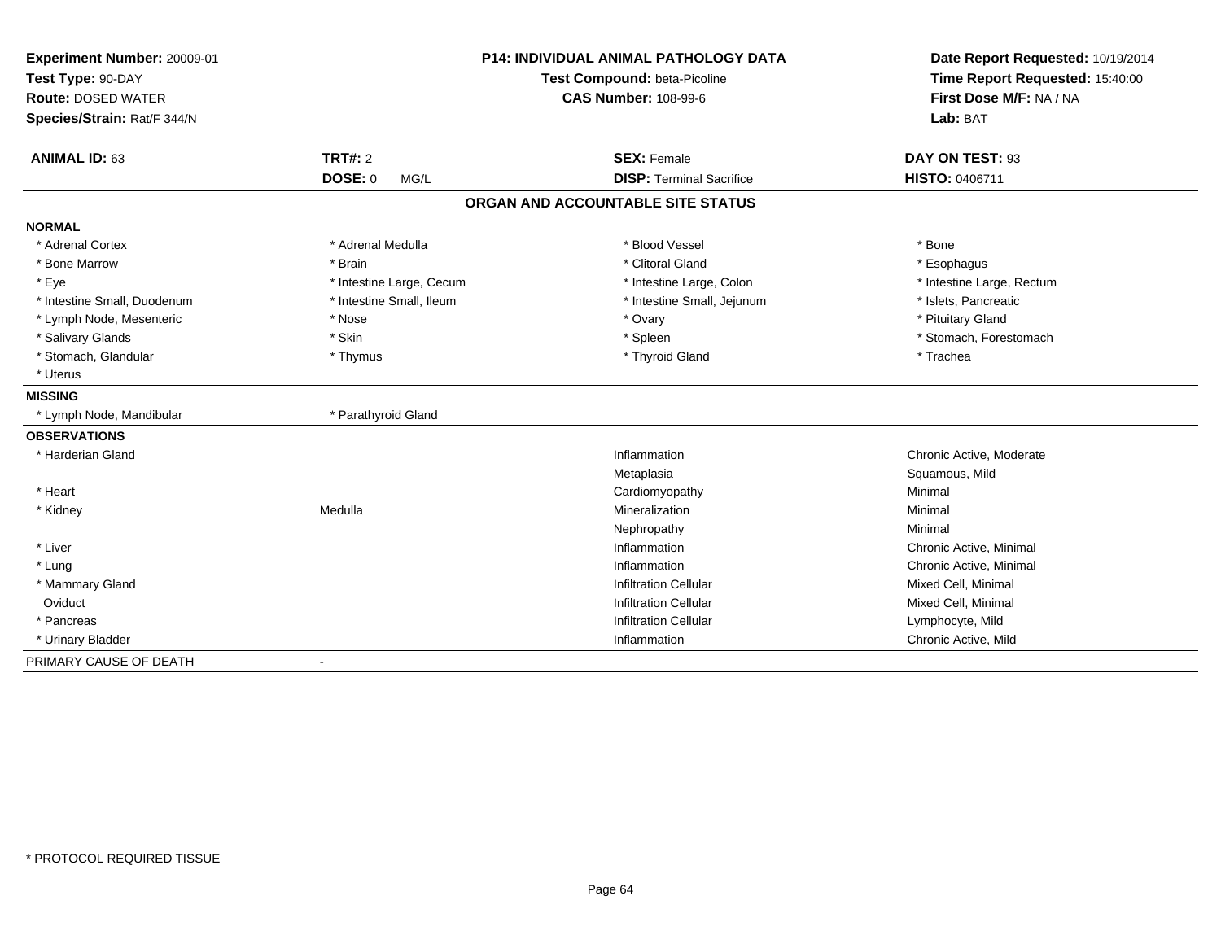**Experiment Number:** 20009-01
**Test Type:** 90-DAY
**Route:** DOSED WATER
**Species/Strain:** Rat/F 344/N

**P14: INDIVIDUAL ANIMAL PATHOLOGY DATA**
**Test Compound:** beta-Picoline
**CAS Number:** 108-99-6

**Date Report Requested:** 10/19/2014
**Time Report Requested:** 15:40:00
**First Dose M/F:** NA / NA
**Lab:** BAT

| **ANIMAL ID:** 63 | **TRT#:** 2 | **SEX:** Female | **DAY ON TEST:** 93 |
|---|---|---|---|
| | **DOSE:** 0 MG/L | **DISP:** Terminal Sacrifice | **HISTO:** 0406711 |

## ORGAN AND ACCOUNTABLE SITE STATUS

**NORMAL**

| | | | |
|---|---|---|---|
| * Adrenal Cortex | * Adrenal Medulla | * Blood Vessel | * Bone |
| * Bone Marrow | * Brain | * Clitoral Gland | * Esophagus |
| * Eye | * Intestine Large, Cecum | * Intestine Large, Colon | * Intestine Large, Rectum |
| * Intestine Small, Duodenum | * Intestine Small, Ileum | * Intestine Small, Jejunum | * Islets, Pancreatic |
| * Lymph Node, Mesenteric | * Nose | * Ovary | * Pituitary Gland |
| * Salivary Glands | * Skin | * Spleen | * Stomach, Forestomach |
| * Stomach, Glandular | * Thymus | * Thyroid Gland | * Trachea |
| * Uterus | | | |

**MISSING**

| | |
|---|---|
| * Lymph Node, Mandibular | * Parathyroid Gland |

**OBSERVATIONS**

| | | | |
|---|---|---|---|
| * Harderian Gland | | Inflammation | Chronic Active, Moderate |
| | | Metaplasia | Squamous, Mild |
| * Heart | | Cardiomyopathy | Minimal |
| * Kidney | Medulla | Mineralization | Minimal |
| | | Nephropathy | Minimal |
| * Liver | | Inflammation | Chronic Active, Minimal |
| * Lung | | Inflammation | Chronic Active, Minimal |
| * Mammary Gland | | Infiltration Cellular | Mixed Cell, Minimal |
| Oviduct | | Infiltration Cellular | Mixed Cell, Minimal |
| * Pancreas | | Infiltration Cellular | Lymphocyte, Mild |
| * Urinary Bladder | | Inflammation | Chronic Active, Mild |

PRIMARY CAUSE OF DEATH -

\* PROTOCOL REQUIRED TISSUE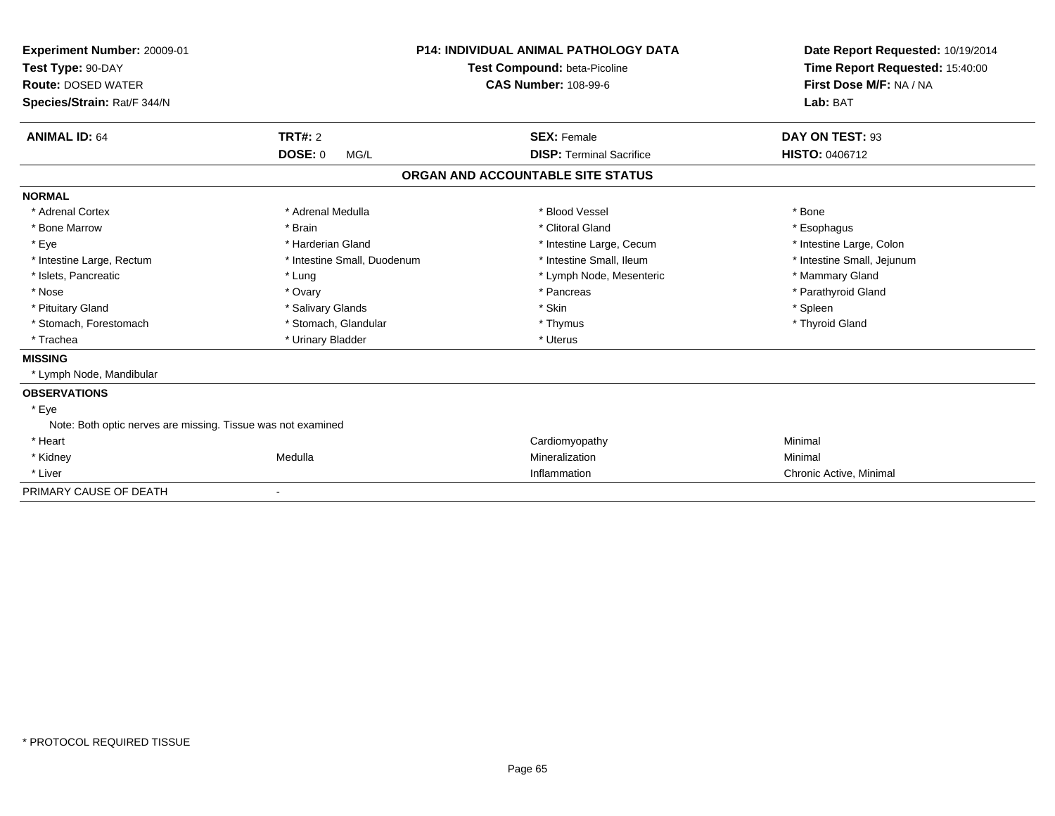**Experiment Number:** 20009-01
**Test Type:** 90-DAY
**Route:** DOSED WATER
**Species/Strain:** Rat/F 344/N

**P14: INDIVIDUAL ANIMAL PATHOLOGY DATA**
**Test Compound:** beta-Picoline
**CAS Number:** 108-99-6

**Date Report Requested:** 10/19/2014
**Time Report Requested:** 15:40:00
**First Dose M/F:** NA / NA
**Lab:** BAT

| **ANIMAL ID:** 64 | **TRT#:** 2 | **SEX:** Female | **DAY ON TEST:** 93 |
|---|---|---|---|
| | **DOSE:** 0 MG/L | **DISP:** Terminal Sacrifice | **HISTO:** 0406712 |

## ORGAN AND ACCOUNTABLE SITE STATUS

**NORMAL**

| | | | |
|---|---|---|---|
| * Adrenal Cortex | * Adrenal Medulla | * Blood Vessel | * Bone |
| * Bone Marrow | * Brain | * Clitoral Gland | * Esophagus |
| * Eye | * Harderian Gland | * Intestine Large, Cecum | * Intestine Large, Colon |
| * Intestine Large, Rectum | * Intestine Small, Duodenum | * Intestine Small, Ileum | * Intestine Small, Jejunum |
| * Islets, Pancreatic | * Lung | * Lymph Node, Mesenteric | * Mammary Gland |
| * Nose | * Ovary | * Pancreas | * Parathyroid Gland |
| * Pituitary Gland | * Salivary Glands | * Skin | * Spleen |
| * Stomach, Forestomach | * Stomach, Glandular | * Thymus | * Thyroid Gland |
| * Trachea | * Urinary Bladder | * Uterus | |

**MISSING**

* Lymph Node, Mandibular

**OBSERVATIONS**

* Eye

Note: Both optic nerves are missing. Tissue was not examined

| | | | |
|---|---|---|---|
| * Heart | | Cardiomyopathy | Minimal |
| * Kidney | Medulla | Mineralization | Minimal |
| * Liver | | Inflammation | Chronic Active, Minimal |

PRIMARY CAUSE OF DEATH -

* PROTOCOL REQUIRED TISSUE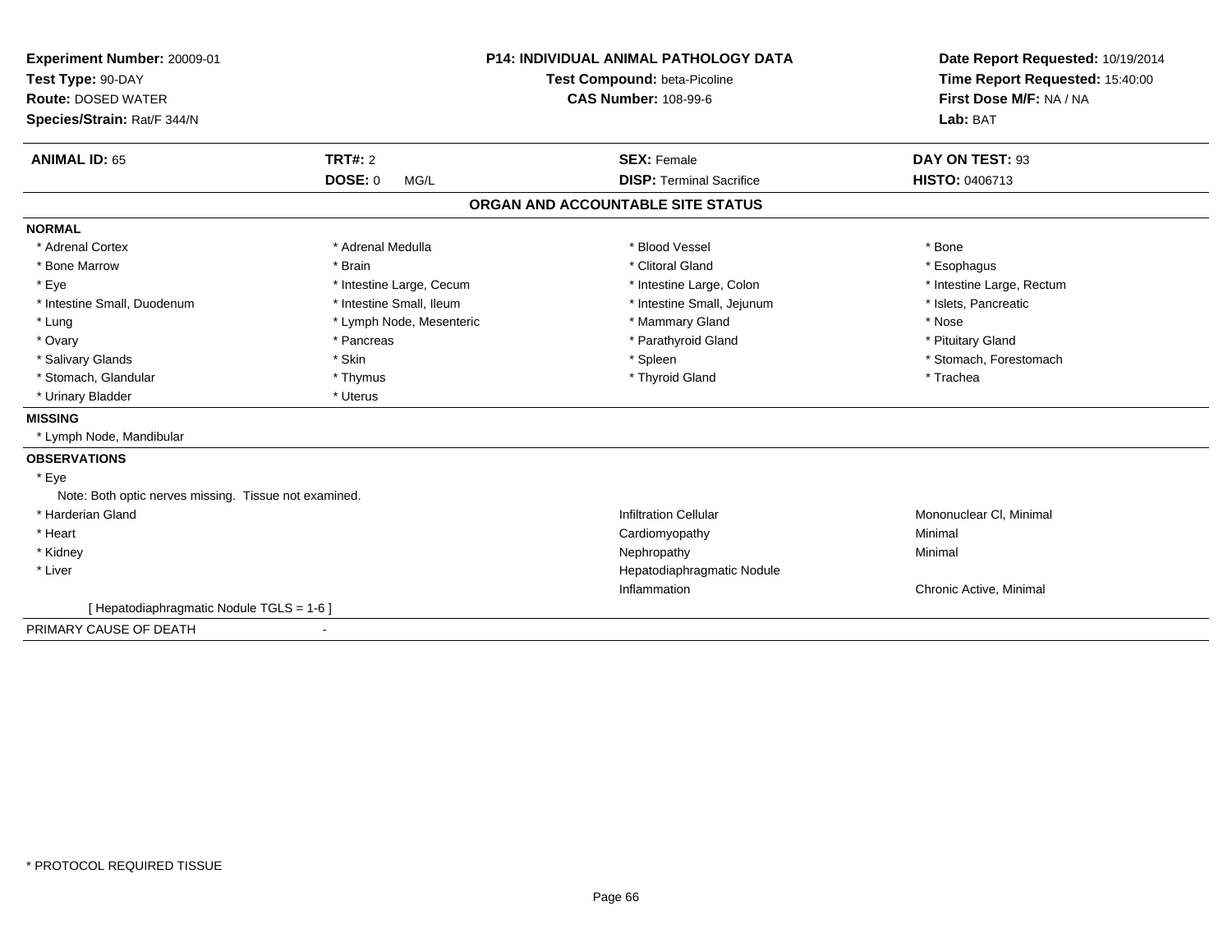**Experiment Number:** 20009-01
**Test Type:** 90-DAY
**Route:** DOSED WATER
**Species/Strain:** Rat/F 344/N

**P14: INDIVIDUAL ANIMAL PATHOLOGY DATA**
**Test Compound:** beta-Picoline
**CAS Number:** 108-99-6

**Date Report Requested:** 10/19/2014
**Time Report Requested:** 15:40:00
**First Dose M/F:** NA / NA
**Lab:** BAT

| **ANIMAL ID:** 65 | **TRT#:** 2 | **SEX:** Female | **DAY ON TEST:** 93 |
|---|---|---|---|
| | **DOSE:** 0 MG/L | **DISP:** Terminal Sacrifice | **HISTO:** 0406713 |

## ORGAN AND ACCOUNTABLE SITE STATUS

**NORMAL**

| | | | |
|---|---|---|---|
| * Adrenal Cortex | * Adrenal Medulla | * Blood Vessel | * Bone |
| * Bone Marrow | * Brain | * Clitoral Gland | * Esophagus |
| * Eye | * Intestine Large, Cecum | * Intestine Large, Colon | * Intestine Large, Rectum |
| * Intestine Small, Duodenum | * Intestine Small, Ileum | * Intestine Small, Jejunum | * Islets, Pancreatic |
| * Lung | * Lymph Node, Mesenteric | * Mammary Gland | * Nose |
| * Ovary | * Pancreas | * Parathyroid Gland | * Pituitary Gland |
| * Salivary Glands | * Skin | * Spleen | * Stomach, Forestomach |
| * Stomach, Glandular | * Thymus | * Thyroid Gland | * Trachea |
| * Urinary Bladder | * Uterus | | |

**MISSING**

* Lymph Node, Mandibular

**OBSERVATIONS**

* Eye

Note: Both optic nerves missing. Tissue not examined.

| | | |
|---|---|---|
| * Harderian Gland | Infiltration Cellular | Mononuclear Cl, Minimal |
| * Heart | Cardiomyopathy | Minimal |
| * Kidney | Nephropathy | Minimal |
| * Liver | Hepatodiaphragmatic Nodule | |
| | Inflammation | Chronic Active, Minimal |

[ Hepatodiaphragmatic Nodule TGLS = 1-6 ]

PRIMARY CAUSE OF DEATH -

* PROTOCOL REQUIRED TISSUE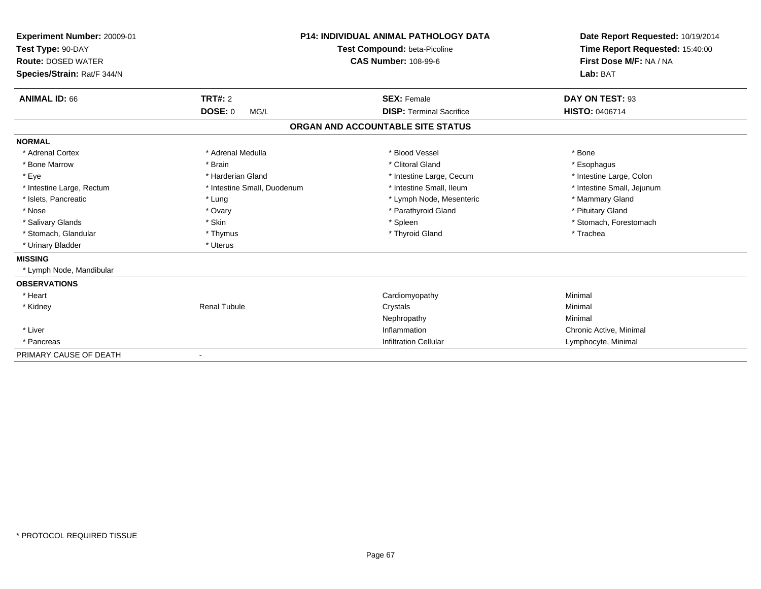**Experiment Number:** 20009-01
**Test Type:** 90-DAY
**Route:** DOSED WATER
**Species/Strain:** Rat/F 344/N

**P14: INDIVIDUAL ANIMAL PATHOLOGY DATA**
**Test Compound:** beta-Picoline
**CAS Number:** 108-99-6

**Date Report Requested:** 10/19/2014
**Time Report Requested:** 15:40:00
**First Dose M/F:** NA / NA
**Lab:** BAT

| **ANIMAL ID:** 66 | **TRT#:** 2 | **SEX:** Female | **DAY ON TEST:** 93 |
|---|---|---|---|
| | **DOSE:** 0 MG/L | **DISP:** Terminal Sacrifice | **HISTO:** 0406714 |

## ORGAN AND ACCOUNTABLE SITE STATUS

**NORMAL**

| | | | |
|---|---|---|---|
| * Adrenal Cortex | * Adrenal Medulla | * Blood Vessel | * Bone |
| * Bone Marrow | * Brain | * Clitoral Gland | * Esophagus |
| * Eye | * Harderian Gland | * Intestine Large, Cecum | * Intestine Large, Colon |
| * Intestine Large, Rectum | * Intestine Small, Duodenum | * Intestine Small, Ileum | * Intestine Small, Jejunum |
| * Islets, Pancreatic | * Lung | * Lymph Node, Mesenteric | * Mammary Gland |
| * Nose | * Ovary | * Parathyroid Gland | * Pituitary Gland |
| * Salivary Glands | * Skin | * Spleen | * Stomach, Forestomach |
| * Stomach, Glandular | * Thymus | * Thyroid Gland | * Trachea |
| * Urinary Bladder | * Uterus | | |

**MISSING**

* Lymph Node, Mandibular

**OBSERVATIONS**

| | | | |
|---|---|---|---|
| * Heart | | Cardiomyopathy | Minimal |
| * Kidney | Renal Tubule | Crystals | Minimal |
| | | Nephropathy | Minimal |
| * Liver | | Inflammation | Chronic Active, Minimal |
| * Pancreas | | Infiltration Cellular | Lymphocyte, Minimal |

PRIMARY CAUSE OF DEATH -

* PROTOCOL REQUIRED TISSUE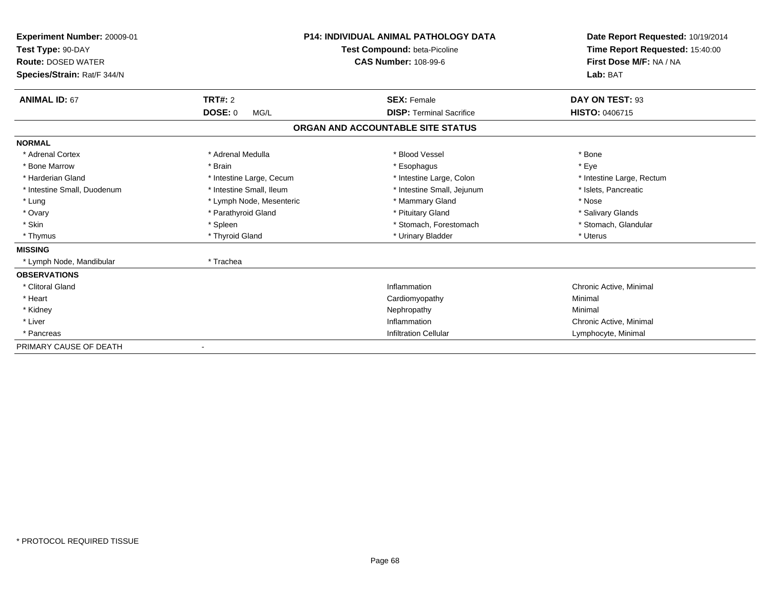**Experiment Number:** 20009-01
**Test Type:** 90-DAY
**Route:** DOSED WATER
**Species/Strain:** Rat/F 344/N

**P14: INDIVIDUAL ANIMAL PATHOLOGY DATA**
**Test Compound:** beta-Picoline
**CAS Number:** 108-99-6

**Date Report Requested:** 10/19/2014
**Time Report Requested:** 15:40:00
**First Dose M/F:** NA / NA
**Lab:** BAT

| **ANIMAL ID:** 67 | **TRT#:** 2 | **SEX:** Female | **DAY ON TEST:** 93 |
|---|---|---|---|
| | **DOSE:** 0 MG/L | **DISP:** Terminal Sacrifice | **HISTO:** 0406715 |

## ORGAN AND ACCOUNTABLE SITE STATUS

| | | | |
|---|---|---|---|
| **NORMAL** | | | |
| * Adrenal Cortex | * Adrenal Medulla | * Blood Vessel | * Bone |
| * Bone Marrow | * Brain | * Esophagus | * Eye |
| * Harderian Gland | * Intestine Large, Cecum | * Intestine Large, Colon | * Intestine Large, Rectum |
| * Intestine Small, Duodenum | * Intestine Small, Ileum | * Intestine Small, Jejunum | * Islets, Pancreatic |
| * Lung | * Lymph Node, Mesenteric | * Mammary Gland | * Nose |
| * Ovary | * Parathyroid Gland | * Pituitary Gland | * Salivary Glands |
| * Skin | * Spleen | * Stomach, Forestomach | * Stomach, Glandular |
| * Thymus | * Thyroid Gland | * Urinary Bladder | * Uterus |
| **MISSING** | | | |
| * Lymph Node, Mandibular | * Trachea | | |
| **OBSERVATIONS** | | | |
| * Clitoral Gland | | Inflammation | Chronic Active, Minimal |
| * Heart | | Cardiomyopathy | Minimal |
| * Kidney | | Nephropathy | Minimal |
| * Liver | | Inflammation | Chronic Active, Minimal |
| * Pancreas | | Infiltration Cellular | Lymphocyte, Minimal |
| PRIMARY CAUSE OF DEATH | - | | |

* PROTOCOL REQUIRED TISSUE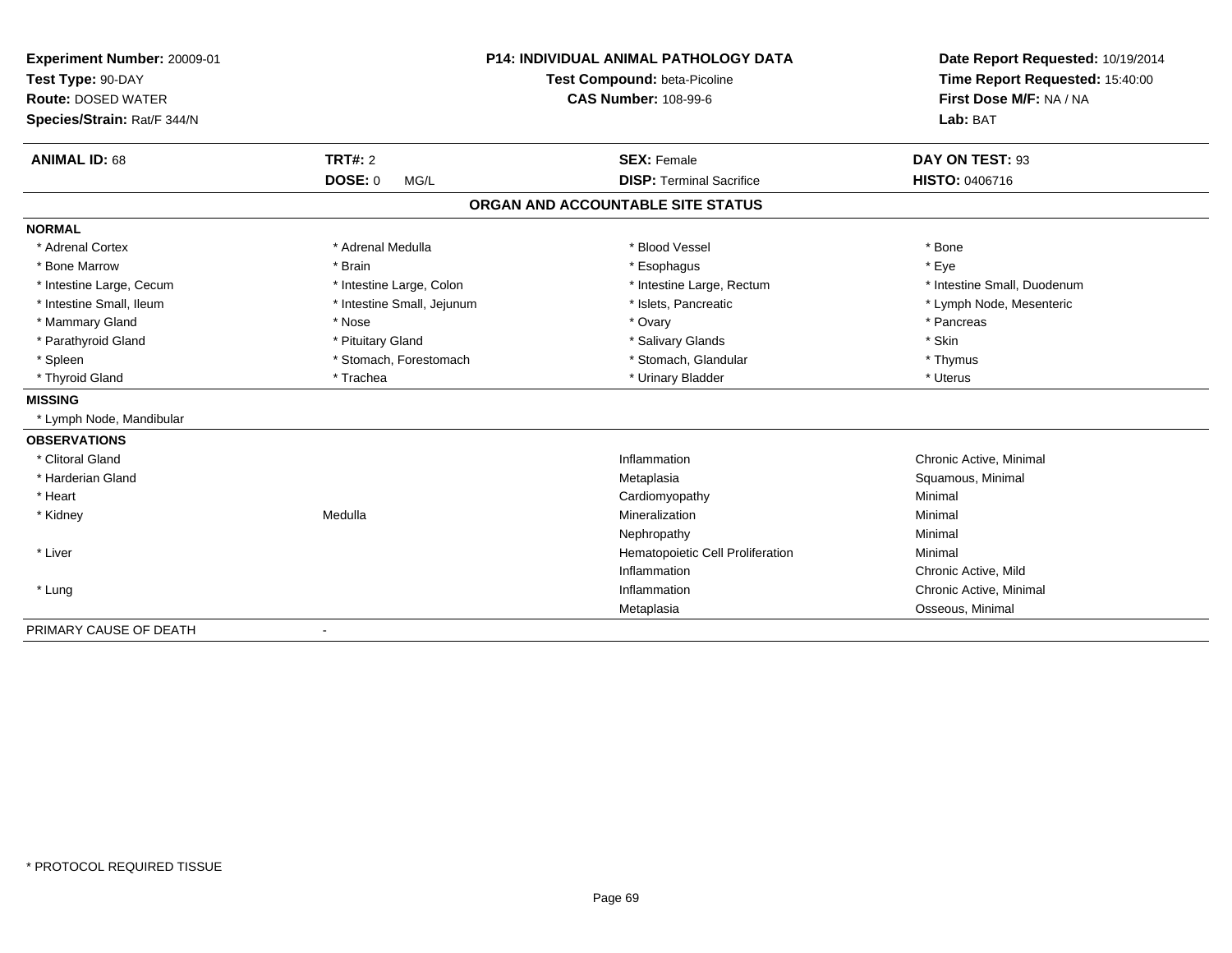**Experiment Number:** 20009-01
**Test Type:** 90-DAY
**Route:** DOSED WATER
**Species/Strain:** Rat/F 344/N

**P14: INDIVIDUAL ANIMAL PATHOLOGY DATA**
**Test Compound:** beta-Picoline
**CAS Number:** 108-99-6

**Date Report Requested:** 10/19/2014
**Time Report Requested:** 15:40:00
**First Dose M/F:** NA / NA
**Lab:** BAT

| **ANIMAL ID:** 68 | **TRT#:** 2 | **SEX:** Female | **DAY ON TEST:** 93 |
|---|---|---|---|
| | **DOSE:** 0 MG/L | **DISP:** Terminal Sacrifice | **HISTO:** 0406716 |

## ORGAN AND ACCOUNTABLE SITE STATUS

**NORMAL**

| | | | |
|---|---|---|---|
| * Adrenal Cortex | * Adrenal Medulla | * Blood Vessel | * Bone |
| * Bone Marrow | * Brain | * Esophagus | * Eye |
| * Intestine Large, Cecum | * Intestine Large, Colon | * Intestine Large, Rectum | * Intestine Small, Duodenum |
| * Intestine Small, Ileum | * Intestine Small, Jejunum | * Islets, Pancreatic | * Lymph Node, Mesenteric |
| * Mammary Gland | * Nose | * Ovary | * Pancreas |
| * Parathyroid Gland | * Pituitary Gland | * Salivary Glands | * Skin |
| * Spleen | * Stomach, Forestomach | * Stomach, Glandular | * Thymus |
| * Thyroid Gland | * Trachea | * Urinary Bladder | * Uterus |

**MISSING**

* Lymph Node, Mandibular

**OBSERVATIONS**

| | | | |
|---|---|---|---|
| * Clitoral Gland | | Inflammation | Chronic Active, Minimal |
| * Harderian Gland | | Metaplasia | Squamous, Minimal |
| * Heart | | Cardiomyopathy | Minimal |
| * Kidney | Medulla | Mineralization | Minimal |
| | | Nephropathy | Minimal |
| * Liver | | Hematopoietic Cell Proliferation | Minimal |
| | | Inflammation | Chronic Active, Mild |
| * Lung | | Inflammation | Chronic Active, Minimal |
| | | Metaplasia | Osseous, Minimal |

PRIMARY CAUSE OF DEATH -

* PROTOCOL REQUIRED TISSUE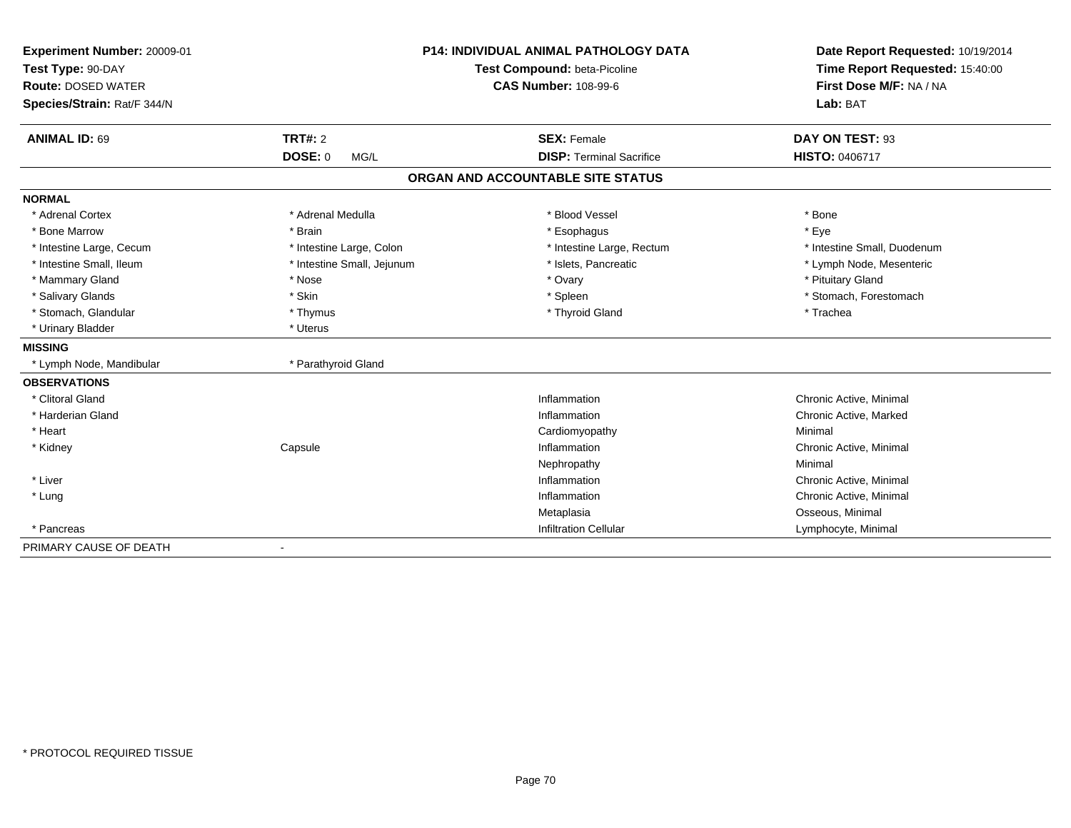**Experiment Number:** 20009-01
**Test Type:** 90-DAY
**Route:** DOSED WATER
**Species/Strain:** Rat/F 344/N

**P14: INDIVIDUAL ANIMAL PATHOLOGY DATA**
**Test Compound:** beta-Picoline
**CAS Number:** 108-99-6

**Date Report Requested:** 10/19/2014
**Time Report Requested:** 15:40:00
**First Dose M/F:** NA / NA
**Lab:** BAT

| **ANIMAL ID:** 69 | **TRT#:** 2 | **SEX:** Female | **DAY ON TEST:** 93 |
|---|---|---|---|
| | **DOSE:** 0 MG/L | **DISP:** Terminal Sacrifice | **HISTO:** 0406717 |

## ORGAN AND ACCOUNTABLE SITE STATUS

**NORMAL**

| | | | |
|---|---|---|---|
| * Adrenal Cortex | * Adrenal Medulla | * Blood Vessel | * Bone |
| * Bone Marrow | * Brain | * Esophagus | * Eye |
| * Intestine Large, Cecum | * Intestine Large, Colon | * Intestine Large, Rectum | * Intestine Small, Duodenum |
| * Intestine Small, Ileum | * Intestine Small, Jejunum | * Islets, Pancreatic | * Lymph Node, Mesenteric |
| * Mammary Gland | * Nose | * Ovary | * Pituitary Gland |
| * Salivary Glands | * Skin | * Spleen | * Stomach, Forestomach |
| * Stomach, Glandular | * Thymus | * Thyroid Gland | * Trachea |
| * Urinary Bladder | * Uterus | | |

**MISSING**

| | |
|---|---|
| * Lymph Node, Mandibular | * Parathyroid Gland |

**OBSERVATIONS**

| | | | |
|---|---|---|---|
| * Clitoral Gland | | Inflammation | Chronic Active, Minimal |
| * Harderian Gland | | Inflammation | Chronic Active, Marked |
| * Heart | | Cardiomyopathy | Minimal |
| * Kidney | Capsule | Inflammation | Chronic Active, Minimal |
| | | Nephropathy | Minimal |
| * Liver | | Inflammation | Chronic Active, Minimal |
| * Lung | | Inflammation | Chronic Active, Minimal |
| | | Metaplasia | Osseous, Minimal |
| * Pancreas | | Infiltration Cellular | Lymphocyte, Minimal |

PRIMARY CAUSE OF DEATH -

* PROTOCOL REQUIRED TISSUE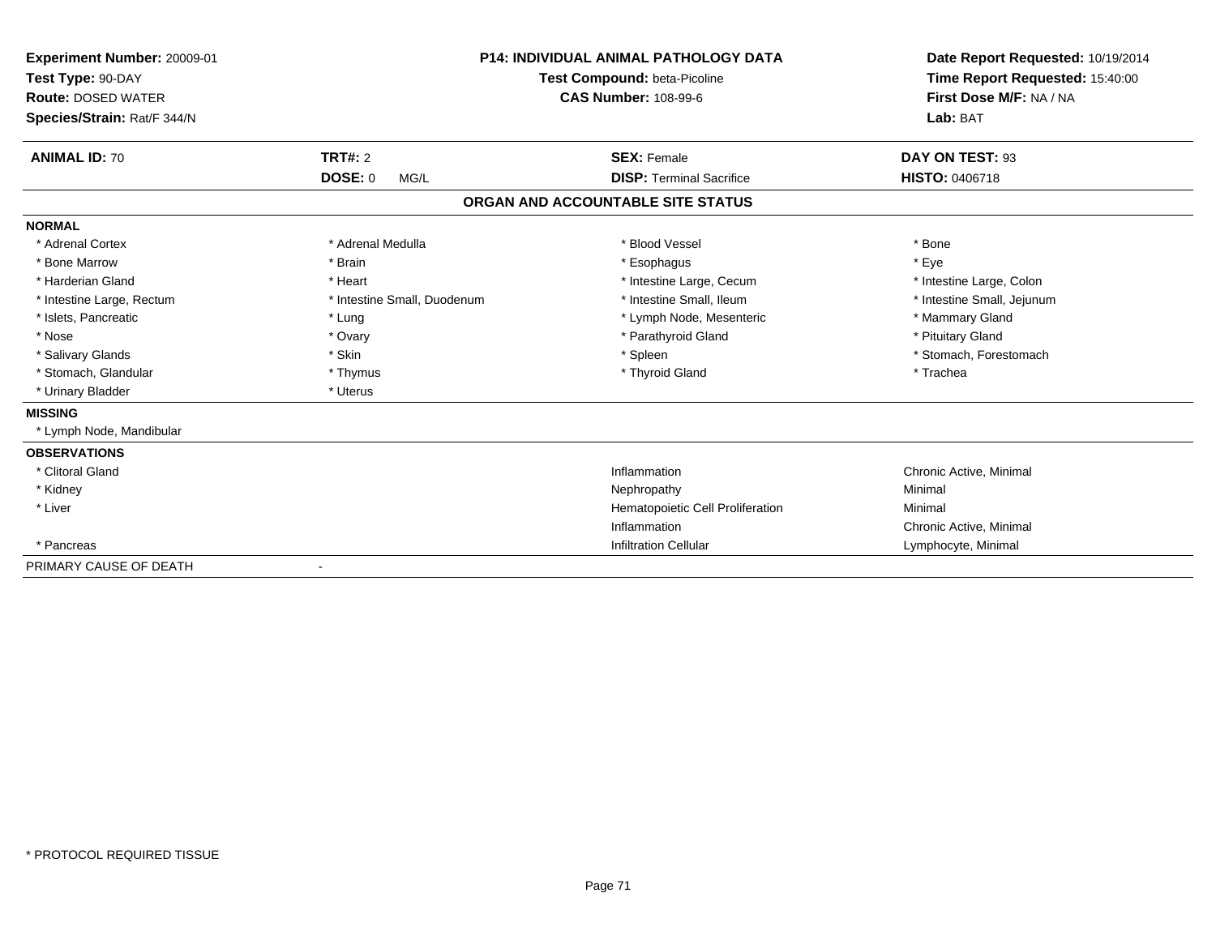**Experiment Number:** 20009-01
**Test Type:** 90-DAY
**Route:** DOSED WATER
**Species/Strain:** Rat/F 344/N

**P14: INDIVIDUAL ANIMAL PATHOLOGY DATA**
**Test Compound:** beta-Picoline
**CAS Number:** 108-99-6

**Date Report Requested:** 10/19/2014
**Time Report Requested:** 15:40:00
**First Dose M/F:** NA / NA
**Lab:** BAT

| **ANIMAL ID:** 70 | **TRT#:** 2 | **SEX:** Female | **DAY ON TEST:** 93 |
|---|---|---|---|
| | **DOSE:** 0 MG/L | **DISP:** Terminal Sacrifice | **HISTO:** 0406718 |

## ORGAN AND ACCOUNTABLE SITE STATUS

**NORMAL**

| | | | |
|---|---|---|---|
| * Adrenal Cortex | * Adrenal Medulla | * Blood Vessel | * Bone |
| * Bone Marrow | * Brain | * Esophagus | * Eye |
| * Harderian Gland | * Heart | * Intestine Large, Cecum | * Intestine Large, Colon |
| * Intestine Large, Rectum | * Intestine Small, Duodenum | * Intestine Small, Ileum | * Intestine Small, Jejunum |
| * Islets, Pancreatic | * Lung | * Lymph Node, Mesenteric | * Mammary Gland |
| * Nose | * Ovary | * Parathyroid Gland | * Pituitary Gland |
| * Salivary Glands | * Skin | * Spleen | * Stomach, Forestomach |
| * Stomach, Glandular | * Thymus | * Thyroid Gland | * Trachea |
| * Urinary Bladder | * Uterus | | |

**MISSING**

* Lymph Node, Mandibular

**OBSERVATIONS**

| | | |
|---|---|---|
| * Clitoral Gland | Inflammation | Chronic Active, Minimal |
| * Kidney | Nephropathy | Minimal |
| * Liver | Hematopoietic Cell Proliferation | Minimal |
| | Inflammation | Chronic Active, Minimal |
| * Pancreas | Infiltration Cellular | Lymphocyte, Minimal |

PRIMARY CAUSE OF DEATH -

* PROTOCOL REQUIRED TISSUE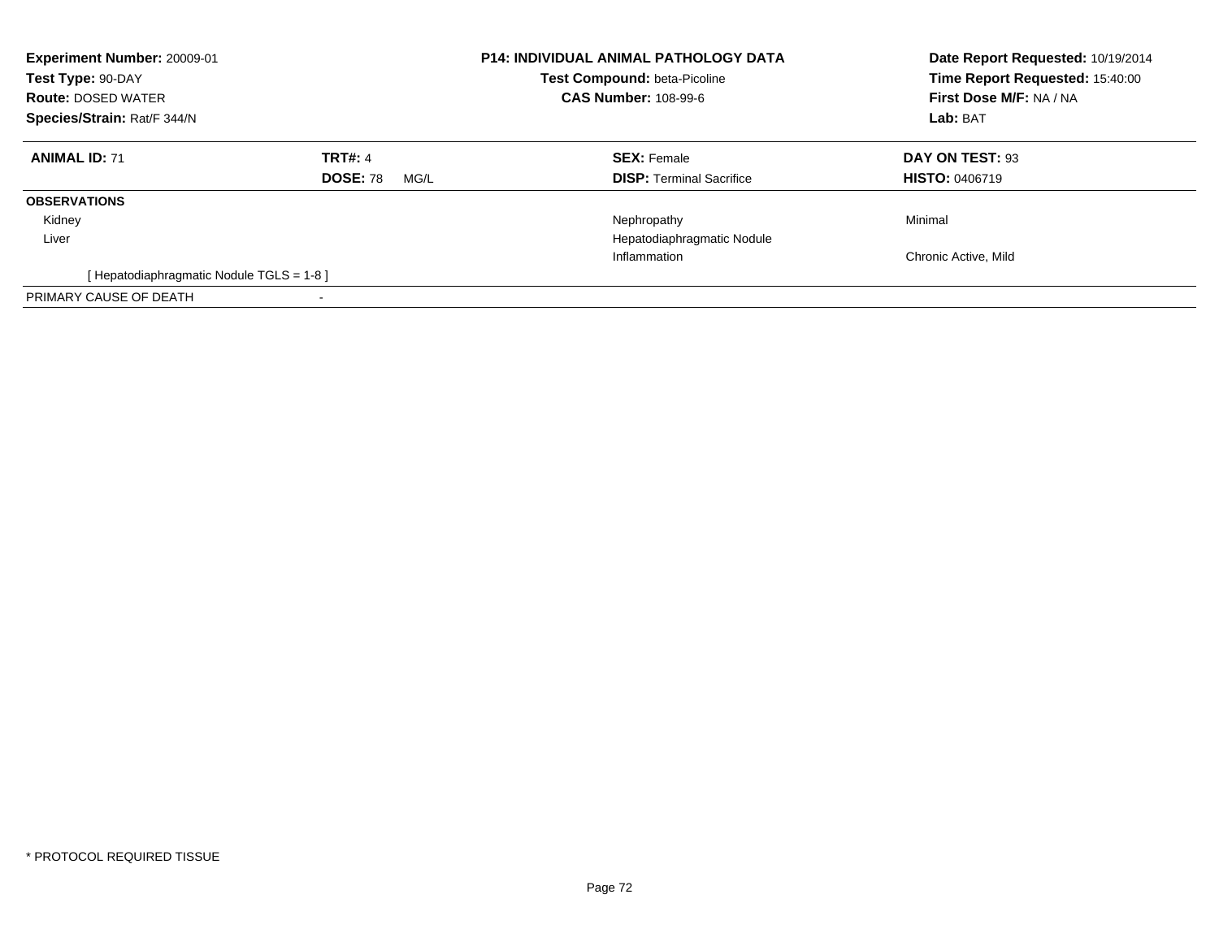| | | | |
|---|---|---|---|
| **Experiment Number:** 20009-01 | | **P14: INDIVIDUAL ANIMAL PATHOLOGY DATA** | **Date Report Requested:** 10/19/2014 |
| **Test Type:** 90-DAY | | **Test Compound:** beta-Picoline | **Time Report Requested:** 15:40:00 |
| **Route:** DOSED WATER | | **CAS Number:** 108-99-6 | **First Dose M/F:** NA / NA |
| **Species/Strain:** Rat/F 344/N | | | **Lab:** BAT |

| | | | |
|---|---|---|---|
| **ANIMAL ID:** 71 | **TRT#:** 4 | **SEX:** Female | **DAY ON TEST:** 93 |
| | **DOSE:** 78 MG/L | **DISP:** Terminal Sacrifice | **HISTO:** 0406719 |
| **OBSERVATIONS** | | | |
| Kidney | | Nephropathy | Minimal |
| Liver | | Hepatodiaphragmatic Nodule | |
| | | Inflammation | Chronic Active, Mild |
| [ Hepatodiaphragmatic Nodule TGLS = 1-8 ] | | | |
| PRIMARY CAUSE OF DEATH | - | | |

* PROTOCOL REQUIRED TISSUE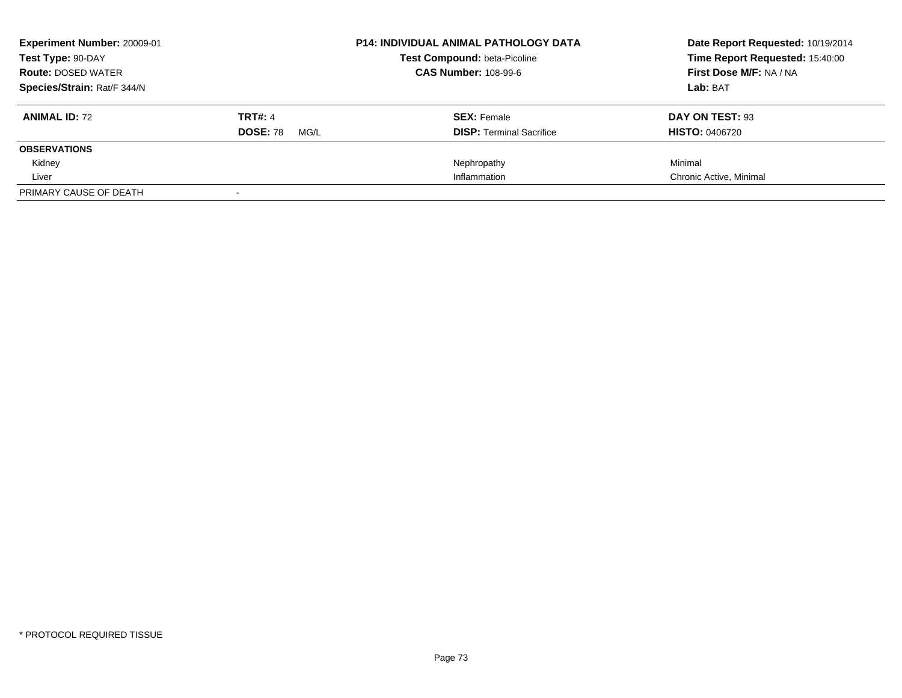**Experiment Number:** 20009-01
**Test Type:** 90-DAY
**Route:** DOSED WATER
**Species/Strain:** Rat/F 344/N

**P14: INDIVIDUAL ANIMAL PATHOLOGY DATA**
**Test Compound:** beta-Picoline
**CAS Number:** 108-99-6

**Date Report Requested:** 10/19/2014
**Time Report Requested:** 15:40:00
**First Dose M/F:** NA / NA
**Lab:** BAT

| **ANIMAL ID:** 72 | **TRT#:** 4 | **SEX:** Female | **DAY ON TEST:** 93 |
|---|---|---|---|
| | **DOSE:** 78 MG/L | **DISP:** Terminal Sacrifice | **HISTO:** 0406720 |
| **OBSERVATIONS** | | | |
| Kidney | | Nephropathy | Minimal |
| Liver | | Inflammation | Chronic Active, Minimal |
| PRIMARY CAUSE OF DEATH | - | | |

* PROTOCOL REQUIRED TISSUE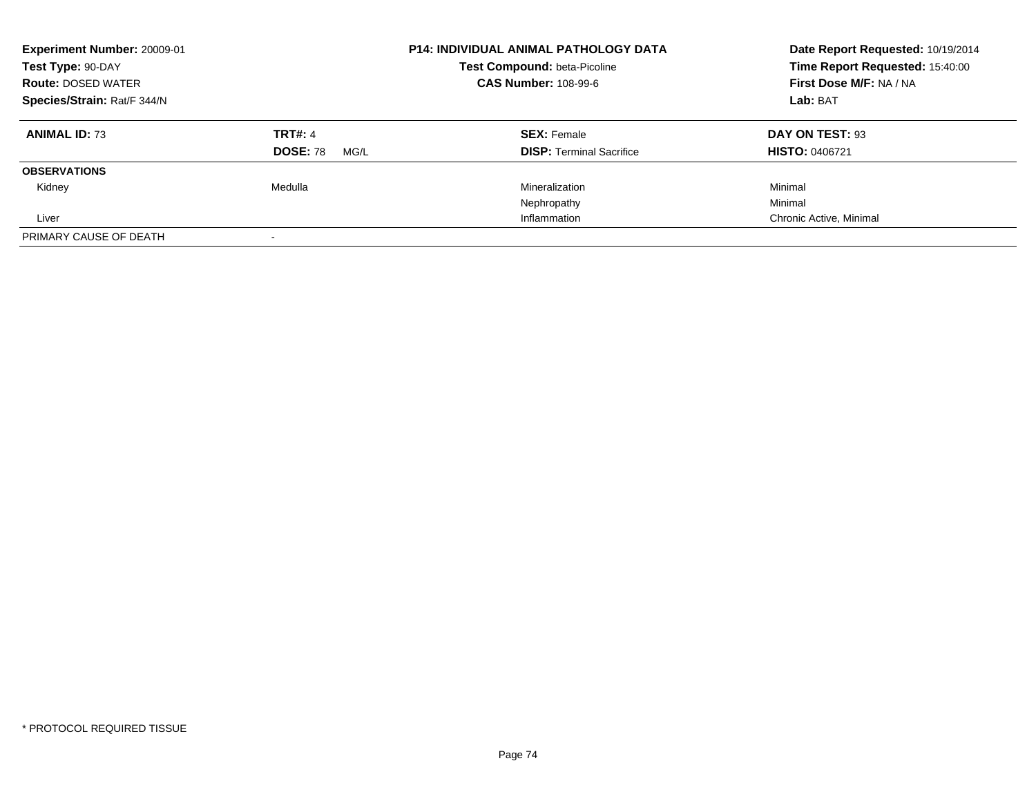**Experiment Number:** 20009-01
**Test Type:** 90-DAY
**Route:** DOSED WATER
**Species/Strain:** Rat/F 344/N

**P14: INDIVIDUAL ANIMAL PATHOLOGY DATA**
**Test Compound:** beta-Picoline
**CAS Number:** 108-99-6

**Date Report Requested:** 10/19/2014
**Time Report Requested:** 15:40:00
**First Dose M/F:** NA / NA
**Lab:** BAT

| **ANIMAL ID:** 73 | **TRT#:** 4 | **SEX:** Female | **DAY ON TEST:** 93 |
|---|---|---|---|
| | **DOSE:** 78 MG/L | **DISP:** Terminal Sacrifice | **HISTO:** 0406721 |
| **OBSERVATIONS** | | | |
| Kidney | Medulla | Mineralization | Minimal |
| | | Nephropathy | Minimal |
| Liver | | Inflammation | Chronic Active, Minimal |
| PRIMARY CAUSE OF DEATH | - | | |

\* PROTOCOL REQUIRED TISSUE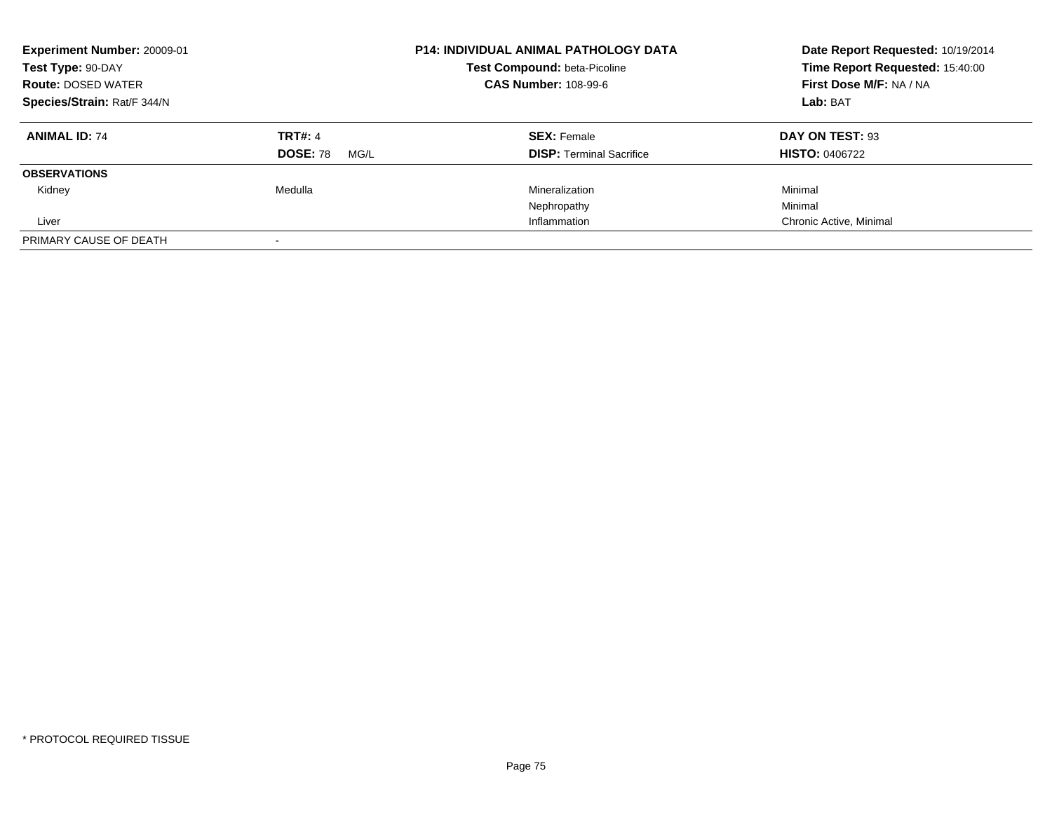**Experiment Number:** 20009-01
**Test Type:** 90-DAY
**Route:** DOSED WATER
**Species/Strain:** Rat/F 344/N

**P14: INDIVIDUAL ANIMAL PATHOLOGY DATA**
**Test Compound:** beta-Picoline
**CAS Number:** 108-99-6

**Date Report Requested:** 10/19/2014
**Time Report Requested:** 15:40:00
**First Dose M/F:** NA / NA
**Lab:** BAT

| **ANIMAL ID:** 74 | **TRT#:** 4 | **SEX:** Female | **DAY ON TEST:** 93 |
|---|---|---|---|
| | **DOSE:** 78 MG/L | **DISP:** Terminal Sacrifice | **HISTO:** 0406722 |
| **OBSERVATIONS** | | | |
| Kidney | Medulla | Mineralization | Minimal |
| | | Nephropathy | Minimal |
| Liver | | Inflammation | Chronic Active, Minimal |
| PRIMARY CAUSE OF DEATH | - | | |

\* PROTOCOL REQUIRED TISSUE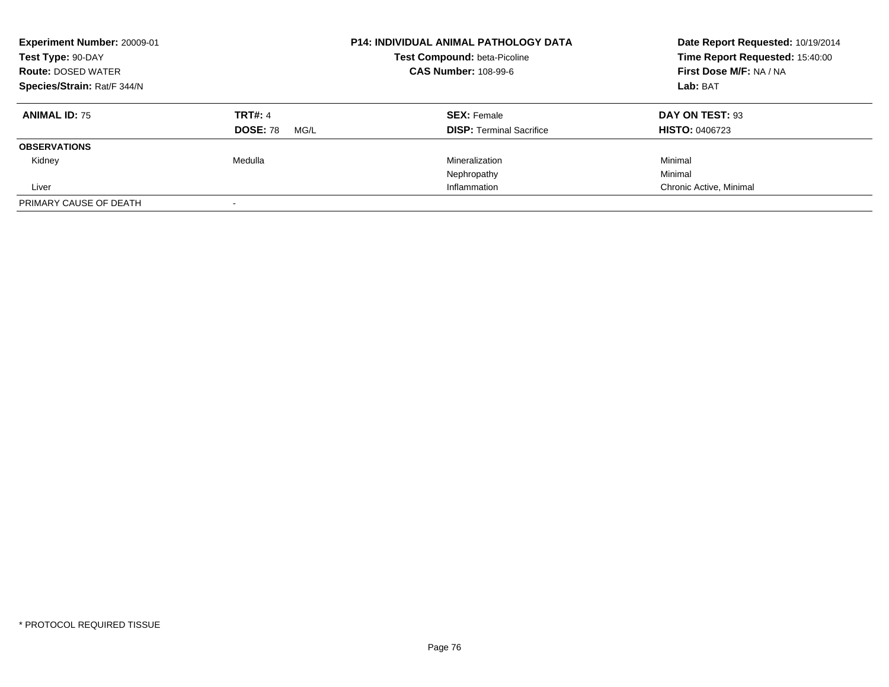**Experiment Number:** 20009-01
**Test Type:** 90-DAY
**Route:** DOSED WATER
**Species/Strain:** Rat/F 344/N

**P14: INDIVIDUAL ANIMAL PATHOLOGY DATA**
**Test Compound:** beta-Picoline
**CAS Number:** 108-99-6

**Date Report Requested:** 10/19/2014
**Time Report Requested:** 15:40:00
**First Dose M/F:** NA / NA
**Lab:** BAT

| **ANIMAL ID:** 75 | **TRT#:** 4 | **SEX:** Female | **DAY ON TEST:** 93 |
|---|---|---|---|
| | **DOSE:** 78 MG/L | **DISP:** Terminal Sacrifice | **HISTO:** 0406723 |
| **OBSERVATIONS** | | | |
| Kidney | Medulla | Mineralization | Minimal |
| | | Nephropathy | Minimal |
| Liver | | Inflammation | Chronic Active, Minimal |
| PRIMARY CAUSE OF DEATH | - | | |

\* PROTOCOL REQUIRED TISSUE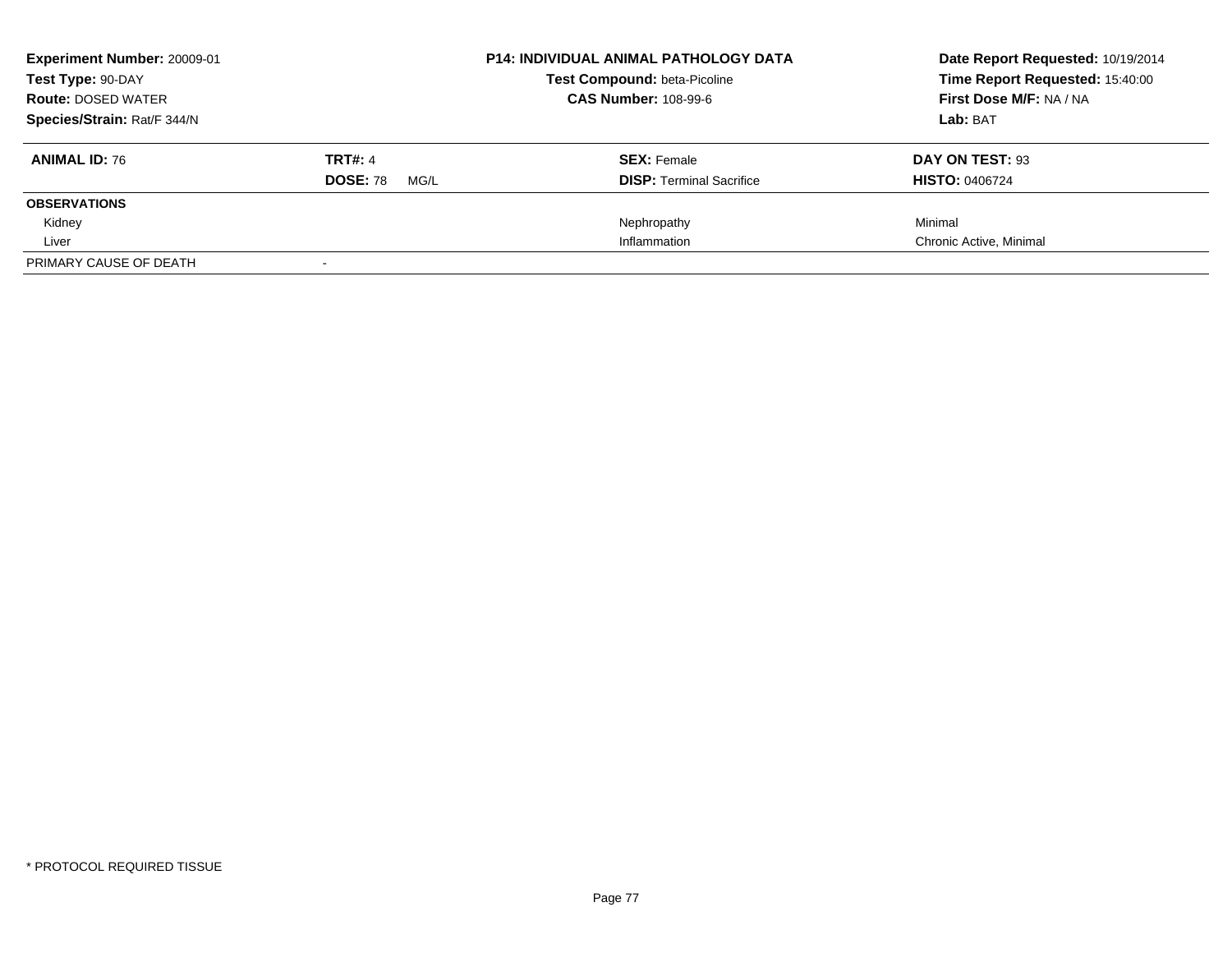**Experiment Number:** 20009-01
**Test Type:** 90-DAY
**Route:** DOSED WATER
**Species/Strain:** Rat/F 344/N

**P14: INDIVIDUAL ANIMAL PATHOLOGY DATA**
**Test Compound:** beta-Picoline
**CAS Number:** 108-99-6

**Date Report Requested:** 10/19/2014
**Time Report Requested:** 15:40:00
**First Dose M/F:** NA / NA
**Lab:** BAT

| **ANIMAL ID:** 76 | **TRT#:** 4 | **SEX:** Female | **DAY ON TEST:** 93 |
|---|---|---|---|
| | **DOSE:** 78 MG/L | **DISP:** Terminal Sacrifice | **HISTO:** 0406724 |
| **OBSERVATIONS** | | | |
| Kidney | | Nephropathy | Minimal |
| Liver | | Inflammation | Chronic Active, Minimal |
| PRIMARY CAUSE OF DEATH | - | | |

* PROTOCOL REQUIRED TISSUE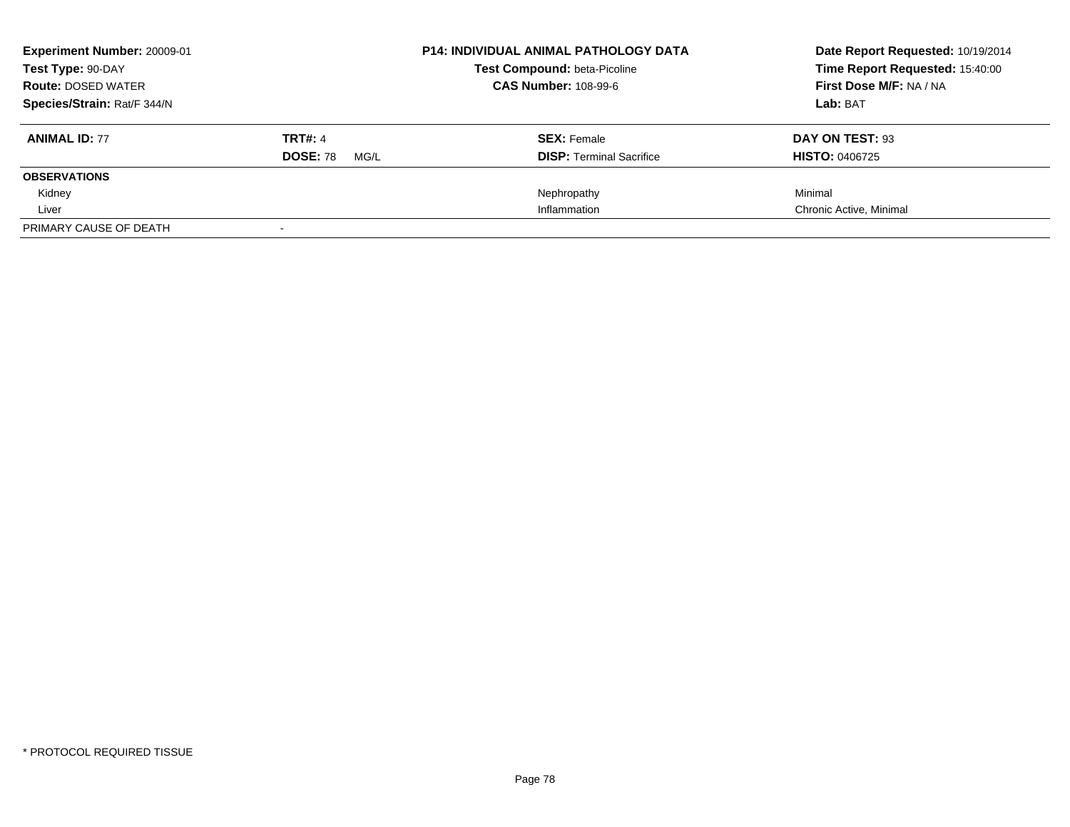**Experiment Number:** 20009-01
**Test Type:** 90-DAY
**Route:** DOSED WATER
**Species/Strain:** Rat/F 344/N

**P14: INDIVIDUAL ANIMAL PATHOLOGY DATA**
**Test Compound:** beta-Picoline
**CAS Number:** 108-99-6

**Date Report Requested:** 10/19/2014
**Time Report Requested:** 15:40:00
**First Dose M/F:** NA / NA
**Lab:** BAT

| **ANIMAL ID:** 77 | **TRT#:** 4 | **SEX:** Female | **DAY ON TEST:** 93 |
|---|---|---|---|
| | **DOSE:** 78 MG/L | **DISP:** Terminal Sacrifice | **HISTO:** 0406725 |
| **OBSERVATIONS** | | | |
| Kidney | | Nephropathy | Minimal |
| Liver | | Inflammation | Chronic Active, Minimal |
| PRIMARY CAUSE OF DEATH | - | | |

\* PROTOCOL REQUIRED TISSUE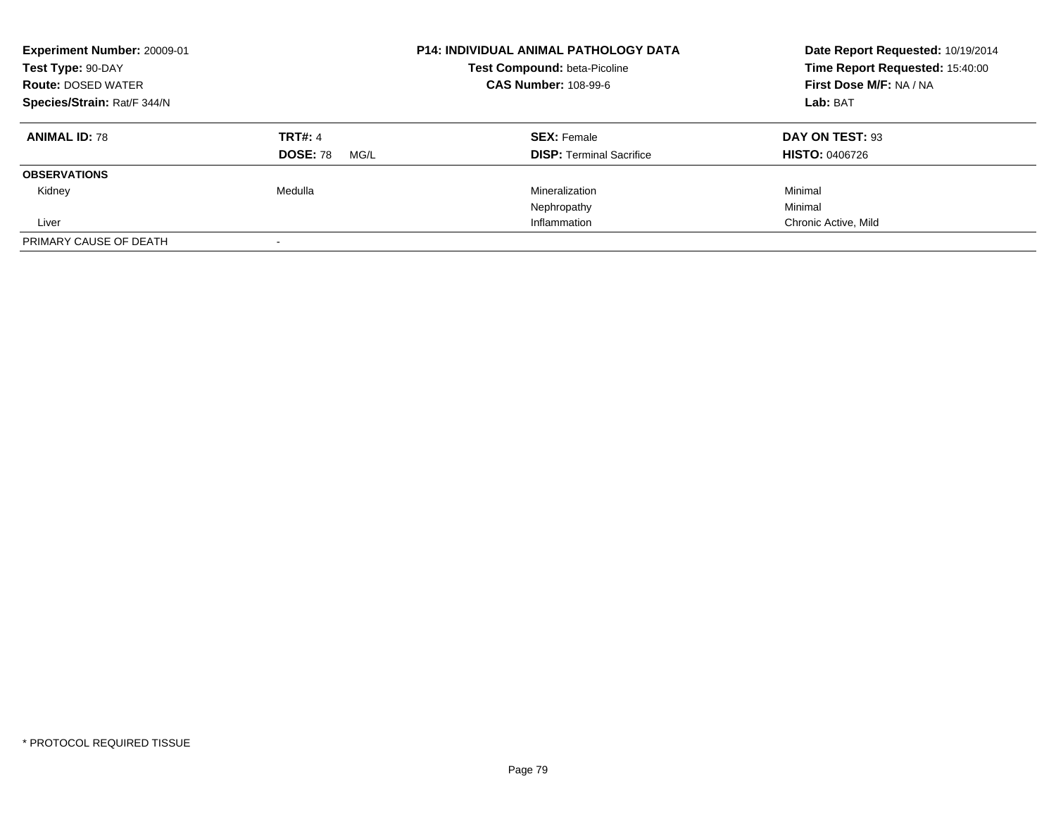**Experiment Number:** 20009-01
**Test Type:** 90-DAY
**Route:** DOSED WATER
**Species/Strain:** Rat/F 344/N

**P14: INDIVIDUAL ANIMAL PATHOLOGY DATA**
**Test Compound:** beta-Picoline
**CAS Number:** 108-99-6

**Date Report Requested:** 10/19/2014
**Time Report Requested:** 15:40:00
**First Dose M/F:** NA / NA
**Lab:** BAT

| **ANIMAL ID:** 78 | **TRT#:** 4 | **SEX:** Female | **DAY ON TEST:** 93 |
|---|---|---|---|
| | **DOSE:** 78 MG/L | **DISP:** Terminal Sacrifice | **HISTO:** 0406726 |
| **OBSERVATIONS** | | | |
| Kidney | Medulla | Mineralization | Minimal |
| | | Nephropathy | Minimal |
| Liver | | Inflammation | Chronic Active, Mild |
| PRIMARY CAUSE OF DEATH | - | | |

* PROTOCOL REQUIRED TISSUE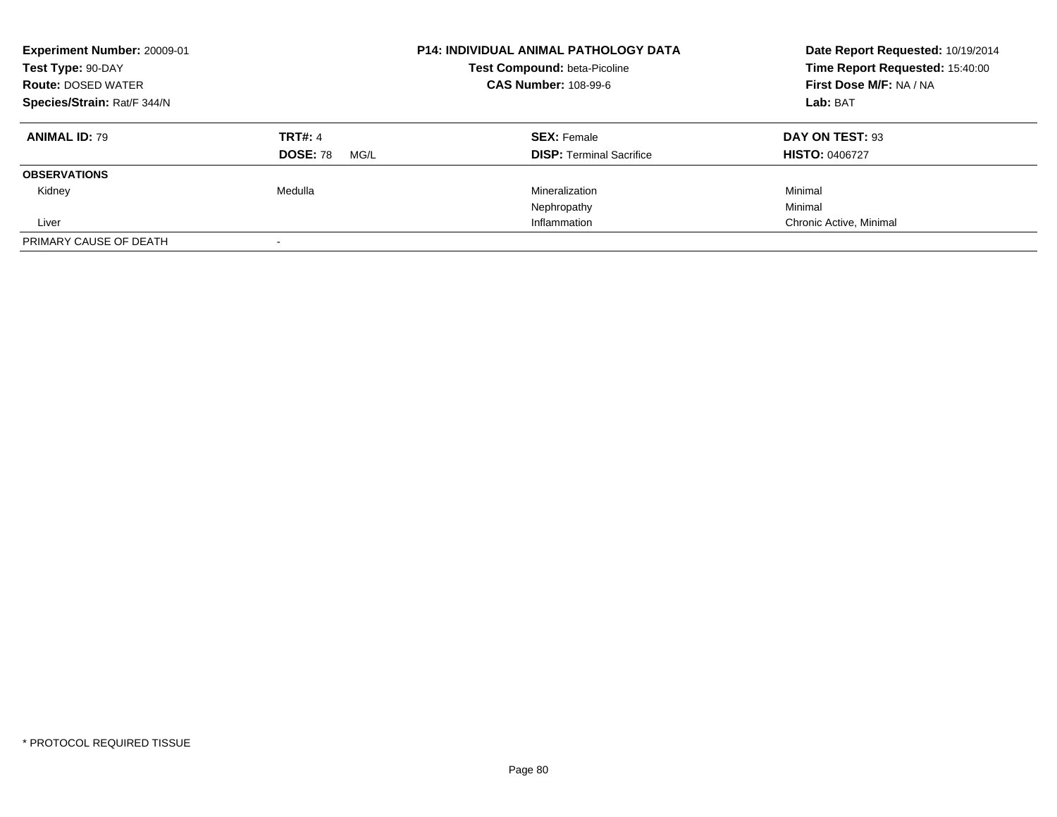**Experiment Number:** 20009-01
**Test Type:** 90-DAY
**Route:** DOSED WATER
**Species/Strain:** Rat/F 344/N

**P14: INDIVIDUAL ANIMAL PATHOLOGY DATA**
**Test Compound:** beta-Picoline
**CAS Number:** 108-99-6

**Date Report Requested:** 10/19/2014
**Time Report Requested:** 15:40:00
**First Dose M/F:** NA / NA
**Lab:** BAT

| **ANIMAL ID:** 79 | **TRT#:** 4 | **SEX:** Female | **DAY ON TEST:** 93 |
|---|---|---|---|
| | **DOSE:** 78 MG/L | **DISP:** Terminal Sacrifice | **HISTO:** 0406727 |
| **OBSERVATIONS** | | | |
| Kidney | Medulla | Mineralization | Minimal |
| | | Nephropathy | Minimal |
| Liver | | Inflammation | Chronic Active, Minimal |
| PRIMARY CAUSE OF DEATH | - | | |

* PROTOCOL REQUIRED TISSUE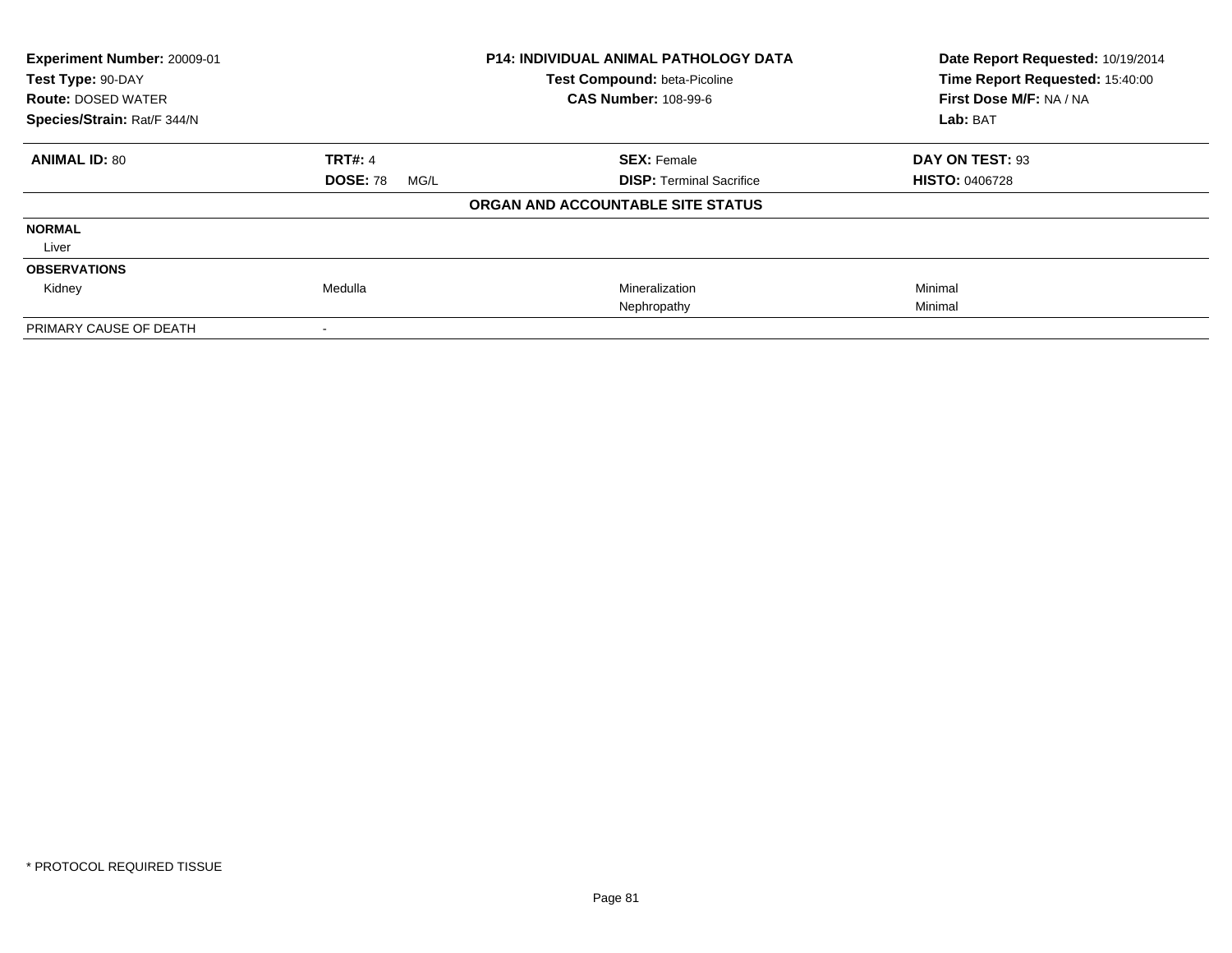**Experiment Number:** 20009-01
**Test Type:** 90-DAY
**Route:** DOSED WATER
**Species/Strain:** Rat/F 344/N

**P14: INDIVIDUAL ANIMAL PATHOLOGY DATA**
**Test Compound:** beta-Picoline
**CAS Number:** 108-99-6

**Date Report Requested:** 10/19/2014
**Time Report Requested:** 15:40:00
**First Dose M/F:** NA / NA
**Lab:** BAT

| **ANIMAL ID:** 80 | **TRT#:** 4 | **SEX:** Female | **DAY ON TEST:** 93 |
|---|---|---|---|
| | **DOSE:** 78 MG/L | **DISP:** Terminal Sacrifice | **HISTO:** 0406728 |

**ORGAN AND ACCOUNTABLE SITE STATUS**

| | | | |
|---|---|---|---|
| **NORMAL** | | | |
| Liver | | | |
| **OBSERVATIONS** | | | |
| Kidney | Medulla | Mineralization | Minimal |
| | | Nephropathy | Minimal |
| PRIMARY CAUSE OF DEATH | - | | |

\* PROTOCOL REQUIRED TISSUE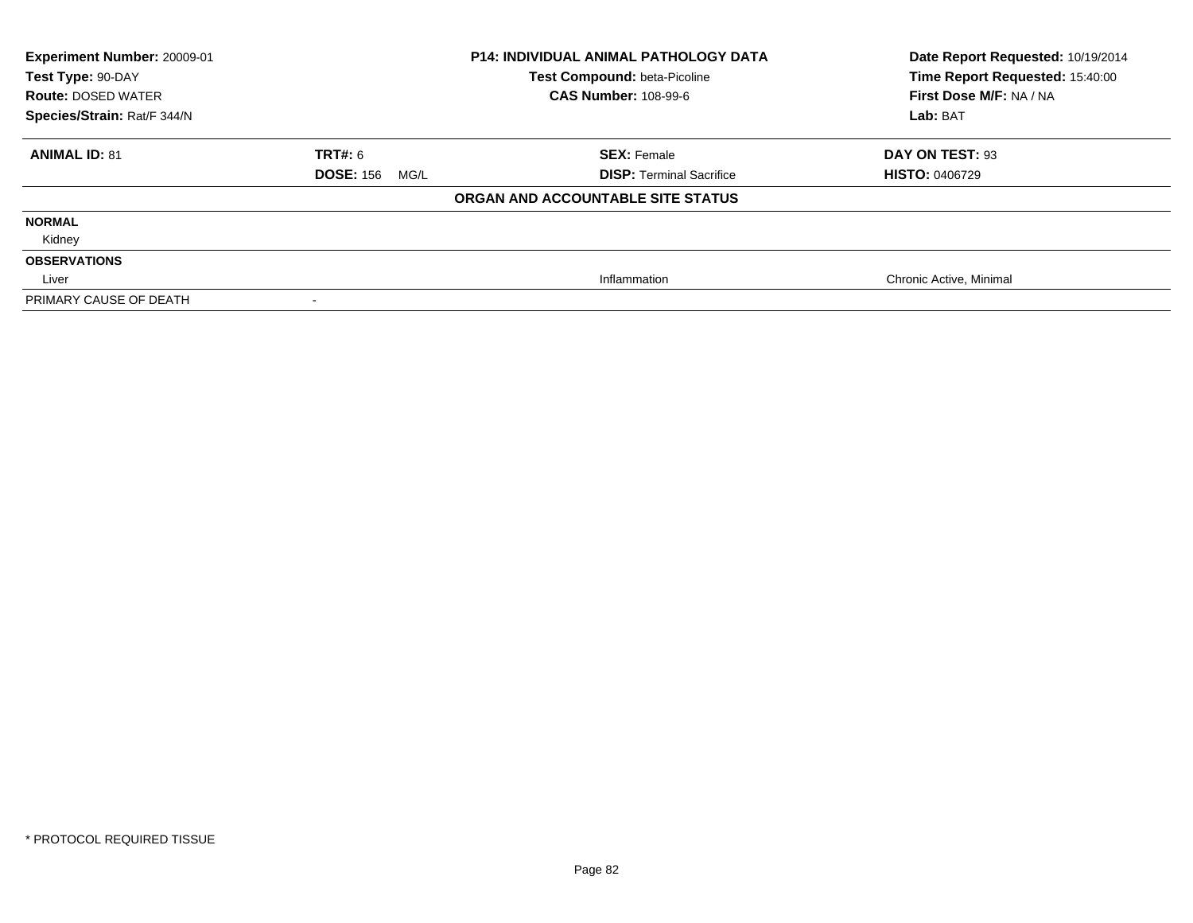| **Experiment Number:** 20009-01 | **P14: INDIVIDUAL ANIMAL PATHOLOGY DATA** | **Date Report Requested:** 10/19/2014 |
|---|---|---|
| **Test Type:** 90-DAY | **Test Compound:** beta-Picoline | **Time Report Requested:** 15:40:00 |
| **Route:** DOSED WATER | **CAS Number:** 108-99-6 | **First Dose M/F:** NA / NA |
| **Species/Strain:** Rat/F 344/N | | **Lab:** BAT |

| **ANIMAL ID:** 81 | **TRT#:** 6 | **SEX:** Female | **DAY ON TEST:** 93 |
|---|---|---|---|
| | **DOSE:** 156 MG/L | **DISP:** Terminal Sacrifice | **HISTO:** 0406729 |

**ORGAN AND ACCOUNTABLE SITE STATUS**

| | | | |
|---|---|---|---|
| **NORMAL** | | | |
| Kidney | | | |
| **OBSERVATIONS** | | | |
| Liver | | Inflammation | Chronic Active, Minimal |
| PRIMARY CAUSE OF DEATH | - | | |

\* PROTOCOL REQUIRED TISSUE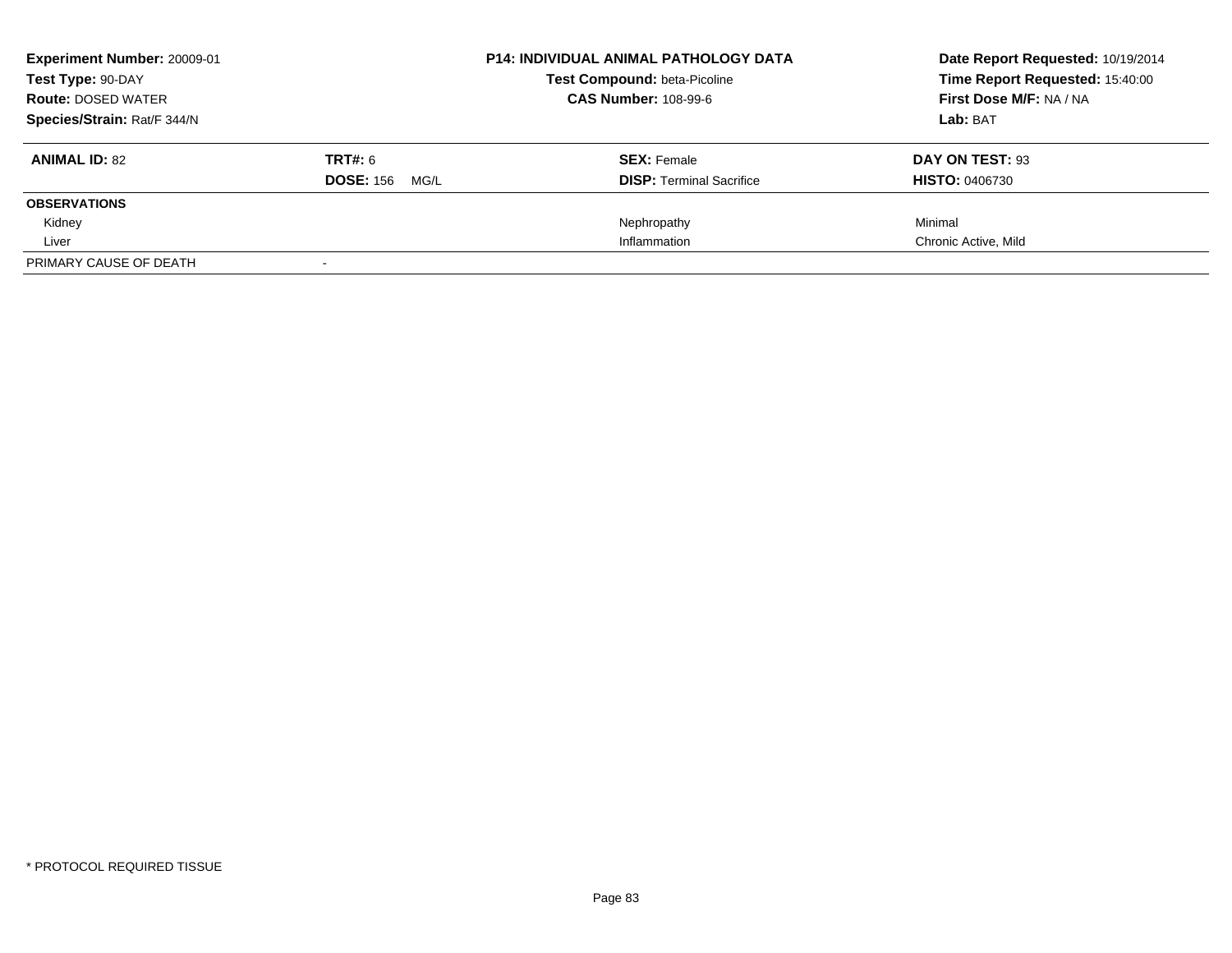**Experiment Number:** 20009-01
**Test Type:** 90-DAY
**Route:** DOSED WATER
**Species/Strain:** Rat/F 344/N

**P14: INDIVIDUAL ANIMAL PATHOLOGY DATA**
**Test Compound:** beta-Picoline
**CAS Number:** 108-99-6

**Date Report Requested:** 10/19/2014
**Time Report Requested:** 15:40:00
**First Dose M/F:** NA / NA
**Lab:** BAT

| **ANIMAL ID:** 82 | **TRT#:** 6 | **SEX:** Female | **DAY ON TEST:** 93 |
|---|---|---|---|
| | **DOSE:** 156 MG/L | **DISP:** Terminal Sacrifice | **HISTO:** 0406730 |
| **OBSERVATIONS** | | | |
| Kidney | | Nephropathy | Minimal |
| Liver | | Inflammation | Chronic Active, Mild |
| PRIMARY CAUSE OF DEATH | - | | |

* PROTOCOL REQUIRED TISSUE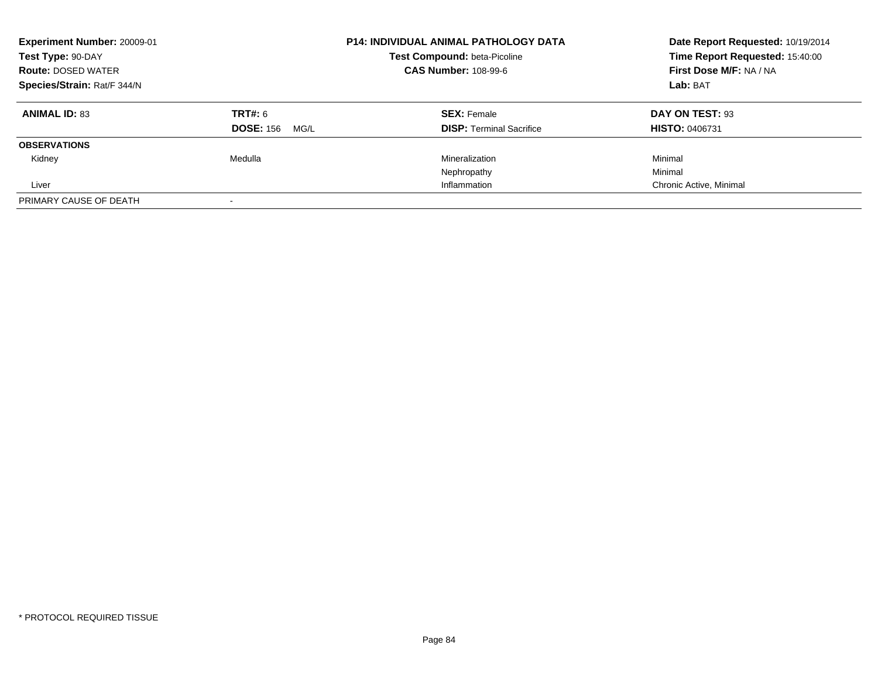**Experiment Number:** 20009-01
**Test Type:** 90-DAY
**Route:** DOSED WATER
**Species/Strain:** Rat/F 344/N

**P14: INDIVIDUAL ANIMAL PATHOLOGY DATA**
**Test Compound:** beta-Picoline
**CAS Number:** 108-99-6

**Date Report Requested:** 10/19/2014
**Time Report Requested:** 15:40:00
**First Dose M/F:** NA / NA
**Lab:** BAT

| **ANIMAL ID:** 83 | **TRT#:** 6 | **SEX:** Female | **DAY ON TEST:** 93 |
|---|---|---|---|
| | **DOSE:** 156 MG/L | **DISP:** Terminal Sacrifice | **HISTO:** 0406731 |
| **OBSERVATIONS** | | | |
| Kidney | Medulla | Mineralization | Minimal |
| | | Nephropathy | Minimal |
| Liver | | Inflammation | Chronic Active, Minimal |
| PRIMARY CAUSE OF DEATH | - | | |

\* PROTOCOL REQUIRED TISSUE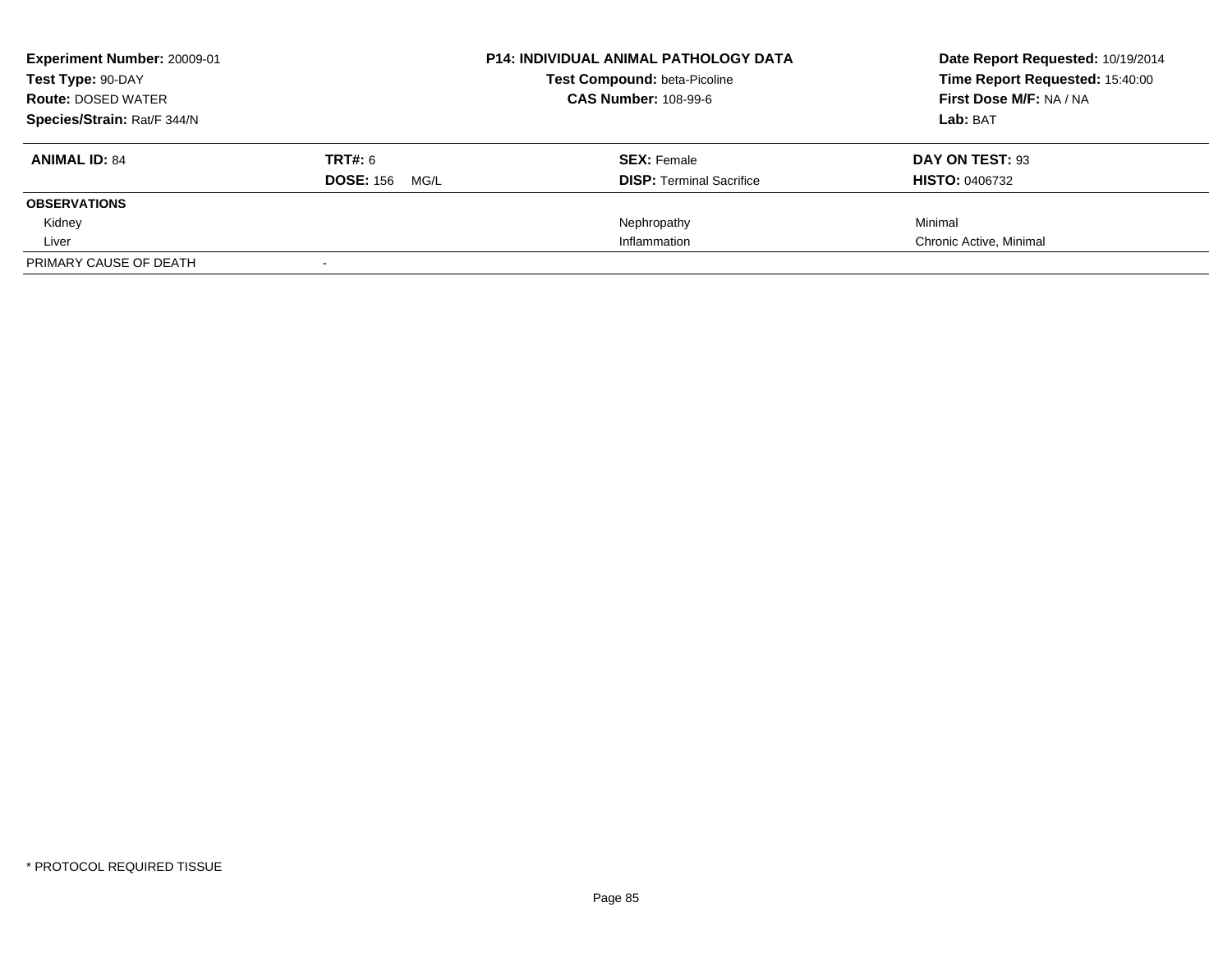**Experiment Number:** 20009-01
**Test Type:** 90-DAY
**Route:** DOSED WATER
**Species/Strain:** Rat/F 344/N

**P14: INDIVIDUAL ANIMAL PATHOLOGY DATA**
**Test Compound:** beta-Picoline
**CAS Number:** 108-99-6

**Date Report Requested:** 10/19/2014
**Time Report Requested:** 15:40:00
**First Dose M/F:** NA / NA
**Lab:** BAT

| **ANIMAL ID:** 84 | **TRT#:** 6 | **SEX:** Female | **DAY ON TEST:** 93 |
|---|---|---|---|
| | **DOSE:** 156 MG/L | **DISP:** Terminal Sacrifice | **HISTO:** 0406732 |
| **OBSERVATIONS** | | | |
| Kidney | | Nephropathy | Minimal |
| Liver | | Inflammation | Chronic Active, Minimal |
| PRIMARY CAUSE OF DEATH | - | | |

* PROTOCOL REQUIRED TISSUE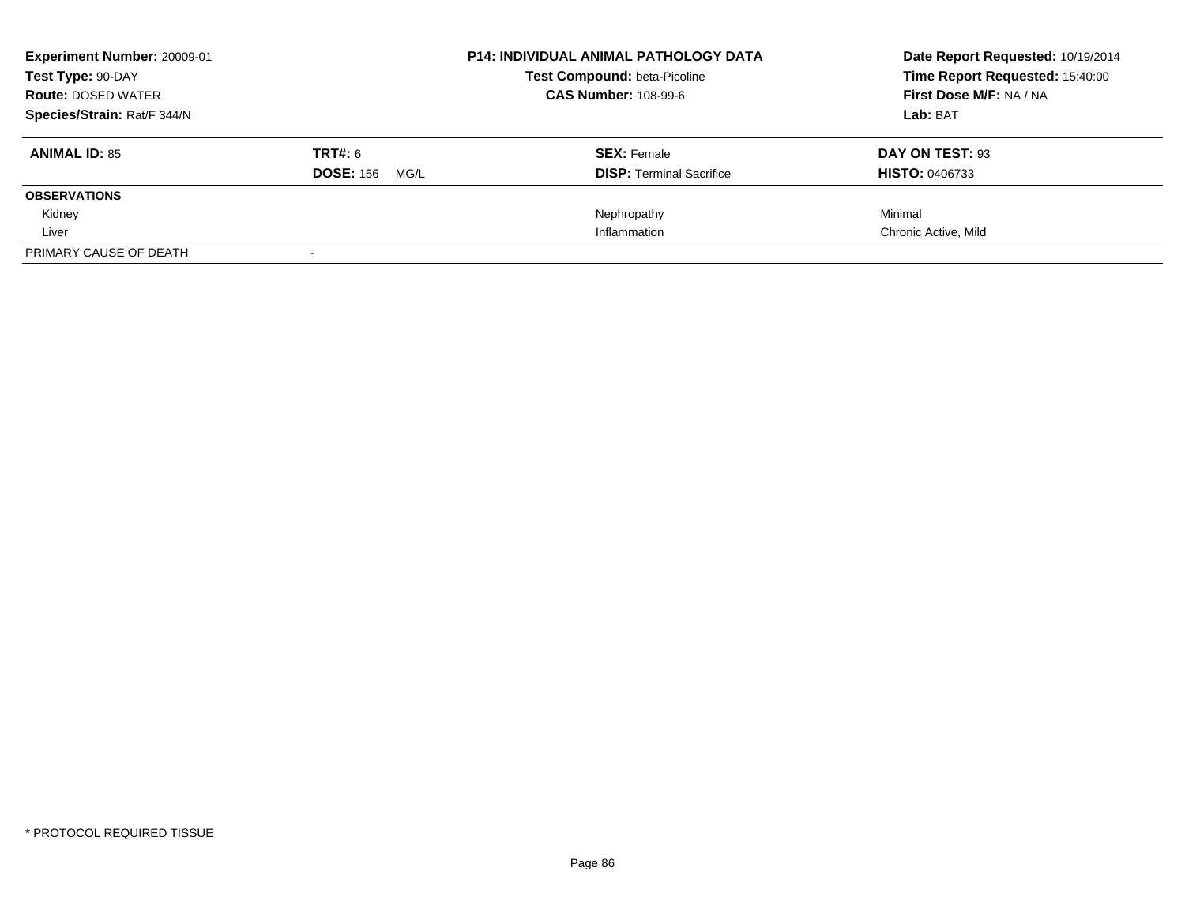**Experiment Number:** 20009-01
**Test Type:** 90-DAY
**Route:** DOSED WATER
**Species/Strain:** Rat/F 344/N

**P14: INDIVIDUAL ANIMAL PATHOLOGY DATA**
**Test Compound:** beta-Picoline
**CAS Number:** 108-99-6

**Date Report Requested:** 10/19/2014
**Time Report Requested:** 15:40:00
**First Dose M/F:** NA / NA
**Lab:** BAT

| **ANIMAL ID:** 85 | **TRT#:** 6 | **SEX:** Female | **DAY ON TEST:** 93 |
|---|---|---|---|
| | **DOSE:** 156 MG/L | **DISP:** Terminal Sacrifice | **HISTO:** 0406733 |
| **OBSERVATIONS** | | | |
| Kidney | | Nephropathy | Minimal |
| Liver | | Inflammation | Chronic Active, Mild |
| PRIMARY CAUSE OF DEATH | - | | |

* PROTOCOL REQUIRED TISSUE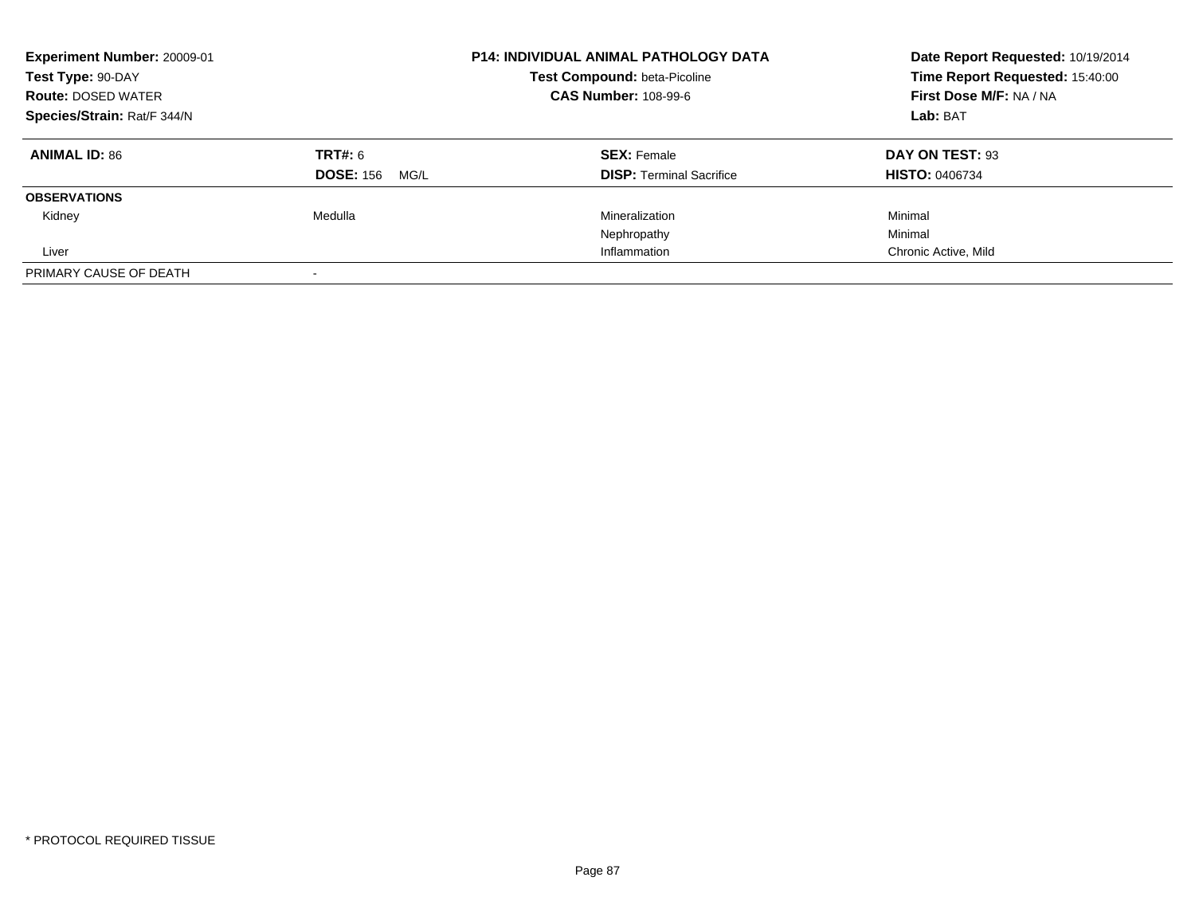**Experiment Number:** 20009-01
**Test Type:** 90-DAY
**Route:** DOSED WATER
**Species/Strain:** Rat/F 344/N

**P14: INDIVIDUAL ANIMAL PATHOLOGY DATA**
**Test Compound:** beta-Picoline
**CAS Number:** 108-99-6

**Date Report Requested:** 10/19/2014
**Time Report Requested:** 15:40:00
**First Dose M/F:** NA / NA
**Lab:** BAT

| **ANIMAL ID:** 86 | **TRT#:** 6 | **SEX:** Female | **DAY ON TEST:** 93 |
|---|---|---|---|
| | **DOSE:** 156 MG/L | **DISP:** Terminal Sacrifice | **HISTO:** 0406734 |
| **OBSERVATIONS** | | | |
| Kidney | Medulla | Mineralization | Minimal |
| | | Nephropathy | Minimal |
| Liver | | Inflammation | Chronic Active, Mild |
| PRIMARY CAUSE OF DEATH | - | | |

* PROTOCOL REQUIRED TISSUE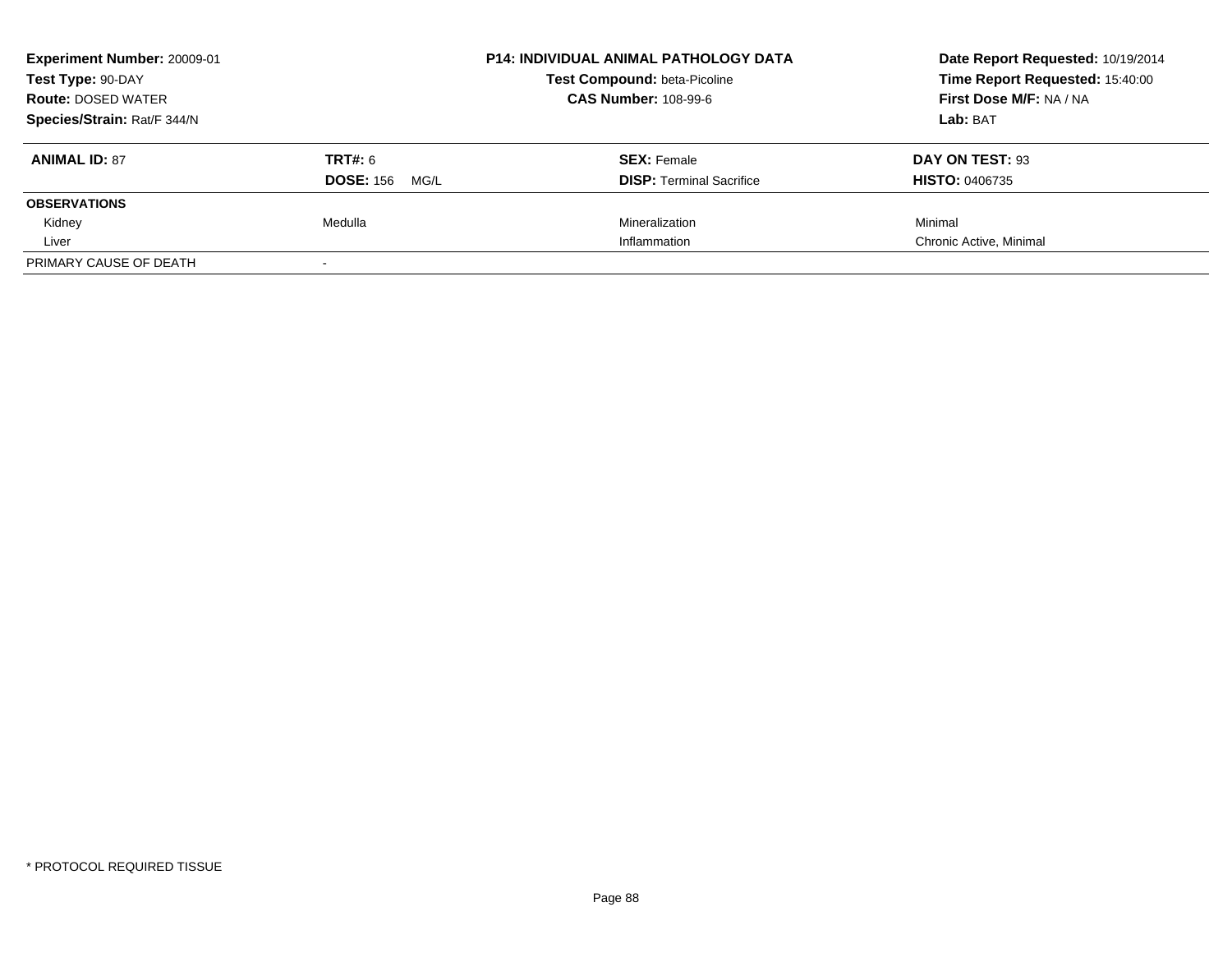| **Experiment Number:** 20009-01 | **P14: INDIVIDUAL ANIMAL PATHOLOGY DATA** | **Date Report Requested:** 10/19/2014 |
|---|---|---|
| **Test Type:** 90-DAY | **Test Compound:** beta-Picoline | **Time Report Requested:** 15:40:00 |
| **Route:** DOSED WATER | **CAS Number:** 108-99-6 | **First Dose M/F:** NA / NA |
| **Species/Strain:** Rat/F 344/N | | **Lab:** BAT |

| **ANIMAL ID:** 87 | **TRT#:** 6 | **SEX:** Female | **DAY ON TEST:** 93 |
|---|---|---|---|
| | **DOSE:** 156 MG/L | **DISP:** Terminal Sacrifice | **HISTO:** 0406735 |
| **OBSERVATIONS** | | | |
| Kidney | Medulla | Mineralization | Minimal |
| Liver | | Inflammation | Chronic Active, Minimal |
| PRIMARY CAUSE OF DEATH | - | | |

\* PROTOCOL REQUIRED TISSUE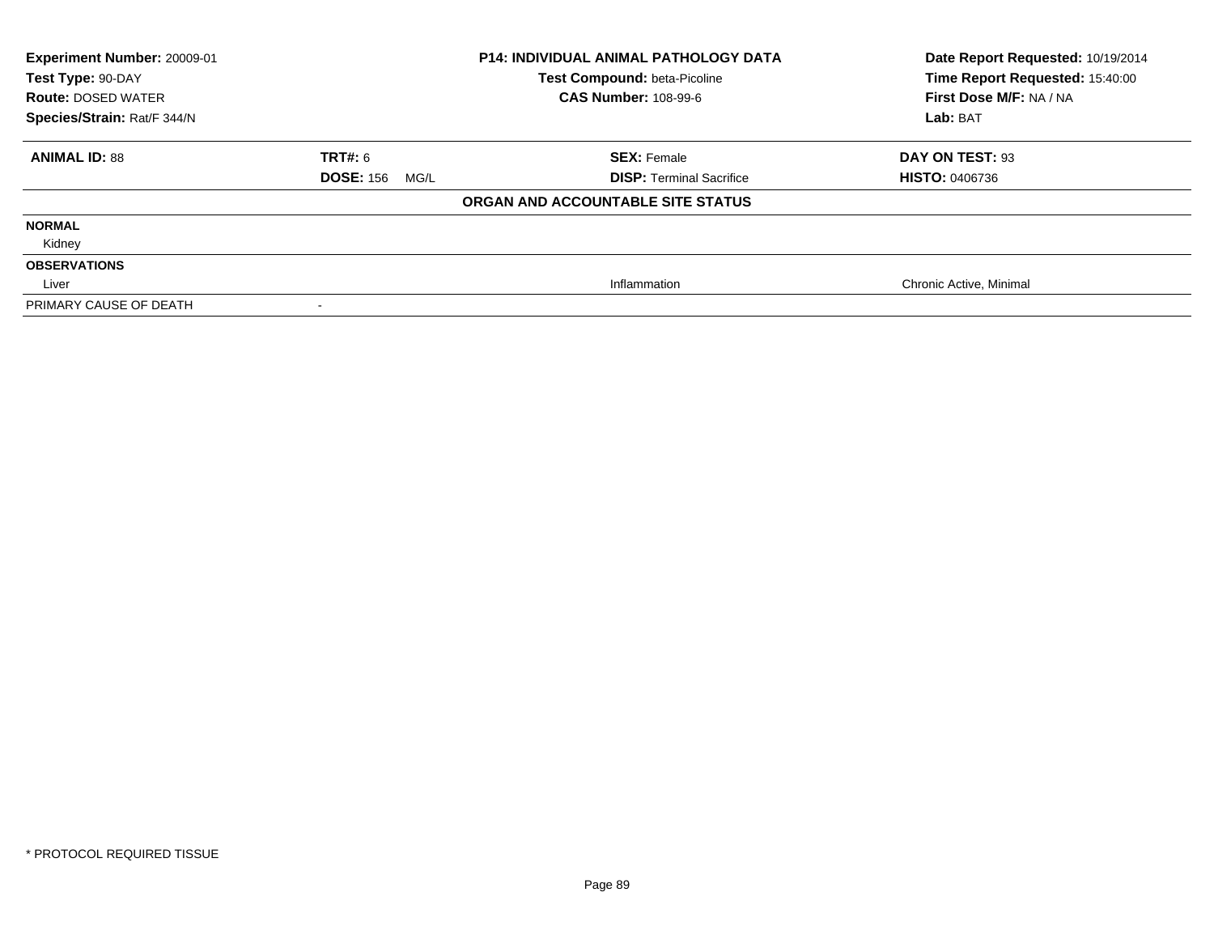**Experiment Number:** 20009-01
**Test Type:** 90-DAY
**Route:** DOSED WATER
**Species/Strain:** Rat/F 344/N

**P14: INDIVIDUAL ANIMAL PATHOLOGY DATA**
**Test Compound:** beta-Picoline
**CAS Number:** 108-99-6

**Date Report Requested:** 10/19/2014
**Time Report Requested:** 15:40:00
**First Dose M/F:** NA / NA
**Lab:** BAT

| **ANIMAL ID:** 88 | **TRT#:** 6 | **SEX:** Female | **DAY ON TEST:** 93 |
|---|---|---|---|
| | **DOSE:** 156 MG/L | **DISP:** Terminal Sacrifice | **HISTO:** 0406736 |

**ORGAN AND ACCOUNTABLE SITE STATUS**

| | | | |
|---|---|---|---|
| **NORMAL** | | | |
| Kidney | | | |
| **OBSERVATIONS** | | | |
| Liver | | Inflammation | Chronic Active, Minimal |
| PRIMARY CAUSE OF DEATH | - | | |

\* PROTOCOL REQUIRED TISSUE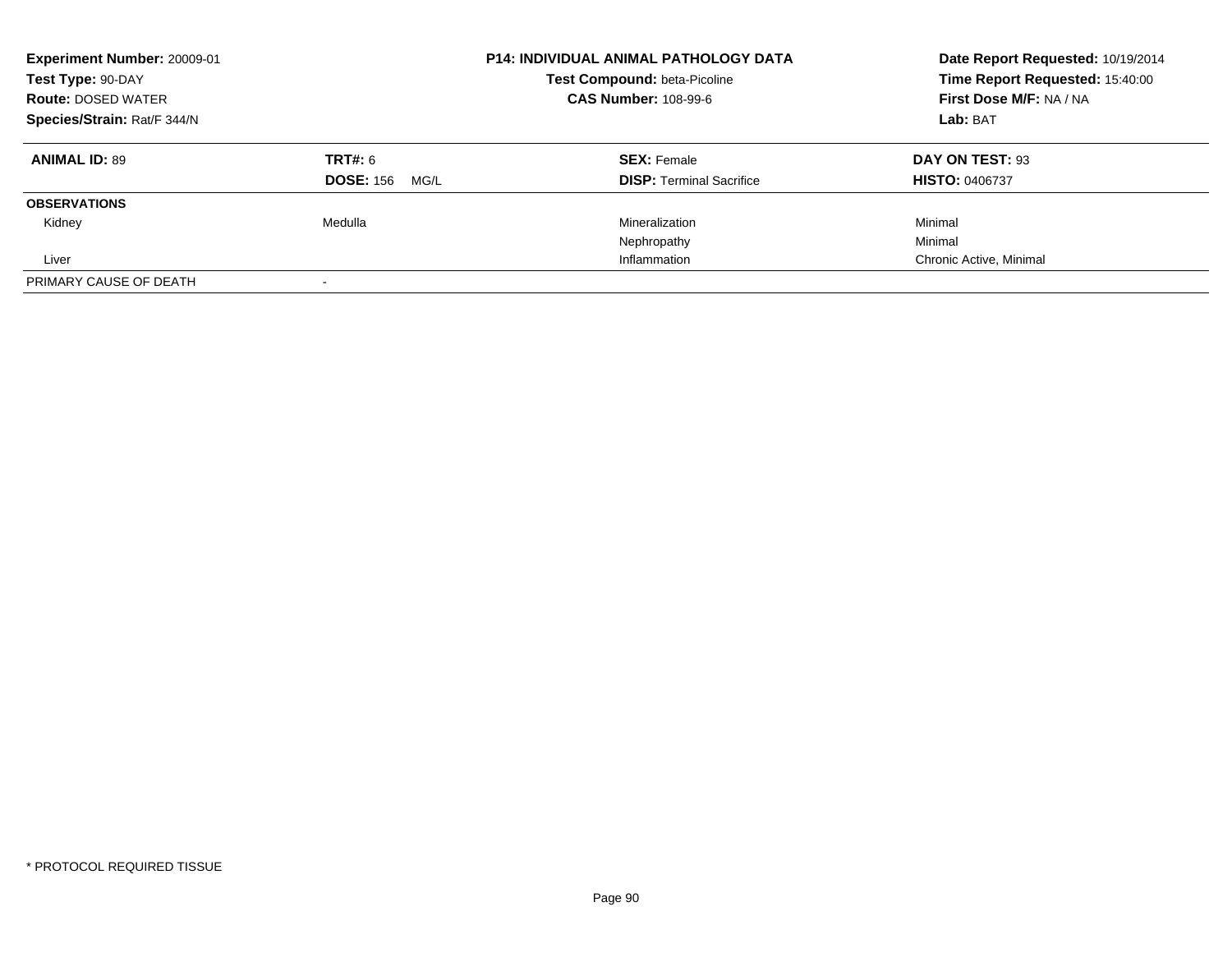**Experiment Number:** 20009-01
**Test Type:** 90-DAY
**Route:** DOSED WATER
**Species/Strain:** Rat/F 344/N

**P14: INDIVIDUAL ANIMAL PATHOLOGY DATA**
**Test Compound:** beta-Picoline
**CAS Number:** 108-99-6

**Date Report Requested:** 10/19/2014
**Time Report Requested:** 15:40:00
**First Dose M/F:** NA / NA
**Lab:** BAT

| **ANIMAL ID:** 89 | **TRT#:** 6 | **SEX:** Female | **DAY ON TEST:** 93 |
|---|---|---|---|
| | **DOSE:** 156 MG/L | **DISP:** Terminal Sacrifice | **HISTO:** 0406737 |
| **OBSERVATIONS** | | | |
| Kidney | Medulla | Mineralization | Minimal |
| | | Nephropathy | Minimal |
| Liver | | Inflammation | Chronic Active, Minimal |
| PRIMARY CAUSE OF DEATH | - | | |

\* PROTOCOL REQUIRED TISSUE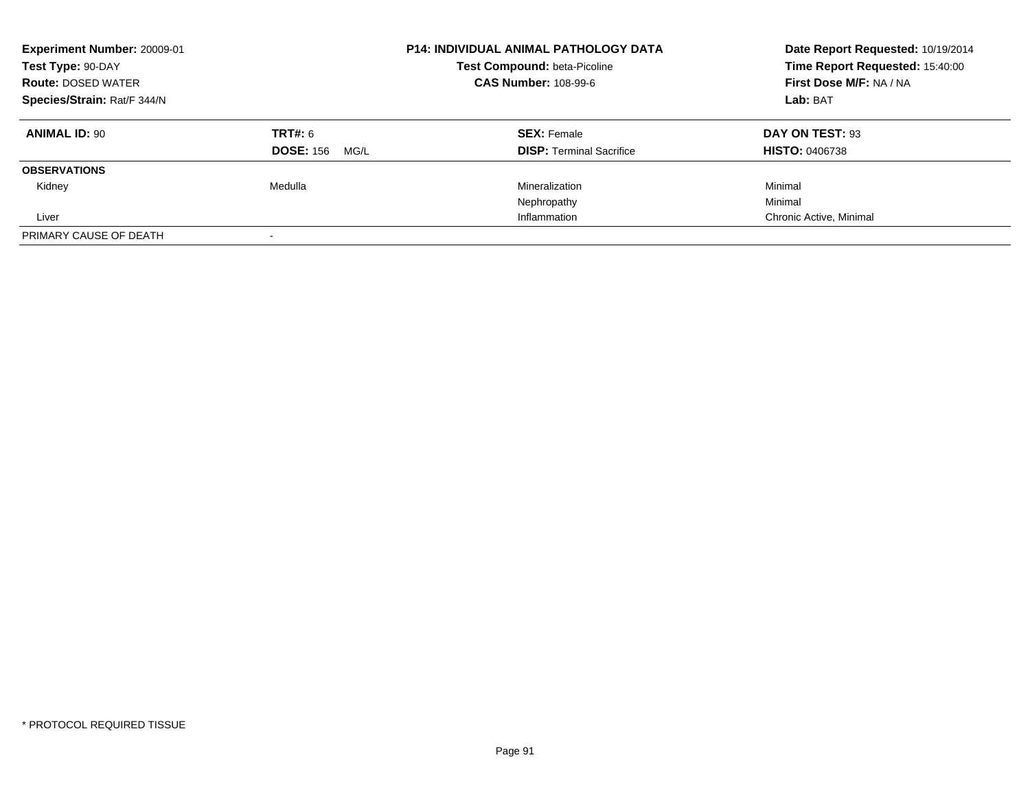**Experiment Number:** 20009-01
**Test Type:** 90-DAY
**Route:** DOSED WATER
**Species/Strain:** Rat/F 344/N

**P14: INDIVIDUAL ANIMAL PATHOLOGY DATA**
**Test Compound:** beta-Picoline
**CAS Number:** 108-99-6

**Date Report Requested:** 10/19/2014
**Time Report Requested:** 15:40:00
**First Dose M/F:** NA / NA
**Lab:** BAT

| **ANIMAL ID:** 90 | **TRT#:** 6 | **SEX:** Female | **DAY ON TEST:** 93 |
|---|---|---|---|
| | **DOSE:** 156 MG/L | **DISP:** Terminal Sacrifice | **HISTO:** 0406738 |
| **OBSERVATIONS** | | | |
| Kidney | Medulla | Mineralization | Minimal |
| | | Nephropathy | Minimal |
| Liver | | Inflammation | Chronic Active, Minimal |
| PRIMARY CAUSE OF DEATH | - | | |

* PROTOCOL REQUIRED TISSUE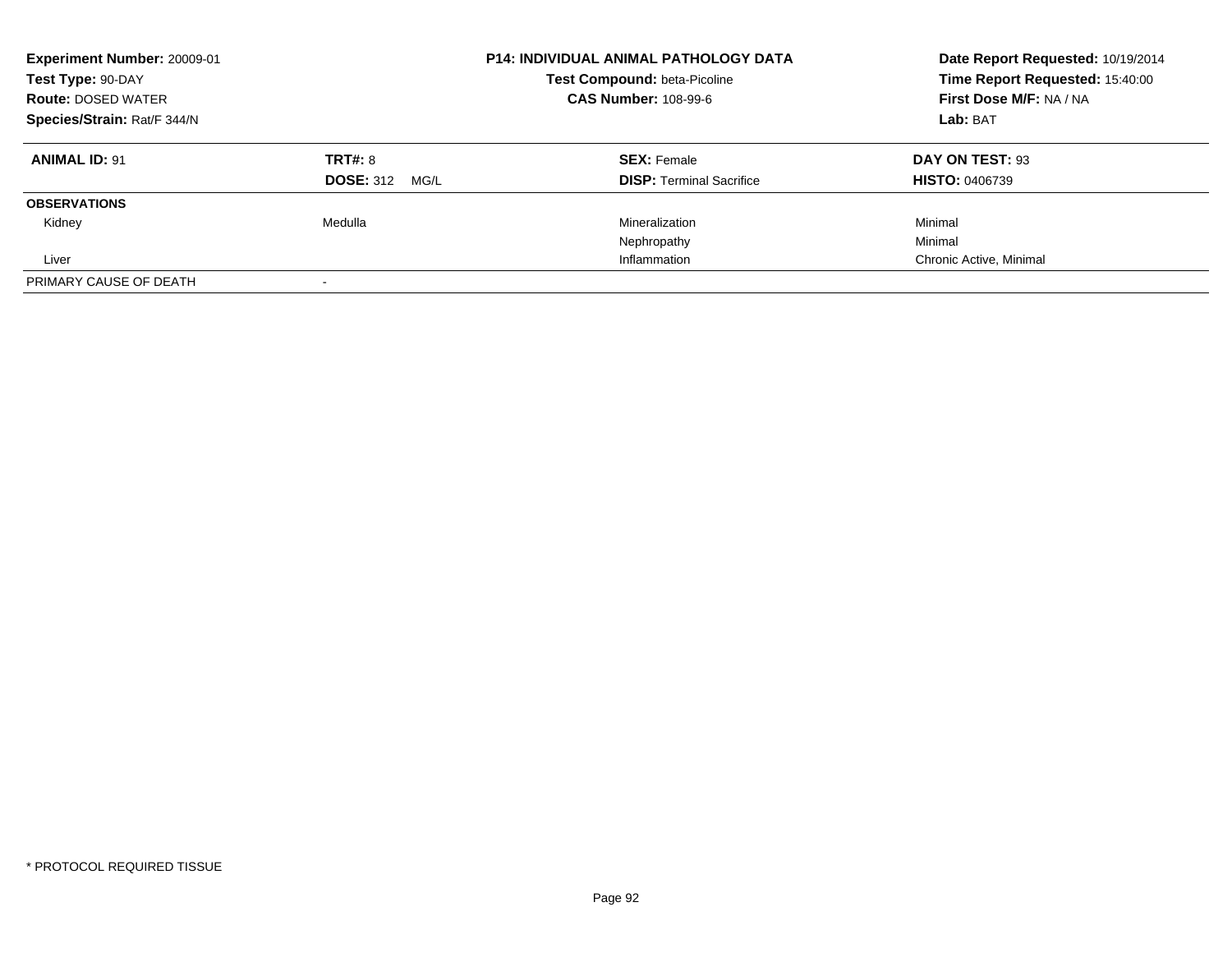**Experiment Number:** 20009-01
**Test Type:** 90-DAY
**Route:** DOSED WATER
**Species/Strain:** Rat/F 344/N

**P14: INDIVIDUAL ANIMAL PATHOLOGY DATA**
**Test Compound:** beta-Picoline
**CAS Number:** 108-99-6

**Date Report Requested:** 10/19/2014
**Time Report Requested:** 15:40:00
**First Dose M/F:** NA / NA
**Lab:** BAT

| **ANIMAL ID:** 91 | **TRT#:** 8 | **SEX:** Female | **DAY ON TEST:** 93 |
|---|---|---|---|
| | **DOSE:** 312 MG/L | **DISP:** Terminal Sacrifice | **HISTO:** 0406739 |
| **OBSERVATIONS** | | | |
| Kidney | Medulla | Mineralization | Minimal |
| | | Nephropathy | Minimal |
| Liver | | Inflammation | Chronic Active, Minimal |
| PRIMARY CAUSE OF DEATH | - | | |

* PROTOCOL REQUIRED TISSUE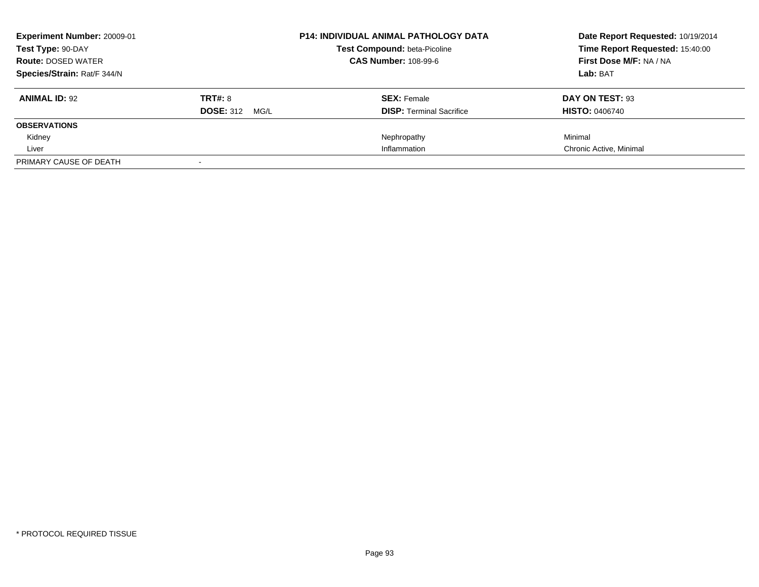**Experiment Number:** 20009-01
**Test Type:** 90-DAY
**Route:** DOSED WATER
**Species/Strain:** Rat/F 344/N

**P14: INDIVIDUAL ANIMAL PATHOLOGY DATA**
**Test Compound:** beta-Picoline
**CAS Number:** 108-99-6

**Date Report Requested:** 10/19/2014
**Time Report Requested:** 15:40:00
**First Dose M/F:** NA / NA
**Lab:** BAT

| **ANIMAL ID:** 92 | **TRT#:** 8 | **SEX:** Female | **DAY ON TEST:** 93 |
|---|---|---|---|
| | **DOSE:** 312 MG/L | **DISP:** Terminal Sacrifice | **HISTO:** 0406740 |
| **OBSERVATIONS** | | | |
| Kidney | | Nephropathy | Minimal |
| Liver | | Inflammation | Chronic Active, Minimal |
| PRIMARY CAUSE OF DEATH | - | | |

* PROTOCOL REQUIRED TISSUE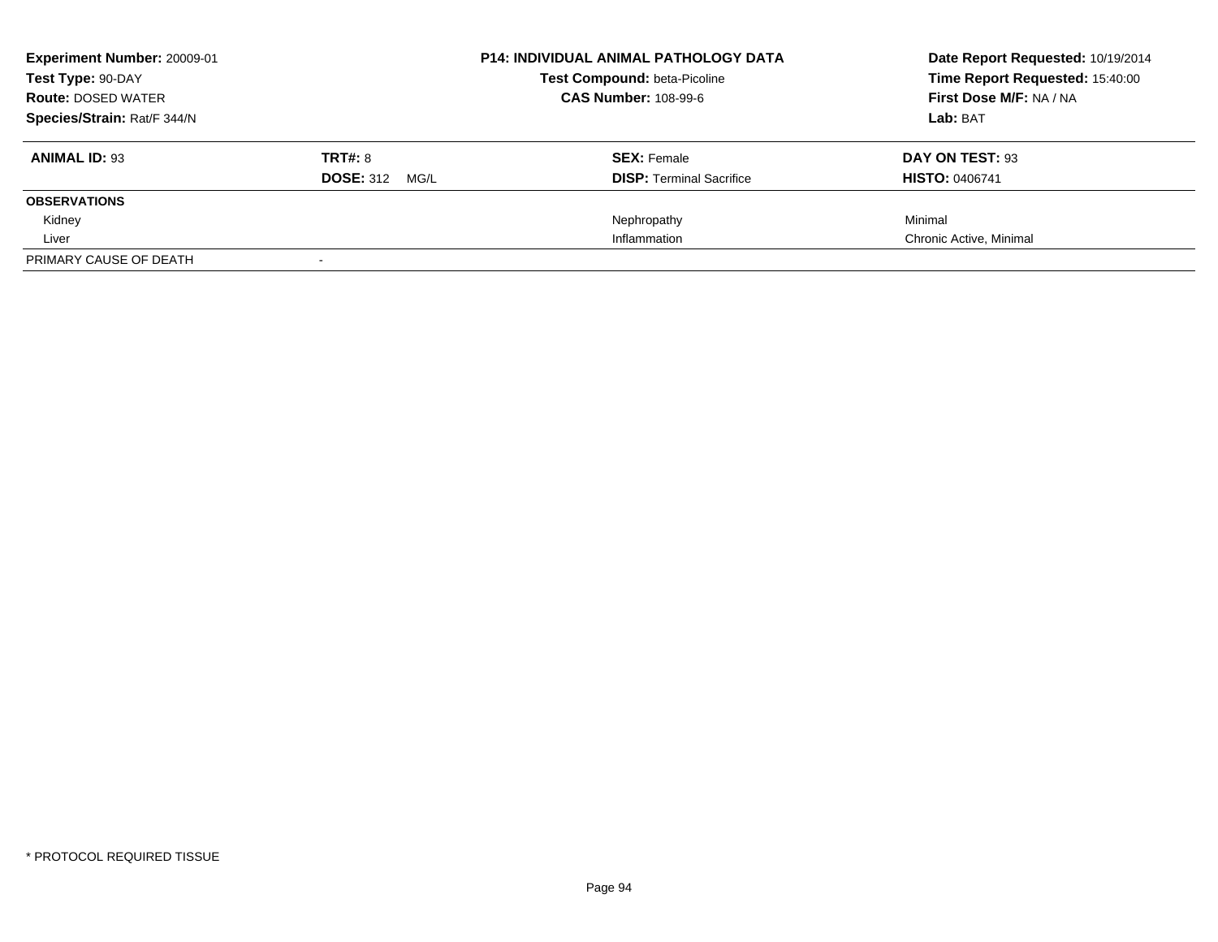**Experiment Number:** 20009-01
**Test Type:** 90-DAY
**Route:** DOSED WATER
**Species/Strain:** Rat/F 344/N

**P14: INDIVIDUAL ANIMAL PATHOLOGY DATA**
**Test Compound:** beta-Picoline
**CAS Number:** 108-99-6

**Date Report Requested:** 10/19/2014
**Time Report Requested:** 15:40:00
**First Dose M/F:** NA / NA
**Lab:** BAT

| **ANIMAL ID:** 93 | **TRT#:** 8 | **SEX:** Female | **DAY ON TEST:** 93 |
|---|---|---|---|
| | **DOSE:** 312 MG/L | **DISP:** Terminal Sacrifice | **HISTO:** 0406741 |
| **OBSERVATIONS** | | | |
| Kidney | | Nephropathy | Minimal |
| Liver | | Inflammation | Chronic Active, Minimal |
| PRIMARY CAUSE OF DEATH | - | | |

* PROTOCOL REQUIRED TISSUE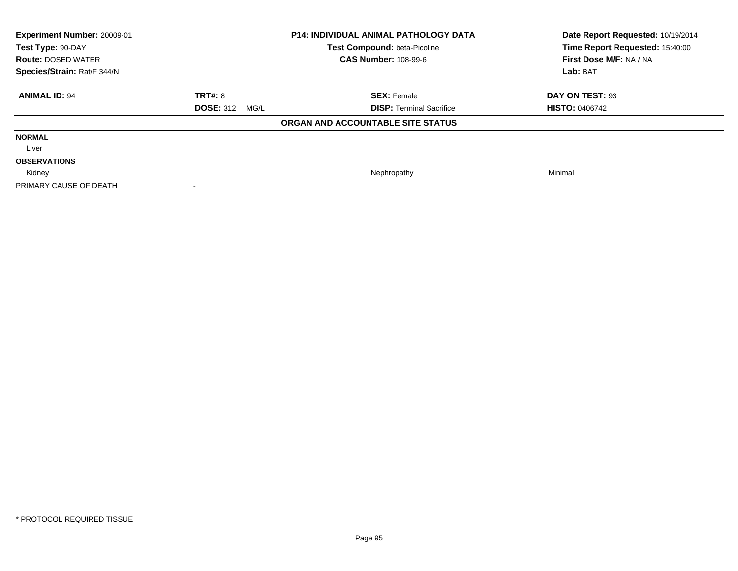| **Experiment Number:** 20009-01 | **P14: INDIVIDUAL ANIMAL PATHOLOGY DATA** | **Date Report Requested:** 10/19/2014 |
|---|---|---|
| **Test Type:** 90-DAY | **Test Compound:** beta-Picoline | **Time Report Requested:** 15:40:00 |
| **Route:** DOSED WATER | **CAS Number:** 108-99-6 | **First Dose M/F:** NA / NA |
| **Species/Strain:** Rat/F 344/N | | **Lab:** BAT |

| **ANIMAL ID:** 94 | **TRT#:** 8 | **SEX:** Female | **DAY ON TEST:** 93 |
|---|---|---|---|
| | **DOSE:** 312 MG/L | **DISP:** Terminal Sacrifice | **HISTO:** 0406742 |

**ORGAN AND ACCOUNTABLE SITE STATUS**

| | | | |
|---|---|---|---|
| **NORMAL** | | | |
| Liver | | | |
| **OBSERVATIONS** | | | |
| Kidney | | Nephropathy | Minimal |
| PRIMARY CAUSE OF DEATH | - | | |

\* PROTOCOL REQUIRED TISSUE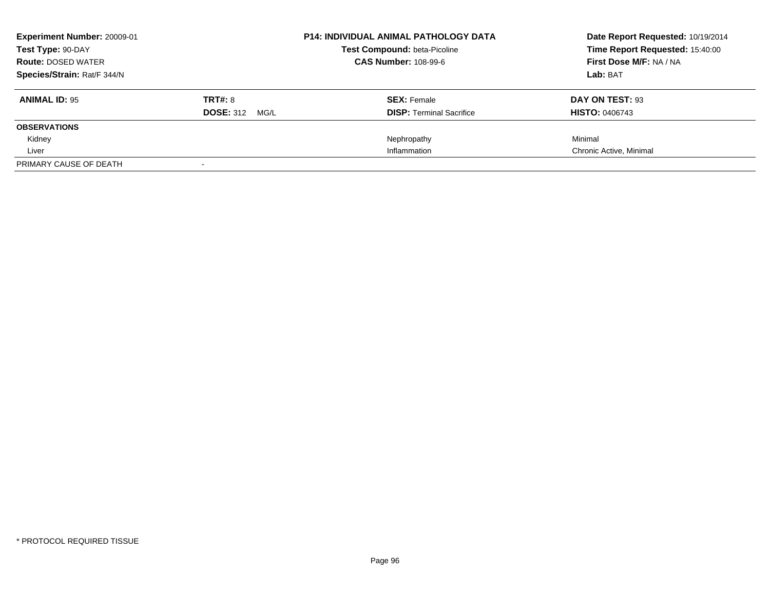**Experiment Number:** 20009-01
**Test Type:** 90-DAY
**Route:** DOSED WATER
**Species/Strain:** Rat/F 344/N

**P14: INDIVIDUAL ANIMAL PATHOLOGY DATA**
**Test Compound:** beta-Picoline
**CAS Number:** 108-99-6

**Date Report Requested:** 10/19/2014
**Time Report Requested:** 15:40:00
**First Dose M/F:** NA / NA
**Lab:** BAT

| **ANIMAL ID:** 95 | **TRT#:** 8 | **SEX:** Female | **DAY ON TEST:** 93 |
|---|---|---|---|
| | **DOSE:** 312 MG/L | **DISP:** Terminal Sacrifice | **HISTO:** 0406743 |
| **OBSERVATIONS** | | | |
| Kidney | | Nephropathy | Minimal |
| Liver | | Inflammation | Chronic Active, Minimal |
| PRIMARY CAUSE OF DEATH | - | | |

* PROTOCOL REQUIRED TISSUE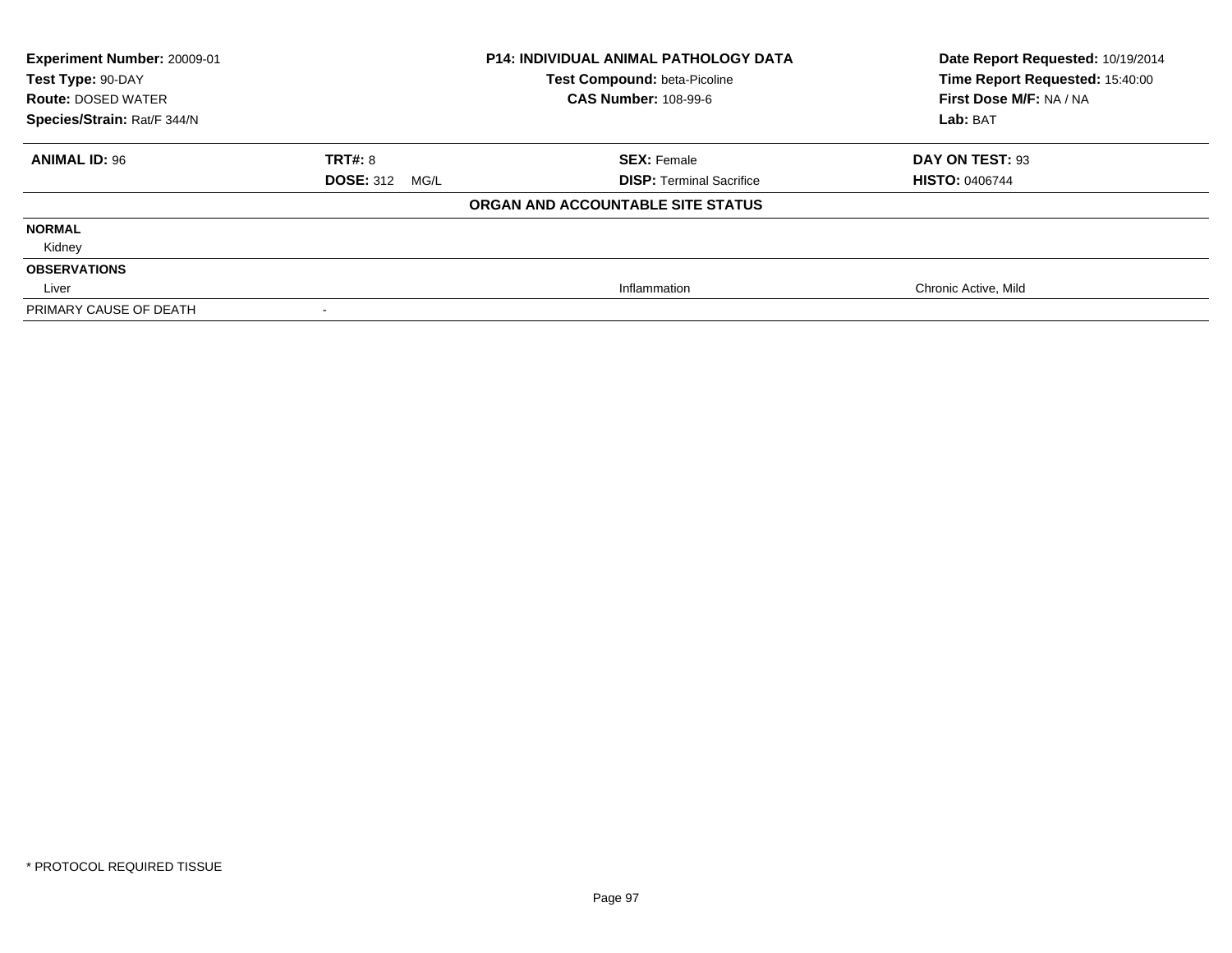**Experiment Number:** 20009-01
**Test Type:** 90-DAY
**Route:** DOSED WATER
**Species/Strain:** Rat/F 344/N

**P14: INDIVIDUAL ANIMAL PATHOLOGY DATA**
**Test Compound:** beta-Picoline
**CAS Number:** 108-99-6

**Date Report Requested:** 10/19/2014
**Time Report Requested:** 15:40:00
**First Dose M/F:** NA / NA
**Lab:** BAT

| **ANIMAL ID:** 96 | **TRT#:** 8 | **SEX:** Female | **DAY ON TEST:** 93 |
|---|---|---|---|
| | **DOSE:** 312 MG/L | **DISP:** Terminal Sacrifice | **HISTO:** 0406744 |

**ORGAN AND ACCOUNTABLE SITE STATUS**

| | | | |
|---|---|---|---|
| **NORMAL** | | | |
| Kidney | | | |
| **OBSERVATIONS** | | | |
| Liver | | Inflammation | Chronic Active, Mild |
| PRIMARY CAUSE OF DEATH | - | | |

* PROTOCOL REQUIRED TISSUE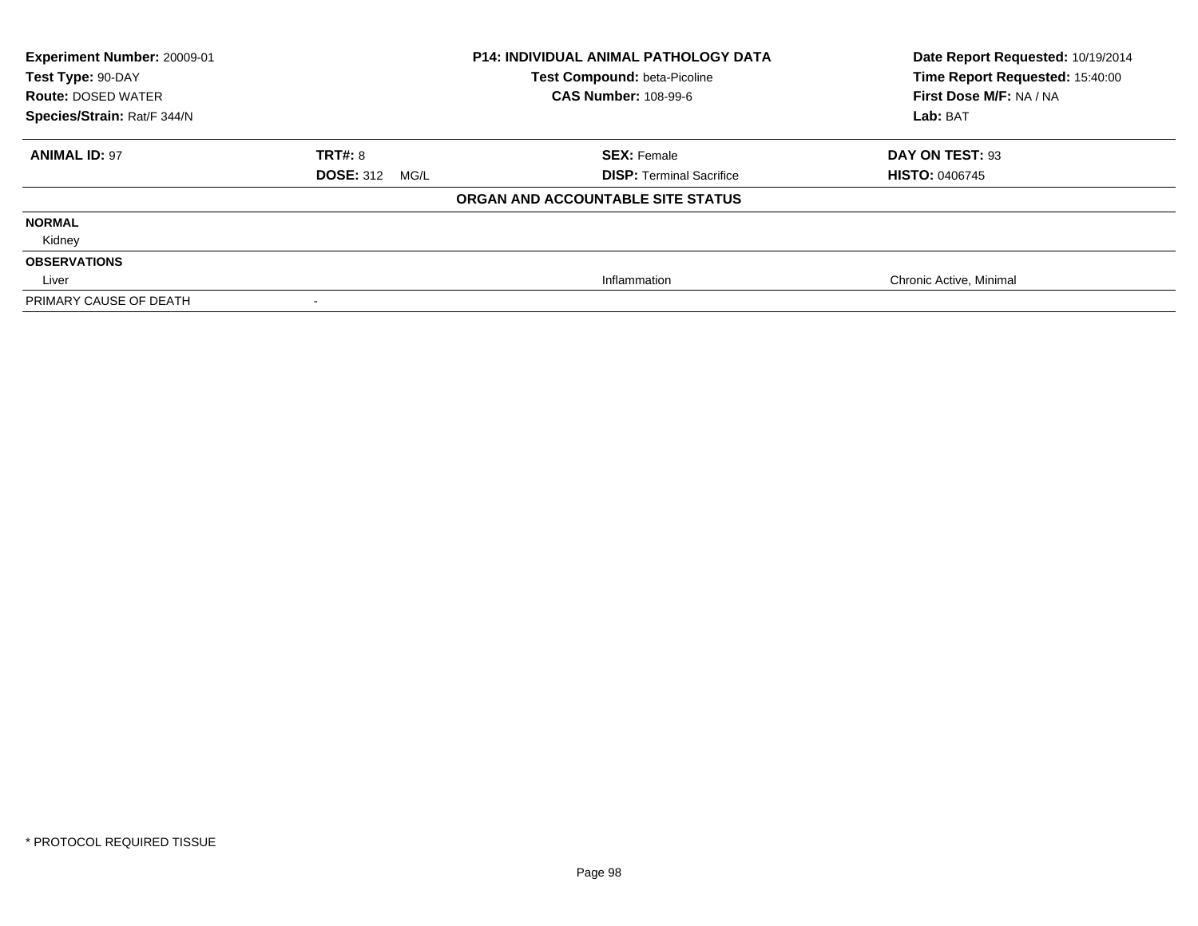| Experiment Number: 20009-01 | P14: INDIVIDUAL ANIMAL PATHOLOGY DATA | Date Report Requested: 10/19/2014 |
|---|---|---|
| Test Type: 90-DAY | Test Compound: beta-Picoline | Time Report Requested: 15:40:00 |
| Route: DOSED WATER | CAS Number: 108-99-6 | First Dose M/F: NA / NA |
| Species/Strain: Rat/F 344/N | | Lab: BAT |

| **ANIMAL ID:** 97 | **TRT#:** 8 | **SEX:** Female | **DAY ON TEST:** 93 |
|---|---|---|---|
| | **DOSE:** 312 MG/L | **DISP:** Terminal Sacrifice | **HISTO:** 0406745 |

**ORGAN AND ACCOUNTABLE SITE STATUS**

| | | | |
|---|---|---|---|
| **NORMAL** | | | |
| Kidney | | | |
| **OBSERVATIONS** | | | |
| Liver | | Inflammation | Chronic Active, Minimal |
| PRIMARY CAUSE OF DEATH | - | | |

* PROTOCOL REQUIRED TISSUE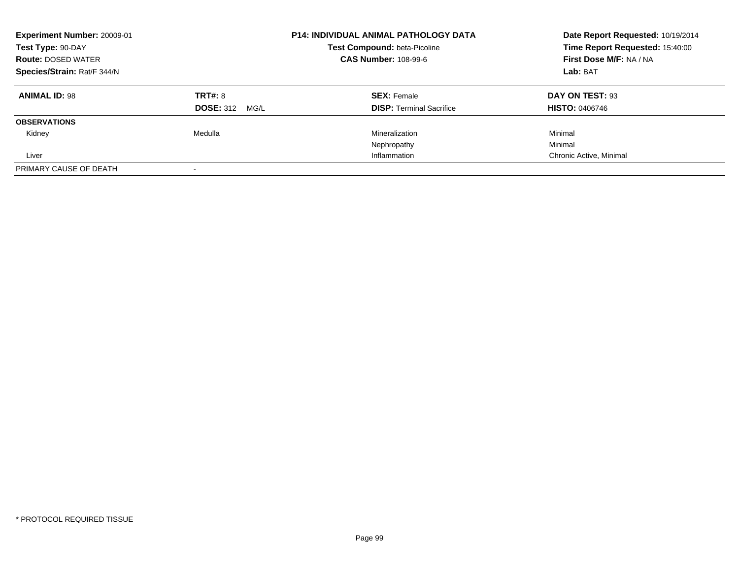**Experiment Number:** 20009-01
**Test Type:** 90-DAY
**Route:** DOSED WATER
**Species/Strain:** Rat/F 344/N

**P14: INDIVIDUAL ANIMAL PATHOLOGY DATA**
**Test Compound:** beta-Picoline
**CAS Number:** 108-99-6

**Date Report Requested:** 10/19/2014
**Time Report Requested:** 15:40:00
**First Dose M/F:** NA / NA
**Lab:** BAT

| **ANIMAL ID:** 98 | **TRT#:** 8 | **SEX:** Female | **DAY ON TEST:** 93 |
|---|---|---|---|
| | **DOSE:** 312 MG/L | **DISP:** Terminal Sacrifice | **HISTO:** 0406746 |
| **OBSERVATIONS** | | | |
| Kidney | Medulla | Mineralization | Minimal |
| | | Nephropathy | Minimal |
| Liver | | Inflammation | Chronic Active, Minimal |
| PRIMARY CAUSE OF DEATH | - | | |

* PROTOCOL REQUIRED TISSUE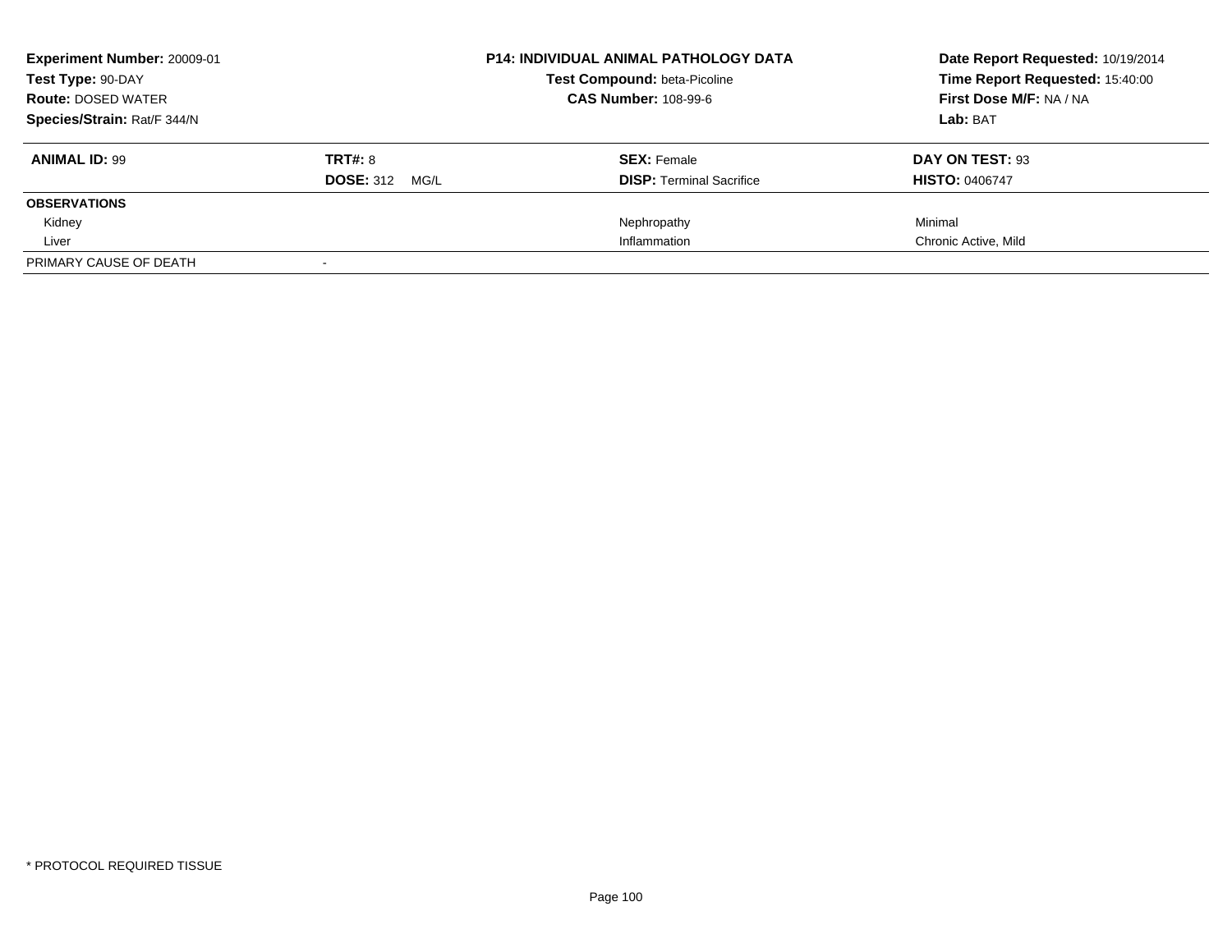**Experiment Number:** 20009-01
**Test Type:** 90-DAY
**Route:** DOSED WATER
**Species/Strain:** Rat/F 344/N

**P14: INDIVIDUAL ANIMAL PATHOLOGY DATA**
**Test Compound:** beta-Picoline
**CAS Number:** 108-99-6

**Date Report Requested:** 10/19/2014
**Time Report Requested:** 15:40:00
**First Dose M/F:** NA / NA
**Lab:** BAT

| **ANIMAL ID:** 99 | **TRT#:** 8 | **SEX:** Female | **DAY ON TEST:** 93 |
|---|---|---|---|
| | **DOSE:** 312 MG/L | **DISP:** Terminal Sacrifice | **HISTO:** 0406747 |
| **OBSERVATIONS** | | | |
| Kidney | | Nephropathy | Minimal |
| Liver | | Inflammation | Chronic Active, Mild |
| PRIMARY CAUSE OF DEATH | - | | |

* PROTOCOL REQUIRED TISSUE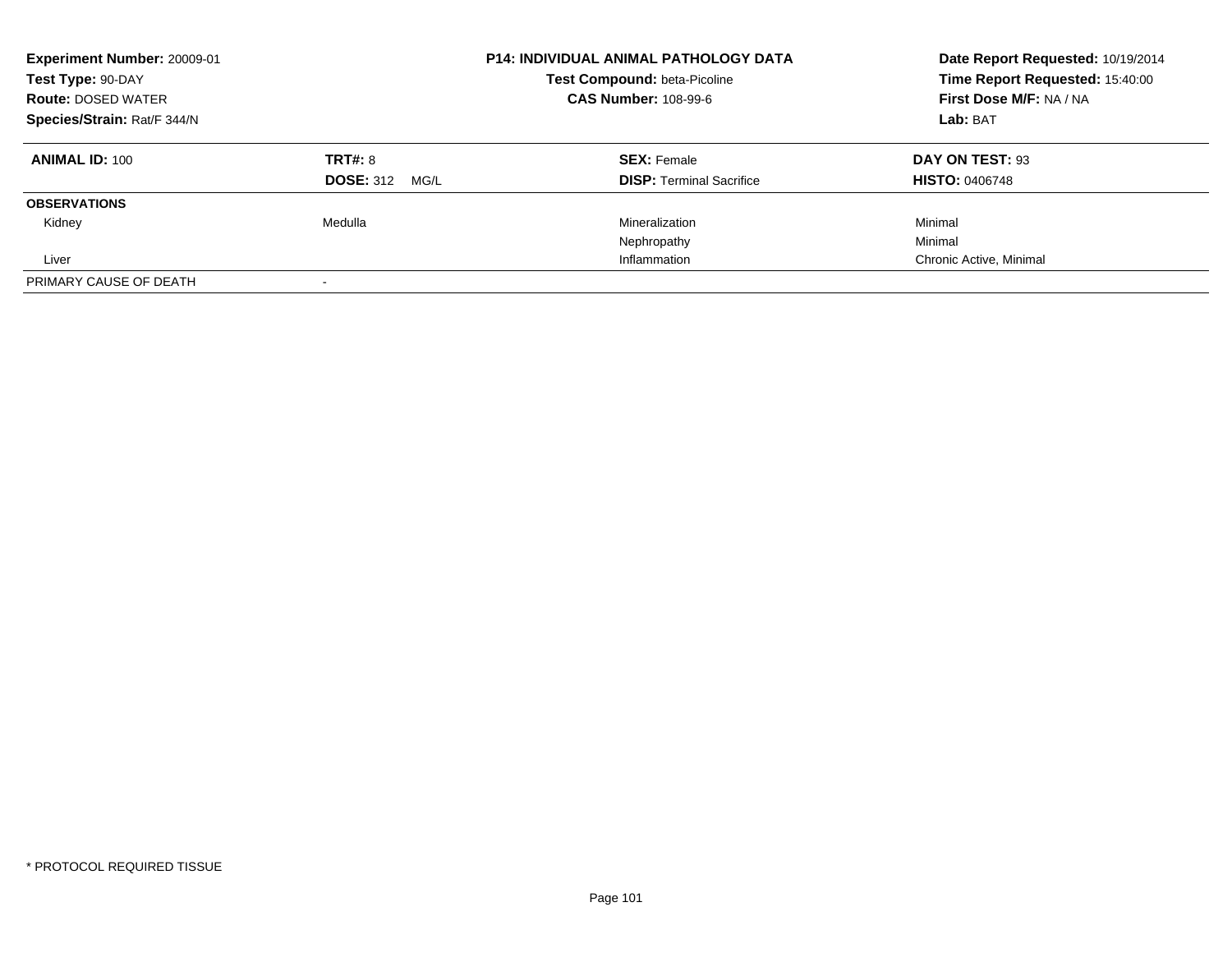**Experiment Number:** 20009-01
**Test Type:** 90-DAY
**Route:** DOSED WATER
**Species/Strain:** Rat/F 344/N

**P14: INDIVIDUAL ANIMAL PATHOLOGY DATA**
**Test Compound:** beta-Picoline
**CAS Number:** 108-99-6

**Date Report Requested:** 10/19/2014
**Time Report Requested:** 15:40:00
**First Dose M/F:** NA / NA
**Lab:** BAT

| **ANIMAL ID:** 100 | **TRT#:** 8 | **SEX:** Female | **DAY ON TEST:** 93 |
|---|---|---|---|
| | **DOSE:** 312 MG/L | **DISP:** Terminal Sacrifice | **HISTO:** 0406748 |
| **OBSERVATIONS** | | | |
| Kidney | Medulla | Mineralization | Minimal |
| | | Nephropathy | Minimal |
| Liver | | Inflammation | Chronic Active, Minimal |
| PRIMARY CAUSE OF DEATH | - | | |

* PROTOCOL REQUIRED TISSUE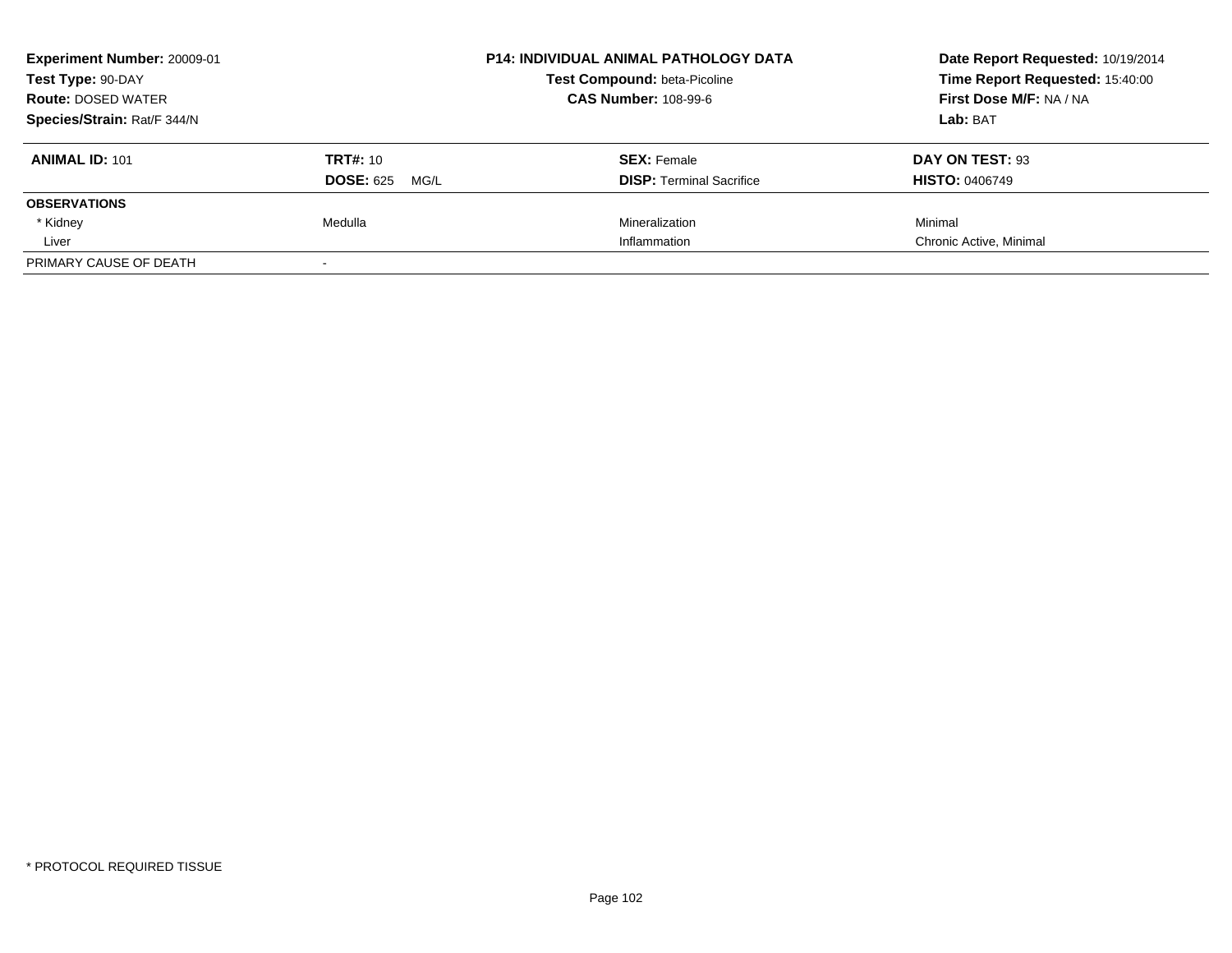**Experiment Number:** 20009-01
**Test Type:** 90-DAY
**Route:** DOSED WATER
**Species/Strain:** Rat/F 344/N

**P14: INDIVIDUAL ANIMAL PATHOLOGY DATA**
**Test Compound:** beta-Picoline
**CAS Number:** 108-99-6

**Date Report Requested:** 10/19/2014
**Time Report Requested:** 15:40:00
**First Dose M/F:** NA / NA
**Lab:** BAT

| **ANIMAL ID:** 101 | **TRT#:** 10 | **SEX:** Female | **DAY ON TEST:** 93 |
|---|---|---|---|
| | **DOSE:** 625 MG/L | **DISP:** Terminal Sacrifice | **HISTO:** 0406749 |
| **OBSERVATIONS** | | | |
| * Kidney | Medulla | Mineralization | Minimal |
| Liver | | Inflammation | Chronic Active, Minimal |
| PRIMARY CAUSE OF DEATH | - | | |

* PROTOCOL REQUIRED TISSUE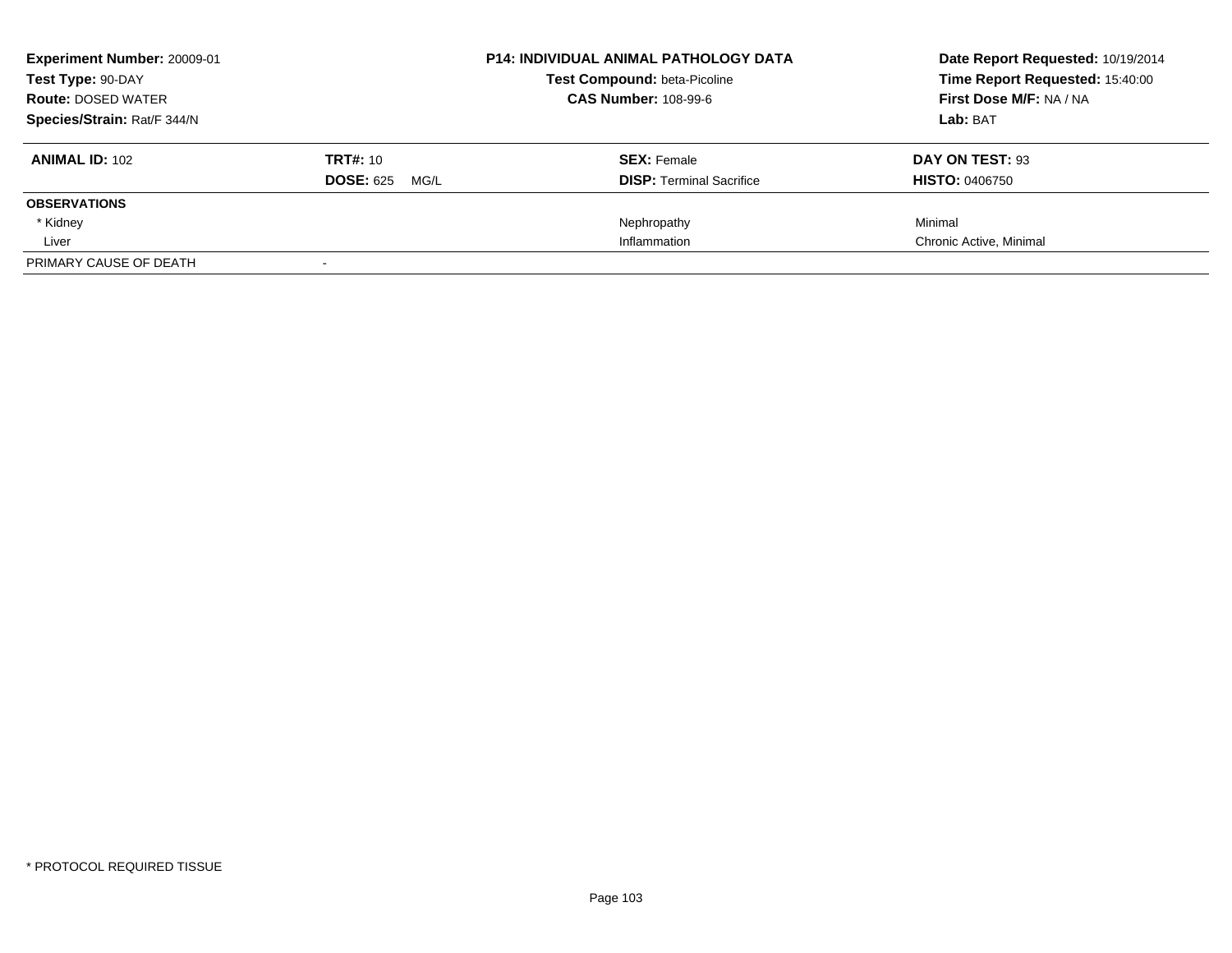**Experiment Number:** 20009-01
**Test Type:** 90-DAY
**Route:** DOSED WATER
**Species/Strain:** Rat/F 344/N

**P14: INDIVIDUAL ANIMAL PATHOLOGY DATA**
**Test Compound:** beta-Picoline
**CAS Number:** 108-99-6

**Date Report Requested:** 10/19/2014
**Time Report Requested:** 15:40:00
**First Dose M/F:** NA / NA
**Lab:** BAT

| **ANIMAL ID:** 102 | **TRT#:** 10 | **SEX:** Female | **DAY ON TEST:** 93 |
|---|---|---|---|
| | **DOSE:** 625 MG/L | **DISP:** Terminal Sacrifice | **HISTO:** 0406750 |
| **OBSERVATIONS** | | | |
| * Kidney | | Nephropathy | Minimal |
| Liver | | Inflammation | Chronic Active, Minimal |
| PRIMARY CAUSE OF DEATH | - | | |

* PROTOCOL REQUIRED TISSUE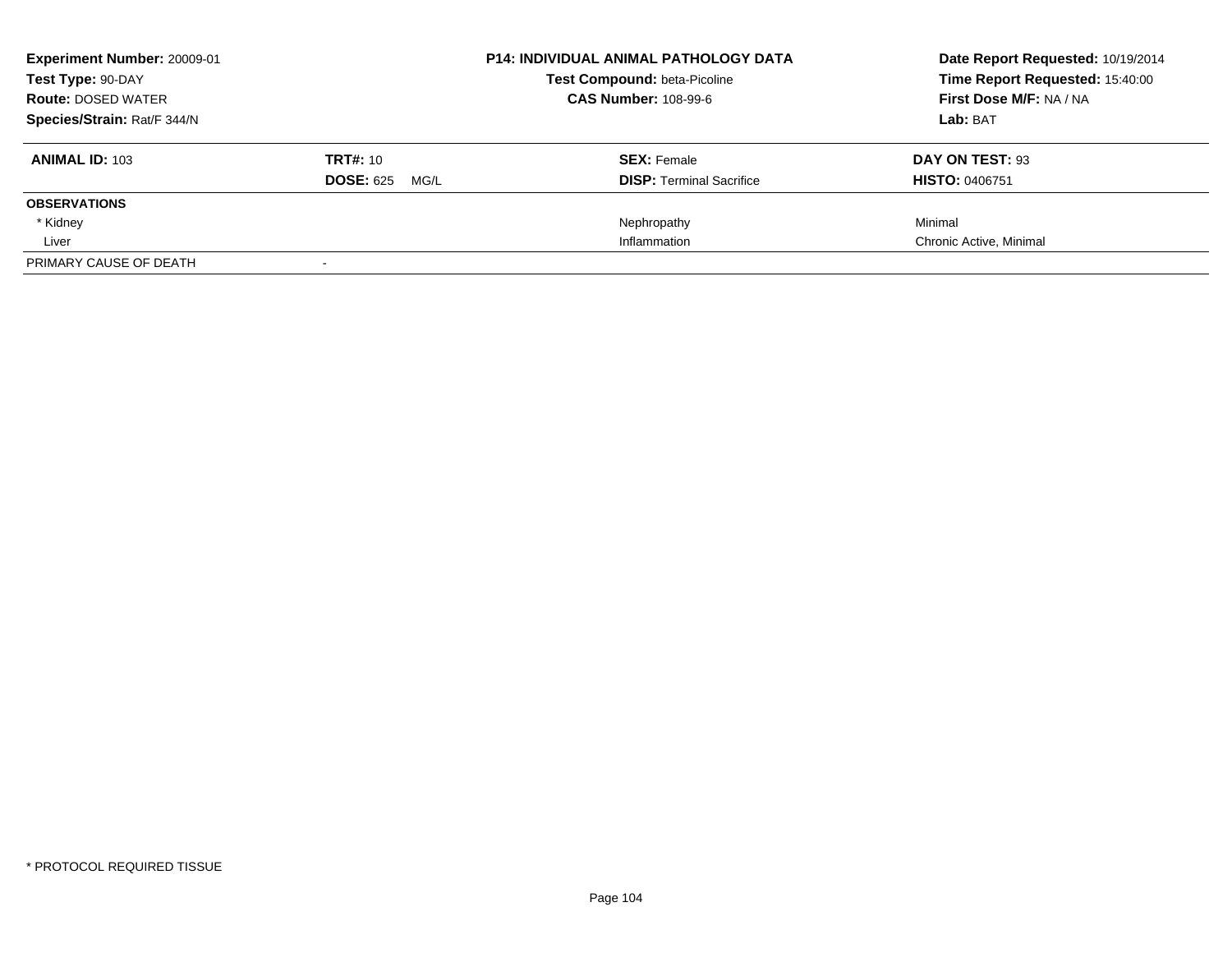**Experiment Number:** 20009-01
**Test Type:** 90-DAY
**Route:** DOSED WATER
**Species/Strain:** Rat/F 344/N

**P14: INDIVIDUAL ANIMAL PATHOLOGY DATA**
**Test Compound:** beta-Picoline
**CAS Number:** 108-99-6

**Date Report Requested:** 10/19/2014
**Time Report Requested:** 15:40:00
**First Dose M/F:** NA / NA
**Lab:** BAT

| **ANIMAL ID:** 103 | **TRT#:** 10 | **SEX:** Female | **DAY ON TEST:** 93 |
|---|---|---|---|
| | **DOSE:** 625 MG/L | **DISP:** Terminal Sacrifice | **HISTO:** 0406751 |
| **OBSERVATIONS** | | | |
| * Kidney | | Nephropathy | Minimal |
| Liver | | Inflammation | Chronic Active, Minimal |
| PRIMARY CAUSE OF DEATH | - | | |

* PROTOCOL REQUIRED TISSUE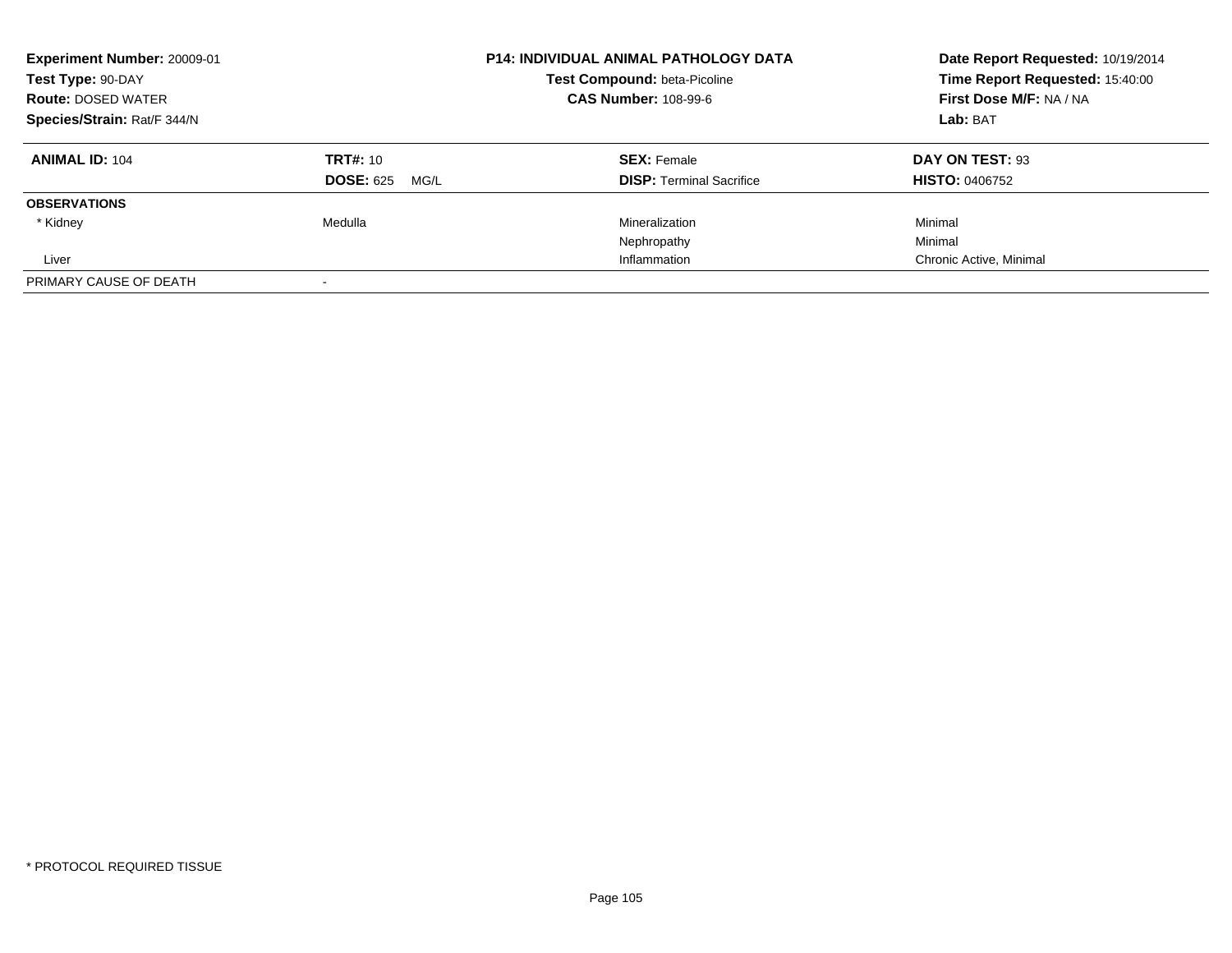**Experiment Number:** 20009-01
**Test Type:** 90-DAY
**Route:** DOSED WATER
**Species/Strain:** Rat/F 344/N

**P14: INDIVIDUAL ANIMAL PATHOLOGY DATA**
**Test Compound:** beta-Picoline
**CAS Number:** 108-99-6

**Date Report Requested:** 10/19/2014
**Time Report Requested:** 15:40:00
**First Dose M/F:** NA / NA
**Lab:** BAT

| **ANIMAL ID:** 104 | **TRT#:** 10 | **SEX:** Female | **DAY ON TEST:** 93 |
|---|---|---|---|
| | **DOSE:** 625 MG/L | **DISP:** Terminal Sacrifice | **HISTO:** 0406752 |
| **OBSERVATIONS** | | | |
| * Kidney | Medulla | Mineralization | Minimal |
| | | Nephropathy | Minimal |
| Liver | | Inflammation | Chronic Active, Minimal |
| PRIMARY CAUSE OF DEATH | - | | |

* PROTOCOL REQUIRED TISSUE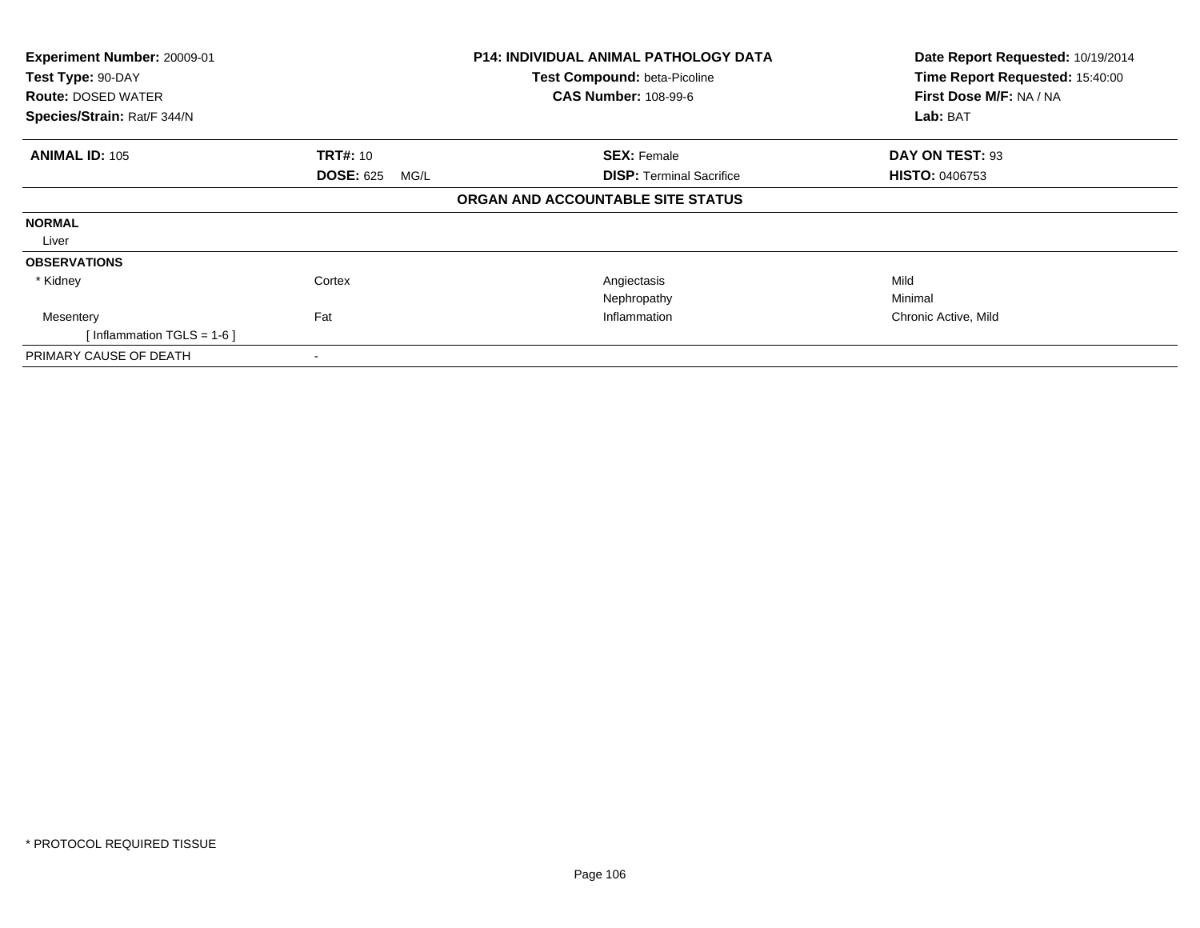**Experiment Number:** 20009-01
**Test Type:** 90-DAY
**Route:** DOSED WATER
**Species/Strain:** Rat/F 344/N

**P14: INDIVIDUAL ANIMAL PATHOLOGY DATA**
**Test Compound:** beta-Picoline
**CAS Number:** 108-99-6

**Date Report Requested:** 10/19/2014
**Time Report Requested:** 15:40:00
**First Dose M/F:** NA / NA
**Lab:** BAT

| **ANIMAL ID:** 105 | **TRT#:** 10 | **SEX:** Female | **DAY ON TEST:** 93 |
|---|---|---|---|
| | **DOSE:** 625 MG/L | **DISP:** Terminal Sacrifice | **HISTO:** 0406753 |

**ORGAN AND ACCOUNTABLE SITE STATUS**

| | | | |
|---|---|---|---|
| **NORMAL** | | | |
| Liver | | | |
| **OBSERVATIONS** | | | |
| * Kidney | Cortex | Angiectasis | Mild |
| | | Nephropathy | Minimal |
| Mesentery | Fat | Inflammation | Chronic Active, Mild |
| [ Inflammation TGLS = 1-6 ] | | | |
| PRIMARY CAUSE OF DEATH | - | | |

* PROTOCOL REQUIRED TISSUE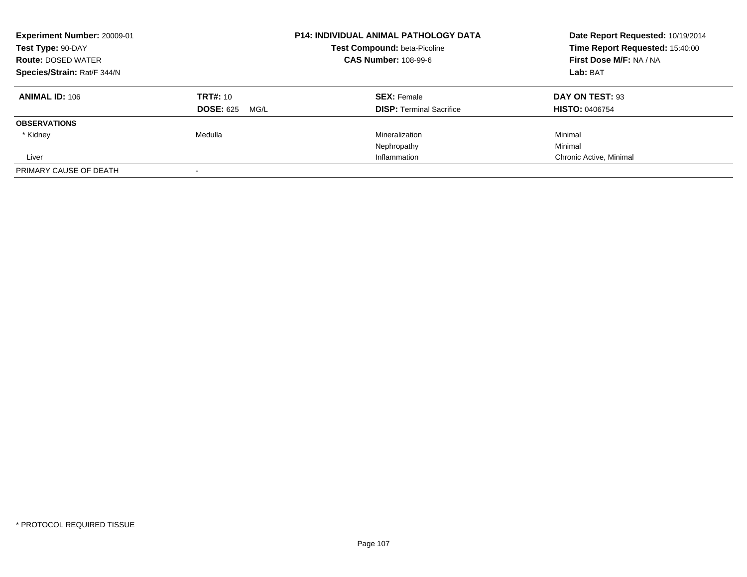**Experiment Number:** 20009-01
**Test Type:** 90-DAY
**Route:** DOSED WATER
**Species/Strain:** Rat/F 344/N

**P14: INDIVIDUAL ANIMAL PATHOLOGY DATA**
**Test Compound:** beta-Picoline
**CAS Number:** 108-99-6

**Date Report Requested:** 10/19/2014
**Time Report Requested:** 15:40:00
**First Dose M/F:** NA / NA
**Lab:** BAT

| **ANIMAL ID:** 106 | **TRT#:** 10 | **SEX:** Female | **DAY ON TEST:** 93 |
|---|---|---|---|
| | **DOSE:** 625 MG/L | **DISP:** Terminal Sacrifice | **HISTO:** 0406754 |
| **OBSERVATIONS** | | | |
| * Kidney | Medulla | Mineralization | Minimal |
| | | Nephropathy | Minimal |
| Liver | | Inflammation | Chronic Active, Minimal |
| PRIMARY CAUSE OF DEATH | - | | |

* PROTOCOL REQUIRED TISSUE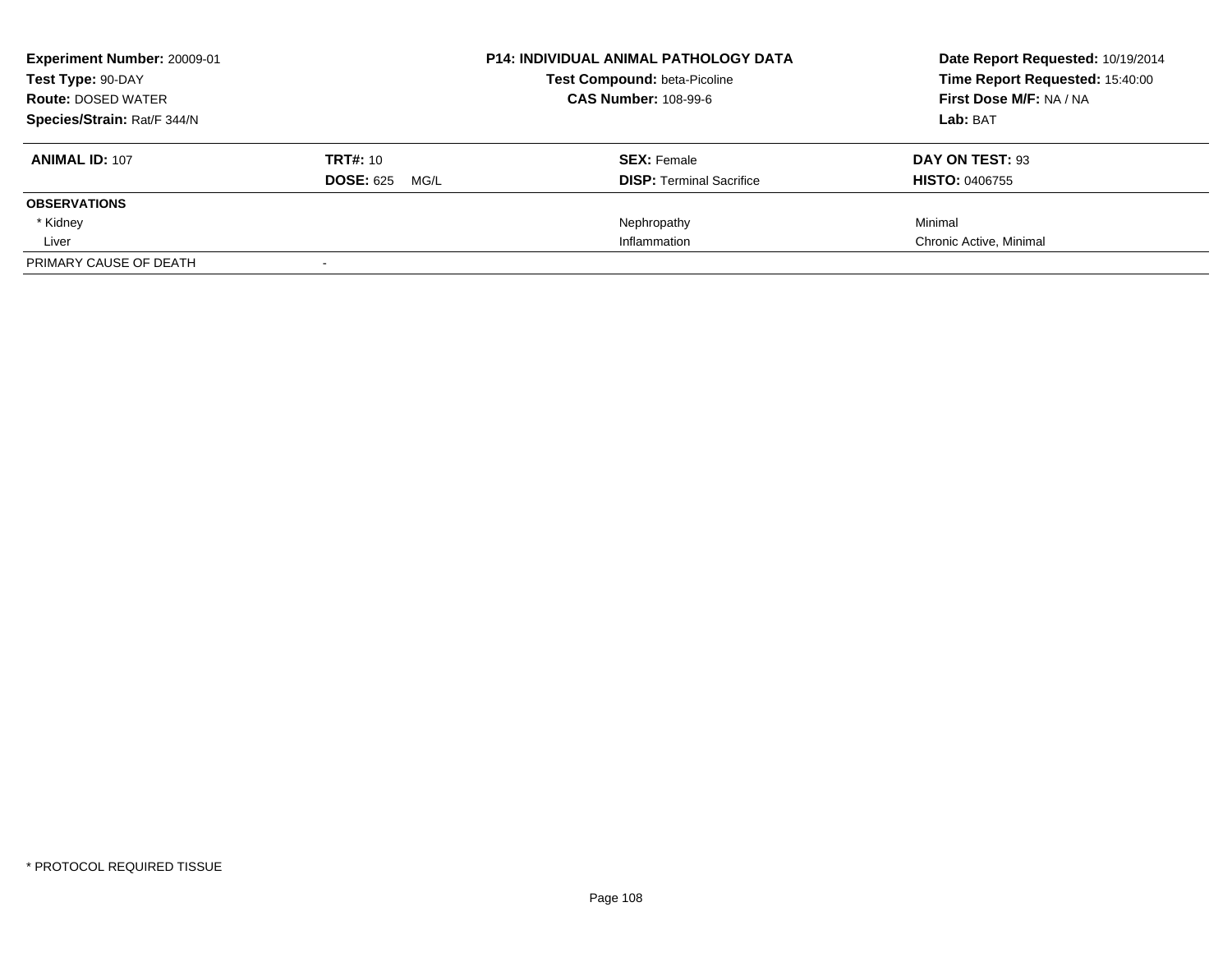**Experiment Number:** 20009-01
**Test Type:** 90-DAY
**Route:** DOSED WATER
**Species/Strain:** Rat/F 344/N

**P14: INDIVIDUAL ANIMAL PATHOLOGY DATA**
**Test Compound:** beta-Picoline
**CAS Number:** 108-99-6

**Date Report Requested:** 10/19/2014
**Time Report Requested:** 15:40:00
**First Dose M/F:** NA / NA
**Lab:** BAT

| **ANIMAL ID:** 107 | **TRT#:** 10 | **SEX:** Female | **DAY ON TEST:** 93 |
|---|---|---|---|
| | **DOSE:** 625 MG/L | **DISP:** Terminal Sacrifice | **HISTO:** 0406755 |
| **OBSERVATIONS** | | | |
| * Kidney | | Nephropathy | Minimal |
| Liver | | Inflammation | Chronic Active, Minimal |
| PRIMARY CAUSE OF DEATH | - | | |

* PROTOCOL REQUIRED TISSUE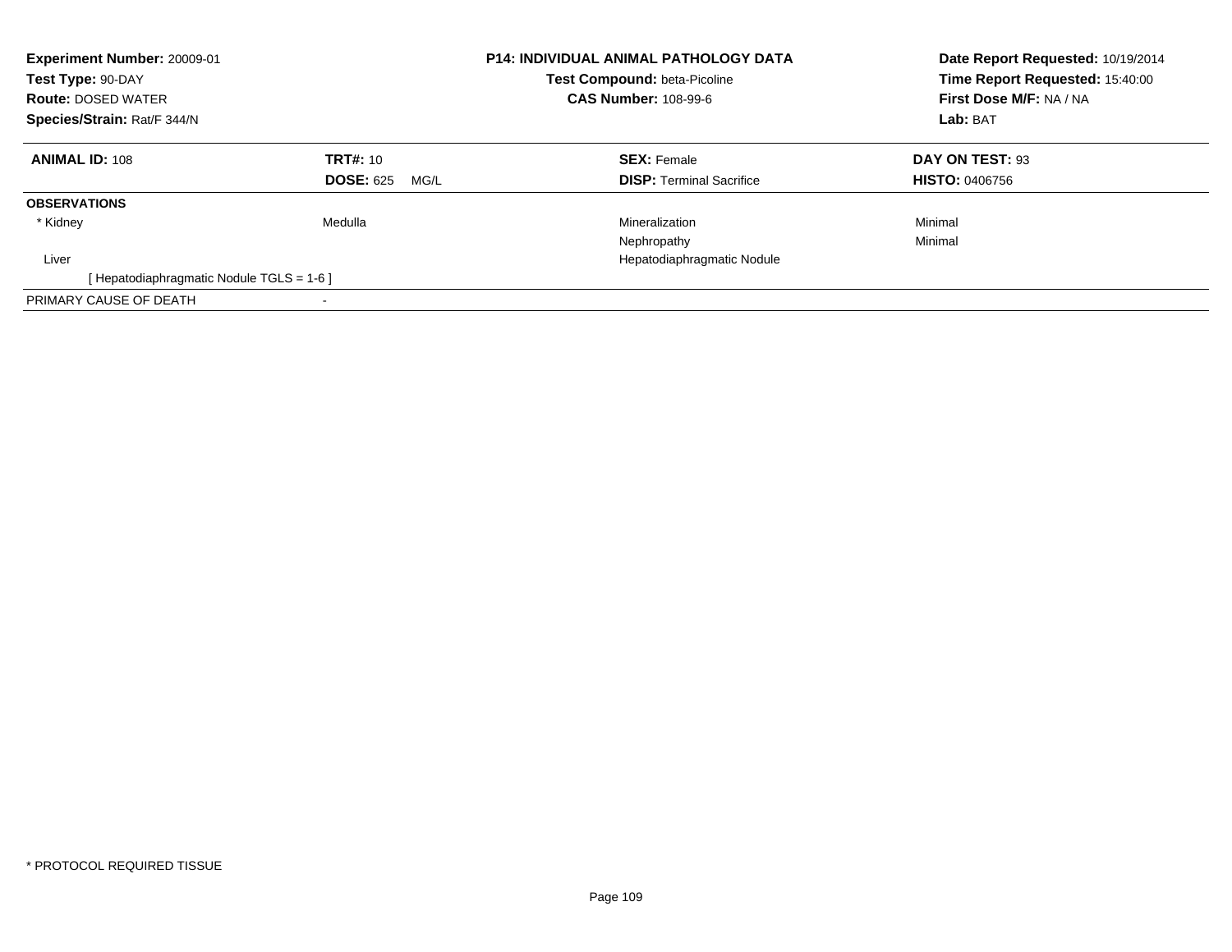**Experiment Number:** 20009-01
**Test Type:** 90-DAY
**Route:** DOSED WATER
**Species/Strain:** Rat/F 344/N

**P14: INDIVIDUAL ANIMAL PATHOLOGY DATA**
**Test Compound:** beta-Picoline
**CAS Number:** 108-99-6

**Date Report Requested:** 10/19/2014
**Time Report Requested:** 15:40:00
**First Dose M/F:** NA / NA
**Lab:** BAT

| **ANIMAL ID:** 108 | **TRT#:** 10 | **SEX:** Female | **DAY ON TEST:** 93 |
|---|---|---|---|
| | **DOSE:** 625 MG/L | **DISP:** Terminal Sacrifice | **HISTO:** 0406756 |
| **OBSERVATIONS** | | | |
| * Kidney | Medulla | Mineralization | Minimal |
| | | Nephropathy | Minimal |
| Liver | | Hepatodiaphragmatic Nodule | |
| [ Hepatodiaphragmatic Nodule TGLS = 1-6 ] | | | |
| PRIMARY CAUSE OF DEATH | - | | |

* PROTOCOL REQUIRED TISSUE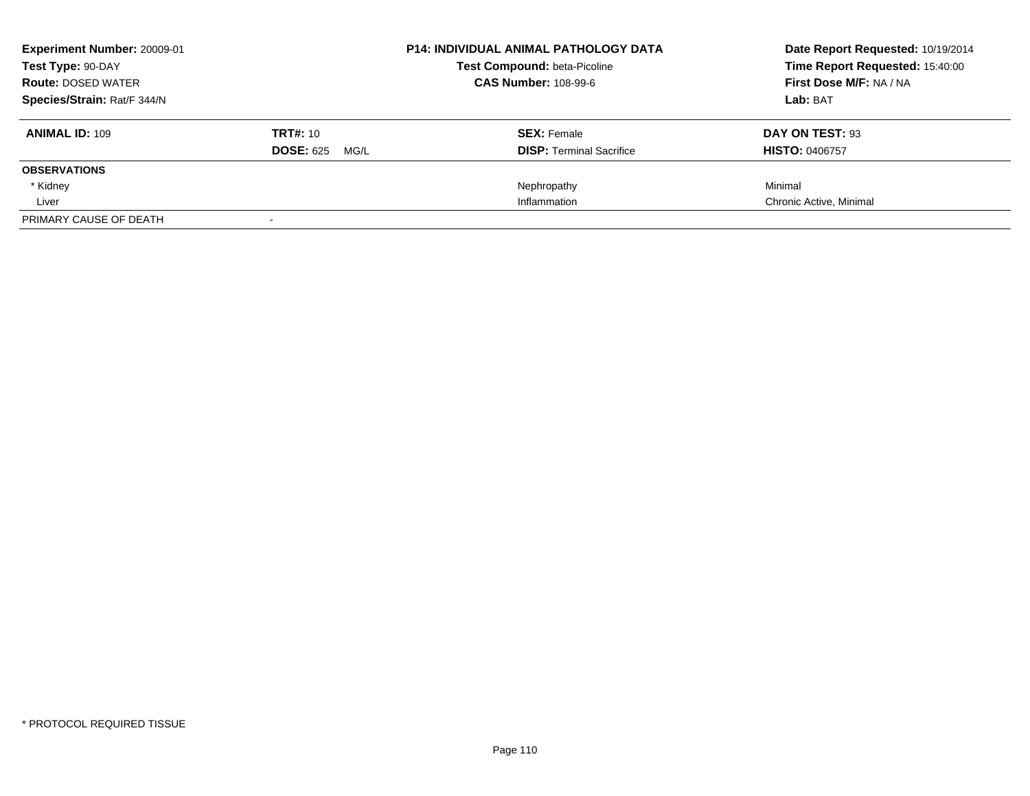**Experiment Number:** 20009-01
**Test Type:** 90-DAY
**Route:** DOSED WATER
**Species/Strain:** Rat/F 344/N

**P14: INDIVIDUAL ANIMAL PATHOLOGY DATA**
**Test Compound:** beta-Picoline
**CAS Number:** 108-99-6

**Date Report Requested:** 10/19/2014
**Time Report Requested:** 15:40:00
**First Dose M/F:** NA / NA
**Lab:** BAT

| **ANIMAL ID:** 109 | **TRT#:** 10 | **SEX:** Female | **DAY ON TEST:** 93 |
|---|---|---|---|
| | **DOSE:** 625 MG/L | **DISP:** Terminal Sacrifice | **HISTO:** 0406757 |
| **OBSERVATIONS** | | | |
| * Kidney | | Nephropathy | Minimal |
| Liver | | Inflammation | Chronic Active, Minimal |
| PRIMARY CAUSE OF DEATH | - | | |

* PROTOCOL REQUIRED TISSUE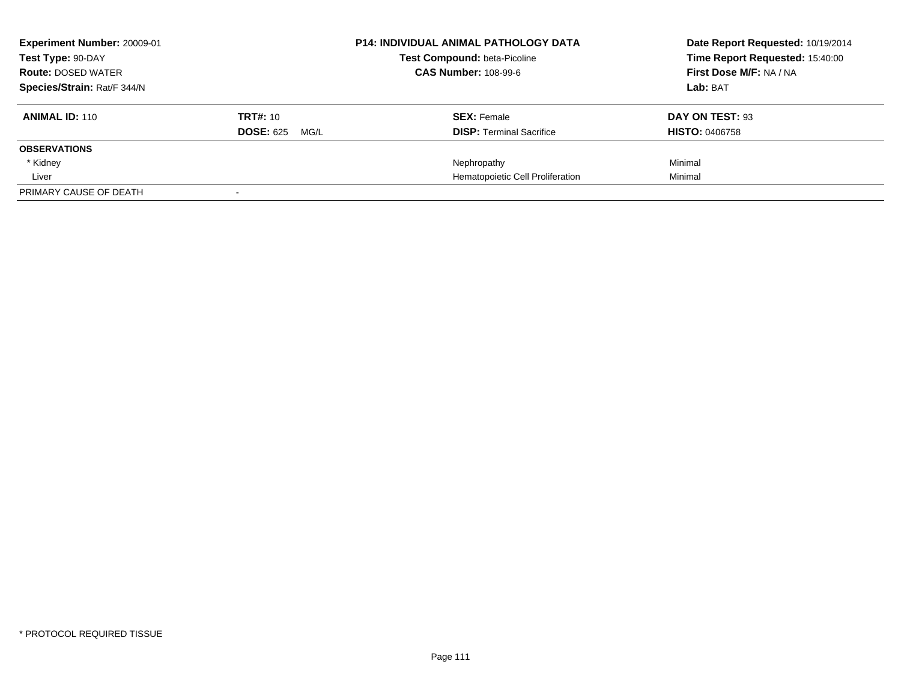**Experiment Number:** 20009-01
**Test Type:** 90-DAY
**Route:** DOSED WATER
**Species/Strain:** Rat/F 344/N

**P14: INDIVIDUAL ANIMAL PATHOLOGY DATA**
**Test Compound:** beta-Picoline
**CAS Number:** 108-99-6

**Date Report Requested:** 10/19/2014
**Time Report Requested:** 15:40:00
**First Dose M/F:** NA / NA
**Lab:** BAT

| **ANIMAL ID:** 110 | **TRT#:** 10 | **SEX:** Female | **DAY ON TEST:** 93 |
|---|---|---|---|
| | **DOSE:** 625 MG/L | **DISP:** Terminal Sacrifice | **HISTO:** 0406758 |
| **OBSERVATIONS** | | | |
| * Kidney | | Nephropathy | Minimal |
| Liver | | Hematopoietic Cell Proliferation | Minimal |
| PRIMARY CAUSE OF DEATH | - | | |

* PROTOCOL REQUIRED TISSUE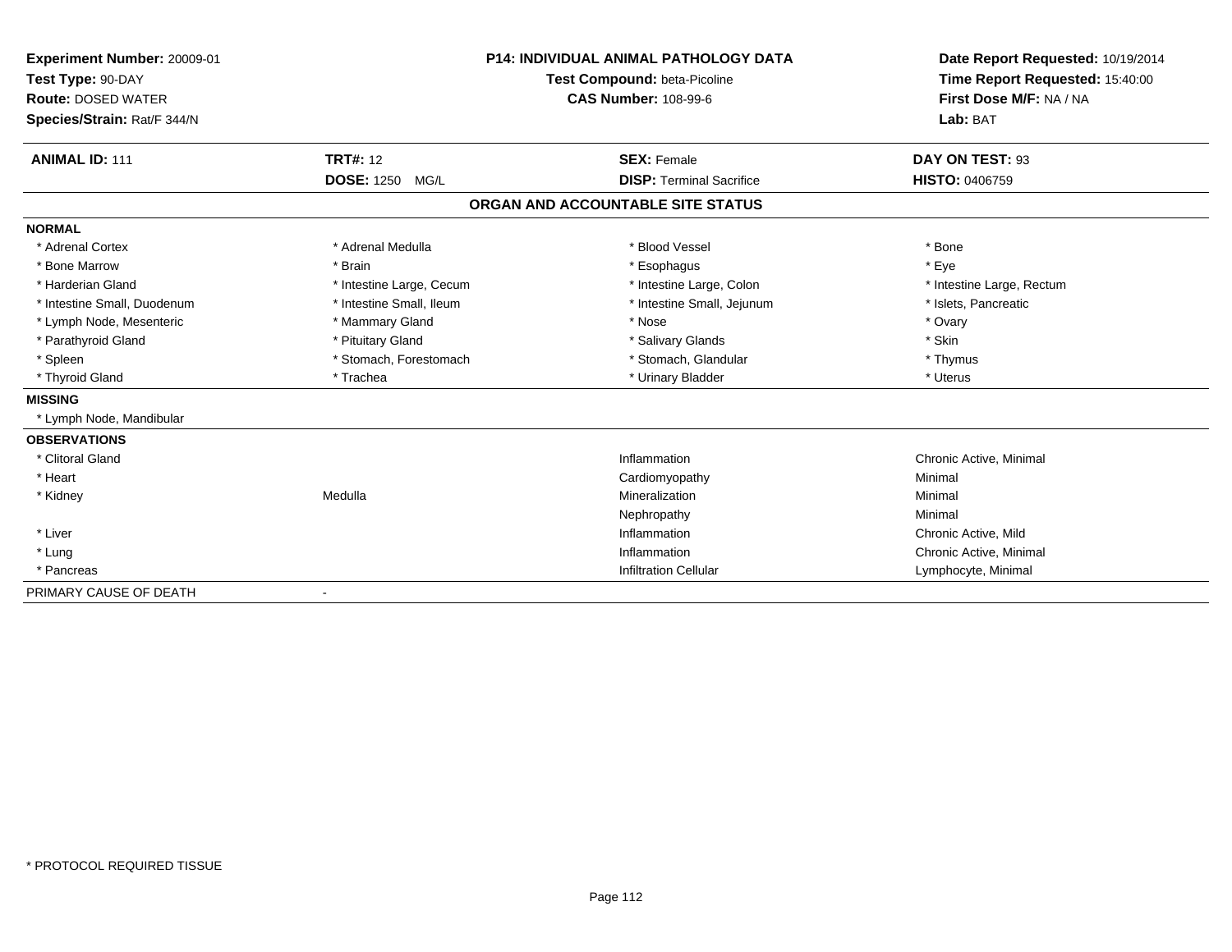**Experiment Number:** 20009-01
**Test Type:** 90-DAY
**Route:** DOSED WATER
**Species/Strain:** Rat/F 344/N

**P14: INDIVIDUAL ANIMAL PATHOLOGY DATA**
**Test Compound:** beta-Picoline
**CAS Number:** 108-99-6

**Date Report Requested:** 10/19/2014
**Time Report Requested:** 15:40:00
**First Dose M/F:** NA / NA
**Lab:** BAT

| **ANIMAL ID:** 111 | **TRT#:** 12 | **SEX:** Female | **DAY ON TEST:** 93 |
|---|---|---|---|
| | **DOSE:** 1250 MG/L | **DISP:** Terminal Sacrifice | **HISTO:** 0406759 |

## ORGAN AND ACCOUNTABLE SITE STATUS

| | | | |
|---|---|---|---|
| **NORMAL** | | | |
| * Adrenal Cortex | * Adrenal Medulla | * Blood Vessel | * Bone |
| * Bone Marrow | * Brain | * Esophagus | * Eye |
| * Harderian Gland | * Intestine Large, Cecum | * Intestine Large, Colon | * Intestine Large, Rectum |
| * Intestine Small, Duodenum | * Intestine Small, Ileum | * Intestine Small, Jejunum | * Islets, Pancreatic |
| * Lymph Node, Mesenteric | * Mammary Gland | * Nose | * Ovary |
| * Parathyroid Gland | * Pituitary Gland | * Salivary Glands | * Skin |
| * Spleen | * Stomach, Forestomach | * Stomach, Glandular | * Thymus |
| * Thyroid Gland | * Trachea | * Urinary Bladder | * Uterus |
| **MISSING** | | | |
| * Lymph Node, Mandibular | | | |
| **OBSERVATIONS** | | | |
| * Clitoral Gland | | Inflammation | Chronic Active, Minimal |
| * Heart | | Cardiomyopathy | Minimal |
| * Kidney | Medulla | Mineralization | Minimal |
| | | Nephropathy | Minimal |
| * Liver | | Inflammation | Chronic Active, Mild |
| * Lung | | Inflammation | Chronic Active, Minimal |
| * Pancreas | | Infiltration Cellular | Lymphocyte, Minimal |
| PRIMARY CAUSE OF DEATH | - | | |

* PROTOCOL REQUIRED TISSUE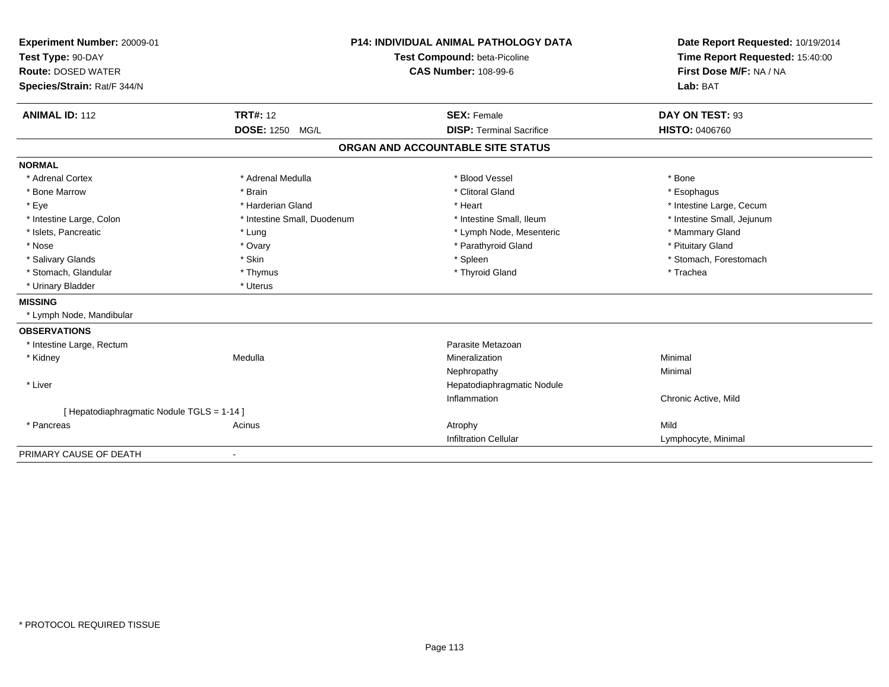**Experiment Number:** 20009-01
**Test Type:** 90-DAY
**Route:** DOSED WATER
**Species/Strain:** Rat/F 344/N

**P14: INDIVIDUAL ANIMAL PATHOLOGY DATA**
**Test Compound:** beta-Picoline
**CAS Number:** 108-99-6

**Date Report Requested:** 10/19/2014
**Time Report Requested:** 15:40:00
**First Dose M/F:** NA / NA
**Lab:** BAT

| **ANIMAL ID:** 112 | **TRT#:** 12 | **SEX:** Female | **DAY ON TEST:** 93 |
|---|---|---|---|
| | **DOSE:** 1250 MG/L | **DISP:** Terminal Sacrifice | **HISTO:** 0406760 |

## ORGAN AND ACCOUNTABLE SITE STATUS

**NORMAL**

| | | | |
|---|---|---|---|
| * Adrenal Cortex | * Adrenal Medulla | * Blood Vessel | * Bone |
| * Bone Marrow | * Brain | * Clitoral Gland | * Esophagus |
| * Eye | * Harderian Gland | * Heart | * Intestine Large, Cecum |
| * Intestine Large, Colon | * Intestine Small, Duodenum | * Intestine Small, Ileum | * Intestine Small, Jejunum |
| * Islets, Pancreatic | * Lung | * Lymph Node, Mesenteric | * Mammary Gland |
| * Nose | * Ovary | * Parathyroid Gland | * Pituitary Gland |
| * Salivary Glands | * Skin | * Spleen | * Stomach, Forestomach |
| * Stomach, Glandular | * Thymus | * Thyroid Gland | * Trachea |
| * Urinary Bladder | * Uterus | | |

**MISSING**

* Lymph Node, Mandibular

**OBSERVATIONS**

| | | | |
|---|---|---|---|
| * Intestine Large, Rectum | | Parasite Metazoan | |
| * Kidney | Medulla | Mineralization | Minimal |
| | | Nephropathy | Minimal |
| * Liver | | Hepatodiaphragmatic Nodule | |
| | | Inflammation | Chronic Active, Mild |
| [ Hepatodiaphragmatic Nodule TGLS = 1-14 ] | | | |
| * Pancreas | Acinus | Atrophy | Mild |
| | | Infiltration Cellular | Lymphocyte, Minimal |

PRIMARY CAUSE OF DEATH -

* PROTOCOL REQUIRED TISSUE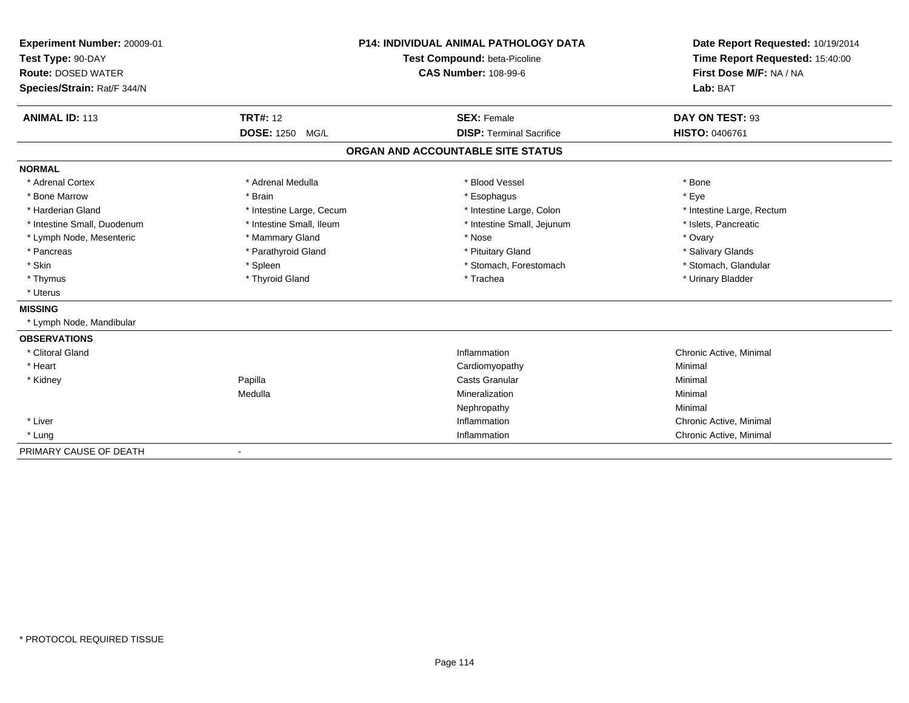**Experiment Number:** 20009-01
**Test Type:** 90-DAY
**Route:** DOSED WATER
**Species/Strain:** Rat/F 344/N

**P14: INDIVIDUAL ANIMAL PATHOLOGY DATA**
**Test Compound:** beta-Picoline
**CAS Number:** 108-99-6

**Date Report Requested:** 10/19/2014
**Time Report Requested:** 15:40:00
**First Dose M/F:** NA / NA
**Lab:** BAT

| **ANIMAL ID:** 113 | **TRT#:** 12 | **SEX:** Female | **DAY ON TEST:** 93 |
|---|---|---|---|
| | **DOSE:** 1250 MG/L | **DISP:** Terminal Sacrifice | **HISTO:** 0406761 |

## ORGAN AND ACCOUNTABLE SITE STATUS

**NORMAL**

| | | | |
|---|---|---|---|
| * Adrenal Cortex | * Adrenal Medulla | * Blood Vessel | * Bone |
| * Bone Marrow | * Brain | * Esophagus | * Eye |
| * Harderian Gland | * Intestine Large, Cecum | * Intestine Large, Colon | * Intestine Large, Rectum |
| * Intestine Small, Duodenum | * Intestine Small, Ileum | * Intestine Small, Jejunum | * Islets, Pancreatic |
| * Lymph Node, Mesenteric | * Mammary Gland | * Nose | * Ovary |
| * Pancreas | * Parathyroid Gland | * Pituitary Gland | * Salivary Glands |
| * Skin | * Spleen | * Stomach, Forestomach | * Stomach, Glandular |
| * Thymus | * Thyroid Gland | * Trachea | * Urinary Bladder |
| * Uterus | | | |

**MISSING**

* Lymph Node, Mandibular

**OBSERVATIONS**

| | | | |
|---|---|---|---|
| * Clitoral Gland | | Inflammation | Chronic Active, Minimal |
| * Heart | | Cardiomyopathy | Minimal |
| * Kidney | Papilla | Casts Granular | Minimal |
| | Medulla | Mineralization | Minimal |
| | | Nephropathy | Minimal |
| * Liver | | Inflammation | Chronic Active, Minimal |
| * Lung | | Inflammation | Chronic Active, Minimal |

PRIMARY CAUSE OF DEATH -

* PROTOCOL REQUIRED TISSUE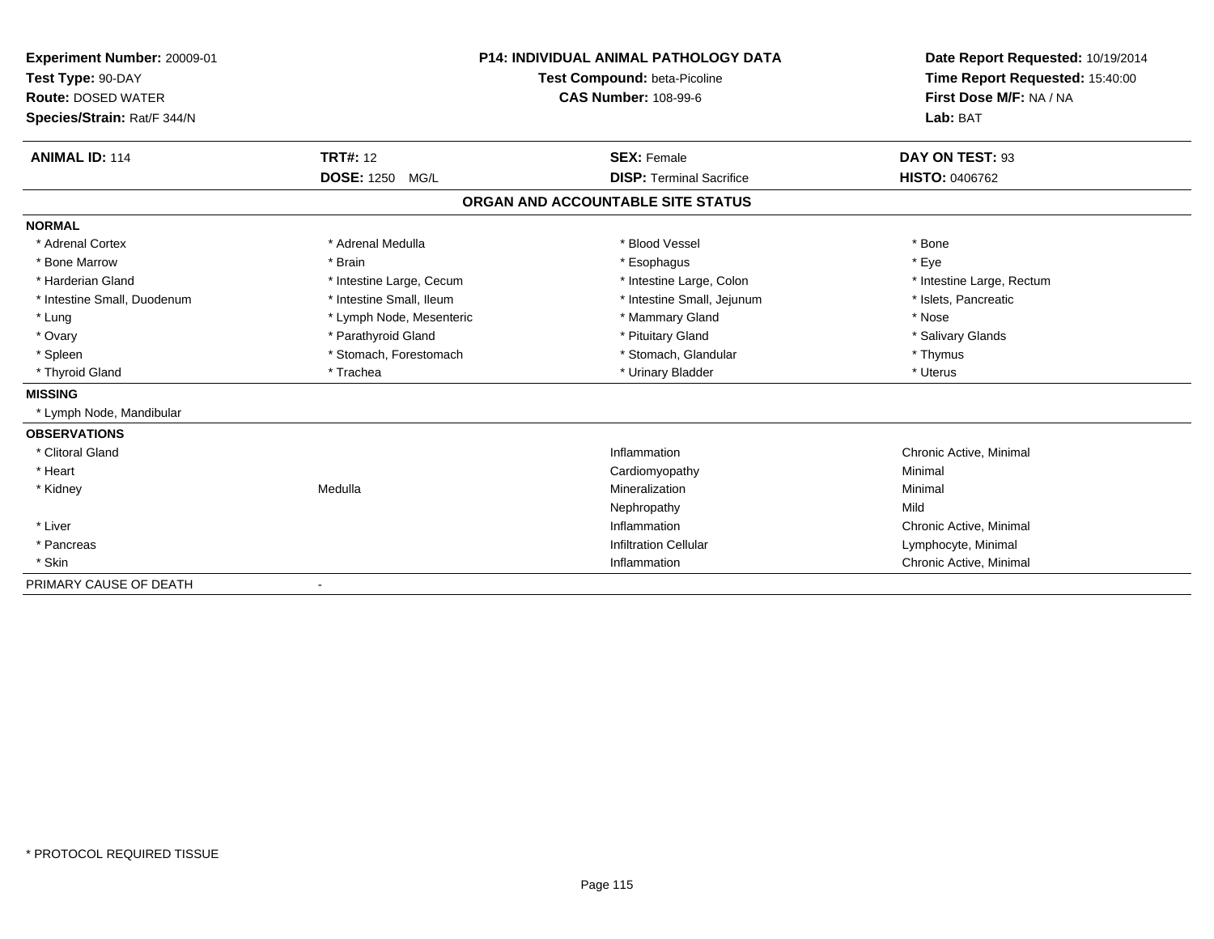**Experiment Number:** 20009-01
**Test Type:** 90-DAY
**Route:** DOSED WATER
**Species/Strain:** Rat/F 344/N

**P14: INDIVIDUAL ANIMAL PATHOLOGY DATA**
**Test Compound:** beta-Picoline
**CAS Number:** 108-99-6

**Date Report Requested:** 10/19/2014
**Time Report Requested:** 15:40:00
**First Dose M/F:** NA / NA
**Lab:** BAT

| **ANIMAL ID:** 114 | **TRT#:** 12 | **SEX:** Female | **DAY ON TEST:** 93 |
|---|---|---|---|
| | **DOSE:** 1250 MG/L | **DISP:** Terminal Sacrifice | **HISTO:** 0406762 |

## ORGAN AND ACCOUNTABLE SITE STATUS

**NORMAL**

| | | | |
|---|---|---|---|
| * Adrenal Cortex | * Adrenal Medulla | * Blood Vessel | * Bone |
| * Bone Marrow | * Brain | * Esophagus | * Eye |
| * Harderian Gland | * Intestine Large, Cecum | * Intestine Large, Colon | * Intestine Large, Rectum |
| * Intestine Small, Duodenum | * Intestine Small, Ileum | * Intestine Small, Jejunum | * Islets, Pancreatic |
| * Lung | * Lymph Node, Mesenteric | * Mammary Gland | * Nose |
| * Ovary | * Parathyroid Gland | * Pituitary Gland | * Salivary Glands |
| * Spleen | * Stomach, Forestomach | * Stomach, Glandular | * Thymus |
| * Thyroid Gland | * Trachea | * Urinary Bladder | * Uterus |

**MISSING**

* Lymph Node, Mandibular

**OBSERVATIONS**

| | | | |
|---|---|---|---|
| * Clitoral Gland | | Inflammation | Chronic Active, Minimal |
| * Heart | | Cardiomyopathy | Minimal |
| * Kidney | Medulla | Mineralization | Minimal |
| | | Nephropathy | Mild |
| * Liver | | Inflammation | Chronic Active, Minimal |
| * Pancreas | | Infiltration Cellular | Lymphocyte, Minimal |
| * Skin | | Inflammation | Chronic Active, Minimal |

PRIMARY CAUSE OF DEATH -

* PROTOCOL REQUIRED TISSUE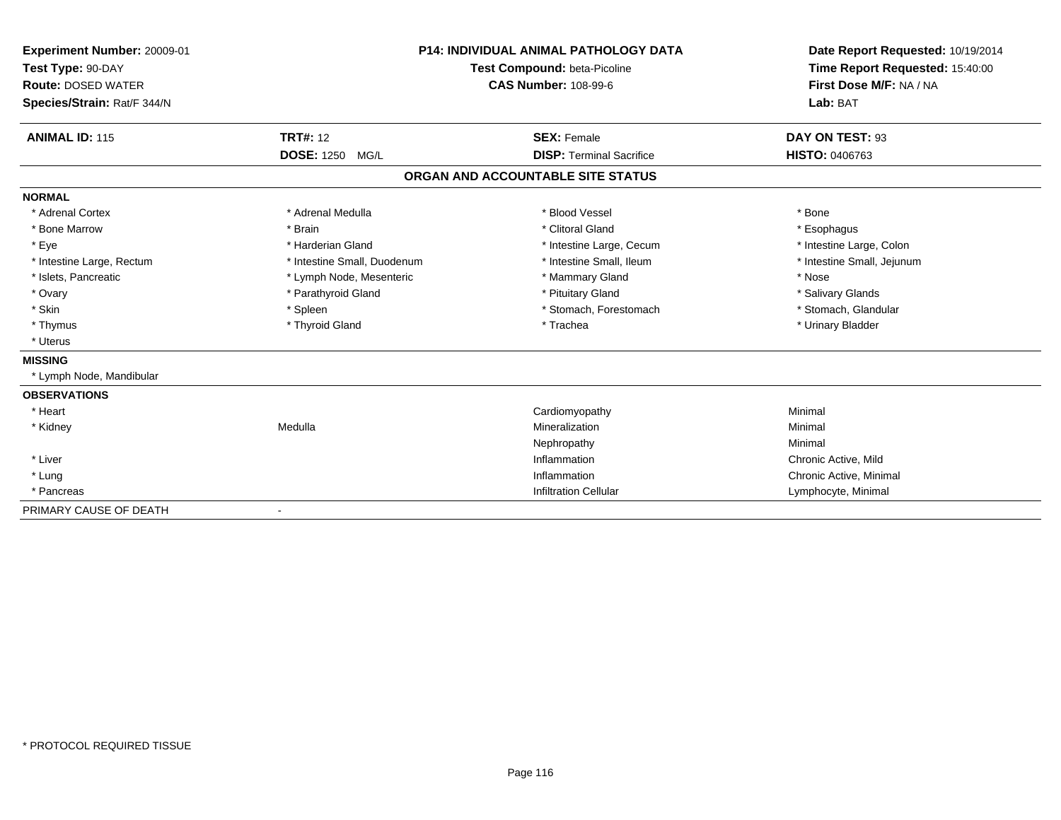**Experiment Number:** 20009-01
**Test Type:** 90-DAY
**Route:** DOSED WATER
**Species/Strain:** Rat/F 344/N

**P14: INDIVIDUAL ANIMAL PATHOLOGY DATA**
**Test Compound:** beta-Picoline
**CAS Number:** 108-99-6

**Date Report Requested:** 10/19/2014
**Time Report Requested:** 15:40:00
**First Dose M/F:** NA / NA
**Lab:** BAT

| **ANIMAL ID:** 115 | **TRT#:** 12 | **SEX:** Female | **DAY ON TEST:** 93 |
|---|---|---|---|
| | **DOSE:** 1250 MG/L | **DISP:** Terminal Sacrifice | **HISTO:** 0406763 |

## ORGAN AND ACCOUNTABLE SITE STATUS

**NORMAL**

| | | | |
|---|---|---|---|
| * Adrenal Cortex | * Adrenal Medulla | * Blood Vessel | * Bone |
| * Bone Marrow | * Brain | * Clitoral Gland | * Esophagus |
| * Eye | * Harderian Gland | * Intestine Large, Cecum | * Intestine Large, Colon |
| * Intestine Large, Rectum | * Intestine Small, Duodenum | * Intestine Small, Ileum | * Intestine Small, Jejunum |
| * Islets, Pancreatic | * Lymph Node, Mesenteric | * Mammary Gland | * Nose |
| * Ovary | * Parathyroid Gland | * Pituitary Gland | * Salivary Glands |
| * Skin | * Spleen | * Stomach, Forestomach | * Stomach, Glandular |
| * Thymus | * Thyroid Gland | * Trachea | * Urinary Bladder |
| * Uterus | | | |

**MISSING**

* Lymph Node, Mandibular

**OBSERVATIONS**

| | | | |
|---|---|---|---|
| * Heart | | Cardiomyopathy | Minimal |
| * Kidney | Medulla | Mineralization | Minimal |
| | | Nephropathy | Minimal |
| * Liver | | Inflammation | Chronic Active, Mild |
| * Lung | | Inflammation | Chronic Active, Minimal |
| * Pancreas | | Infiltration Cellular | Lymphocyte, Minimal |

PRIMARY CAUSE OF DEATH -

* PROTOCOL REQUIRED TISSUE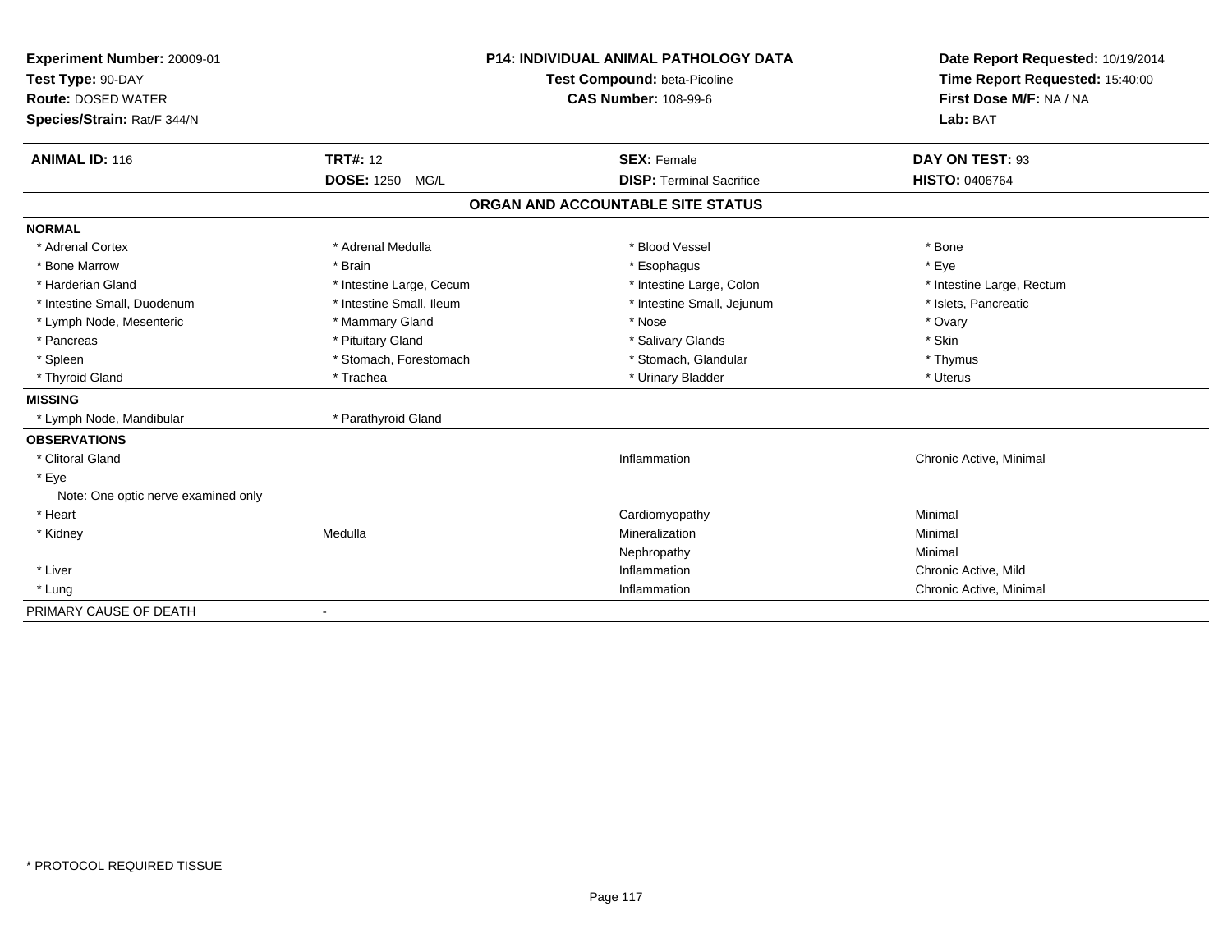**Experiment Number:** 20009-01
**Test Type:** 90-DAY
**Route:** DOSED WATER
**Species/Strain:** Rat/F 344/N

**P14: INDIVIDUAL ANIMAL PATHOLOGY DATA**
**Test Compound:** beta-Picoline
**CAS Number:** 108-99-6

**Date Report Requested:** 10/19/2014
**Time Report Requested:** 15:40:00
**First Dose M/F:** NA / NA
**Lab:** BAT

| **ANIMAL ID:** 116 | **TRT#:** 12 | **SEX:** Female | **DAY ON TEST:** 93 |
|---|---|---|---|
| | **DOSE:** 1250 MG/L | **DISP:** Terminal Sacrifice | **HISTO:** 0406764 |

## ORGAN AND ACCOUNTABLE SITE STATUS

| | | | |
|---|---|---|---|
| **NORMAL** | | | |
| * Adrenal Cortex | * Adrenal Medulla | * Blood Vessel | * Bone |
| * Bone Marrow | * Brain | * Esophagus | * Eye |
| * Harderian Gland | * Intestine Large, Cecum | * Intestine Large, Colon | * Intestine Large, Rectum |
| * Intestine Small, Duodenum | * Intestine Small, Ileum | * Intestine Small, Jejunum | * Islets, Pancreatic |
| * Lymph Node, Mesenteric | * Mammary Gland | * Nose | * Ovary |
| * Pancreas | * Pituitary Gland | * Salivary Glands | * Skin |
| * Spleen | * Stomach, Forestomach | * Stomach, Glandular | * Thymus |
| * Thyroid Gland | * Trachea | * Urinary Bladder | * Uterus |
| **MISSING** | | | |
| * Lymph Node, Mandibular | * Parathyroid Gland | | |
| **OBSERVATIONS** | | | |
| * Clitoral Gland | | Inflammation | Chronic Active, Minimal |
| * Eye | | | |
| Note: One optic nerve examined only | | | |
| * Heart | | Cardiomyopathy | Minimal |
| * Kidney | Medulla | Mineralization | Minimal |
| | | Nephropathy | Minimal |
| * Liver | | Inflammation | Chronic Active, Mild |
| * Lung | | Inflammation | Chronic Active, Minimal |
| PRIMARY CAUSE OF DEATH | - | | |

* PROTOCOL REQUIRED TISSUE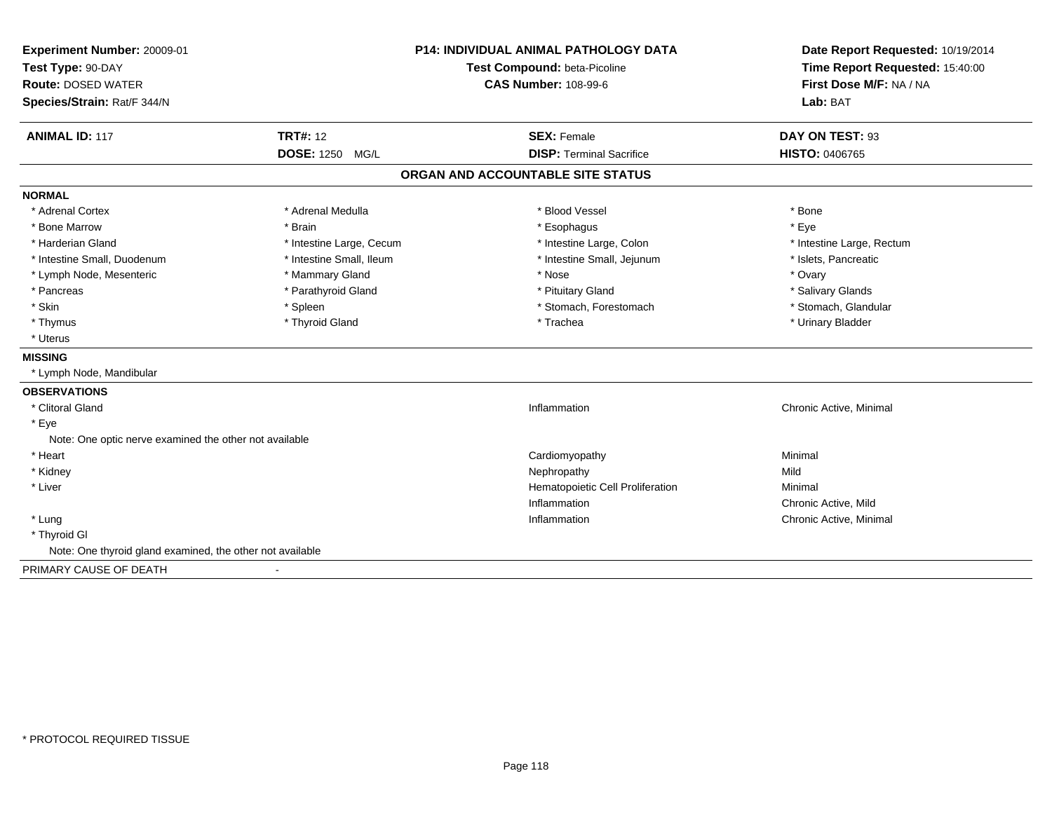**Experiment Number:** 20009-01
**Test Type:** 90-DAY
**Route:** DOSED WATER
**Species/Strain:** Rat/F 344/N

**P14: INDIVIDUAL ANIMAL PATHOLOGY DATA**
**Test Compound:** beta-Picoline
**CAS Number:** 108-99-6

**Date Report Requested:** 10/19/2014
**Time Report Requested:** 15:40:00
**First Dose M/F:** NA / NA
**Lab:** BAT

| **ANIMAL ID:** 117 | **TRT#:** 12 | **SEX:** Female | **DAY ON TEST:** 93 |
|---|---|---|---|
| | **DOSE:** 1250 MG/L | **DISP:** Terminal Sacrifice | **HISTO:** 0406765 |

## ORGAN AND ACCOUNTABLE SITE STATUS

**NORMAL**

| | | | |
|---|---|---|---|
| * Adrenal Cortex | * Adrenal Medulla | * Blood Vessel | * Bone |
| * Bone Marrow | * Brain | * Esophagus | * Eye |
| * Harderian Gland | * Intestine Large, Cecum | * Intestine Large, Colon | * Intestine Large, Rectum |
| * Intestine Small, Duodenum | * Intestine Small, Ileum | * Intestine Small, Jejunum | * Islets, Pancreatic |
| * Lymph Node, Mesenteric | * Mammary Gland | * Nose | * Ovary |
| * Pancreas | * Parathyroid Gland | * Pituitary Gland | * Salivary Glands |
| * Skin | * Spleen | * Stomach, Forestomach | * Stomach, Glandular |
| * Thymus | * Thyroid Gland | * Trachea | * Urinary Bladder |
| * Uterus | | | |

**MISSING**

* Lymph Node, Mandibular

**OBSERVATIONS**

| Organ | Observation | Severity |
|---|---|---|
| * Clitoral Gland | Inflammation | Chronic Active, Minimal |
| * Eye | | |
| Note: One optic nerve examined the other not available | | |
| * Heart | Cardiomyopathy | Minimal |
| * Kidney | Nephropathy | Mild |
| * Liver | Hematopoietic Cell Proliferation | Minimal |
| | Inflammation | Chronic Active, Mild |
| * Lung | Inflammation | Chronic Active, Minimal |
| * Thyroid Gl | | |
| Note: One thyroid gland examined, the other not available | | |

PRIMARY CAUSE OF DEATH -

* PROTOCOL REQUIRED TISSUE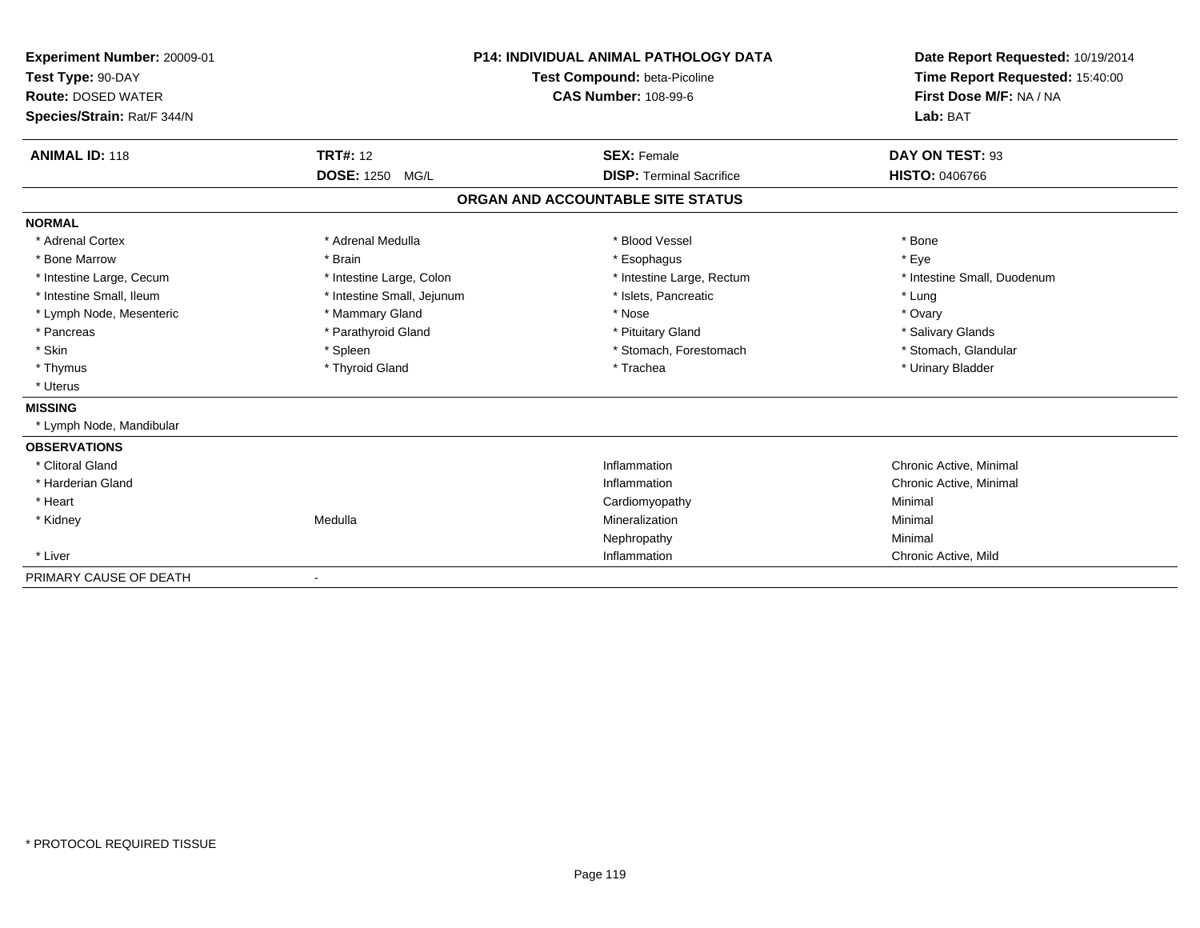**Experiment Number:** 20009-01
**Test Type:** 90-DAY
**Route:** DOSED WATER
**Species/Strain:** Rat/F 344/N

**P14: INDIVIDUAL ANIMAL PATHOLOGY DATA**
**Test Compound:** beta-Picoline
**CAS Number:** 108-99-6

**Date Report Requested:** 10/19/2014
**Time Report Requested:** 15:40:00
**First Dose M/F:** NA / NA
**Lab:** BAT

| **ANIMAL ID:** 118 | **TRT#:** 12 | **SEX:** Female | **DAY ON TEST:** 93 |
|---|---|---|---|
| | **DOSE:** 1250 MG/L | **DISP:** Terminal Sacrifice | **HISTO:** 0406766 |

## ORGAN AND ACCOUNTABLE SITE STATUS

**NORMAL**

| | | | |
|---|---|---|---|
| * Adrenal Cortex | * Adrenal Medulla | * Blood Vessel | * Bone |
| * Bone Marrow | * Brain | * Esophagus | * Eye |
| * Intestine Large, Cecum | * Intestine Large, Colon | * Intestine Large, Rectum | * Intestine Small, Duodenum |
| * Intestine Small, Ileum | * Intestine Small, Jejunum | * Islets, Pancreatic | * Lung |
| * Lymph Node, Mesenteric | * Mammary Gland | * Nose | * Ovary |
| * Pancreas | * Parathyroid Gland | * Pituitary Gland | * Salivary Glands |
| * Skin | * Spleen | * Stomach, Forestomach | * Stomach, Glandular |
| * Thymus | * Thyroid Gland | * Trachea | * Urinary Bladder |
| * Uterus | | | |

**MISSING**

* Lymph Node, Mandibular

**OBSERVATIONS**

| | | | |
|---|---|---|---|
| * Clitoral Gland | | Inflammation | Chronic Active, Minimal |
| * Harderian Gland | | Inflammation | Chronic Active, Minimal |
| * Heart | | Cardiomyopathy | Minimal |
| * Kidney | Medulla | Mineralization | Minimal |
| | | Nephropathy | Minimal |
| * Liver | | Inflammation | Chronic Active, Mild |

PRIMARY CAUSE OF DEATH -

\* PROTOCOL REQUIRED TISSUE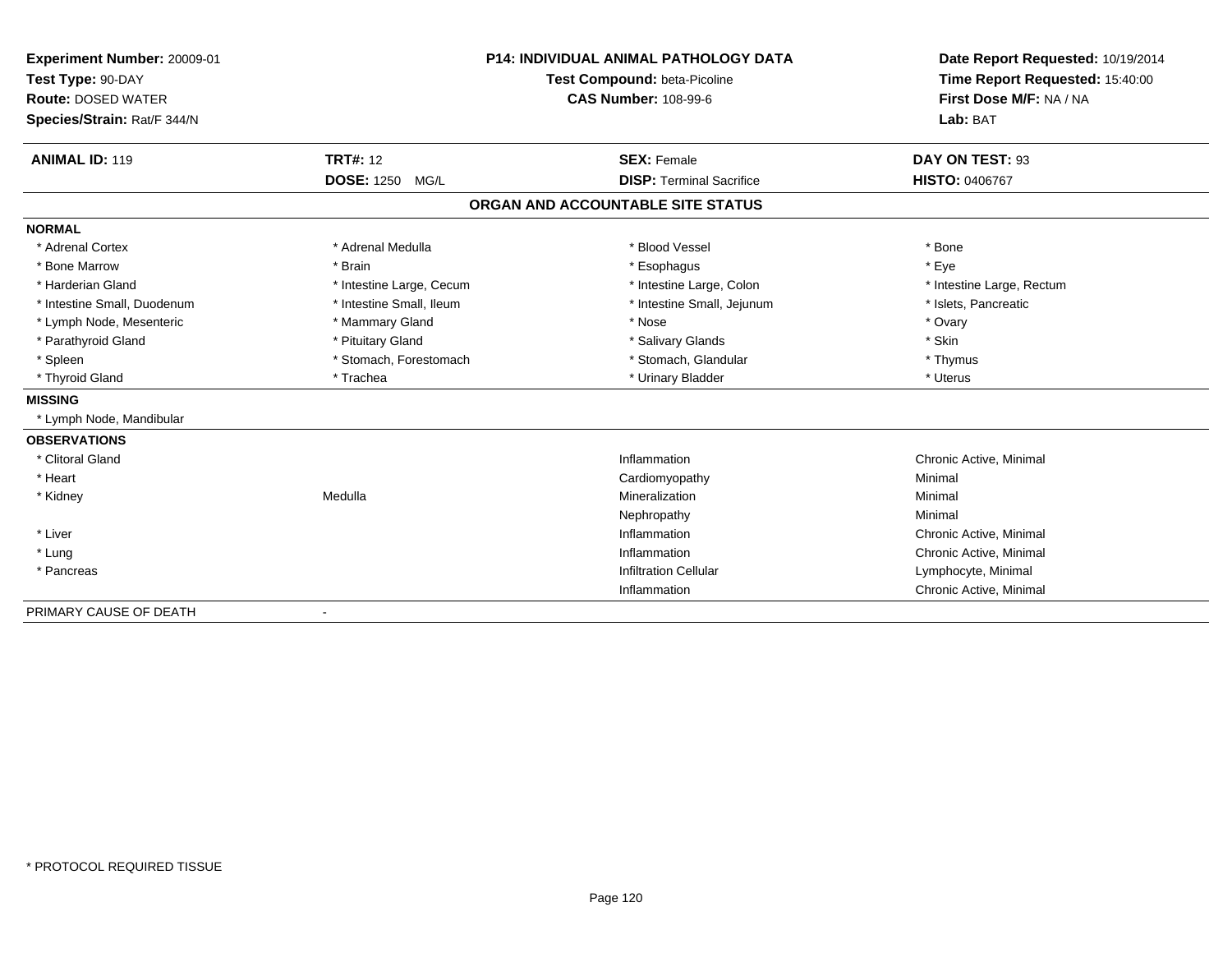**Experiment Number:** 20009-01
**Test Type:** 90-DAY
**Route:** DOSED WATER
**Species/Strain:** Rat/F 344/N

**P14: INDIVIDUAL ANIMAL PATHOLOGY DATA**
**Test Compound:** beta-Picoline
**CAS Number:** 108-99-6

**Date Report Requested:** 10/19/2014
**Time Report Requested:** 15:40:00
**First Dose M/F:** NA / NA
**Lab:** BAT

| **ANIMAL ID:** 119 | **TRT#:** 12 | **SEX:** Female | **DAY ON TEST:** 93 |
|---|---|---|---|
| | **DOSE:** 1250 MG/L | **DISP:** Terminal Sacrifice | **HISTO:** 0406767 |

## ORGAN AND ACCOUNTABLE SITE STATUS

**NORMAL**

| | | | |
|---|---|---|---|
| * Adrenal Cortex | * Adrenal Medulla | * Blood Vessel | * Bone |
| * Bone Marrow | * Brain | * Esophagus | * Eye |
| * Harderian Gland | * Intestine Large, Cecum | * Intestine Large, Colon | * Intestine Large, Rectum |
| * Intestine Small, Duodenum | * Intestine Small, Ileum | * Intestine Small, Jejunum | * Islets, Pancreatic |
| * Lymph Node, Mesenteric | * Mammary Gland | * Nose | * Ovary |
| * Parathyroid Gland | * Pituitary Gland | * Salivary Glands | * Skin |
| * Spleen | * Stomach, Forestomach | * Stomach, Glandular | * Thymus |
| * Thyroid Gland | * Trachea | * Urinary Bladder | * Uterus |

**MISSING**

* Lymph Node, Mandibular

**OBSERVATIONS**

| | | | |
|---|---|---|---|
| * Clitoral Gland | | Inflammation | Chronic Active, Minimal |
| * Heart | | Cardiomyopathy | Minimal |
| * Kidney | Medulla | Mineralization | Minimal |
| | | Nephropathy | Minimal |
| * Liver | | Inflammation | Chronic Active, Minimal |
| * Lung | | Inflammation | Chronic Active, Minimal |
| * Pancreas | | Infiltration Cellular | Lymphocyte, Minimal |
| | | Inflammation | Chronic Active, Minimal |

PRIMARY CAUSE OF DEATH -

* PROTOCOL REQUIRED TISSUE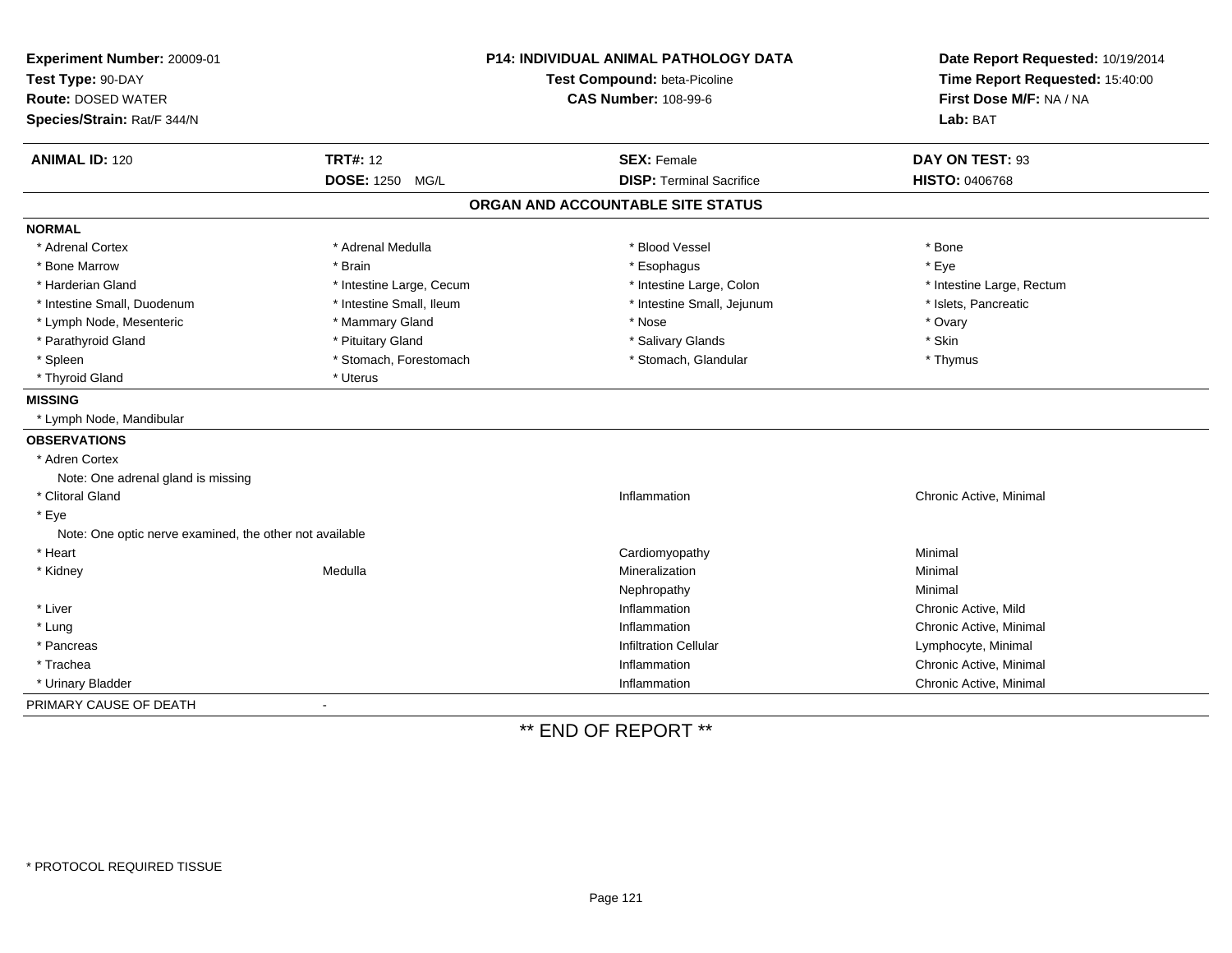**Experiment Number:** 20009-01
**Test Type:** 90-DAY
**Route:** DOSED WATER
**Species/Strain:** Rat/F 344/N

**P14: INDIVIDUAL ANIMAL PATHOLOGY DATA**
**Test Compound:** beta-Picoline
**CAS Number:** 108-99-6

**Date Report Requested:** 10/19/2014
**Time Report Requested:** 15:40:00
**First Dose M/F:** NA / NA
**Lab:** BAT

| | | | |
|---|---|---|---|
| **ANIMAL ID:** 120 | **TRT#:** 12 | **SEX:** Female | **DAY ON TEST:** 93 |
| | **DOSE:** 1250 MG/L | **DISP:** Terminal Sacrifice | **HISTO:** 0406768 |

## ORGAN AND ACCOUNTABLE SITE STATUS

**NORMAL**

| | | | |
|---|---|---|---|
| * Adrenal Cortex | * Adrenal Medulla | * Blood Vessel | * Bone |
| * Bone Marrow | * Brain | * Esophagus | * Eye |
| * Harderian Gland | * Intestine Large, Cecum | * Intestine Large, Colon | * Intestine Large, Rectum |
| * Intestine Small, Duodenum | * Intestine Small, Ileum | * Intestine Small, Jejunum | * Islets, Pancreatic |
| * Lymph Node, Mesenteric | * Mammary Gland | * Nose | * Ovary |
| * Parathyroid Gland | * Pituitary Gland | * Salivary Glands | * Skin |
| * Spleen | * Stomach, Forestomach | * Stomach, Glandular | * Thymus |
| * Thyroid Gland | * Uterus | | |

**MISSING**

* Lymph Node, Mandibular

**OBSERVATIONS**

| | | | |
|---|---|---|---|
| * Adren Cortex | | | |
| Note: One adrenal gland is missing | | | |
| * Clitoral Gland | | Inflammation | Chronic Active, Minimal |
| * Eye | | | |
| Note: One optic nerve examined, the other not available | | | |
| * Heart | | Cardiomyopathy | Minimal |
| * Kidney | Medulla | Mineralization | Minimal |
| | | Nephropathy | Minimal |
| * Liver | | Inflammation | Chronic Active, Mild |
| * Lung | | Inflammation | Chronic Active, Minimal |
| * Pancreas | | Infiltration Cellular | Lymphocyte, Minimal |
| * Trachea | | Inflammation | Chronic Active, Minimal |
| * Urinary Bladder | | Inflammation | Chronic Active, Minimal |

PRIMARY CAUSE OF DEATH -

** END OF REPORT **

* PROTOCOL REQUIRED TISSUE